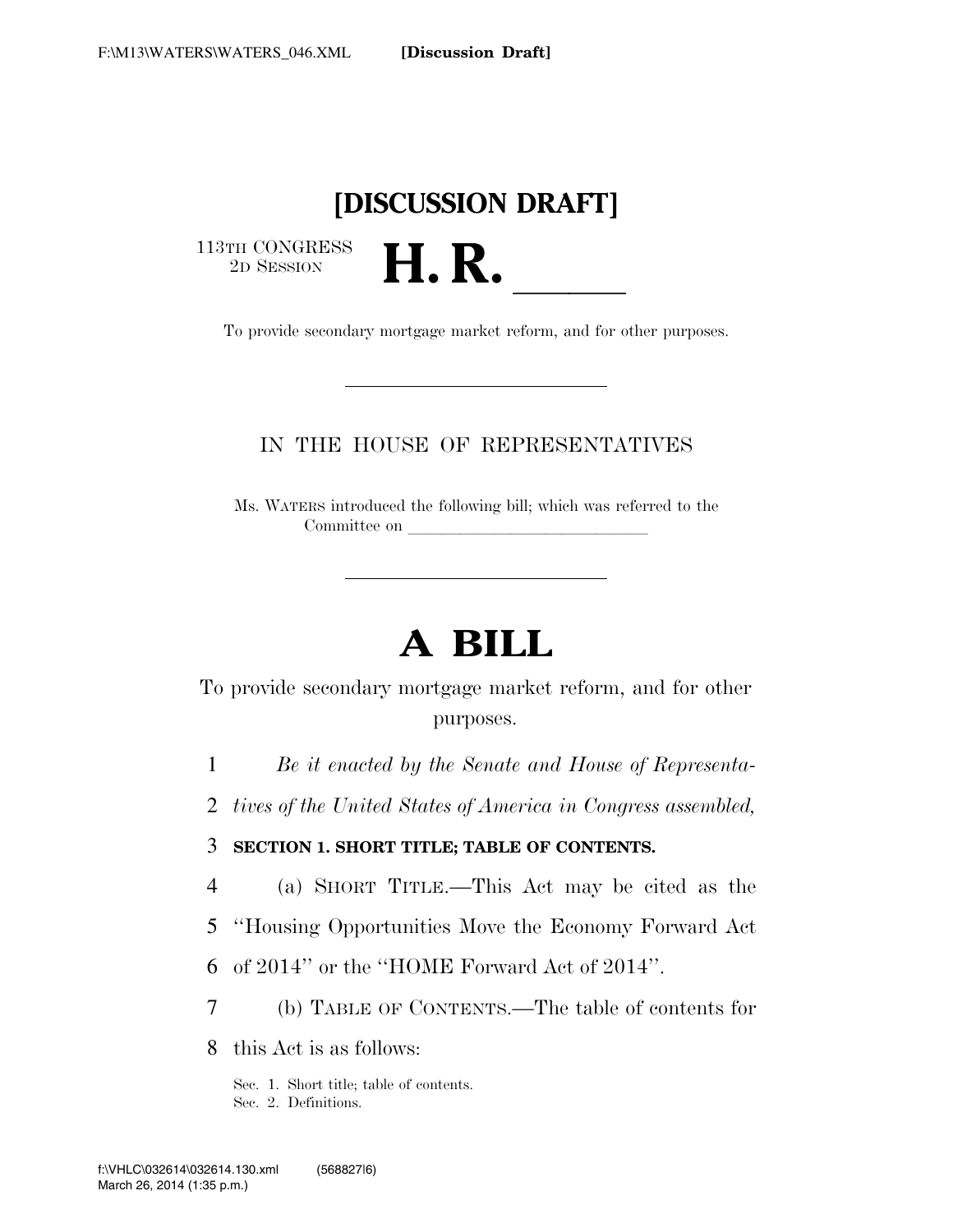**[Discussion Draft]**

# [DISCUSSION DRAFT]

113TH CONGRESS
2D SESSION

# H. R. \_\_\_\_\_

To provide secondary mortgage market reform, and for other purposes.

---

IN THE HOUSE OF REPRESENTATIVES

Ms. WATERS introduced the following bill; which was referred to the Committee on \_\_\_\_\_\_\_\_\_\_\_\_\_\_\_\_\_\_\_\_\_\_\_\_\_\_\_\_

---

# A BILL

To provide secondary mortgage market reform, and for other purposes.

1 *Be it enacted by the Senate and House of Representa-*
2 *tives of the United States of America in Congress assembled,*

3 **SECTION 1. SHORT TITLE; TABLE OF CONTENTS.**

4 (a) SHORT TITLE.—This Act may be cited as the
5 ''Housing Opportunities Move the Economy Forward Act
6 of 2014'' or the ''HOME Forward Act of 2014''.

7 (b) TABLE OF CONTENTS.—The table of contents for
8 this Act is as follows:

Sec. 1. Short title; table of contents.
Sec. 2. Definitions.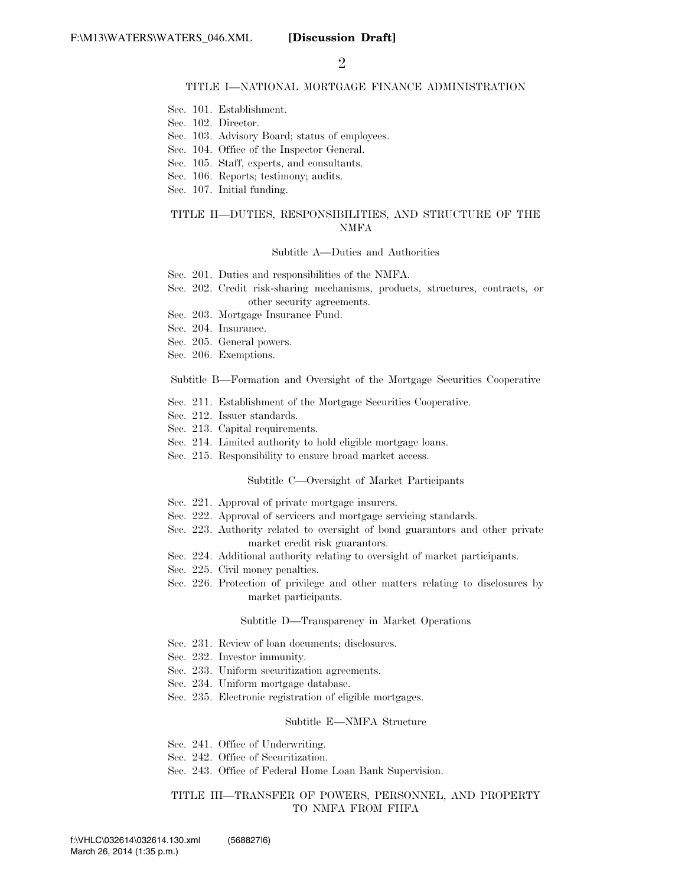## TITLE I—NATIONAL MORTGAGE FINANCE ADMINISTRATION

Sec. 101. Establishment.
Sec. 102. Director.
Sec. 103. Advisory Board; status of employees.
Sec. 104. Office of the Inspector General.
Sec. 105. Staff, experts, and consultants.
Sec. 106. Reports; testimony; audits.
Sec. 107. Initial funding.

## TITLE II—DUTIES, RESPONSIBILITIES, AND STRUCTURE OF THE NMFA

### Subtitle A—Duties and Authorities

Sec. 201. Duties and responsibilities of the NMFA.
Sec. 202. Credit risk-sharing mechanisms, products, structures, contracts, or other security agreements.
Sec. 203. Mortgage Insurance Fund.
Sec. 204. Insurance.
Sec. 205. General powers.
Sec. 206. Exemptions.

### Subtitle B—Formation and Oversight of the Mortgage Securities Cooperative

Sec. 211. Establishment of the Mortgage Securities Cooperative.
Sec. 212. Issuer standards.
Sec. 213. Capital requirements.
Sec. 214. Limited authority to hold eligible mortgage loans.
Sec. 215. Responsibility to ensure broad market access.

### Subtitle C—Oversight of Market Participants

Sec. 221. Approval of private mortgage insurers.
Sec. 222. Approval of servicers and mortgage servicing standards.
Sec. 223. Authority related to oversight of bond guarantors and other private market credit risk guarantors.
Sec. 224. Additional authority relating to oversight of market participants.
Sec. 225. Civil money penalties.
Sec. 226. Protection of privilege and other matters relating to disclosures by market participants.

### Subtitle D—Transparency in Market Operations

Sec. 231. Review of loan documents; disclosures.
Sec. 232. Investor immunity.
Sec. 233. Uniform securitization agreements.
Sec. 234. Uniform mortgage database.
Sec. 235. Electronic registration of eligible mortgages.

### Subtitle E—NMFA Structure

Sec. 241. Office of Underwriting.
Sec. 242. Office of Securitization.
Sec. 243. Office of Federal Home Loan Bank Supervision.

## TITLE III—TRANSFER OF POWERS, PERSONNEL, AND PROPERTY TO NMFA FROM FHFA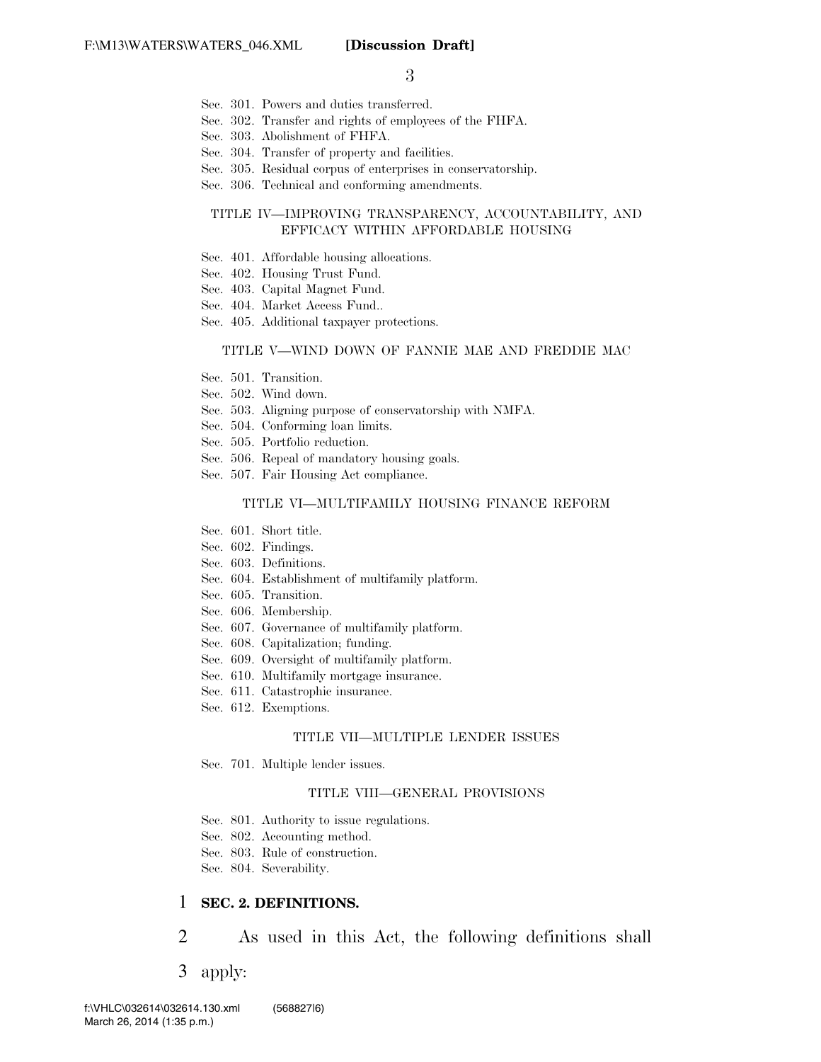Sec. 301. Powers and duties transferred.
Sec. 302. Transfer and rights of employees of the FHFA.
Sec. 303. Abolishment of FHFA.
Sec. 304. Transfer of property and facilities.
Sec. 305. Residual corpus of enterprises in conservatorship.
Sec. 306. Technical and conforming amendments.

TITLE IV—IMPROVING TRANSPARENCY, ACCOUNTABILITY, AND EFFICACY WITHIN AFFORDABLE HOUSING

Sec. 401. Affordable housing allocations.
Sec. 402. Housing Trust Fund.
Sec. 403. Capital Magnet Fund.
Sec. 404. Market Access Fund..
Sec. 405. Additional taxpayer protections.

TITLE V—WIND DOWN OF FANNIE MAE AND FREDDIE MAC

Sec. 501. Transition.
Sec. 502. Wind down.
Sec. 503. Aligning purpose of conservatorship with NMFA.
Sec. 504. Conforming loan limits.
Sec. 505. Portfolio reduction.
Sec. 506. Repeal of mandatory housing goals.
Sec. 507. Fair Housing Act compliance.

TITLE VI—MULTIFAMILY HOUSING FINANCE REFORM

Sec. 601. Short title.
Sec. 602. Findings.
Sec. 603. Definitions.
Sec. 604. Establishment of multifamily platform.
Sec. 605. Transition.
Sec. 606. Membership.
Sec. 607. Governance of multifamily platform.
Sec. 608. Capitalization; funding.
Sec. 609. Oversight of multifamily platform.
Sec. 610. Multifamily mortgage insurance.
Sec. 611. Catastrophic insurance.
Sec. 612. Exemptions.

TITLE VII—MULTIPLE LENDER ISSUES

Sec. 701. Multiple lender issues.

TITLE VIII—GENERAL PROVISIONS

Sec. 801. Authority to issue regulations.
Sec. 802. Accounting method.
Sec. 803. Rule of construction.
Sec. 804. Severability.

1 **SEC. 2. DEFINITIONS.**

2 As used in this Act, the following definitions shall
3 apply: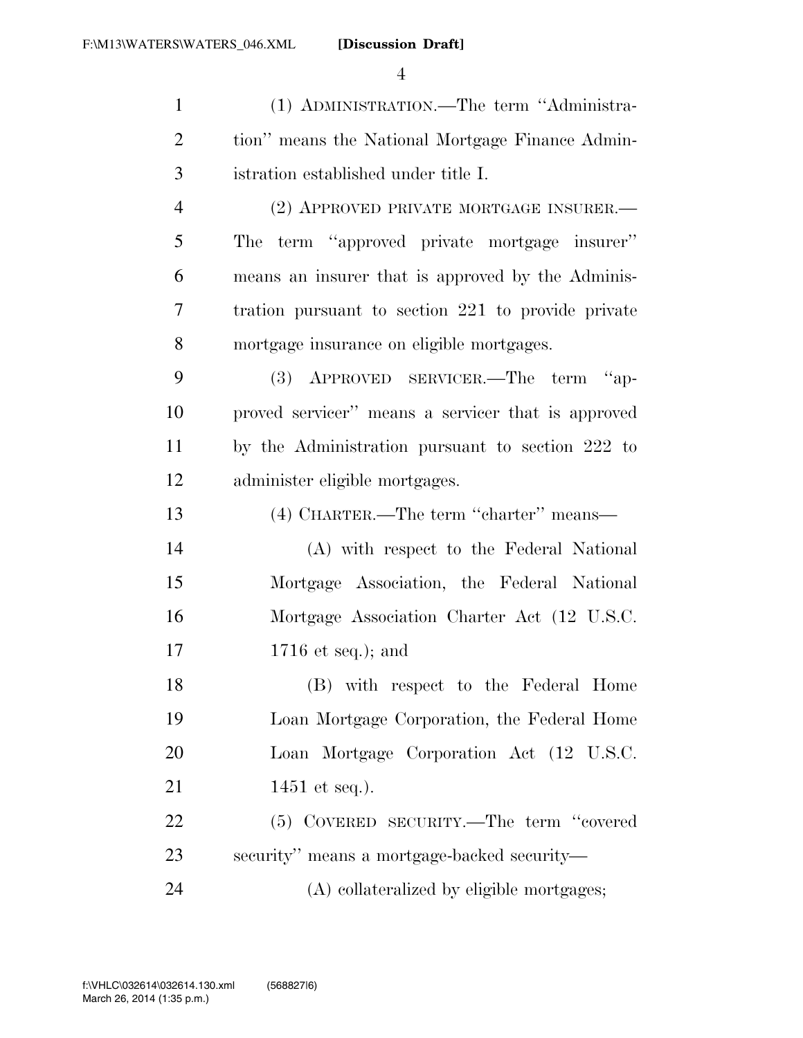(1) ADMINISTRATION.—The term ''Administration'' means the National Mortgage Finance Administration established under title I.

(2) APPROVED PRIVATE MORTGAGE INSURER.—The term ''approved private mortgage insurer'' means an insurer that is approved by the Administration pursuant to section 221 to provide private mortgage insurance on eligible mortgages.

(3) APPROVED SERVICER.—The term ''approved servicer'' means a servicer that is approved by the Administration pursuant to section 222 to administer eligible mortgages.

(4) CHARTER.—The term ''charter'' means—

(A) with respect to the Federal National Mortgage Association, the Federal National Mortgage Association Charter Act (12 U.S.C. 1716 et seq.); and

(B) with respect to the Federal Home Loan Mortgage Corporation, the Federal Home Loan Mortgage Corporation Act (12 U.S.C. 1451 et seq.).

(5) COVERED SECURITY.—The term ''covered security'' means a mortgage-backed security—

(A) collateralized by eligible mortgages;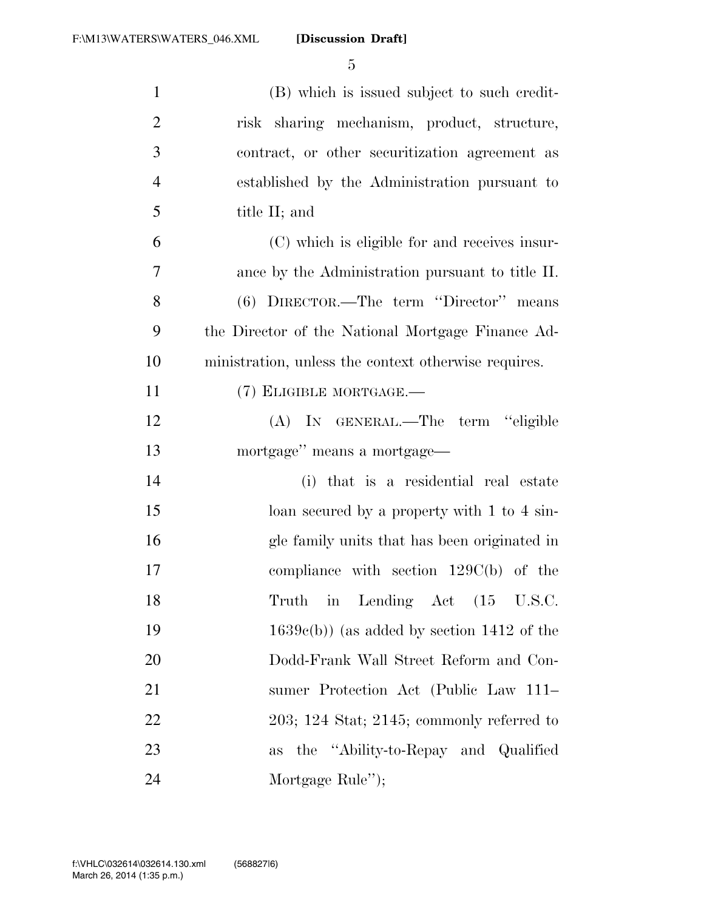(B) which is issued subject to such credit-risk sharing mechanism, product, structure, contract, or other securitization agreement as established by the Administration pursuant to title II; and

(C) which is eligible for and receives insurance by the Administration pursuant to title II.

(6) DIRECTOR.—The term ''Director'' means the Director of the National Mortgage Finance Administration, unless the context otherwise requires.

(7) ELIGIBLE MORTGAGE.—

(A) IN GENERAL.—The term ''eligible mortgage'' means a mortgage—

(i) that is a residential real estate loan secured by a property with 1 to 4 single family units that has been originated in compliance with section 129C(b) of the Truth in Lending Act (15 U.S.C. 1639c(b)) (as added by section 1412 of the Dodd-Frank Wall Street Reform and Consumer Protection Act (Public Law 111–203; 124 Stat; 2145; commonly referred to as the ''Ability-to-Repay and Qualified Mortgage Rule'');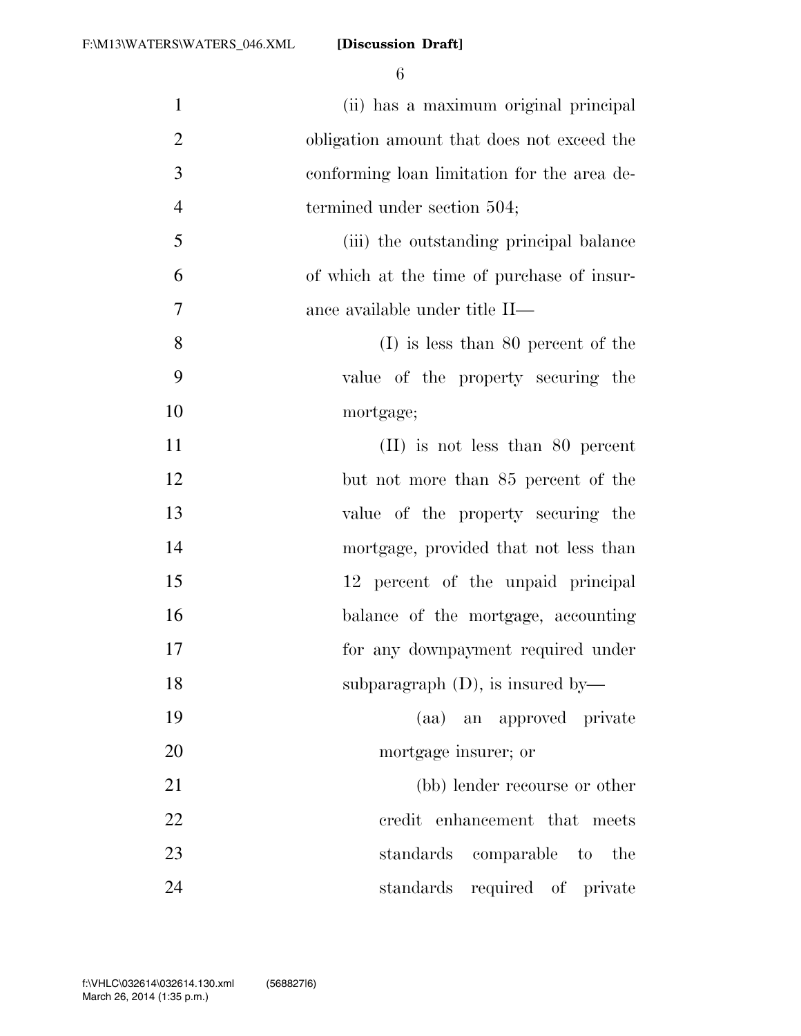(ii) has a maximum original principal obligation amount that does not exceed the conforming loan limitation for the area determined under section 504;

(iii) the outstanding principal balance of which at the time of purchase of insurance available under title II—

(I) is less than 80 percent of the value of the property securing the mortgage;

(II) is not less than 80 percent but not more than 85 percent of the value of the property securing the mortgage, provided that not less than 12 percent of the unpaid principal balance of the mortgage, accounting for any downpayment required under subparagraph (D), is insured by—

(aa) an approved private mortgage insurer; or

(bb) lender recourse or other credit enhancement that meets standards comparable to the standards required of private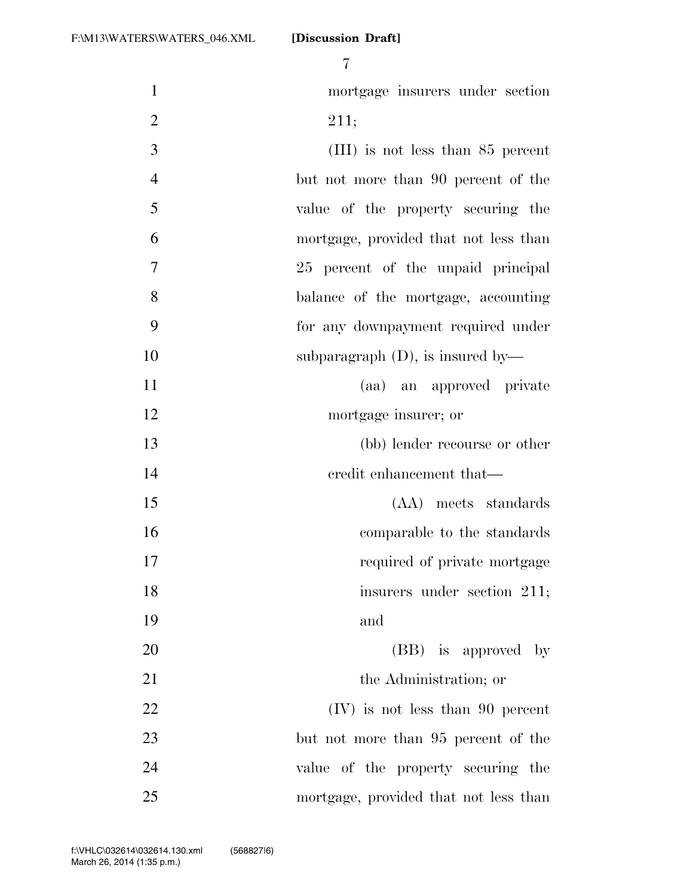mortgage insurers under section 211;

(III) is not less than 85 percent but not more than 90 percent of the value of the property securing the mortgage, provided that not less than 25 percent of the unpaid principal balance of the mortgage, accounting for any downpayment required under subparagraph (D), is insured by—

(aa) an approved private mortgage insurer; or

(bb) lender recourse or other credit enhancement that—

(AA) meets standards comparable to the standards required of private mortgage insurers under section 211; and

(BB) is approved by the Administration; or

(IV) is not less than 90 percent but not more than 95 percent of the value of the property securing the mortgage, provided that not less than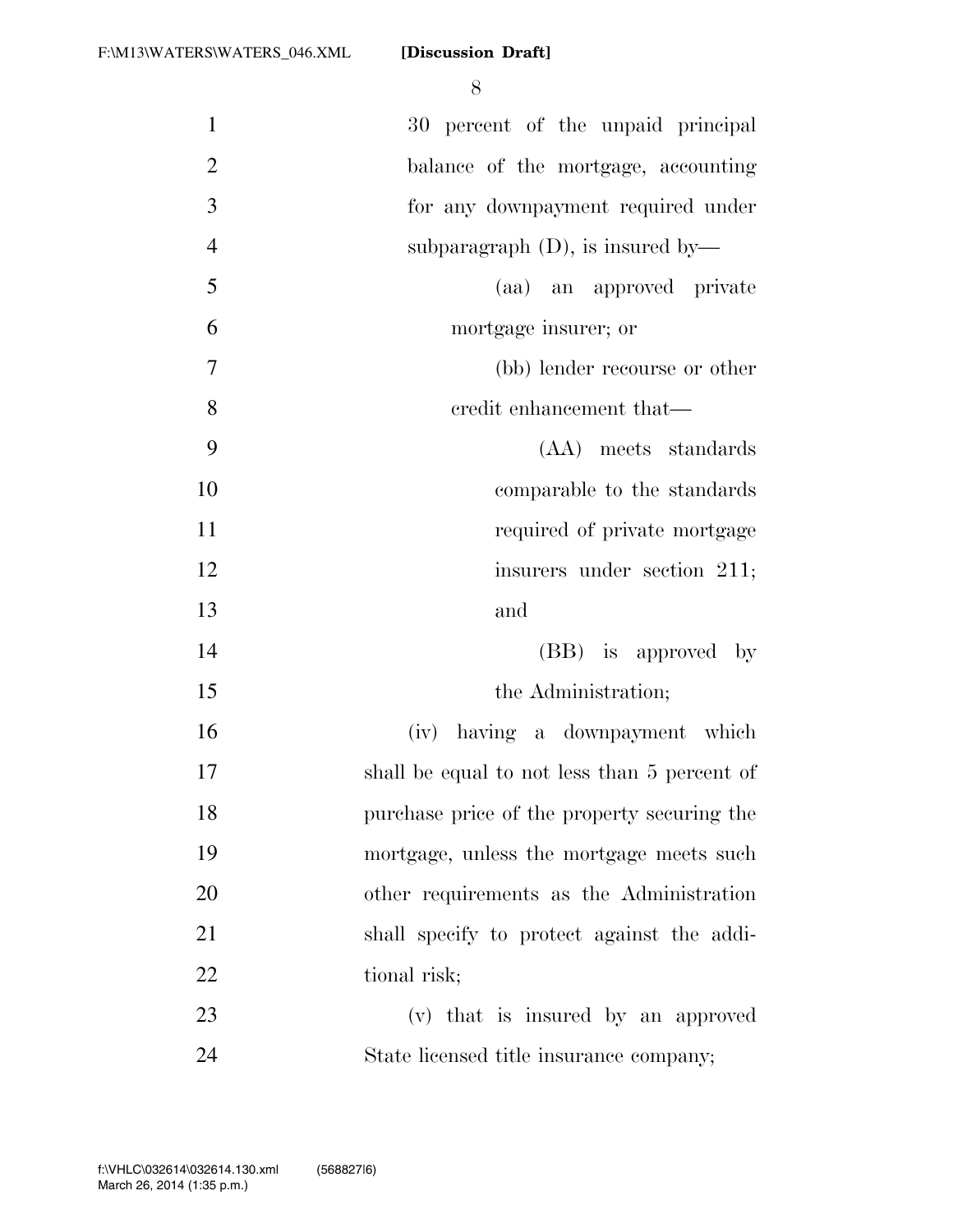30 percent of the unpaid principal balance of the mortgage, accounting for any downpayment required under subparagraph (D), is insured by—

(aa) an approved private mortgage insurer; or

(bb) lender recourse or other credit enhancement that—

(AA) meets standards comparable to the standards required of private mortgage insurers under section 211; and

(BB) is approved by the Administration;

(iv) having a downpayment which shall be equal to not less than 5 percent of purchase price of the property securing the mortgage, unless the mortgage meets such other requirements as the Administration shall specify to protect against the additional risk;

(v) that is insured by an approved State licensed title insurance company;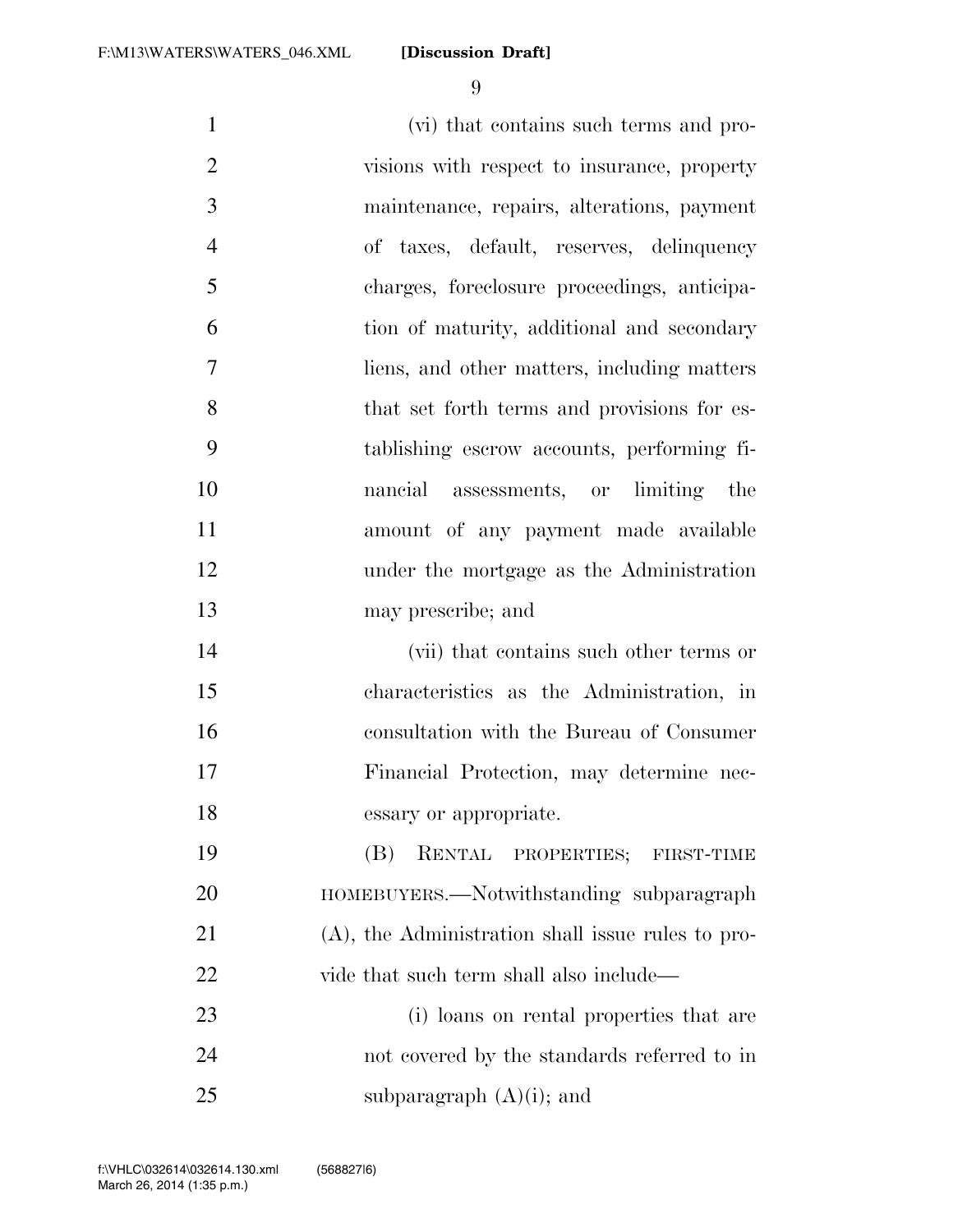(vi) that contains such terms and provisions with respect to insurance, property maintenance, repairs, alterations, payment of taxes, default, reserves, delinquency charges, foreclosure proceedings, anticipation of maturity, additional and secondary liens, and other matters, including matters that set forth terms and provisions for establishing escrow accounts, performing financial assessments, or limiting the amount of any payment made available under the mortgage as the Administration may prescribe; and

(vii) that contains such other terms or characteristics as the Administration, in consultation with the Bureau of Consumer Financial Protection, may determine necessary or appropriate.

(B) RENTAL PROPERTIES; FIRST-TIME HOMEBUYERS.—Notwithstanding subparagraph (A), the Administration shall issue rules to provide that such term shall also include—

(i) loans on rental properties that are not covered by the standards referred to in subparagraph (A)(i); and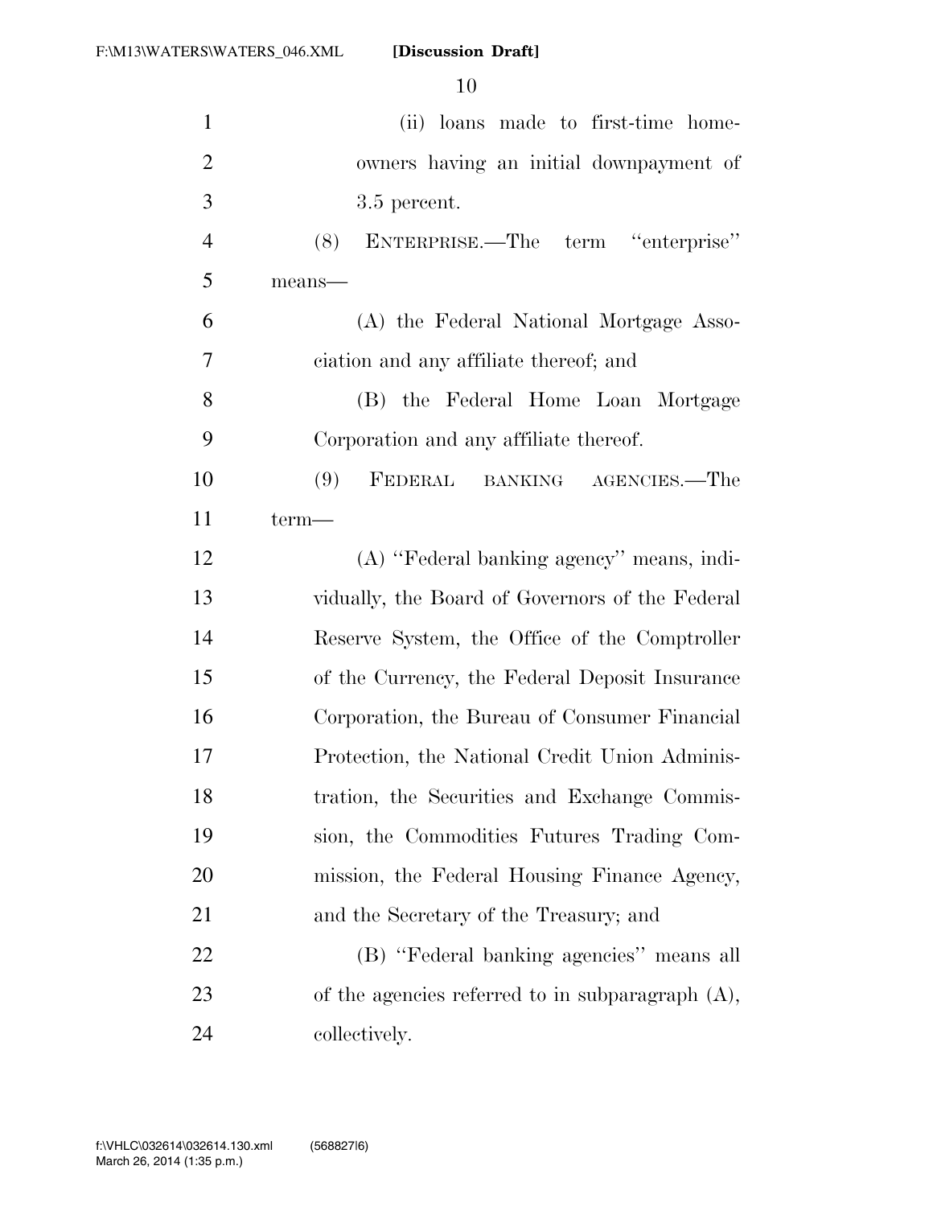(ii) loans made to first-time homeowners having an initial downpayment of 3.5 percent.

(8) ENTERPRISE.—The term ''enterprise'' means—

(A) the Federal National Mortgage Association and any affiliate thereof; and

(B) the Federal Home Loan Mortgage Corporation and any affiliate thereof.

(9) FEDERAL BANKING AGENCIES.—The term—

(A) ''Federal banking agency'' means, individually, the Board of Governors of the Federal Reserve System, the Office of the Comptroller of the Currency, the Federal Deposit Insurance Corporation, the Bureau of Consumer Financial Protection, the National Credit Union Administration, the Securities and Exchange Commission, the Commodities Futures Trading Commission, the Federal Housing Finance Agency, and the Secretary of the Treasury; and

(B) ''Federal banking agencies'' means all of the agencies referred to in subparagraph (A), collectively.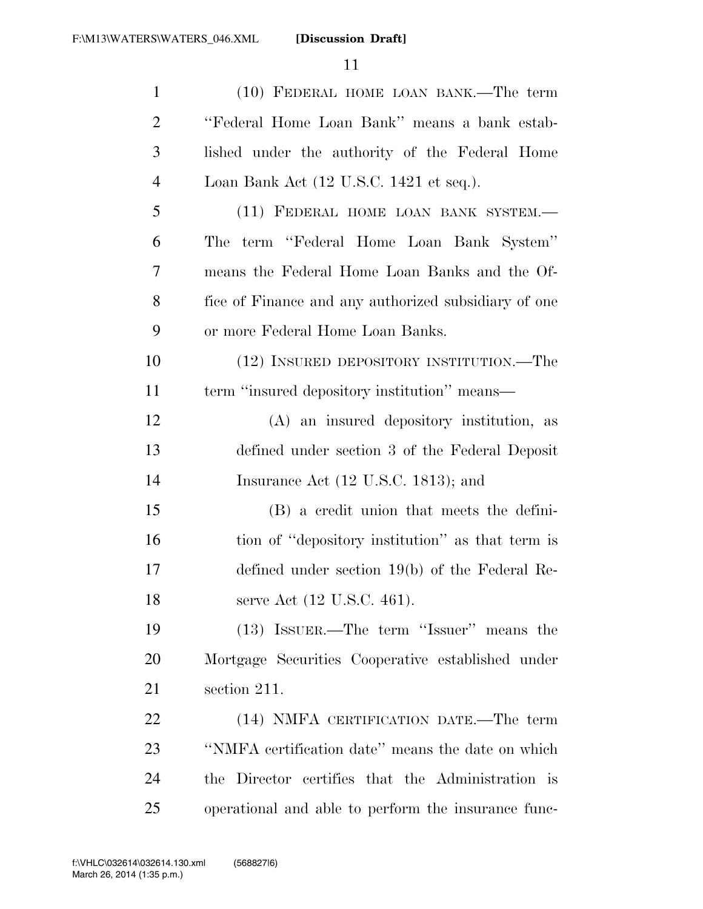(10) FEDERAL HOME LOAN BANK.—The term "Federal Home Loan Bank" means a bank established under the authority of the Federal Home Loan Bank Act (12 U.S.C. 1421 et seq.).

(11) FEDERAL HOME LOAN BANK SYSTEM.—The term "Federal Home Loan Bank System" means the Federal Home Loan Banks and the Office of Finance and any authorized subsidiary of one or more Federal Home Loan Banks.

(12) INSURED DEPOSITORY INSTITUTION.—The term "insured depository institution" means—

(A) an insured depository institution, as defined under section 3 of the Federal Deposit Insurance Act (12 U.S.C. 1813); and

(B) a credit union that meets the definition of "depository institution" as that term is defined under section 19(b) of the Federal Reserve Act (12 U.S.C. 461).

(13) ISSUER.—The term "Issuer" means the Mortgage Securities Cooperative established under section 211.

(14) NMFA CERTIFICATION DATE.—The term "NMFA certification date" means the date on which the Director certifies that the Administration is operational and able to perform the insurance func-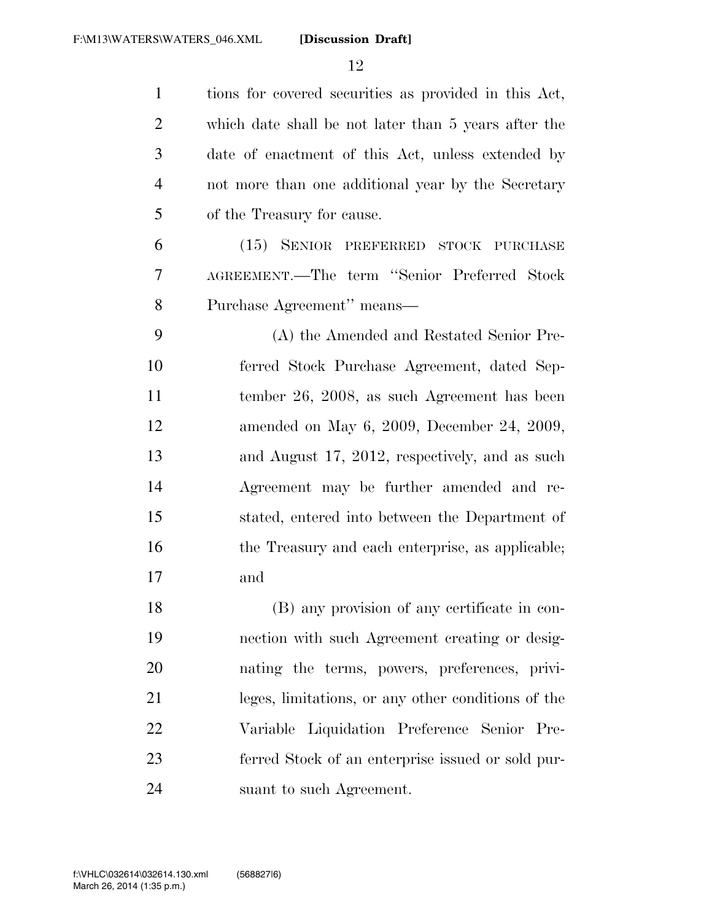tions for covered securities as provided in this Act, which date shall be not later than 5 years after the date of enactment of this Act, unless extended by not more than one additional year by the Secretary of the Treasury for cause.

(15) SENIOR PREFERRED STOCK PURCHASE AGREEMENT.—The term "Senior Preferred Stock Purchase Agreement" means—

(A) the Amended and Restated Senior Preferred Stock Purchase Agreement, dated September 26, 2008, as such Agreement has been amended on May 6, 2009, December 24, 2009, and August 17, 2012, respectively, and as such Agreement may be further amended and restated, entered into between the Department of the Treasury and each enterprise, as applicable; and

(B) any provision of any certificate in connection with such Agreement creating or designating the terms, powers, preferences, privileges, limitations, or any other conditions of the Variable Liquidation Preference Senior Preferred Stock of an enterprise issued or sold pursuant to such Agreement.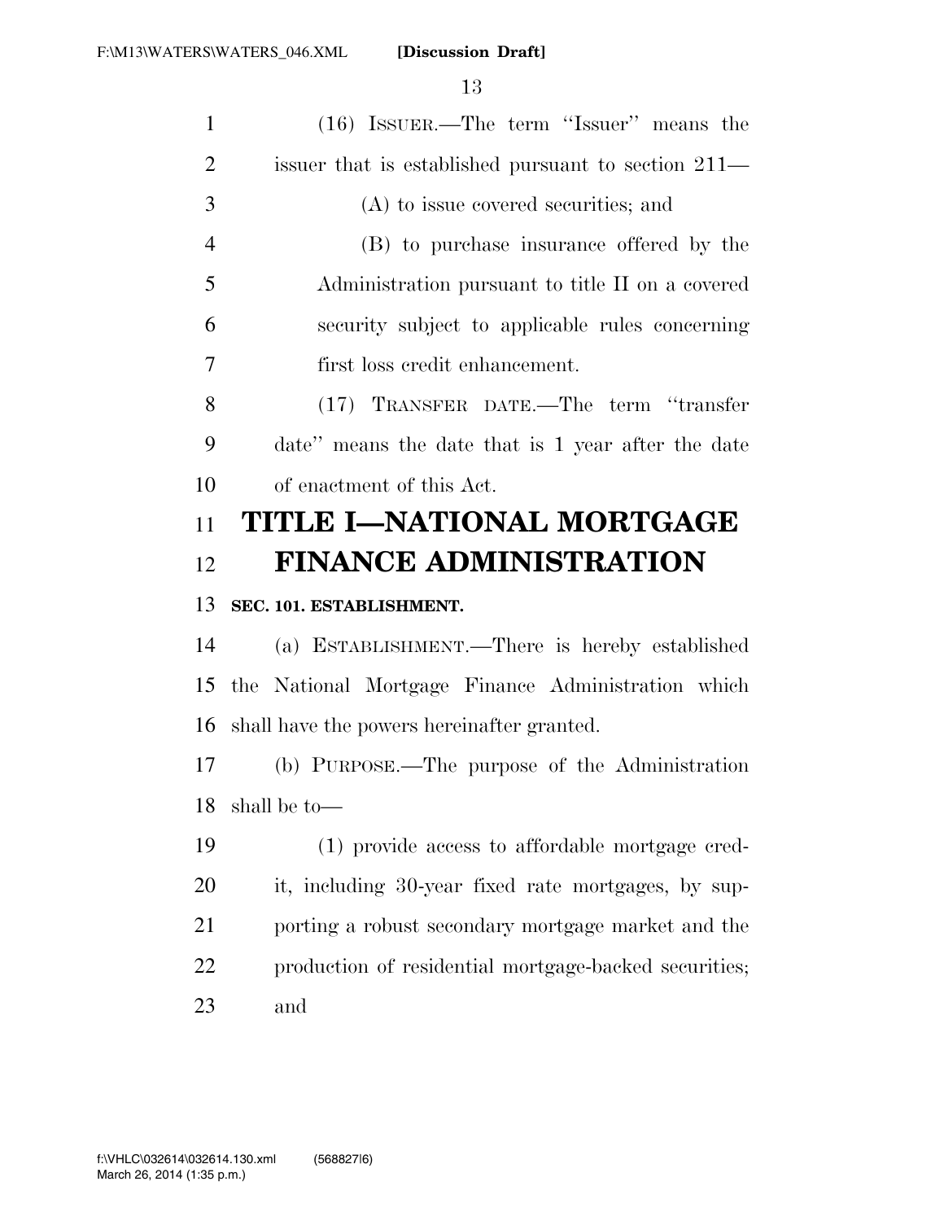(16) ISSUER.—The term "Issuer" means the issuer that is established pursuant to section 211—

(A) to issue covered securities; and

(B) to purchase insurance offered by the Administration pursuant to title II on a covered security subject to applicable rules concerning first loss credit enhancement.

(17) TRANSFER DATE.—The term "transfer date" means the date that is 1 year after the date of enactment of this Act.

# TITLE I—NATIONAL MORTGAGE FINANCE ADMINISTRATION

**SEC. 101. ESTABLISHMENT.**

(a) ESTABLISHMENT.—There is hereby established the National Mortgage Finance Administration which shall have the powers hereinafter granted.

(b) PURPOSE.—The purpose of the Administration shall be to—

(1) provide access to affordable mortgage credit, including 30-year fixed rate mortgages, by supporting a robust secondary mortgage market and the production of residential mortgage-backed securities; and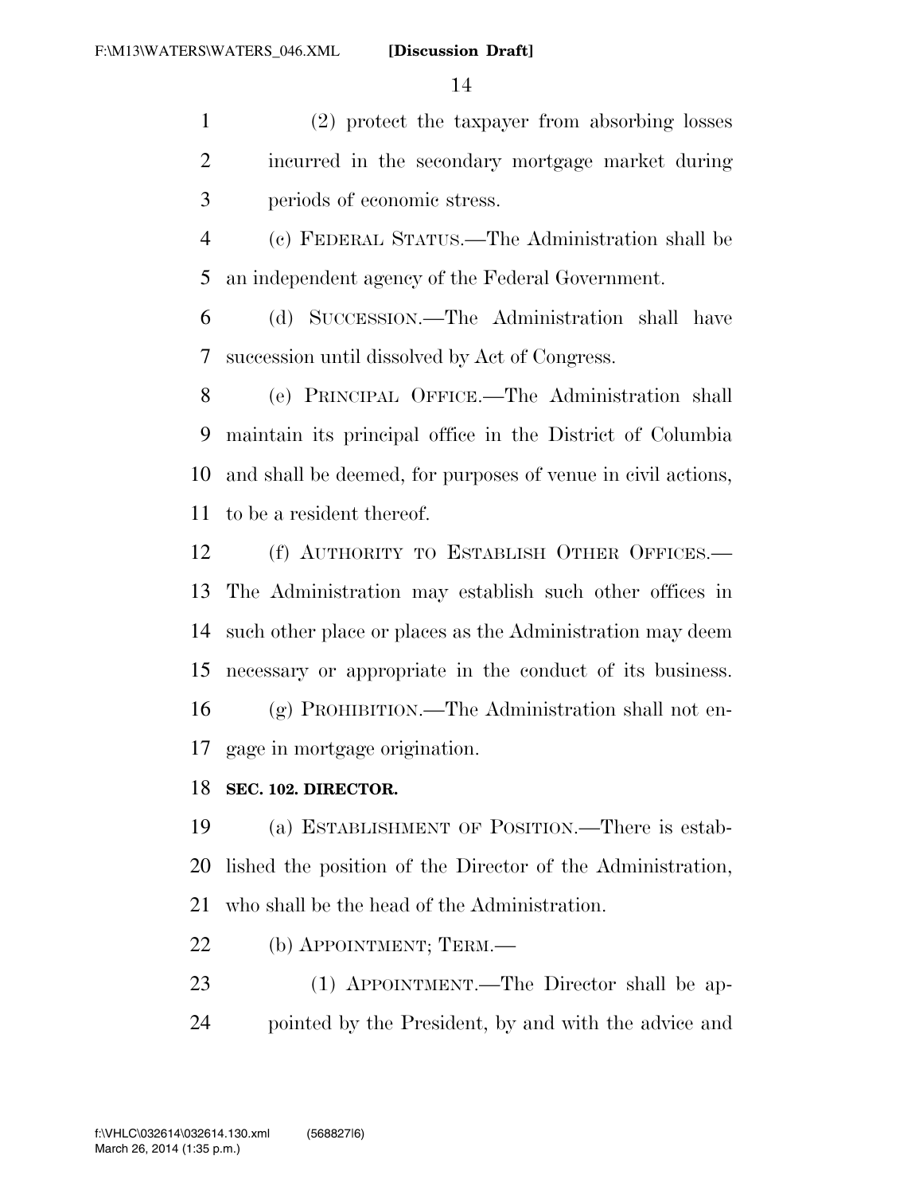(2) protect the taxpayer from absorbing losses incurred in the secondary mortgage market during periods of economic stress.

(c) FEDERAL STATUS.—The Administration shall be an independent agency of the Federal Government.

(d) SUCCESSION.—The Administration shall have succession until dissolved by Act of Congress.

(e) PRINCIPAL OFFICE.—The Administration shall maintain its principal office in the District of Columbia and shall be deemed, for purposes of venue in civil actions, to be a resident thereof.

(f) AUTHORITY TO ESTABLISH OTHER OFFICES.—The Administration may establish such other offices in such other place or places as the Administration may deem necessary or appropriate in the conduct of its business.

(g) PROHIBITION.—The Administration shall not engage in mortgage origination.

**SEC. 102. DIRECTOR.**

(a) ESTABLISHMENT OF POSITION.—There is established the position of the Director of the Administration, who shall be the head of the Administration.

(b) APPOINTMENT; TERM.—

(1) APPOINTMENT.—The Director shall be appointed by the President, by and with the advice and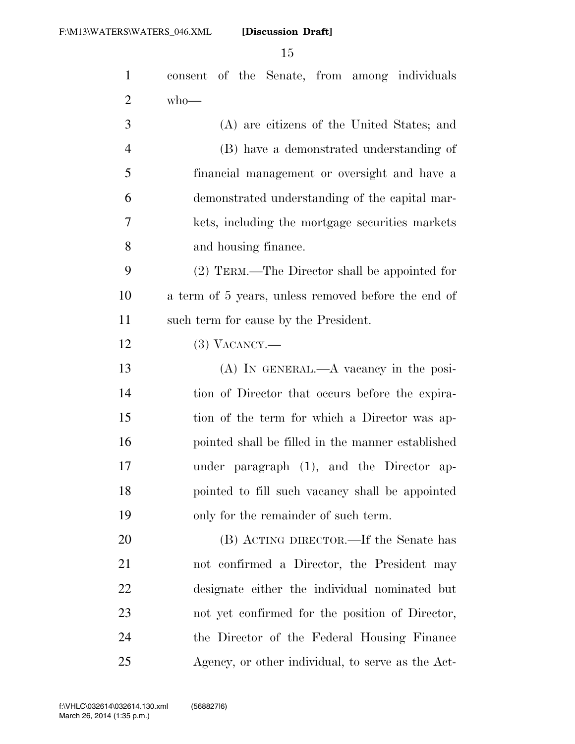consent of the Senate, from among individuals who—

(A) are citizens of the United States; and

(B) have a demonstrated understanding of financial management or oversight and have a demonstrated understanding of the capital markets, including the mortgage securities markets and housing finance.

(2) TERM.—The Director shall be appointed for a term of 5 years, unless removed before the end of such term for cause by the President.

(3) VACANCY.—

(A) IN GENERAL.—A vacancy in the position of Director that occurs before the expiration of the term for which a Director was appointed shall be filled in the manner established under paragraph (1), and the Director appointed to fill such vacancy shall be appointed only for the remainder of such term.

(B) ACTING DIRECTOR.—If the Senate has not confirmed a Director, the President may designate either the individual nominated but not yet confirmed for the position of Director, the Director of the Federal Housing Finance Agency, or other individual, to serve as the Act-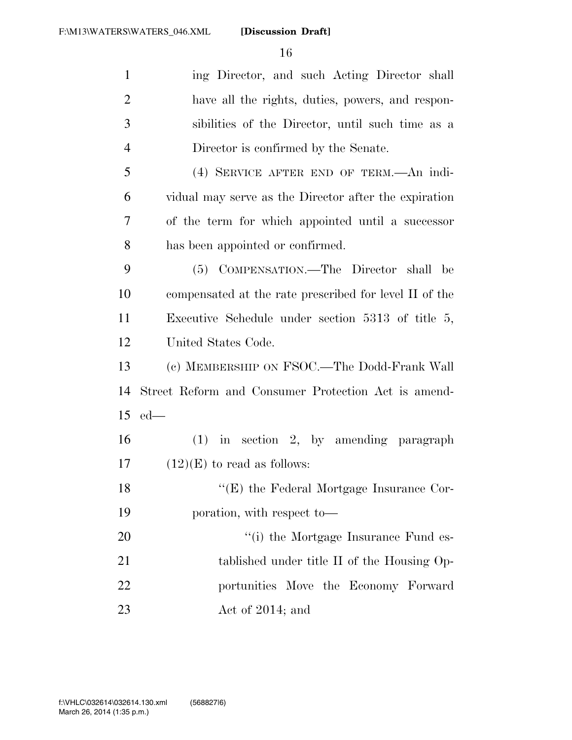ing Director, and such Acting Director shall have all the rights, duties, powers, and responsibilities of the Director, until such time as a Director is confirmed by the Senate.

(4) SERVICE AFTER END OF TERM.—An individual may serve as the Director after the expiration of the term for which appointed until a successor has been appointed or confirmed.

(5) COMPENSATION.—The Director shall be compensated at the rate prescribed for level II of the Executive Schedule under section 5313 of title 5, United States Code.

(c) MEMBERSHIP ON FSOC.—The Dodd-Frank Wall Street Reform and Consumer Protection Act is amended—

(1) in section 2, by amending paragraph (12)(E) to read as follows:

"(E) the Federal Mortgage Insurance Corporation, with respect to—

"(i) the Mortgage Insurance Fund established under title II of the Housing Opportunities Move the Economy Forward Act of 2014; and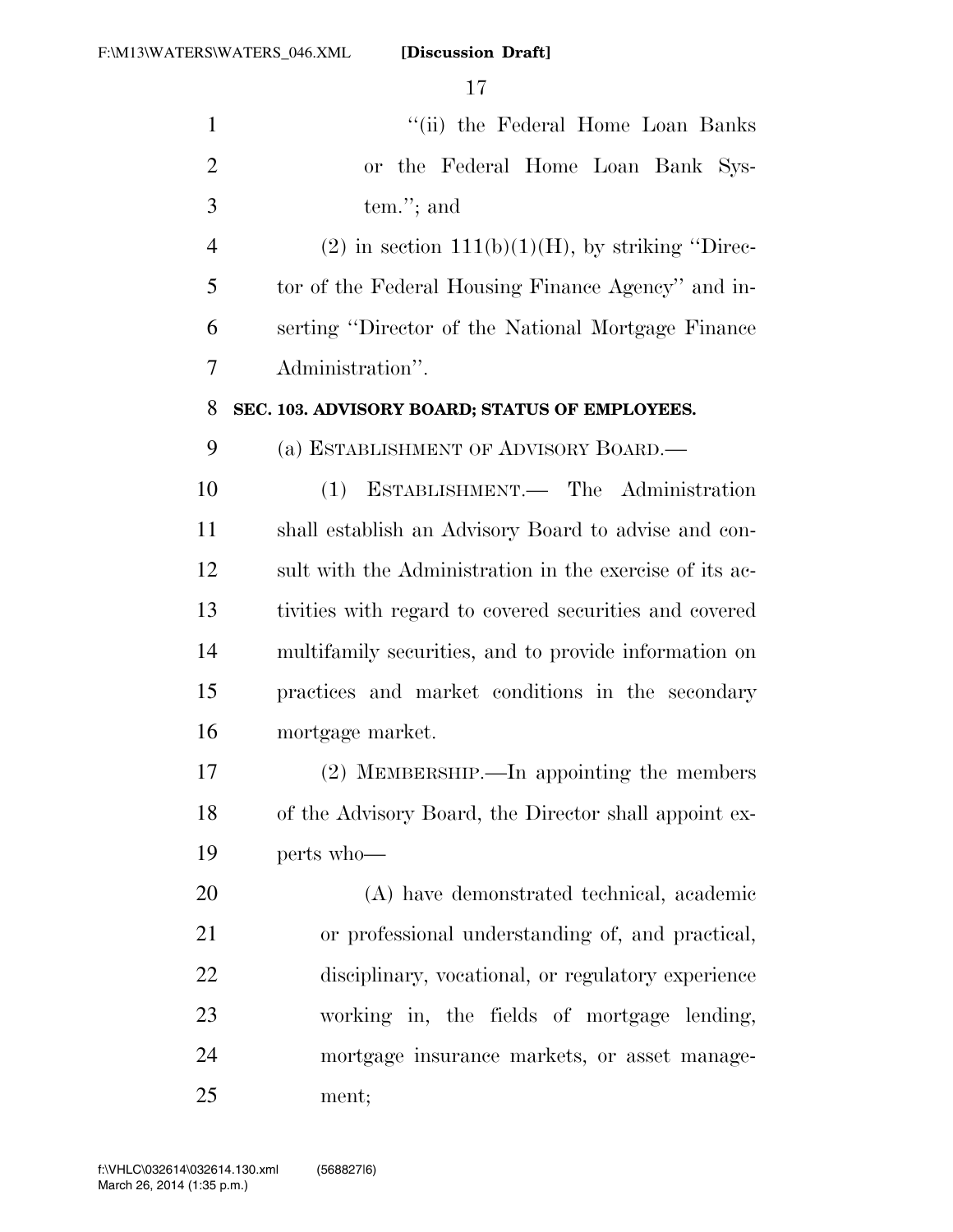"(ii) the Federal Home Loan Banks or the Federal Home Loan Bank System."; and

(2) in section 111(b)(1)(H), by striking "Director of the Federal Housing Finance Agency" and inserting "Director of the National Mortgage Finance Administration".

**SEC. 103. ADVISORY BOARD; STATUS OF EMPLOYEES.**

(a) ESTABLISHMENT OF ADVISORY BOARD.—

(1) ESTABLISHMENT.— The Administration shall establish an Advisory Board to advise and consult with the Administration in the exercise of its activities with regard to covered securities and covered multifamily securities, and to provide information on practices and market conditions in the secondary mortgage market.

(2) MEMBERSHIP.—In appointing the members of the Advisory Board, the Director shall appoint experts who—

(A) have demonstrated technical, academic or professional understanding of, and practical, disciplinary, vocational, or regulatory experience working in, the fields of mortgage lending, mortgage insurance markets, or asset management;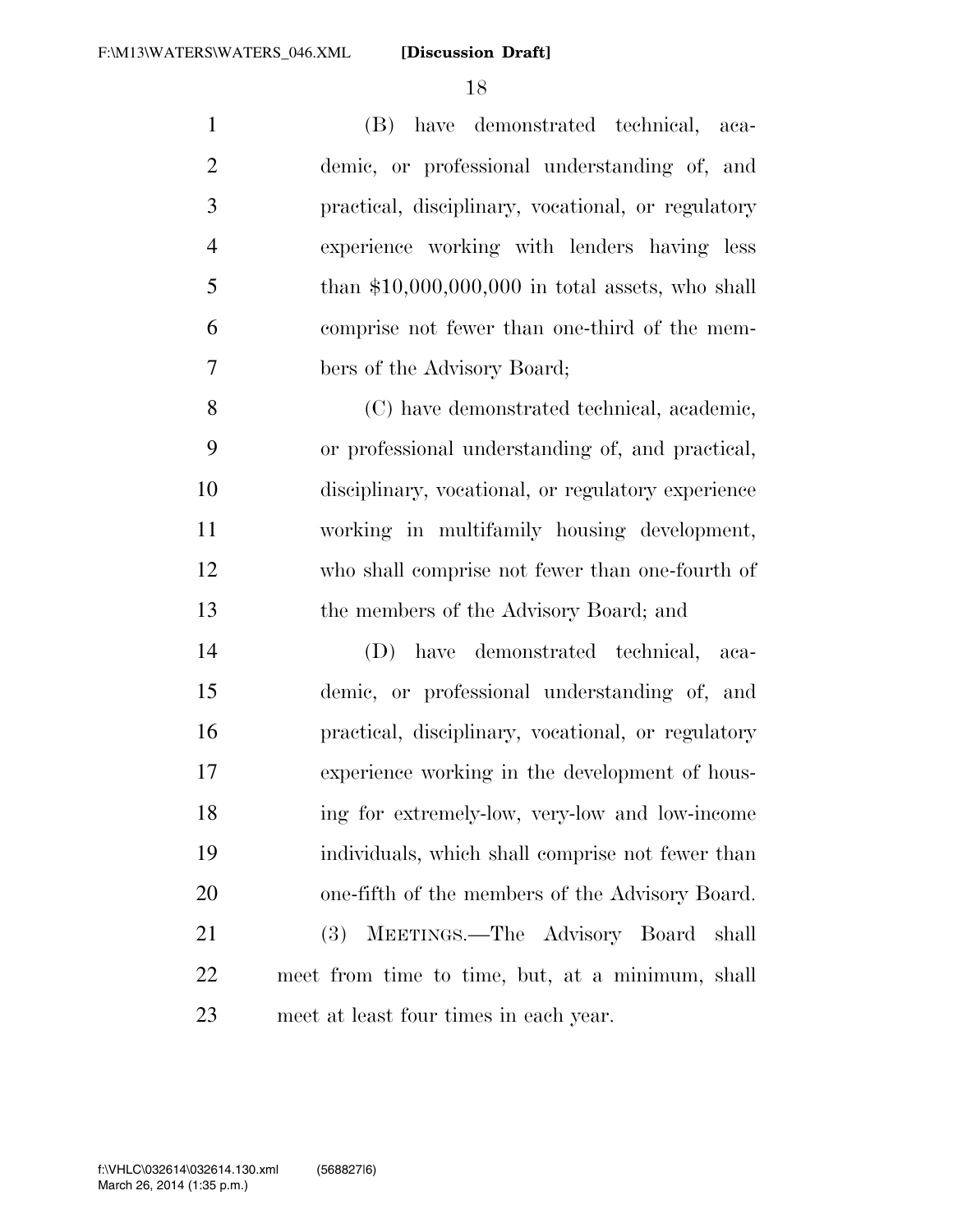(B) have demonstrated technical, academic, or professional understanding of, and practical, disciplinary, vocational, or regulatory experience working with lenders having less than $10,000,000,000 in total assets, who shall comprise not fewer than one-third of the members of the Advisory Board;

(C) have demonstrated technical, academic, or professional understanding of, and practical, disciplinary, vocational, or regulatory experience working in multifamily housing development, who shall comprise not fewer than one-fourth of the members of the Advisory Board; and

(D) have demonstrated technical, academic, or professional understanding of, and practical, disciplinary, vocational, or regulatory experience working in the development of housing for extremely-low, very-low and low-income individuals, which shall comprise not fewer than one-fifth of the members of the Advisory Board.

(3) MEETINGS.—The Advisory Board shall meet from time to time, but, at a minimum, shall meet at least four times in each year.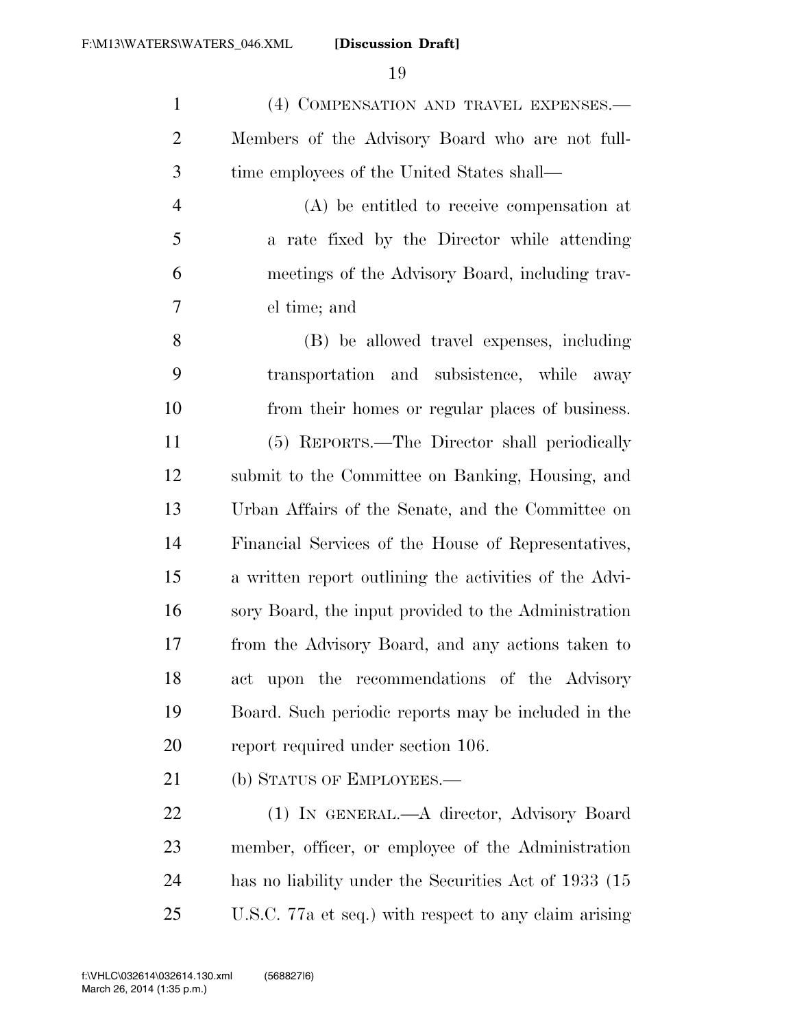(4) COMPENSATION AND TRAVEL EXPENSES.—Members of the Advisory Board who are not full-time employees of the United States shall—

(A) be entitled to receive compensation at a rate fixed by the Director while attending meetings of the Advisory Board, including travel time; and

(B) be allowed travel expenses, including transportation and subsistence, while away from their homes or regular places of business.

(5) REPORTS.—The Director shall periodically submit to the Committee on Banking, Housing, and Urban Affairs of the Senate, and the Committee on Financial Services of the House of Representatives, a written report outlining the activities of the Advisory Board, the input provided to the Administration from the Advisory Board, and any actions taken to act upon the recommendations of the Advisory Board. Such periodic reports may be included in the report required under section 106.

(b) STATUS OF EMPLOYEES.—

(1) IN GENERAL.—A director, Advisory Board member, officer, or employee of the Administration has no liability under the Securities Act of 1933 (15 U.S.C. 77a et seq.) with respect to any claim arising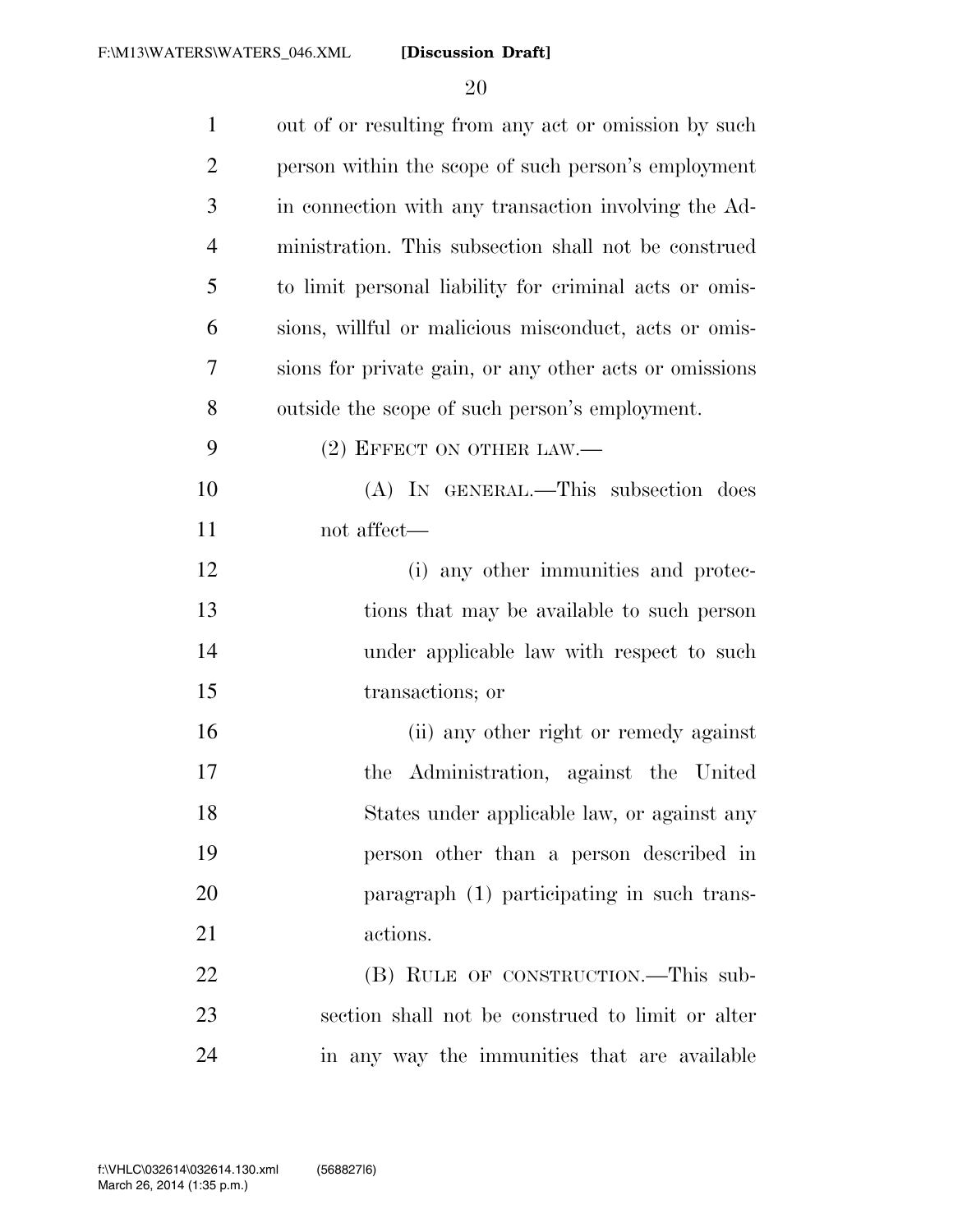out of or resulting from any act or omission by such person within the scope of such person's employment in connection with any transaction involving the Administration. This subsection shall not be construed to limit personal liability for criminal acts or omissions, willful or malicious misconduct, acts or omissions for private gain, or any other acts or omissions outside the scope of such person's employment.

(2) EFFECT ON OTHER LAW.—

(A) IN GENERAL.—This subsection does not affect—

(i) any other immunities and protections that may be available to such person under applicable law with respect to such transactions; or

(ii) any other right or remedy against the Administration, against the United States under applicable law, or against any person other than a person described in paragraph (1) participating in such transactions.

(B) RULE OF CONSTRUCTION.—This subsection shall not be construed to limit or alter in any way the immunities that are available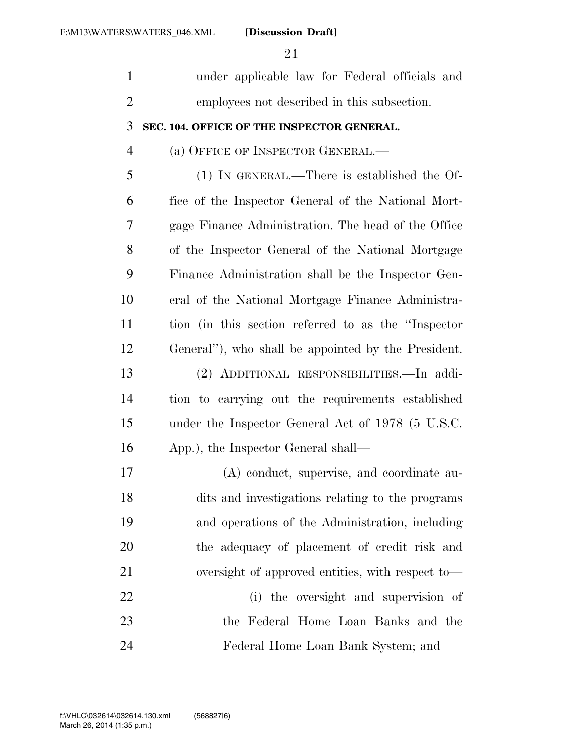under applicable law for Federal officials and employees not described in this subsection.

### SEC. 104. OFFICE OF THE INSPECTOR GENERAL.

(a) OFFICE OF INSPECTOR GENERAL.—

(1) IN GENERAL.—There is established the Office of the Inspector General of the National Mortgage Finance Administration. The head of the Office of the Inspector General of the National Mortgage Finance Administration shall be the Inspector General of the National Mortgage Finance Administration (in this section referred to as the "Inspector General"), who shall be appointed by the President.

(2) ADDITIONAL RESPONSIBILITIES.—In addition to carrying out the requirements established under the Inspector General Act of 1978 (5 U.S.C. App.), the Inspector General shall—

(A) conduct, supervise, and coordinate audits and investigations relating to the programs and operations of the Administration, including the adequacy of placement of credit risk and oversight of approved entities, with respect to—

(i) the oversight and supervision of the Federal Home Loan Banks and the Federal Home Loan Bank System; and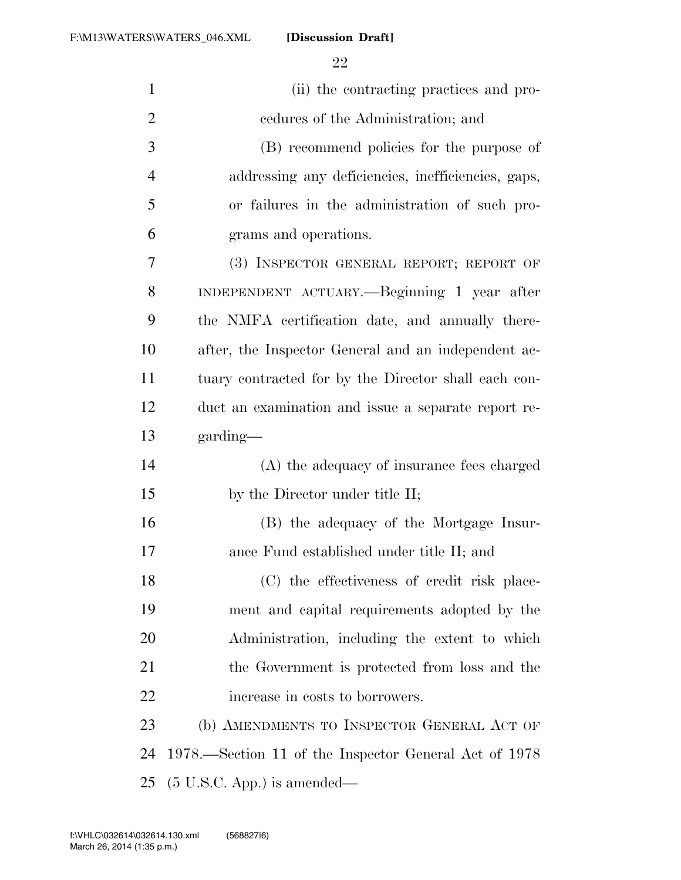(ii) the contracting practices and procedures of the Administration; and

(B) recommend policies for the purpose of addressing any deficiencies, inefficiencies, gaps, or failures in the administration of such programs and operations.

(3) INSPECTOR GENERAL REPORT; REPORT OF INDEPENDENT ACTUARY.—Beginning 1 year after the NMFA certification date, and annually thereafter, the Inspector General and an independent actuary contracted for by the Director shall each conduct an examination and issue a separate report regarding—

(A) the adequacy of insurance fees charged by the Director under title II;

(B) the adequacy of the Mortgage Insurance Fund established under title II; and

(C) the effectiveness of credit risk placement and capital requirements adopted by the Administration, including the extent to which the Government is protected from loss and the increase in costs to borrowers.

(b) AMENDMENTS TO INSPECTOR GENERAL ACT OF 1978.—Section 11 of the Inspector General Act of 1978 (5 U.S.C. App.) is amended—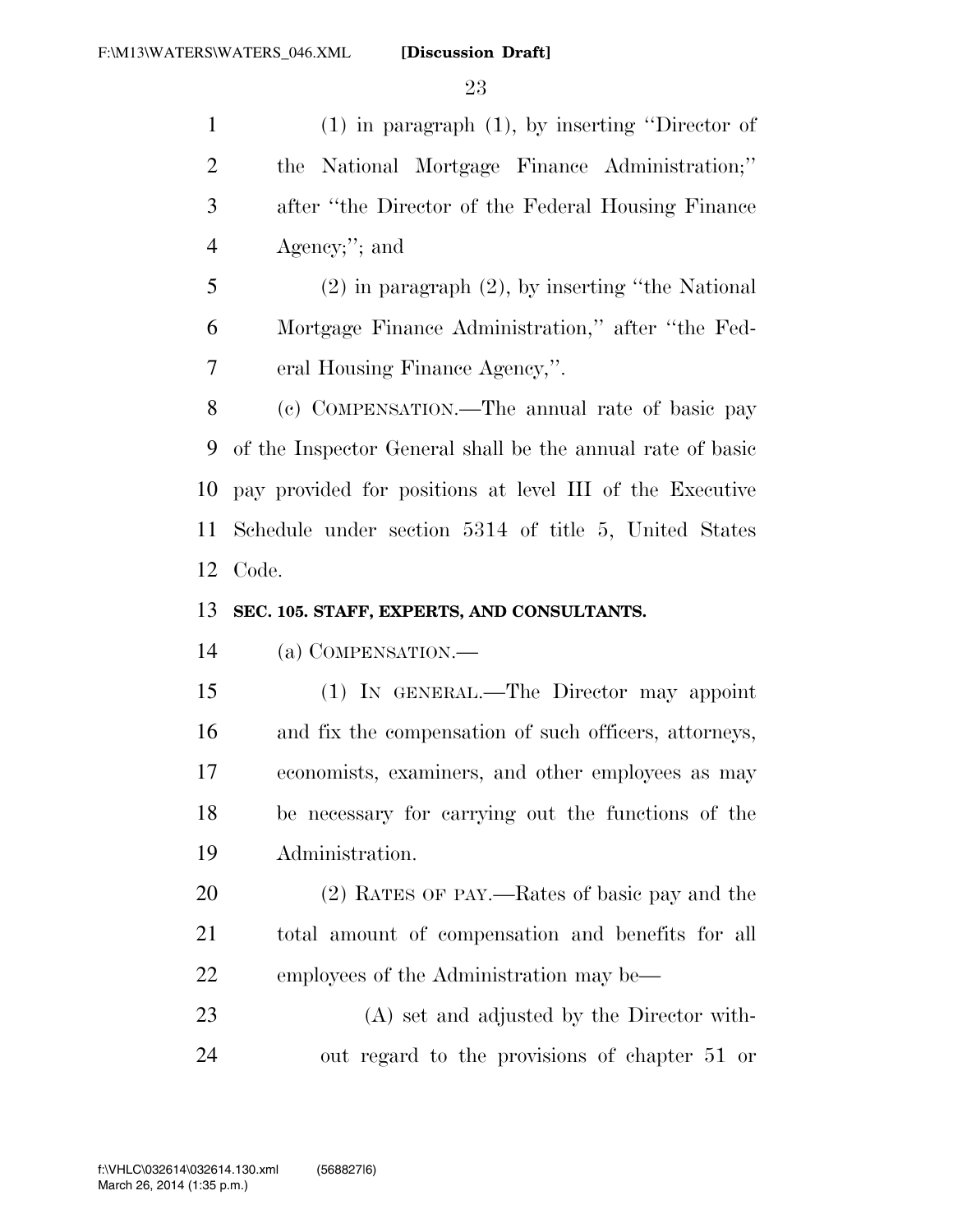(1) in paragraph (1), by inserting ''Director of the National Mortgage Finance Administration;'' after ''the Director of the Federal Housing Finance Agency;''; and

(2) in paragraph (2), by inserting ''the National Mortgage Finance Administration,'' after ''the Federal Housing Finance Agency,''.

(c) COMPENSATION.—The annual rate of basic pay of the Inspector General shall be the annual rate of basic pay provided for positions at level III of the Executive Schedule under section 5314 of title 5, United States Code.

**SEC. 105. STAFF, EXPERTS, AND CONSULTANTS.**

(a) COMPENSATION.—

(1) IN GENERAL.—The Director may appoint and fix the compensation of such officers, attorneys, economists, examiners, and other employees as may be necessary for carrying out the functions of the Administration.

(2) RATES OF PAY.—Rates of basic pay and the total amount of compensation and benefits for all employees of the Administration may be—

(A) set and adjusted by the Director without regard to the provisions of chapter 51 or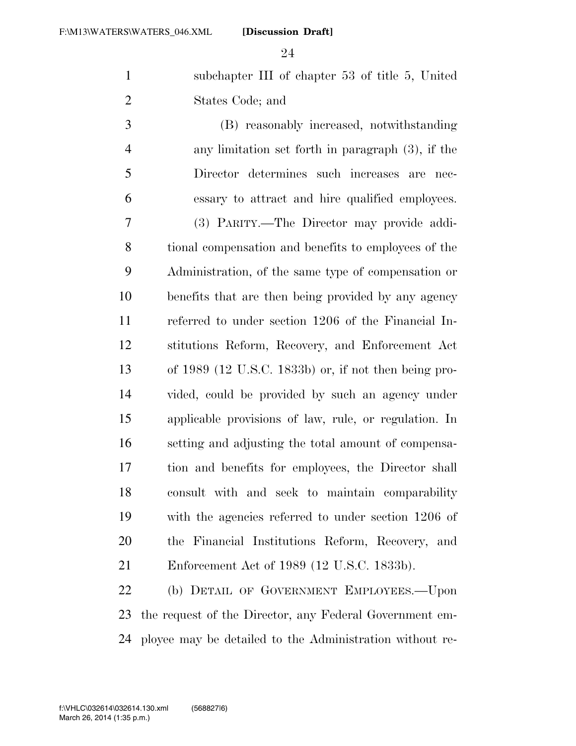subchapter III of chapter 53 of title 5, United States Code; and

(B) reasonably increased, notwithstanding any limitation set forth in paragraph (3), if the Director determines such increases are necessary to attract and hire qualified employees.

(3) PARITY.—The Director may provide additional compensation and benefits to employees of the Administration, of the same type of compensation or benefits that are then being provided by any agency referred to under section 1206 of the Financial Institutions Reform, Recovery, and Enforcement Act of 1989 (12 U.S.C. 1833b) or, if not then being provided, could be provided by such an agency under applicable provisions of law, rule, or regulation. In setting and adjusting the total amount of compensation and benefits for employees, the Director shall consult with and seek to maintain comparability with the agencies referred to under section 1206 of the Financial Institutions Reform, Recovery, and Enforcement Act of 1989 (12 U.S.C. 1833b).

(b) DETAIL OF GOVERNMENT EMPLOYEES.—Upon the request of the Director, any Federal Government employee may be detailed to the Administration without re-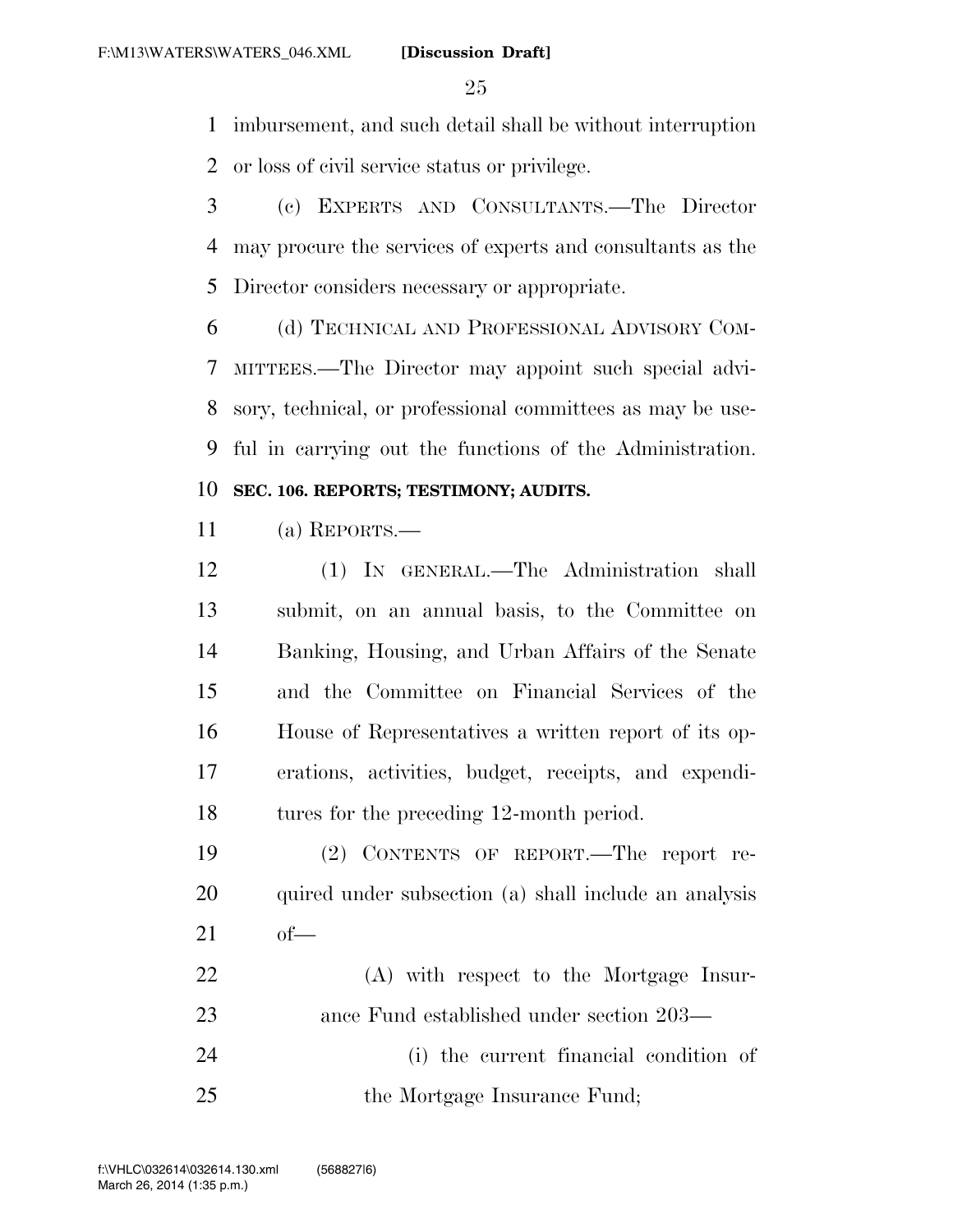imbursement, and such detail shall be without interruption or loss of civil service status or privilege.

(c) EXPERTS AND CONSULTANTS.—The Director may procure the services of experts and consultants as the Director considers necessary or appropriate.

(d) TECHNICAL AND PROFESSIONAL ADVISORY COMMITTEES.—The Director may appoint such special advisory, technical, or professional committees as may be useful in carrying out the functions of the Administration.

**SEC. 106. REPORTS; TESTIMONY; AUDITS.**

(a) REPORTS.—

(1) IN GENERAL.—The Administration shall submit, on an annual basis, to the Committee on Banking, Housing, and Urban Affairs of the Senate and the Committee on Financial Services of the House of Representatives a written report of its operations, activities, budget, receipts, and expenditures for the preceding 12-month period.

(2) CONTENTS OF REPORT.—The report required under subsection (a) shall include an analysis of—

(A) with respect to the Mortgage Insurance Fund established under section 203—

(i) the current financial condition of the Mortgage Insurance Fund;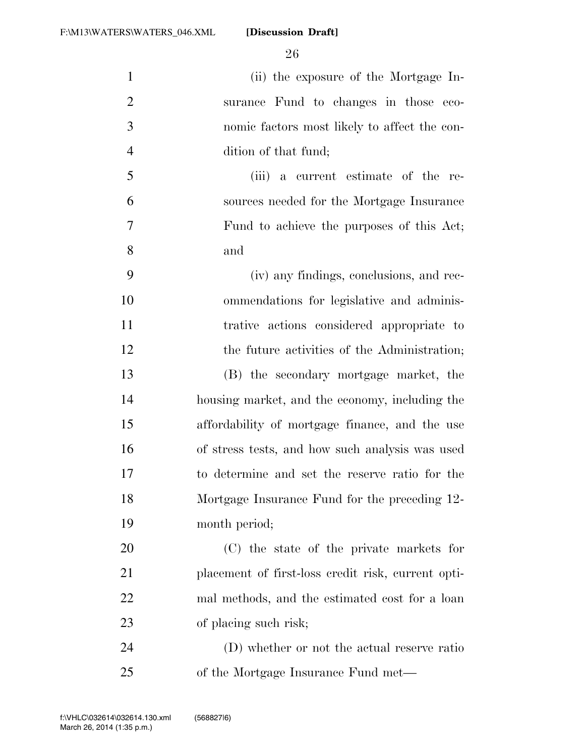(ii) the exposure of the Mortgage Insurance Fund to changes in those economic factors most likely to affect the condition of that fund;

(iii) a current estimate of the resources needed for the Mortgage Insurance Fund to achieve the purposes of this Act; and

(iv) any findings, conclusions, and recommendations for legislative and administrative actions considered appropriate to the future activities of the Administration;

(B) the secondary mortgage market, the housing market, and the economy, including the affordability of mortgage finance, and the use of stress tests, and how such analysis was used to determine and set the reserve ratio for the Mortgage Insurance Fund for the preceding 12-month period;

(C) the state of the private markets for placement of first-loss credit risk, current optimal methods, and the estimated cost for a loan of placing such risk;

(D) whether or not the actual reserve ratio of the Mortgage Insurance Fund met—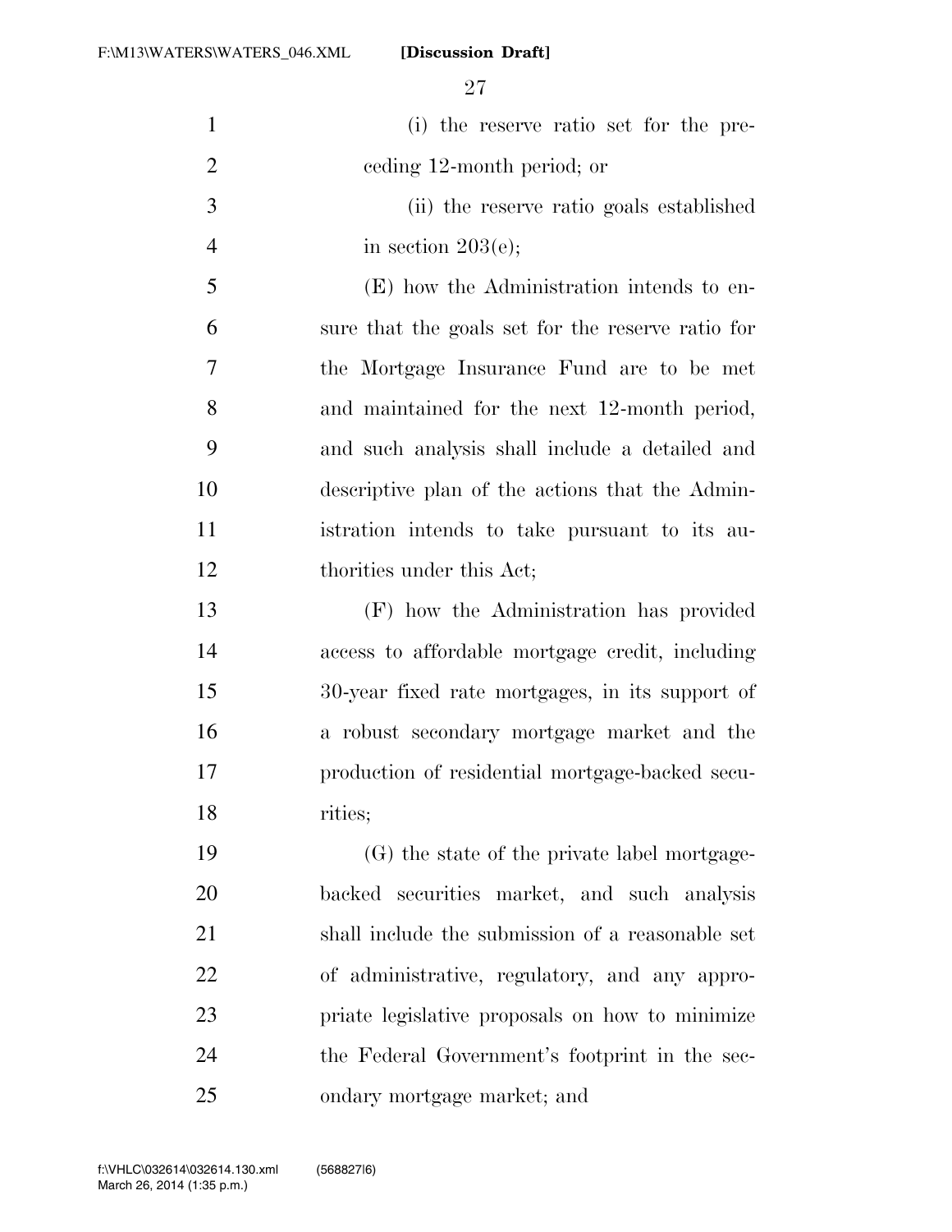(i) the reserve ratio set for the preceding 12-month period; or

(ii) the reserve ratio goals established in section 203(e);

(E) how the Administration intends to ensure that the goals set for the reserve ratio for the Mortgage Insurance Fund are to be met and maintained for the next 12-month period, and such analysis shall include a detailed and descriptive plan of the actions that the Administration intends to take pursuant to its authorities under this Act;

(F) how the Administration has provided access to affordable mortgage credit, including 30-year fixed rate mortgages, in its support of a robust secondary mortgage market and the production of residential mortgage-backed securities;

(G) the state of the private label mortgage-backed securities market, and such analysis shall include the submission of a reasonable set of administrative, regulatory, and any appropriate legislative proposals on how to minimize the Federal Government's footprint in the secondary mortgage market; and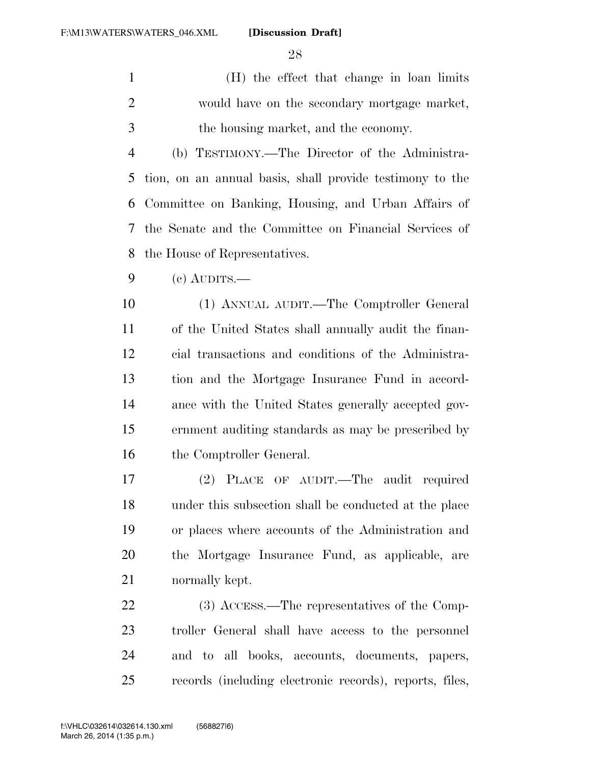(H) the effect that change in loan limits would have on the secondary mortgage market, the housing market, and the economy.

(b) TESTIMONY.—The Director of the Administration, on an annual basis, shall provide testimony to the Committee on Banking, Housing, and Urban Affairs of the Senate and the Committee on Financial Services of the House of Representatives.

(c) AUDITS.—

(1) ANNUAL AUDIT.—The Comptroller General of the United States shall annually audit the financial transactions and conditions of the Administration and the Mortgage Insurance Fund in accordance with the United States generally accepted government auditing standards as may be prescribed by the Comptroller General.

(2) PLACE OF AUDIT.—The audit required under this subsection shall be conducted at the place or places where accounts of the Administration and the Mortgage Insurance Fund, as applicable, are normally kept.

(3) ACCESS.—The representatives of the Comptroller General shall have access to the personnel and to all books, accounts, documents, papers, records (including electronic records), reports, files,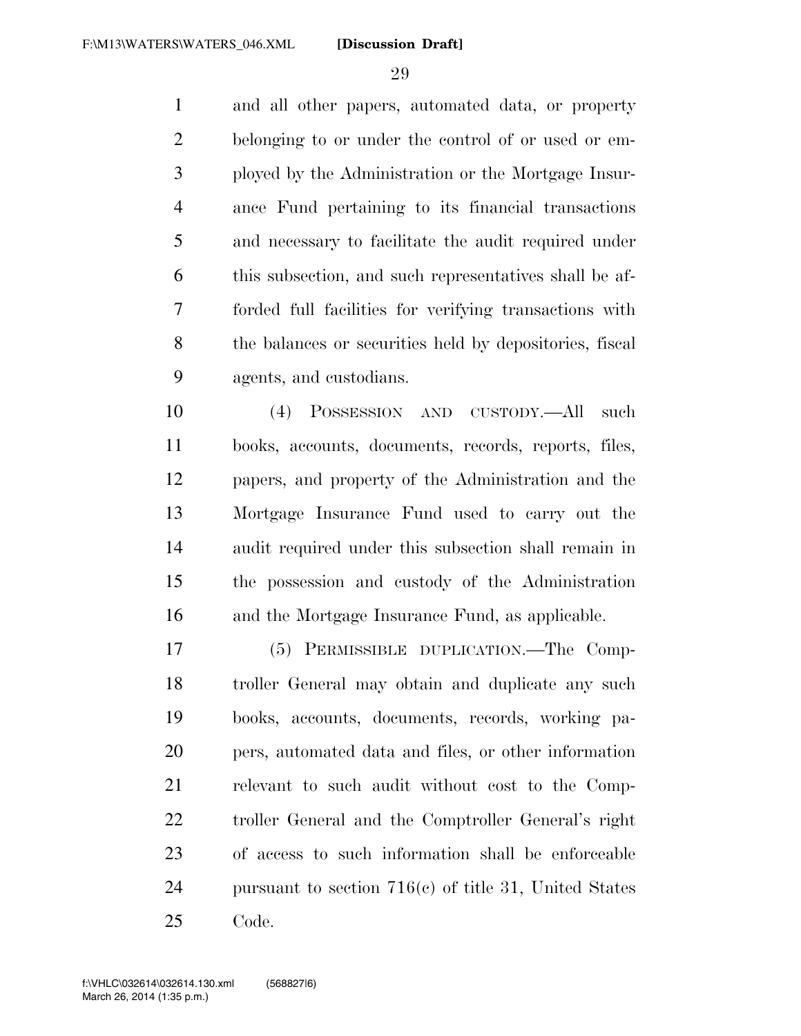and all other papers, automated data, or property belonging to or under the control of or used or employed by the Administration or the Mortgage Insurance Fund pertaining to its financial transactions and necessary to facilitate the audit required under this subsection, and such representatives shall be afforded full facilities for verifying transactions with the balances or securities held by depositories, fiscal agents, and custodians.

(4) POSSESSION AND CUSTODY.—All such books, accounts, documents, records, reports, files, papers, and property of the Administration and the Mortgage Insurance Fund used to carry out the audit required under this subsection shall remain in the possession and custody of the Administration and the Mortgage Insurance Fund, as applicable.

(5) PERMISSIBLE DUPLICATION.—The Comptroller General may obtain and duplicate any such books, accounts, documents, records, working papers, automated data and files, or other information relevant to such audit without cost to the Comptroller General and the Comptroller General's right of access to such information shall be enforceable pursuant to section 716(c) of title 31, United States Code.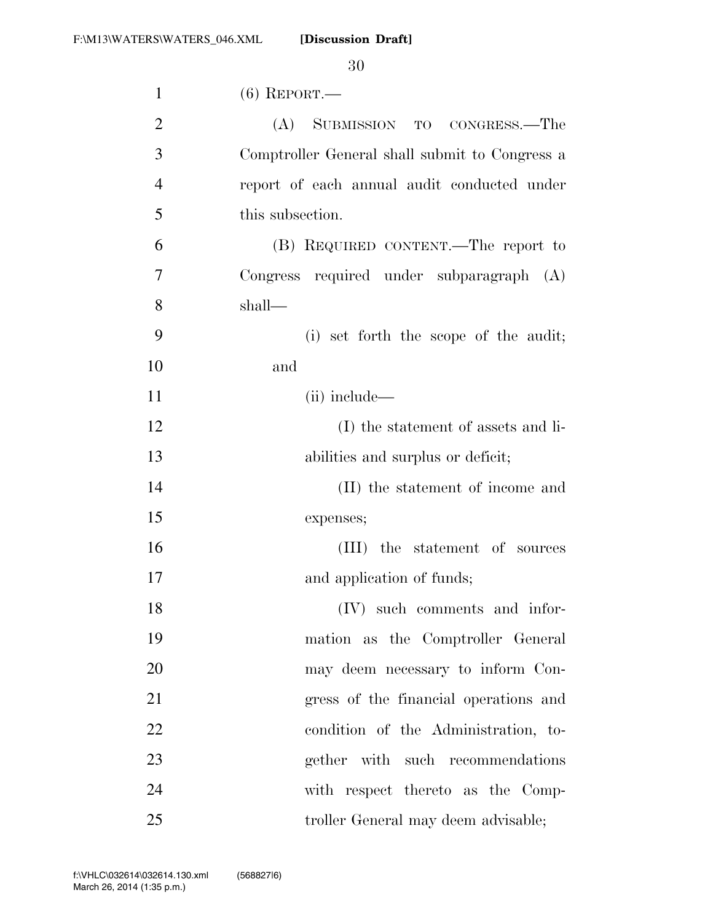(6) REPORT.—

(A) SUBMISSION TO CONGRESS.—The Comptroller General shall submit to Congress a report of each annual audit conducted under this subsection.

(B) REQUIRED CONTENT.—The report to Congress required under subparagraph (A) shall—

(i) set forth the scope of the audit; and

(ii) include—

(I) the statement of assets and liabilities and surplus or deficit;

(II) the statement of income and expenses;

(III) the statement of sources and application of funds;

(IV) such comments and information as the Comptroller General may deem necessary to inform Congress of the financial operations and condition of the Administration, together with such recommendations with respect thereto as the Comptroller General may deem advisable;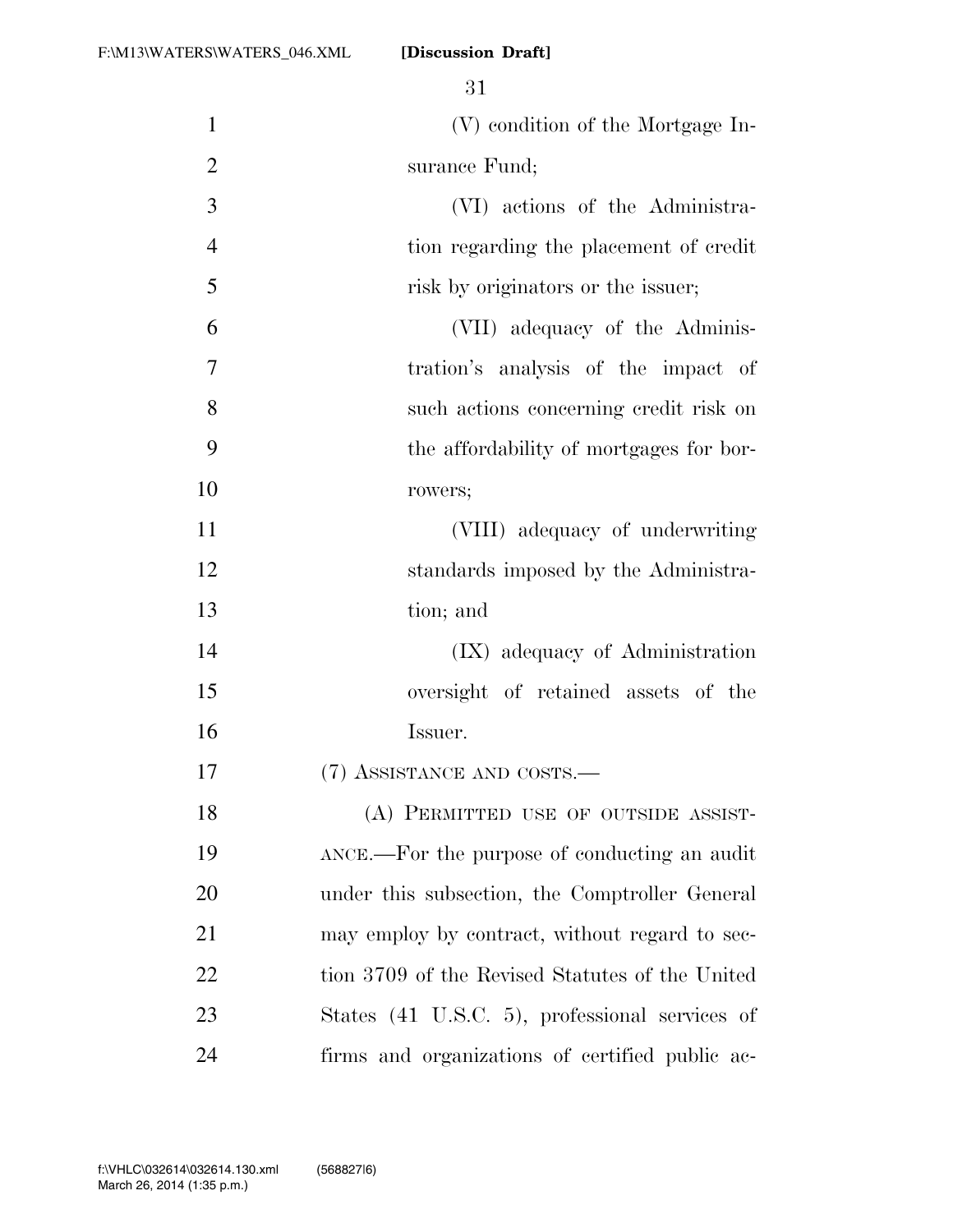(V) condition of the Mortgage Insurance Fund;

(VI) actions of the Administration regarding the placement of credit risk by originators or the issuer;

(VII) adequacy of the Administration's analysis of the impact of such actions concerning credit risk on the affordability of mortgages for borrowers;

(VIII) adequacy of underwriting standards imposed by the Administration; and

(IX) adequacy of Administration oversight of retained assets of the Issuer.

(7) ASSISTANCE AND COSTS.—

(A) PERMITTED USE OF OUTSIDE ASSISTANCE.—For the purpose of conducting an audit under this subsection, the Comptroller General may employ by contract, without regard to section 3709 of the Revised Statutes of the United States (41 U.S.C. 5), professional services of firms and organizations of certified public ac-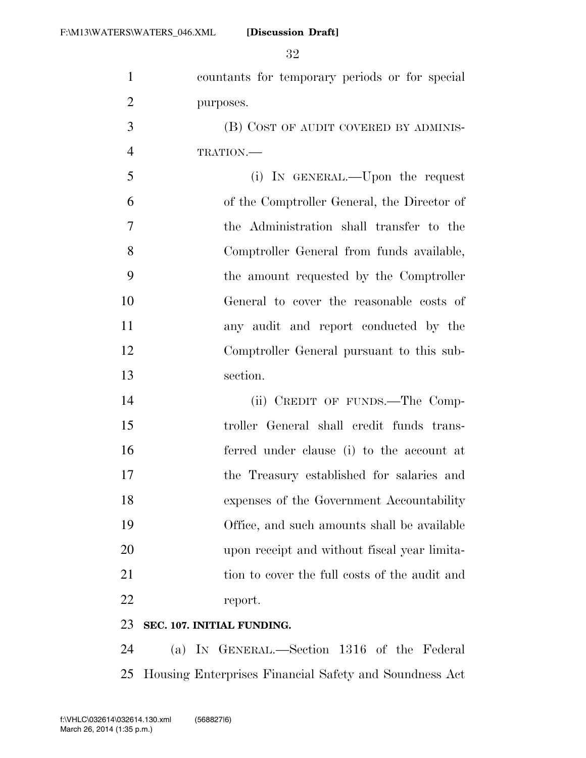countants for temporary periods or for special purposes.

(B) COST OF AUDIT COVERED BY ADMINISTRATION.—

(i) IN GENERAL.—Upon the request of the Comptroller General, the Director of the Administration shall transfer to the Comptroller General from funds available, the amount requested by the Comptroller General to cover the reasonable costs of any audit and report conducted by the Comptroller General pursuant to this subsection.

(ii) CREDIT OF FUNDS.—The Comptroller General shall credit funds transferred under clause (i) to the account at the Treasury established for salaries and expenses of the Government Accountability Office, and such amounts shall be available upon receipt and without fiscal year limitation to cover the full costs of the audit and report.

**SEC. 107. INITIAL FUNDING.**

(a) IN GENERAL.—Section 1316 of the Federal Housing Enterprises Financial Safety and Soundness Act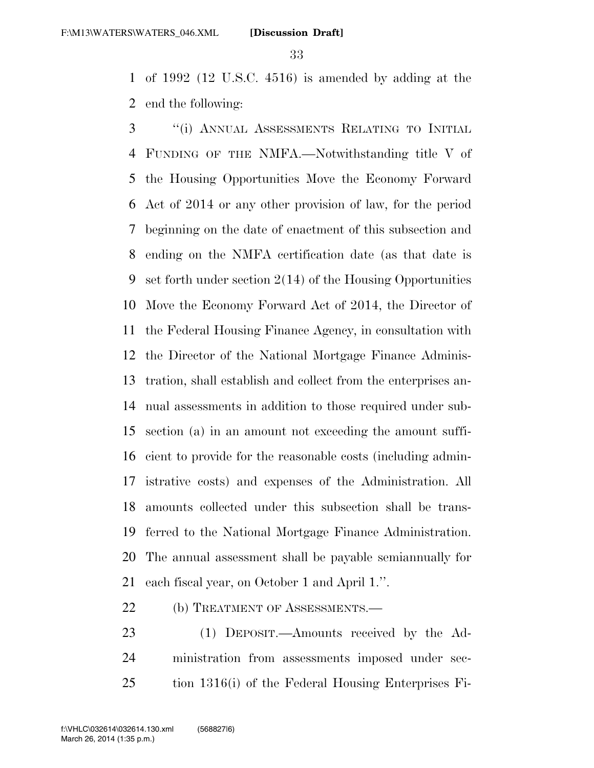of 1992 (12 U.S.C. 4516) is amended by adding at the end the following:

"(i) ANNUAL ASSESSMENTS RELATING TO INITIAL FUNDING OF THE NMFA.—Notwithstanding title V of the Housing Opportunities Move the Economy Forward Act of 2014 or any other provision of law, for the period beginning on the date of enactment of this subsection and ending on the NMFA certification date (as that date is set forth under section 2(14) of the Housing Opportunities Move the Economy Forward Act of 2014, the Director of the Federal Housing Finance Agency, in consultation with the Director of the National Mortgage Finance Administration, shall establish and collect from the enterprises annual assessments in addition to those required under subsection (a) in an amount not exceeding the amount sufficient to provide for the reasonable costs (including administrative costs) and expenses of the Administration. All amounts collected under this subsection shall be transferred to the National Mortgage Finance Administration. The annual assessment shall be payable semiannually for each fiscal year, on October 1 and April 1.".

(b) TREATMENT OF ASSESSMENTS.—

(1) DEPOSIT.—Amounts received by the Administration from assessments imposed under section 1316(i) of the Federal Housing Enterprises Fi-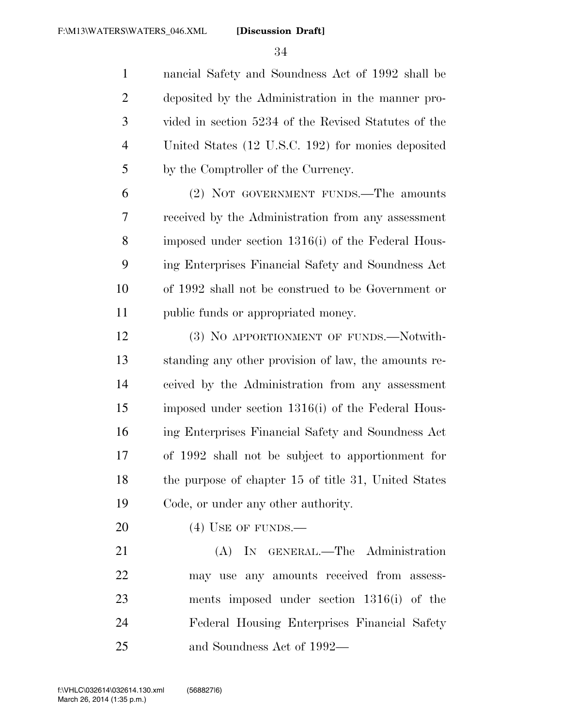nancial Safety and Soundness Act of 1992 shall be deposited by the Administration in the manner provided in section 5234 of the Revised Statutes of the United States (12 U.S.C. 192) for monies deposited by the Comptroller of the Currency.

(2) NOT GOVERNMENT FUNDS.—The amounts received by the Administration from any assessment imposed under section 1316(i) of the Federal Housing Enterprises Financial Safety and Soundness Act of 1992 shall not be construed to be Government or public funds or appropriated money.

(3) NO APPORTIONMENT OF FUNDS.—Notwithstanding any other provision of law, the amounts received by the Administration from any assessment imposed under section 1316(i) of the Federal Housing Enterprises Financial Safety and Soundness Act of 1992 shall not be subject to apportionment for the purpose of chapter 15 of title 31, United States Code, or under any other authority.

(4) USE OF FUNDS.—

(A) IN GENERAL.—The Administration may use any amounts received from assessments imposed under section 1316(i) of the Federal Housing Enterprises Financial Safety and Soundness Act of 1992—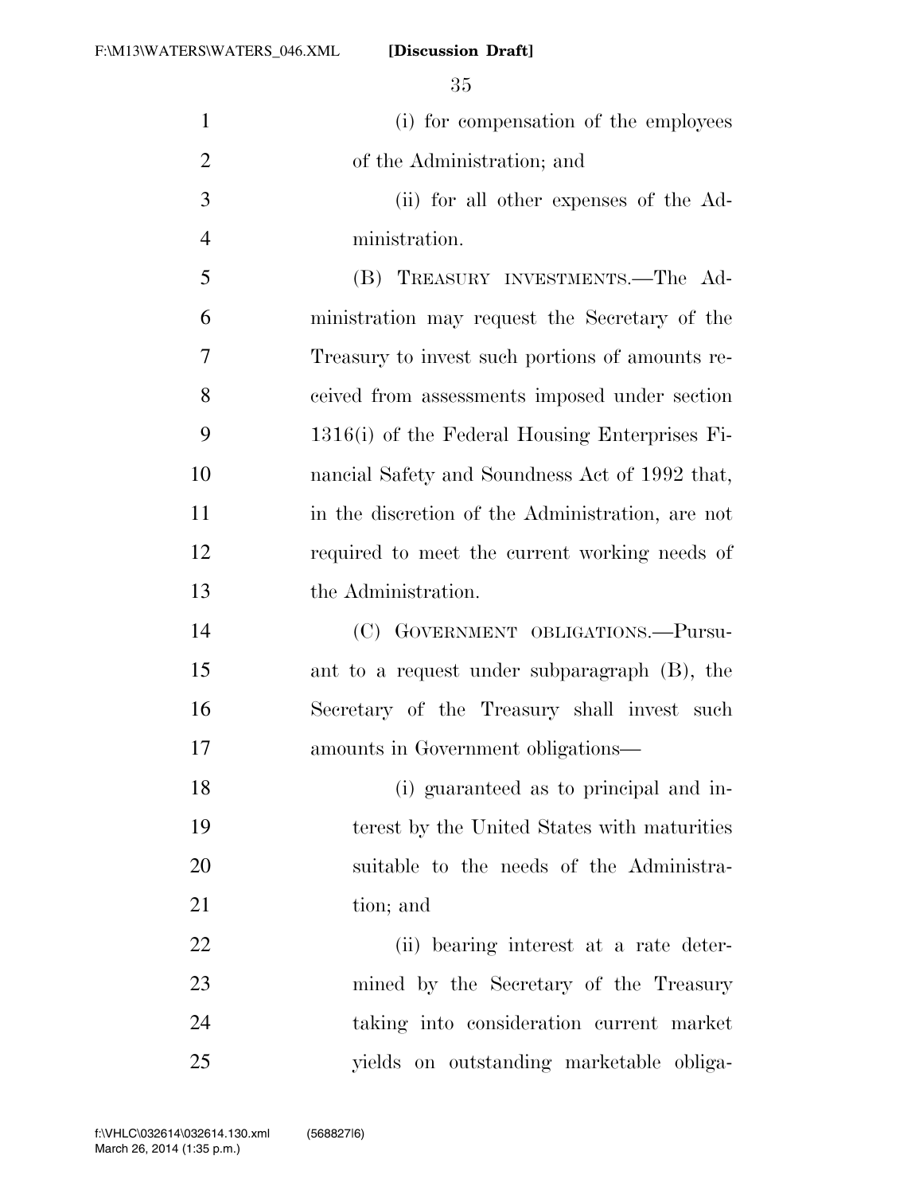(i) for compensation of the employees of the Administration; and

(ii) for all other expenses of the Administration.

(B) TREASURY INVESTMENTS.—The Administration may request the Secretary of the Treasury to invest such portions of amounts received from assessments imposed under section 1316(i) of the Federal Housing Enterprises Financial Safety and Soundness Act of 1992 that, in the discretion of the Administration, are not required to meet the current working needs of the Administration.

(C) GOVERNMENT OBLIGATIONS.—Pursuant to a request under subparagraph (B), the Secretary of the Treasury shall invest such amounts in Government obligations—

(i) guaranteed as to principal and interest by the United States with maturities suitable to the needs of the Administration; and

(ii) bearing interest at a rate determined by the Secretary of the Treasury taking into consideration current market yields on outstanding marketable obliga-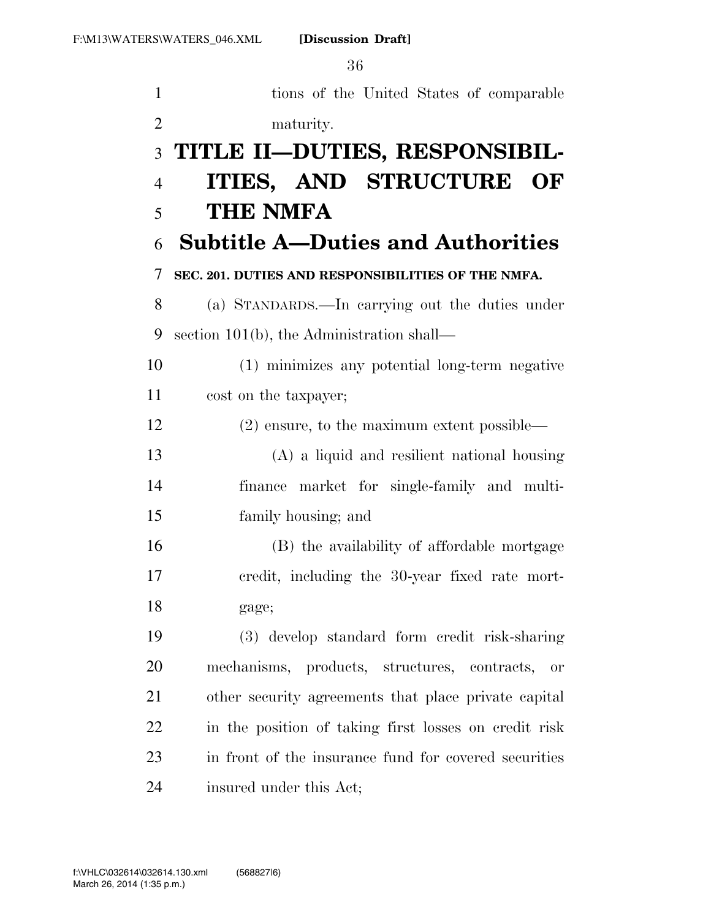tions of the United States of comparable maturity.

# TITLE II—DUTIES, RESPONSIBILITIES, AND STRUCTURE OF THE NMFA

## Subtitle A—Duties and Authorities

### SEC. 201. DUTIES AND RESPONSIBILITIES OF THE NMFA.

(a) STANDARDS.—In carrying out the duties under section 101(b), the Administration shall—

(1) minimizes any potential long-term negative cost on the taxpayer;

(2) ensure, to the maximum extent possible—

(A) a liquid and resilient national housing finance market for single-family and multi-family housing; and

(B) the availability of affordable mortgage credit, including the 30-year fixed rate mortgage;

(3) develop standard form credit risk-sharing mechanisms, products, structures, contracts, or other security agreements that place private capital in the position of taking first losses on credit risk in front of the insurance fund for covered securities insured under this Act;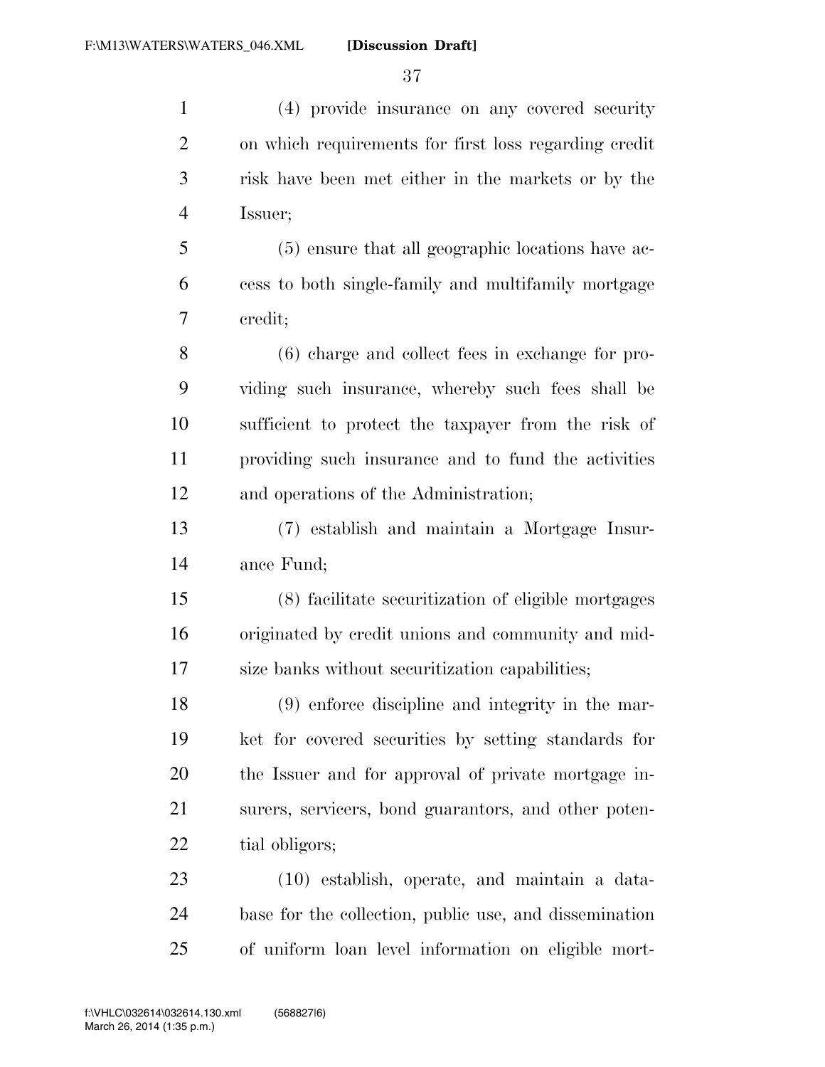(4) provide insurance on any covered security on which requirements for first loss regarding credit risk have been met either in the markets or by the Issuer;

(5) ensure that all geographic locations have access to both single-family and multifamily mortgage credit;

(6) charge and collect fees in exchange for providing such insurance, whereby such fees shall be sufficient to protect the taxpayer from the risk of providing such insurance and to fund the activities and operations of the Administration;

(7) establish and maintain a Mortgage Insurance Fund;

(8) facilitate securitization of eligible mortgages originated by credit unions and community and mid-size banks without securitization capabilities;

(9) enforce discipline and integrity in the market for covered securities by setting standards for the Issuer and for approval of private mortgage insurers, servicers, bond guarantors, and other potential obligors;

(10) establish, operate, and maintain a database for the collection, public use, and dissemination of uniform loan level information on eligible mort-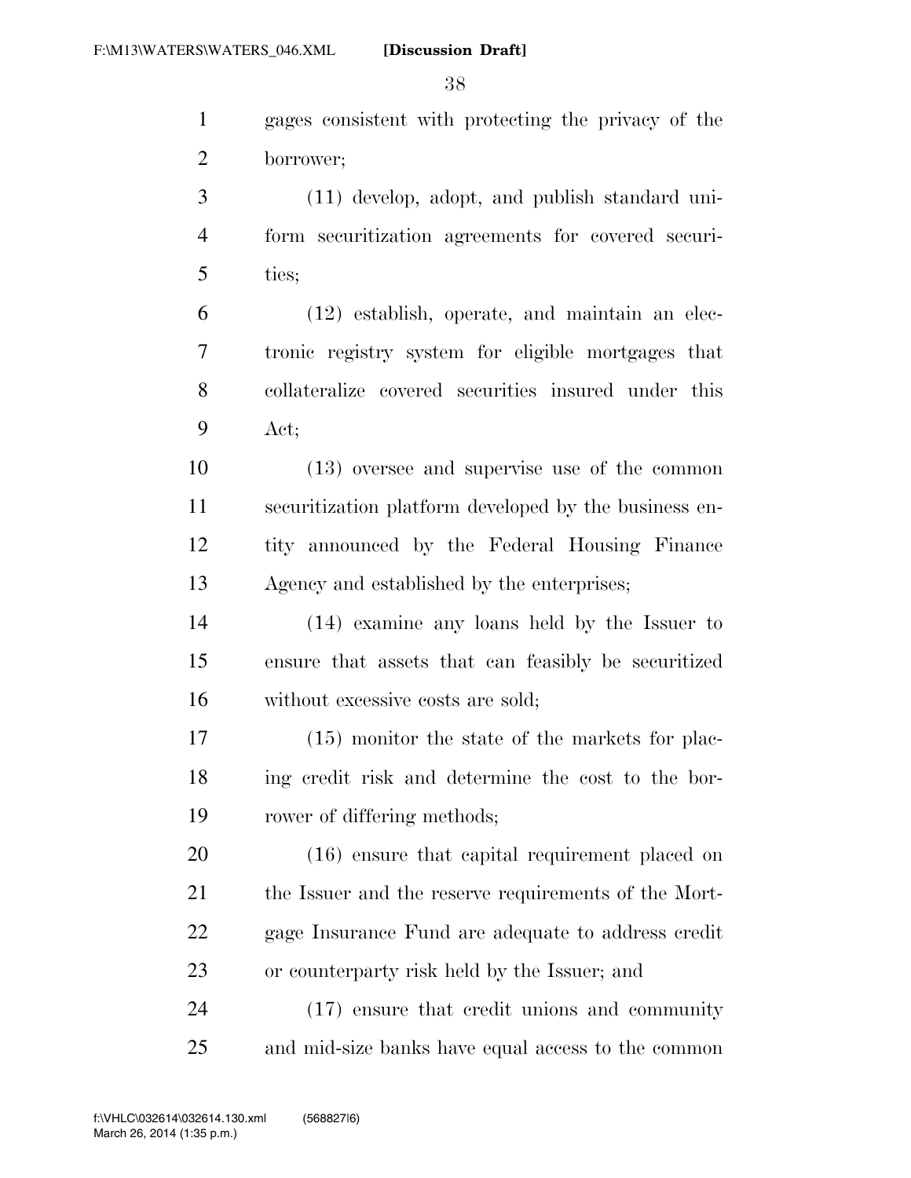gages consistent with protecting the privacy of the borrower;

(11) develop, adopt, and publish standard uniform securitization agreements for covered securities;

(12) establish, operate, and maintain an electronic registry system for eligible mortgages that collateralize covered securities insured under this Act;

(13) oversee and supervise use of the common securitization platform developed by the business entity announced by the Federal Housing Finance Agency and established by the enterprises;

(14) examine any loans held by the Issuer to ensure that assets that can feasibly be securitized without excessive costs are sold;

(15) monitor the state of the markets for placing credit risk and determine the cost to the borrower of differing methods;

(16) ensure that capital requirement placed on the Issuer and the reserve requirements of the Mortgage Insurance Fund are adequate to address credit or counterparty risk held by the Issuer; and

(17) ensure that credit unions and community and mid-size banks have equal access to the common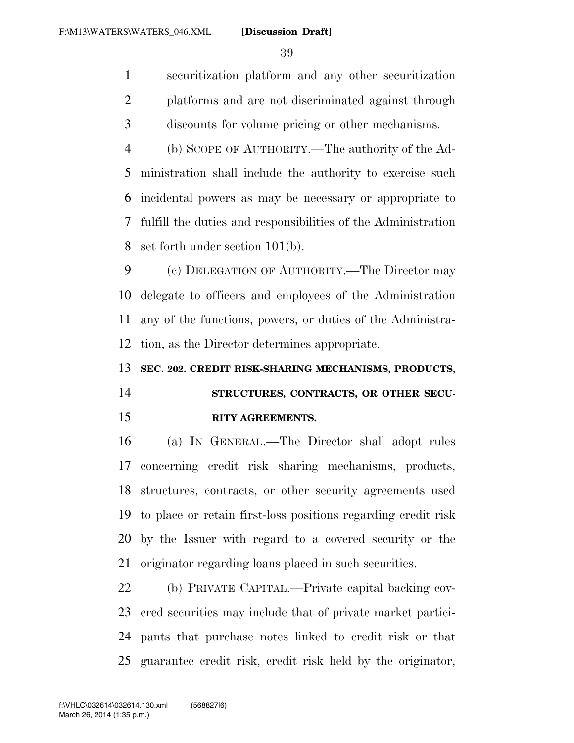securitization platform and any other securitization platforms and are not discriminated against through discounts for volume pricing or other mechanisms.

(b) SCOPE OF AUTHORITY.—The authority of the Administration shall include the authority to exercise such incidental powers as may be necessary or appropriate to fulfill the duties and responsibilities of the Administration set forth under section 101(b).

(c) DELEGATION OF AUTHORITY.—The Director may delegate to officers and employees of the Administration any of the functions, powers, or duties of the Administration, as the Director determines appropriate.

**SEC. 202. CREDIT RISK-SHARING MECHANISMS, PRODUCTS, STRUCTURES, CONTRACTS, OR OTHER SECURITY AGREEMENTS.**

(a) IN GENERAL.—The Director shall adopt rules concerning credit risk sharing mechanisms, products, structures, contracts, or other security agreements used to place or retain first-loss positions regarding credit risk by the Issuer with regard to a covered security or the originator regarding loans placed in such securities.

(b) PRIVATE CAPITAL.—Private capital backing covered securities may include that of private market participants that purchase notes linked to credit risk or that guarantee credit risk, credit risk held by the originator,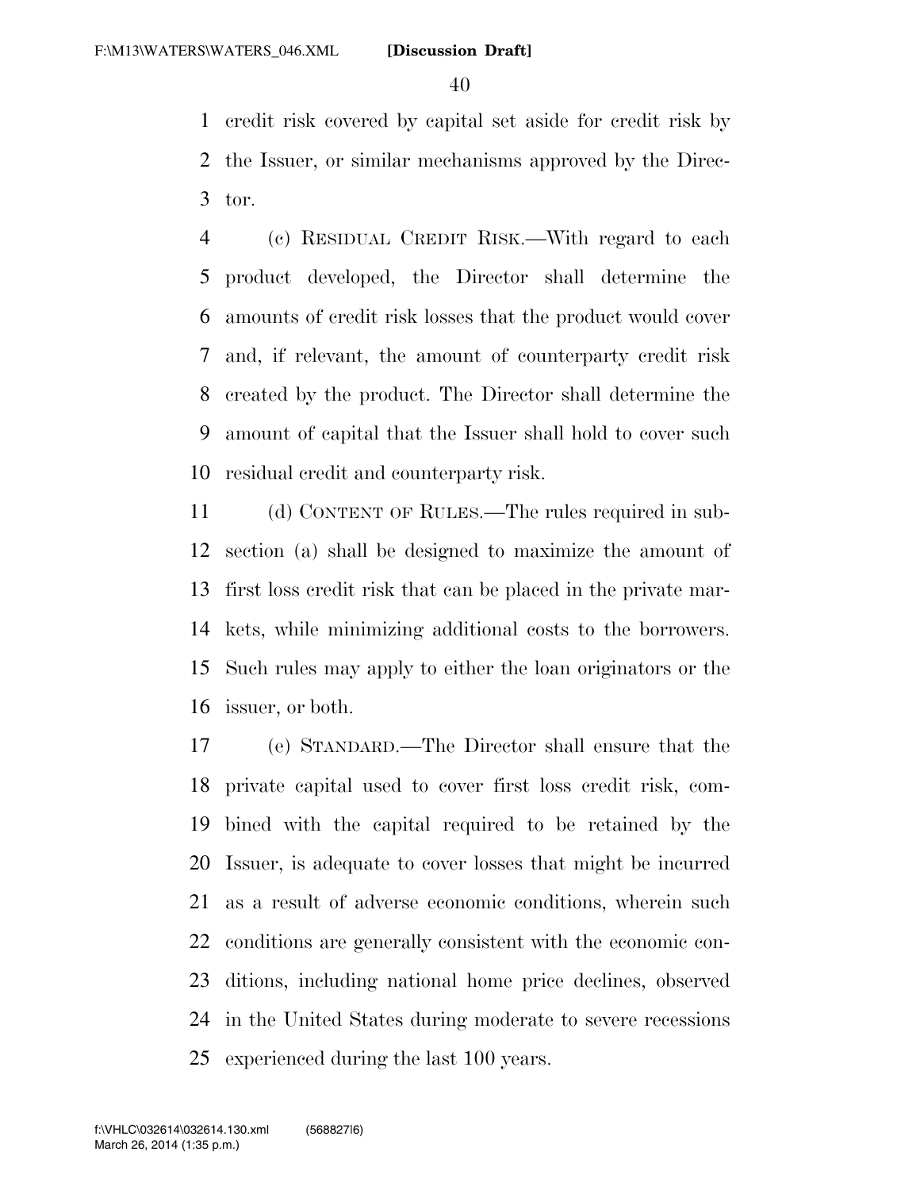credit risk covered by capital set aside for credit risk by the Issuer, or similar mechanisms approved by the Director.

(c) RESIDUAL CREDIT RISK.—With regard to each product developed, the Director shall determine the amounts of credit risk losses that the product would cover and, if relevant, the amount of counterparty credit risk created by the product. The Director shall determine the amount of capital that the Issuer shall hold to cover such residual credit and counterparty risk.

(d) CONTENT OF RULES.—The rules required in subsection (a) shall be designed to maximize the amount of first loss credit risk that can be placed in the private markets, while minimizing additional costs to the borrowers. Such rules may apply to either the loan originators or the issuer, or both.

(e) STANDARD.—The Director shall ensure that the private capital used to cover first loss credit risk, combined with the capital required to be retained by the Issuer, is adequate to cover losses that might be incurred as a result of adverse economic conditions, wherein such conditions are generally consistent with the economic conditions, including national home price declines, observed in the United States during moderate to severe recessions experienced during the last 100 years.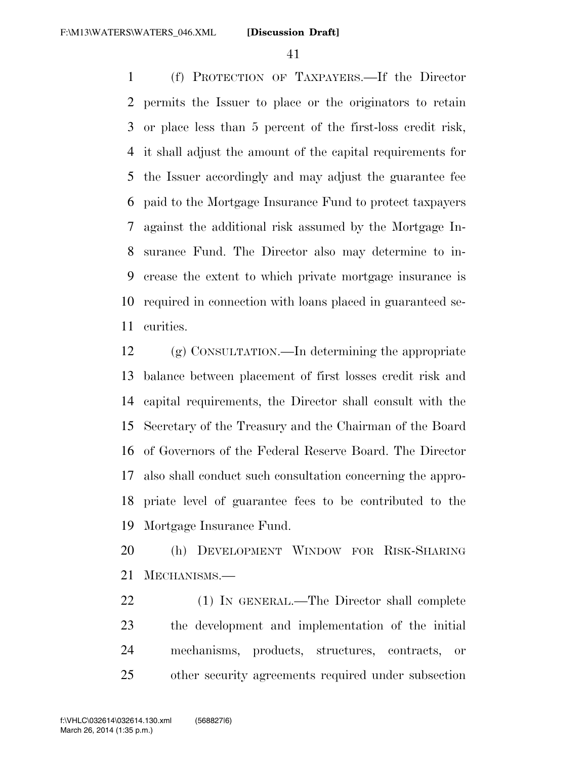(f) PROTECTION OF TAXPAYERS.—If the Director permits the Issuer to place or the originators to retain or place less than 5 percent of the first-loss credit risk, it shall adjust the amount of the capital requirements for the Issuer accordingly and may adjust the guarantee fee paid to the Mortgage Insurance Fund to protect taxpayers against the additional risk assumed by the Mortgage Insurance Fund. The Director also may determine to increase the extent to which private mortgage insurance is required in connection with loans placed in guaranteed securities.

(g) CONSULTATION.—In determining the appropriate balance between placement of first losses credit risk and capital requirements, the Director shall consult with the Secretary of the Treasury and the Chairman of the Board of Governors of the Federal Reserve Board. The Director also shall conduct such consultation concerning the appropriate level of guarantee fees to be contributed to the Mortgage Insurance Fund.

(h) DEVELOPMENT WINDOW FOR RISK-SHARING MECHANISMS.—

(1) IN GENERAL.—The Director shall complete the development and implementation of the initial mechanisms, products, structures, contracts, or other security agreements required under subsection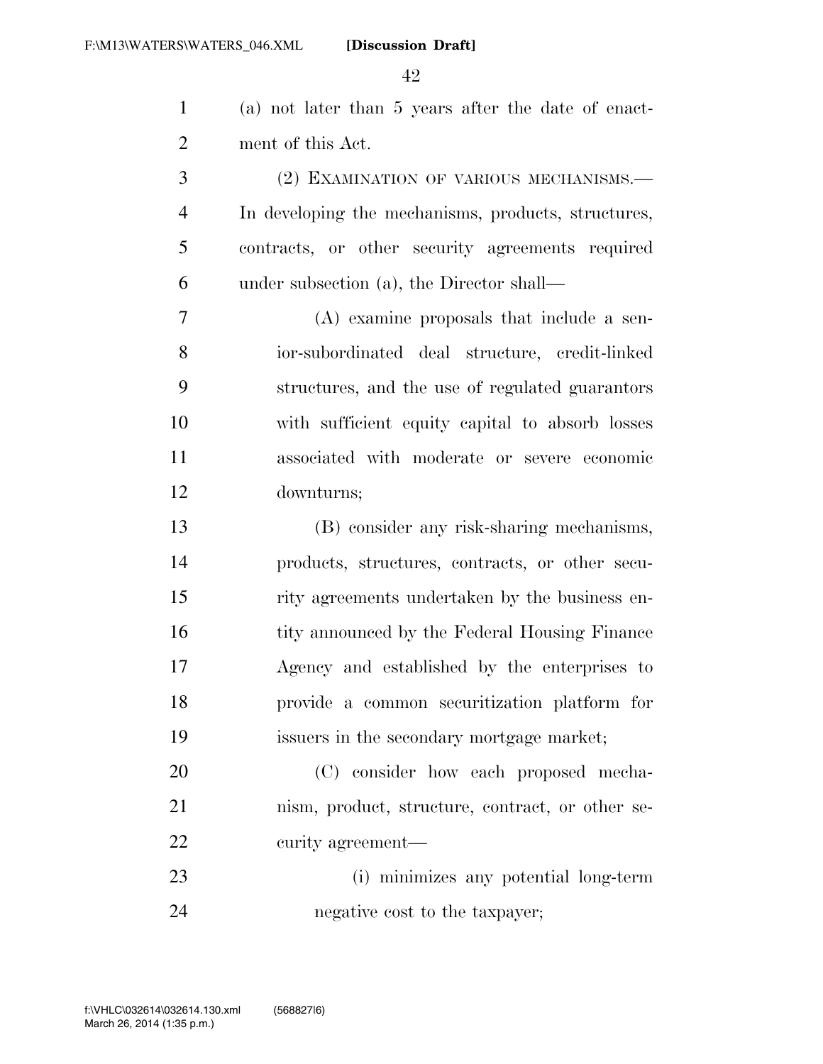(a) not later than 5 years after the date of enactment of this Act.

(2) EXAMINATION OF VARIOUS MECHANISMS.—In developing the mechanisms, products, structures, contracts, or other security agreements required under subsection (a), the Director shall—

(A) examine proposals that include a senior-subordinated deal structure, credit-linked structures, and the use of regulated guarantors with sufficient equity capital to absorb losses associated with moderate or severe economic downturns;

(B) consider any risk-sharing mechanisms, products, structures, contracts, or other security agreements undertaken by the business entity announced by the Federal Housing Finance Agency and established by the enterprises to provide a common securitization platform for issuers in the secondary mortgage market;

(C) consider how each proposed mechanism, product, structure, contract, or other security agreement—

(i) minimizes any potential long-term negative cost to the taxpayer;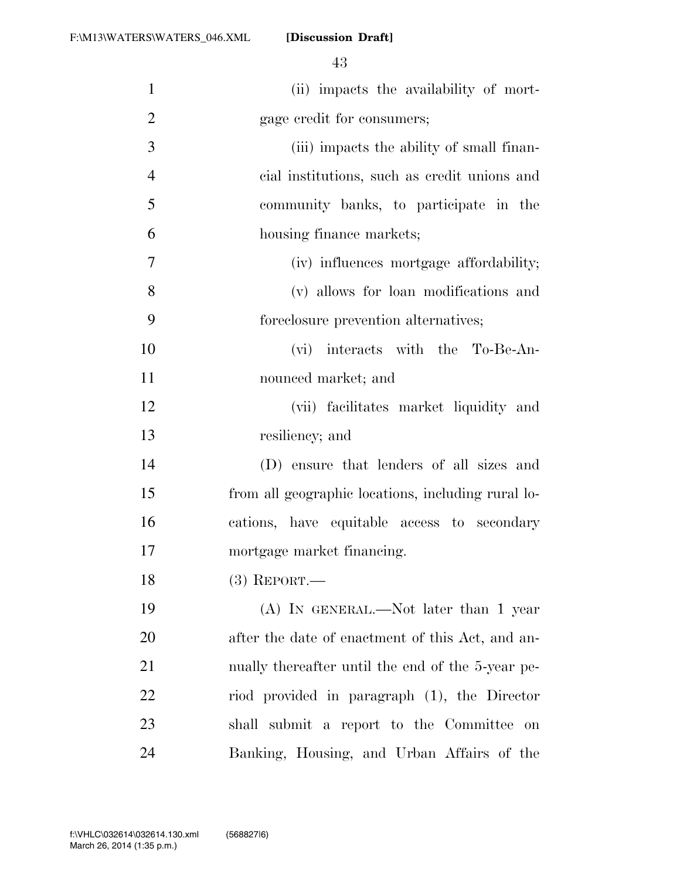(ii) impacts the availability of mortgage credit for consumers;

(iii) impacts the ability of small financial institutions, such as credit unions and community banks, to participate in the housing finance markets;

(iv) influences mortgage affordability;

(v) allows for loan modifications and foreclosure prevention alternatives;

(vi) interacts with the To-Be-Announced market; and

(vii) facilitates market liquidity and resiliency; and

(D) ensure that lenders of all sizes and from all geographic locations, including rural locations, have equitable access to secondary mortgage market financing.

(3) REPORT.—

(A) IN GENERAL.—Not later than 1 year after the date of enactment of this Act, and annually thereafter until the end of the 5-year period provided in paragraph (1), the Director shall submit a report to the Committee on Banking, Housing, and Urban Affairs of the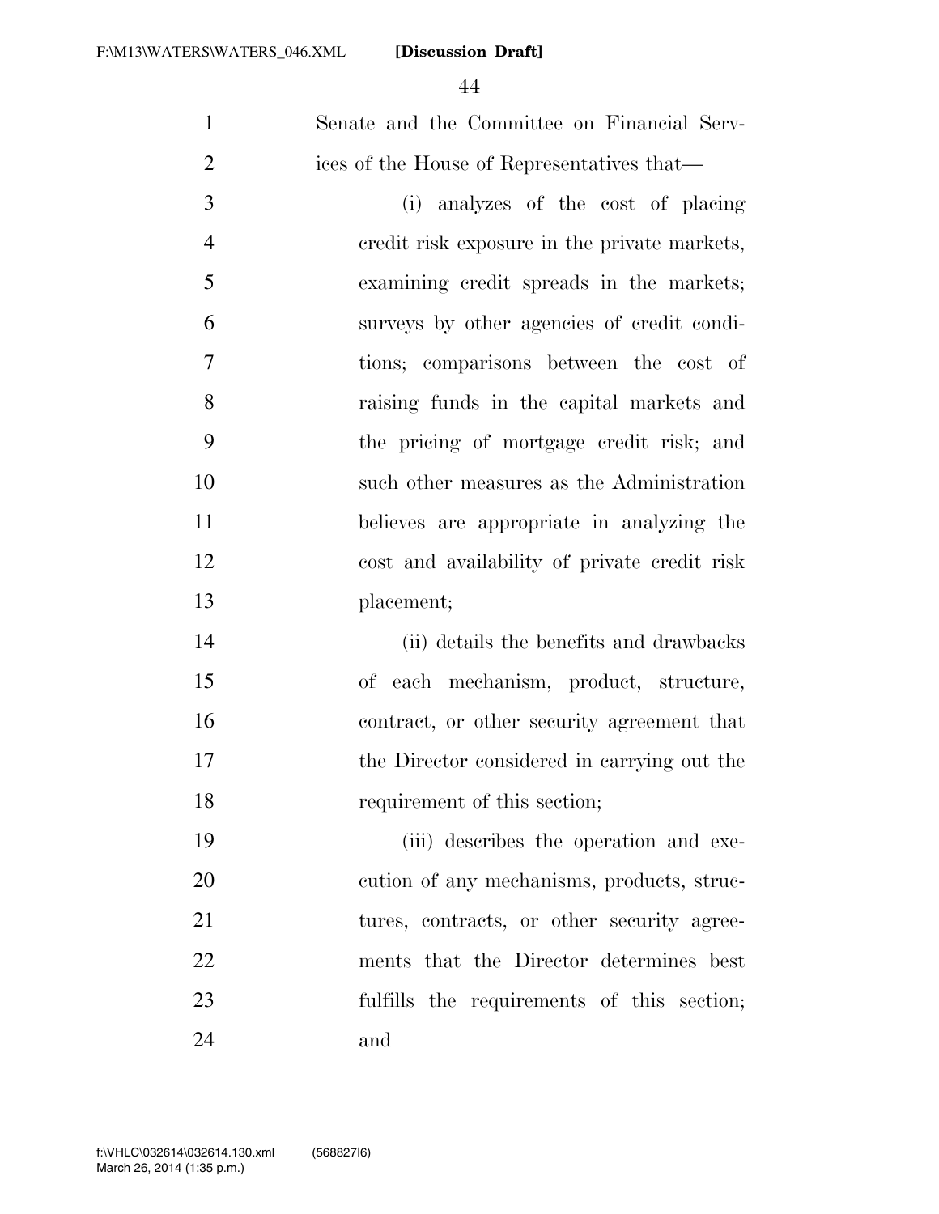Senate and the Committee on Financial Services of the House of Representatives that—

(i) analyzes of the cost of placing credit risk exposure in the private markets, examining credit spreads in the markets; surveys by other agencies of credit conditions; comparisons between the cost of raising funds in the capital markets and the pricing of mortgage credit risk; and such other measures as the Administration believes are appropriate in analyzing the cost and availability of private credit risk placement;

(ii) details the benefits and drawbacks of each mechanism, product, structure, contract, or other security agreement that the Director considered in carrying out the requirement of this section;

(iii) describes the operation and execution of any mechanisms, products, structures, contracts, or other security agreements that the Director determines best fulfills the requirements of this section; and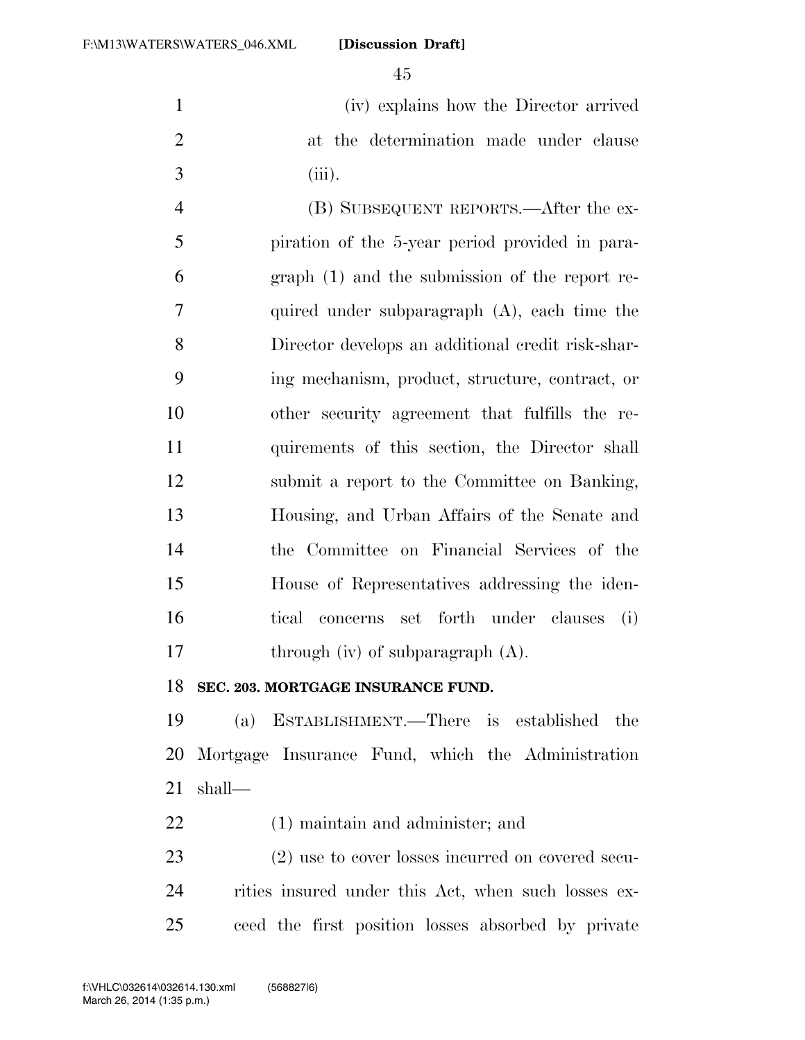(iv) explains how the Director arrived at the determination made under clause (iii).

(B) SUBSEQUENT REPORTS.—After the expiration of the 5-year period provided in paragraph (1) and the submission of the report required under subparagraph (A), each time the Director develops an additional credit risk-sharing mechanism, product, structure, contract, or other security agreement that fulfills the requirements of this section, the Director shall submit a report to the Committee on Banking, Housing, and Urban Affairs of the Senate and the Committee on Financial Services of the House of Representatives addressing the identical concerns set forth under clauses (i) through (iv) of subparagraph (A).

**SEC. 203. MORTGAGE INSURANCE FUND.**

(a) ESTABLISHMENT.—There is established the Mortgage Insurance Fund, which the Administration shall—

(1) maintain and administer; and

(2) use to cover losses incurred on covered securities insured under this Act, when such losses exceed the first position losses absorbed by private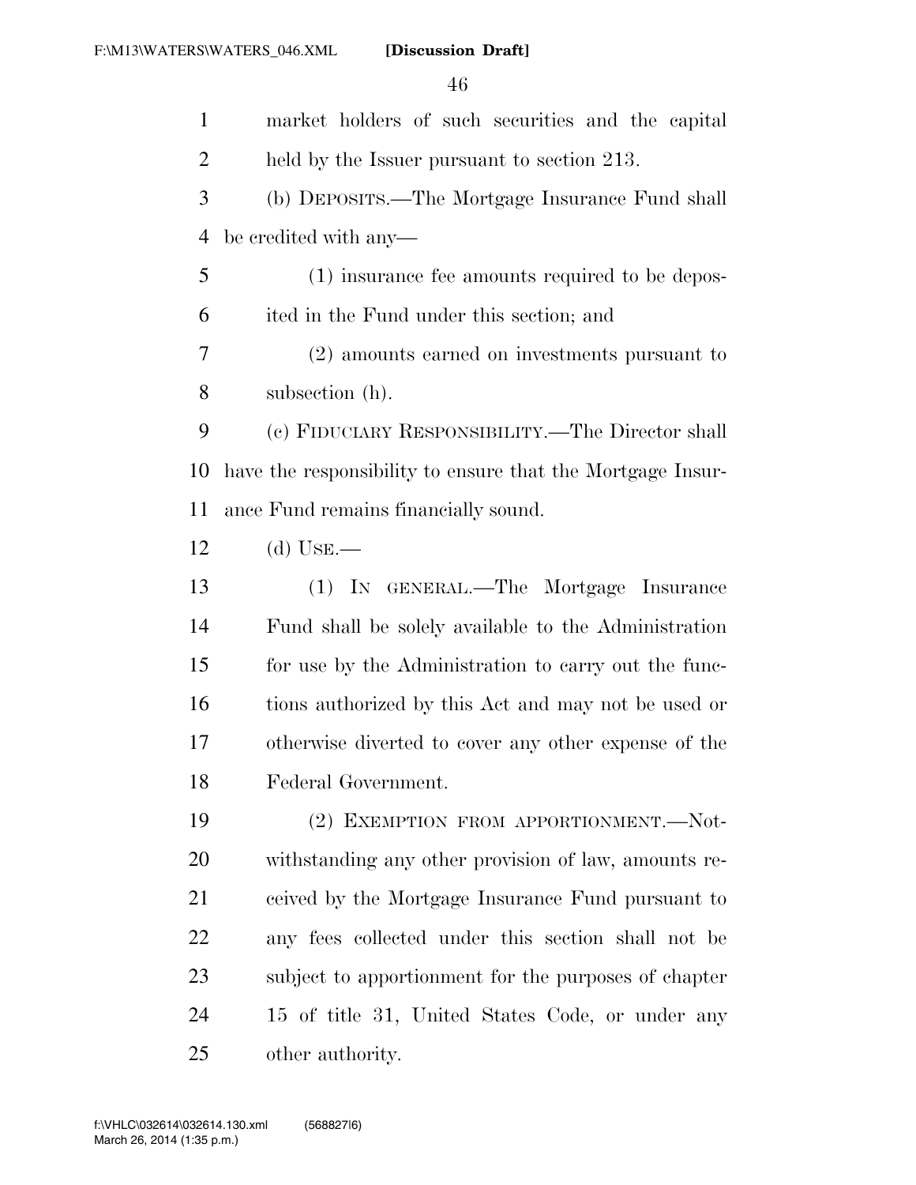market holders of such securities and the capital held by the Issuer pursuant to section 213.

(b) DEPOSITS.—The Mortgage Insurance Fund shall be credited with any—

(1) insurance fee amounts required to be deposited in the Fund under this section; and

(2) amounts earned on investments pursuant to subsection (h).

(c) FIDUCIARY RESPONSIBILITY.—The Director shall have the responsibility to ensure that the Mortgage Insurance Fund remains financially sound.

(d) USE.—

(1) IN GENERAL.—The Mortgage Insurance Fund shall be solely available to the Administration for use by the Administration to carry out the functions authorized by this Act and may not be used or otherwise diverted to cover any other expense of the Federal Government.

(2) EXEMPTION FROM APPORTIONMENT.—Notwithstanding any other provision of law, amounts received by the Mortgage Insurance Fund pursuant to any fees collected under this section shall not be subject to apportionment for the purposes of chapter 15 of title 31, United States Code, or under any other authority.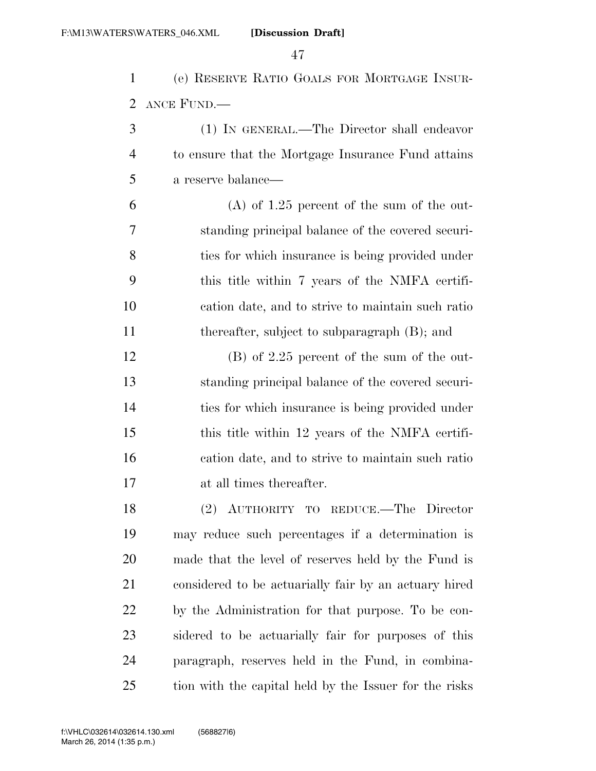(e) RESERVE RATIO GOALS FOR MORTGAGE INSURANCE FUND.—

(1) IN GENERAL.—The Director shall endeavor to ensure that the Mortgage Insurance Fund attains a reserve balance—

(A) of 1.25 percent of the sum of the outstanding principal balance of the covered securities for which insurance is being provided under this title within 7 years of the NMFA certification date, and to strive to maintain such ratio thereafter, subject to subparagraph (B); and

(B) of 2.25 percent of the sum of the outstanding principal balance of the covered securities for which insurance is being provided under this title within 12 years of the NMFA certification date, and to strive to maintain such ratio at all times thereafter.

(2) AUTHORITY TO REDUCE.—The Director may reduce such percentages if a determination is made that the level of reserves held by the Fund is considered to be actuarially fair by an actuary hired by the Administration for that purpose. To be considered to be actuarially fair for purposes of this paragraph, reserves held in the Fund, in combination with the capital held by the Issuer for the risks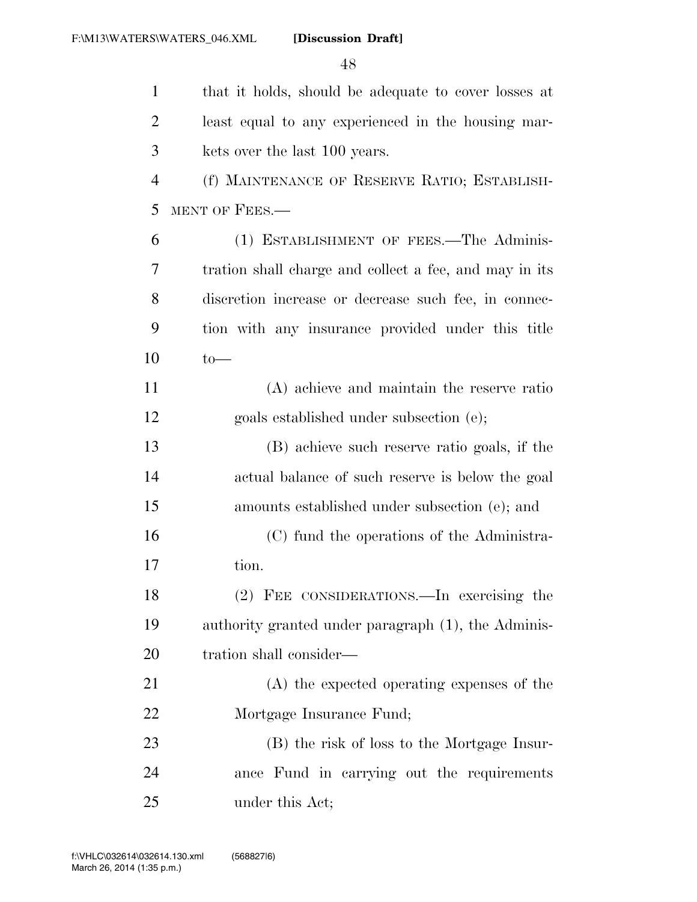that it holds, should be adequate to cover losses at least equal to any experienced in the housing markets over the last 100 years.

(f) MAINTENANCE OF RESERVE RATIO; ESTABLISHMENT OF FEES.—

(1) ESTABLISHMENT OF FEES.—The Administration shall charge and collect a fee, and may in its discretion increase or decrease such fee, in connection with any insurance provided under this title to—

(A) achieve and maintain the reserve ratio goals established under subsection (e);

(B) achieve such reserve ratio goals, if the actual balance of such reserve is below the goal amounts established under subsection (e); and

(C) fund the operations of the Administration.

(2) FEE CONSIDERATIONS.—In exercising the authority granted under paragraph (1), the Administration shall consider—

(A) the expected operating expenses of the Mortgage Insurance Fund;

(B) the risk of loss to the Mortgage Insurance Fund in carrying out the requirements under this Act;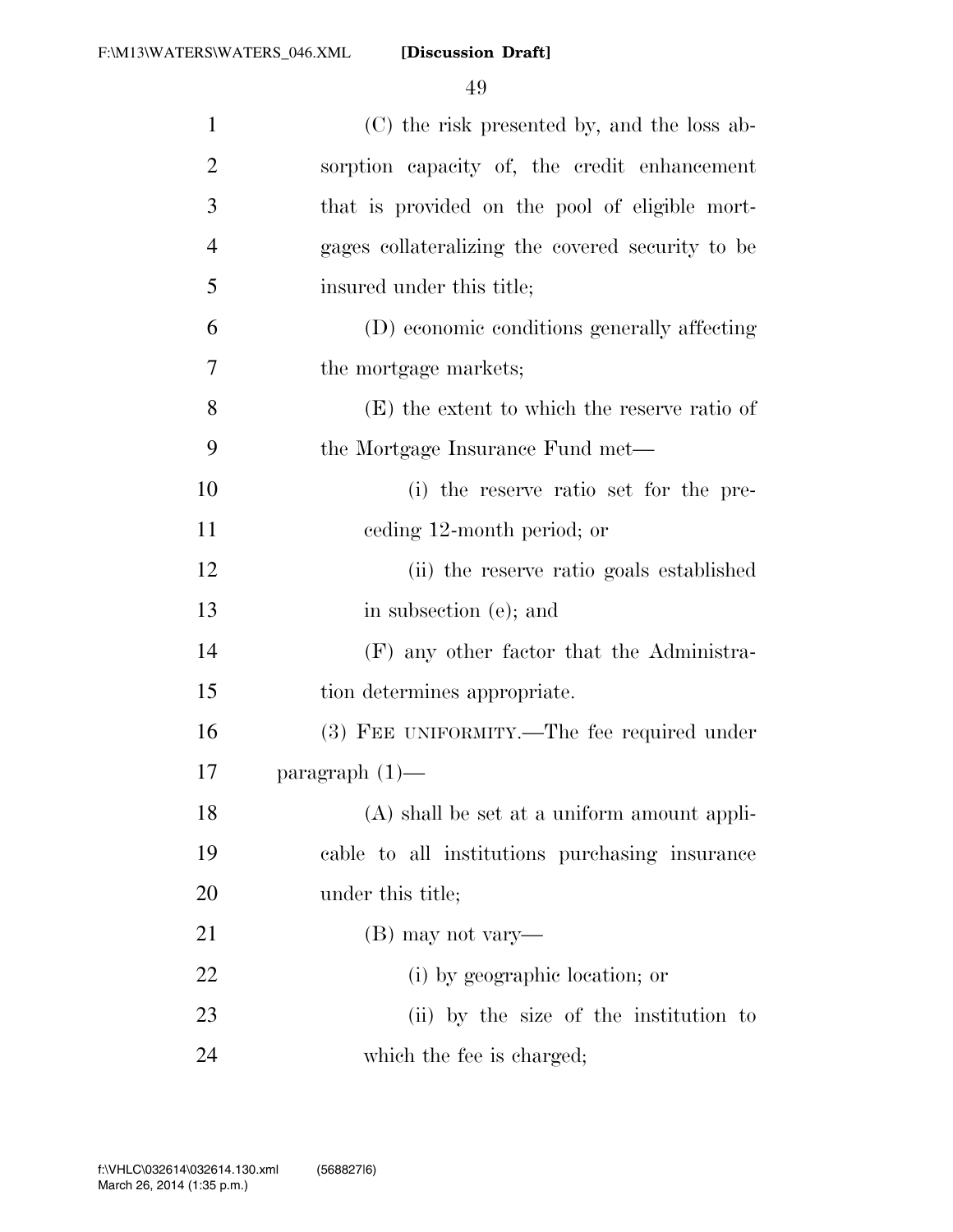(C) the risk presented by, and the loss absorption capacity of, the credit enhancement that is provided on the pool of eligible mortgages collateralizing the covered security to be insured under this title;

(D) economic conditions generally affecting the mortgage markets;

(E) the extent to which the reserve ratio of the Mortgage Insurance Fund met—

(i) the reserve ratio set for the preceding 12-month period; or

(ii) the reserve ratio goals established in subsection (e); and

(F) any other factor that the Administration determines appropriate.

(3) FEE UNIFORMITY.—The fee required under paragraph (1)—

(A) shall be set at a uniform amount applicable to all institutions purchasing insurance under this title;

(B) may not vary—

(i) by geographic location; or

(ii) by the size of the institution to which the fee is charged;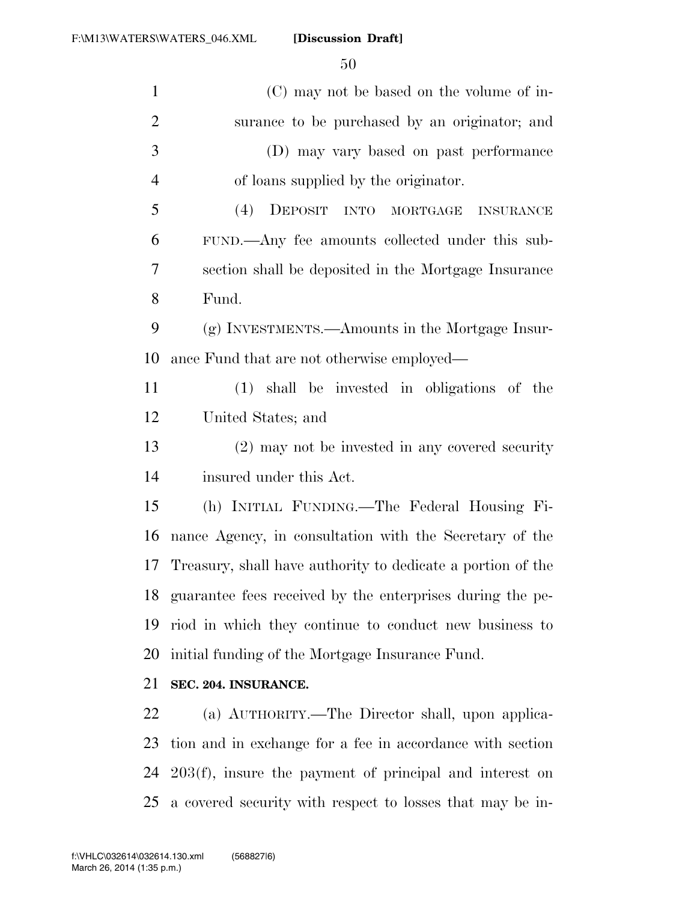(C) may not be based on the volume of insurance to be purchased by an originator; and

(D) may vary based on past performance of loans supplied by the originator.

(4) DEPOSIT INTO MORTGAGE INSURANCE FUND.—Any fee amounts collected under this subsection shall be deposited in the Mortgage Insurance Fund.

(g) INVESTMENTS.—Amounts in the Mortgage Insurance Fund that are not otherwise employed—

(1) shall be invested in obligations of the United States; and

(2) may not be invested in any covered security insured under this Act.

(h) INITIAL FUNDING.—The Federal Housing Finance Agency, in consultation with the Secretary of the Treasury, shall have authority to dedicate a portion of the guarantee fees received by the enterprises during the period in which they continue to conduct new business to initial funding of the Mortgage Insurance Fund.

**SEC. 204. INSURANCE.**

(a) AUTHORITY.—The Director shall, upon application and in exchange for a fee in accordance with section 203(f), insure the payment of principal and interest on a covered security with respect to losses that may be in-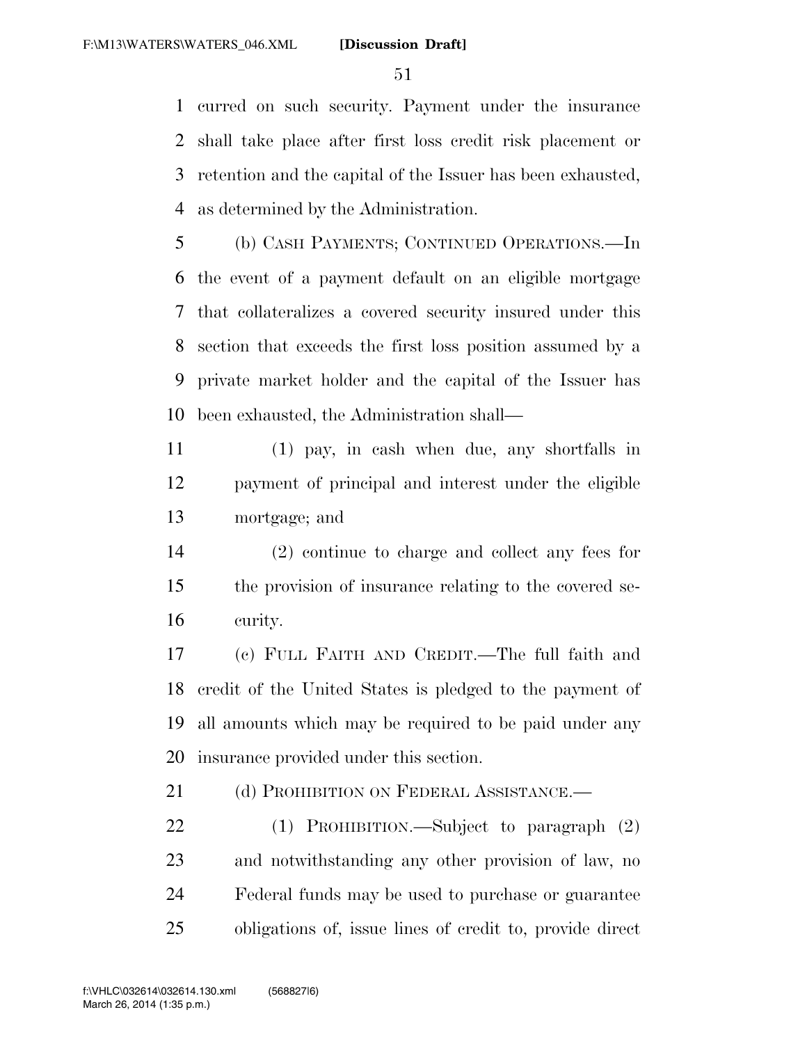curred on such security. Payment under the insurance shall take place after first loss credit risk placement or retention and the capital of the Issuer has been exhausted, as determined by the Administration.

(b) CASH PAYMENTS; CONTINUED OPERATIONS.—In the event of a payment default on an eligible mortgage that collateralizes a covered security insured under this section that exceeds the first loss position assumed by a private market holder and the capital of the Issuer has been exhausted, the Administration shall—

(1) pay, in cash when due, any shortfalls in payment of principal and interest under the eligible mortgage; and

(2) continue to charge and collect any fees for the provision of insurance relating to the covered security.

(c) FULL FAITH AND CREDIT.—The full faith and credit of the United States is pledged to the payment of all amounts which may be required to be paid under any insurance provided under this section.

(d) PROHIBITION ON FEDERAL ASSISTANCE.—

(1) PROHIBITION.—Subject to paragraph (2) and notwithstanding any other provision of law, no Federal funds may be used to purchase or guarantee obligations of, issue lines of credit to, provide direct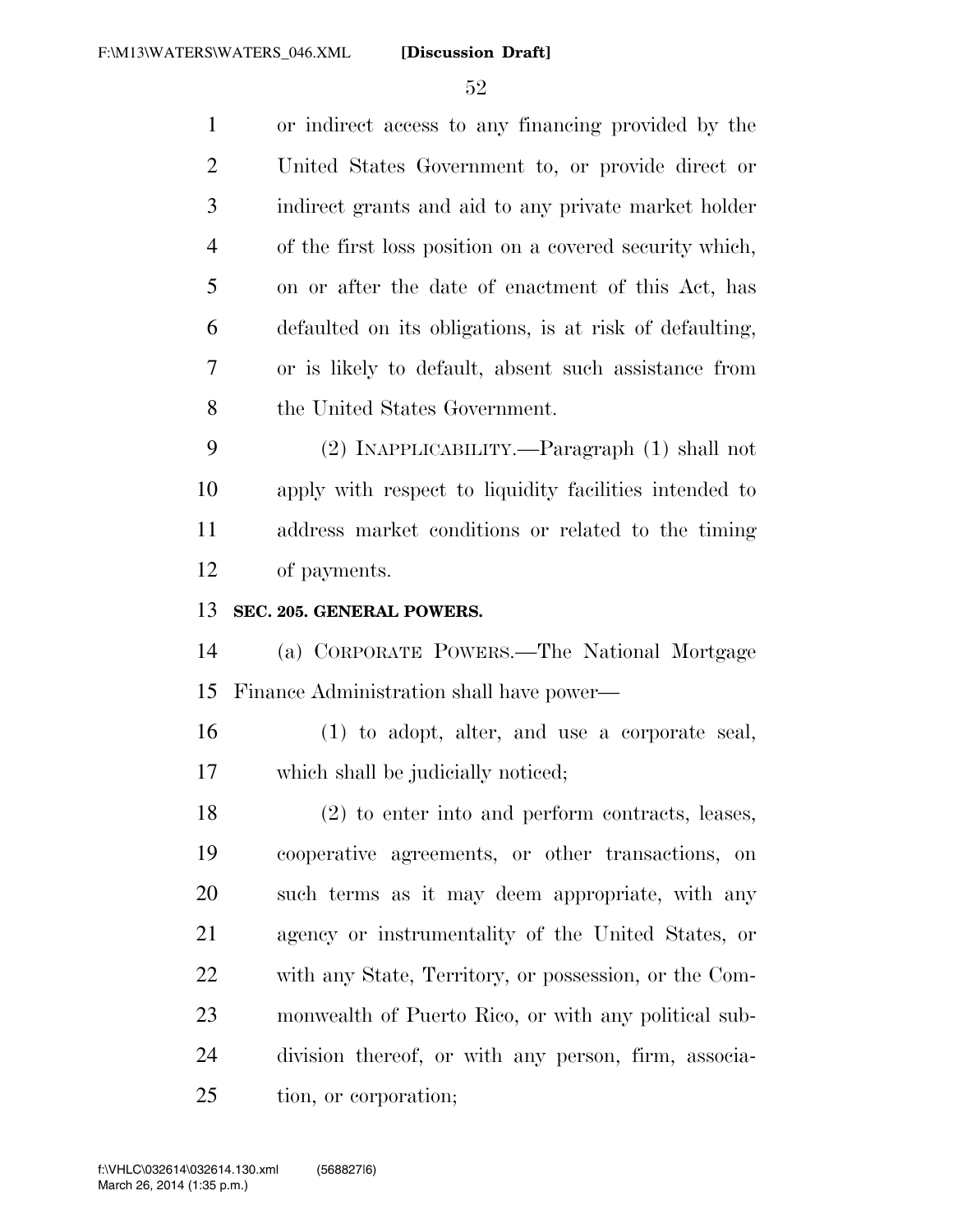or indirect access to any financing provided by the United States Government to, or provide direct or indirect grants and aid to any private market holder of the first loss position on a covered security which, on or after the date of enactment of this Act, has defaulted on its obligations, is at risk of defaulting, or is likely to default, absent such assistance from the United States Government.

(2) INAPPLICABILITY.—Paragraph (1) shall not apply with respect to liquidity facilities intended to address market conditions or related to the timing of payments.

**SEC. 205. GENERAL POWERS.**

(a) CORPORATE POWERS.—The National Mortgage Finance Administration shall have power—

(1) to adopt, alter, and use a corporate seal, which shall be judicially noticed;

(2) to enter into and perform contracts, leases, cooperative agreements, or other transactions, on such terms as it may deem appropriate, with any agency or instrumentality of the United States, or with any State, Territory, or possession, or the Commonwealth of Puerto Rico, or with any political subdivision thereof, or with any person, firm, association, or corporation;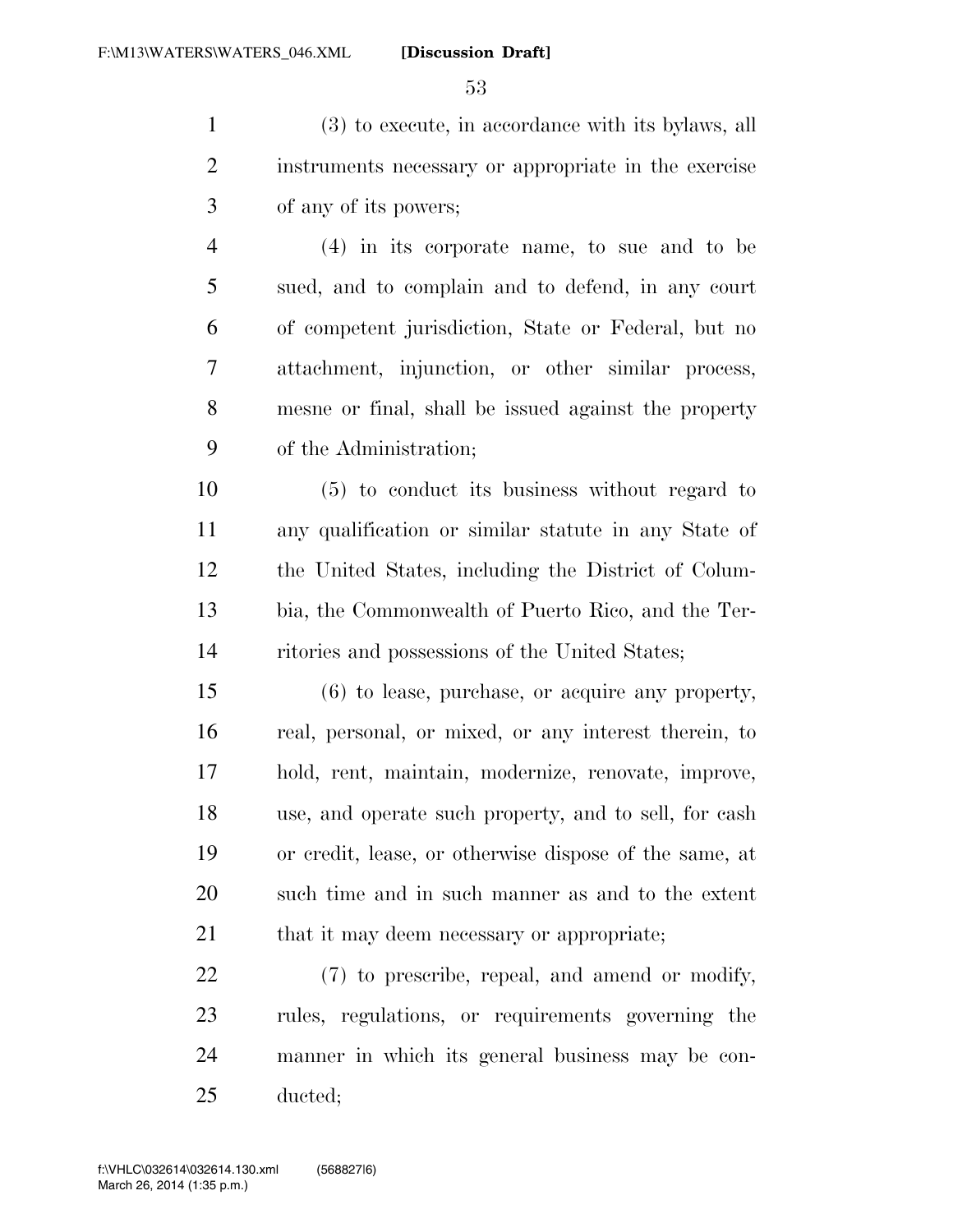(3) to execute, in accordance with its bylaws, all instruments necessary or appropriate in the exercise of any of its powers;

(4) in its corporate name, to sue and to be sued, and to complain and to defend, in any court of competent jurisdiction, State or Federal, but no attachment, injunction, or other similar process, mesne or final, shall be issued against the property of the Administration;

(5) to conduct its business without regard to any qualification or similar statute in any State of the United States, including the District of Columbia, the Commonwealth of Puerto Rico, and the Territories and possessions of the United States;

(6) to lease, purchase, or acquire any property, real, personal, or mixed, or any interest therein, to hold, rent, maintain, modernize, renovate, improve, use, and operate such property, and to sell, for cash or credit, lease, or otherwise dispose of the same, at such time and in such manner as and to the extent that it may deem necessary or appropriate;

(7) to prescribe, repeal, and amend or modify, rules, regulations, or requirements governing the manner in which its general business may be conducted;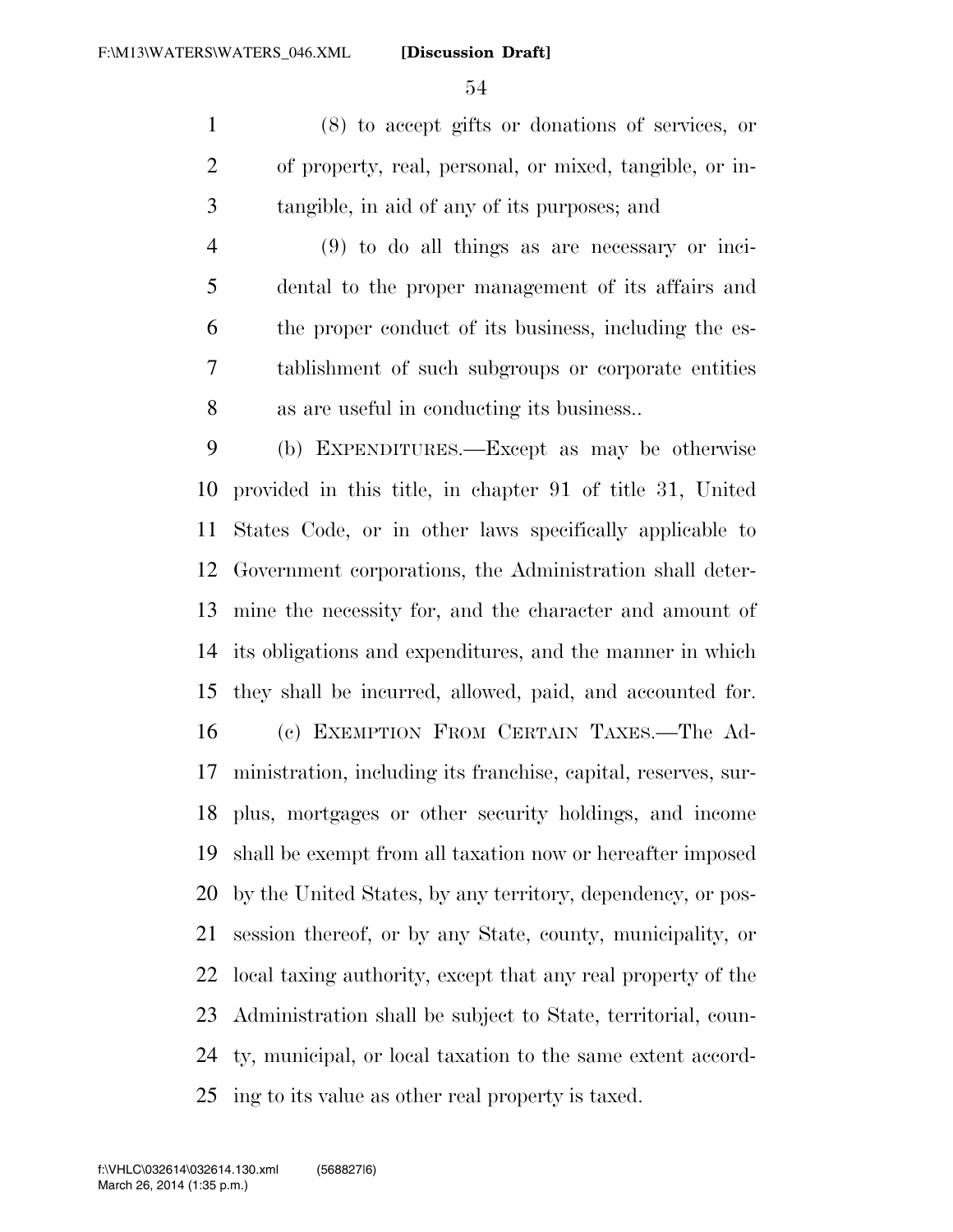(8) to accept gifts or donations of services, or of property, real, personal, or mixed, tangible, or intangible, in aid of any of its purposes; and

(9) to do all things as are necessary or incidental to the proper management of its affairs and the proper conduct of its business, including the establishment of such subgroups or corporate entities as are useful in conducting its business..

(b) EXPENDITURES.—Except as may be otherwise provided in this title, in chapter 91 of title 31, United States Code, or in other laws specifically applicable to Government corporations, the Administration shall determine the necessity for, and the character and amount of its obligations and expenditures, and the manner in which they shall be incurred, allowed, paid, and accounted for.

(c) EXEMPTION FROM CERTAIN TAXES.—The Administration, including its franchise, capital, reserves, surplus, mortgages or other security holdings, and income shall be exempt from all taxation now or hereafter imposed by the United States, by any territory, dependency, or possession thereof, or by any State, county, municipality, or local taxing authority, except that any real property of the Administration shall be subject to State, territorial, county, municipal, or local taxation to the same extent according to its value as other real property is taxed.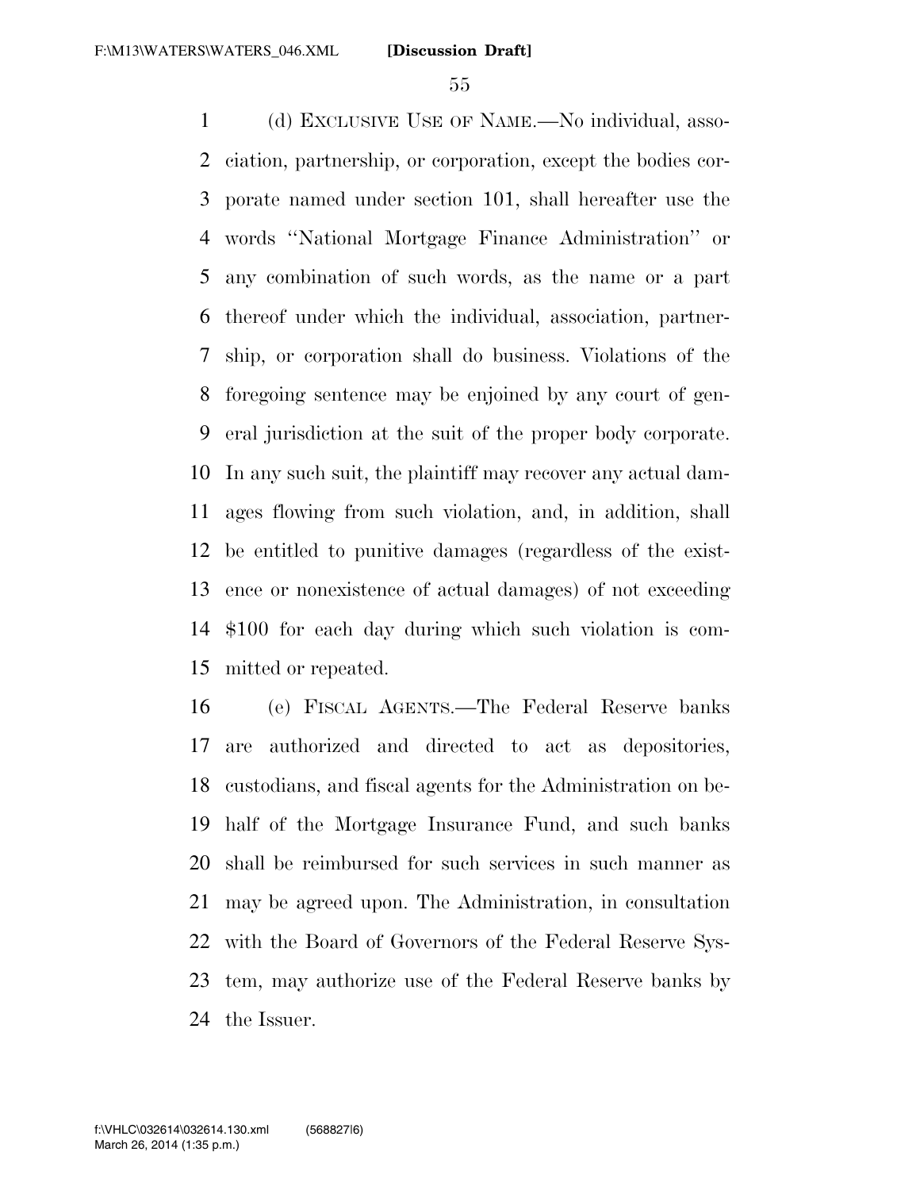(d) EXCLUSIVE USE OF NAME.—No individual, association, partnership, or corporation, except the bodies corporate named under section 101, shall hereafter use the words ''National Mortgage Finance Administration'' or any combination of such words, as the name or a part thereof under which the individual, association, partnership, or corporation shall do business. Violations of the foregoing sentence may be enjoined by any court of general jurisdiction at the suit of the proper body corporate. In any such suit, the plaintiff may recover any actual damages flowing from such violation, and, in addition, shall be entitled to punitive damages (regardless of the existence or nonexistence of actual damages) of not exceeding $100 for each day during which such violation is committed or repeated.

(e) FISCAL AGENTS.—The Federal Reserve banks are authorized and directed to act as depositories, custodians, and fiscal agents for the Administration on behalf of the Mortgage Insurance Fund, and such banks shall be reimbursed for such services in such manner as may be agreed upon. The Administration, in consultation with the Board of Governors of the Federal Reserve System, may authorize use of the Federal Reserve banks by the Issuer.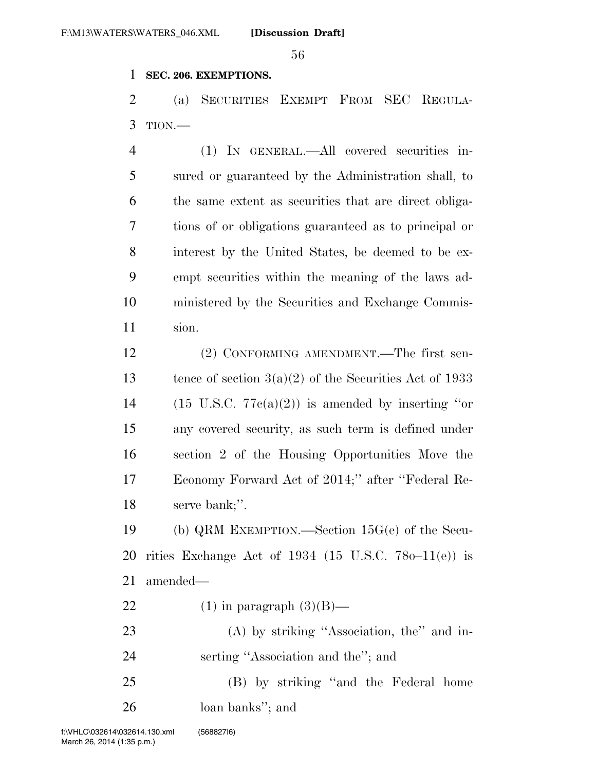**SEC. 206. EXEMPTIONS.**

(a) SECURITIES EXEMPT FROM SEC REGULATION.—

(1) IN GENERAL.—All covered securities insured or guaranteed by the Administration shall, to the same extent as securities that are direct obligations of or obligations guaranteed as to principal or interest by the United States, be deemed to be exempt securities within the meaning of the laws administered by the Securities and Exchange Commission.

(2) CONFORMING AMENDMENT.—The first sentence of section 3(a)(2) of the Securities Act of 1933 (15 U.S.C. 77c(a)(2)) is amended by inserting "or any covered security, as such term is defined under section 2 of the Housing Opportunities Move the Economy Forward Act of 2014;" after "Federal Reserve bank;".

(b) QRM EXEMPTION.—Section 15G(e) of the Securities Exchange Act of 1934 (15 U.S.C. 78o–11(e)) is amended—

(1) in paragraph (3)(B)—

(A) by striking "Association, the" and inserting "Association and the"; and

(B) by striking "and the Federal home loan banks"; and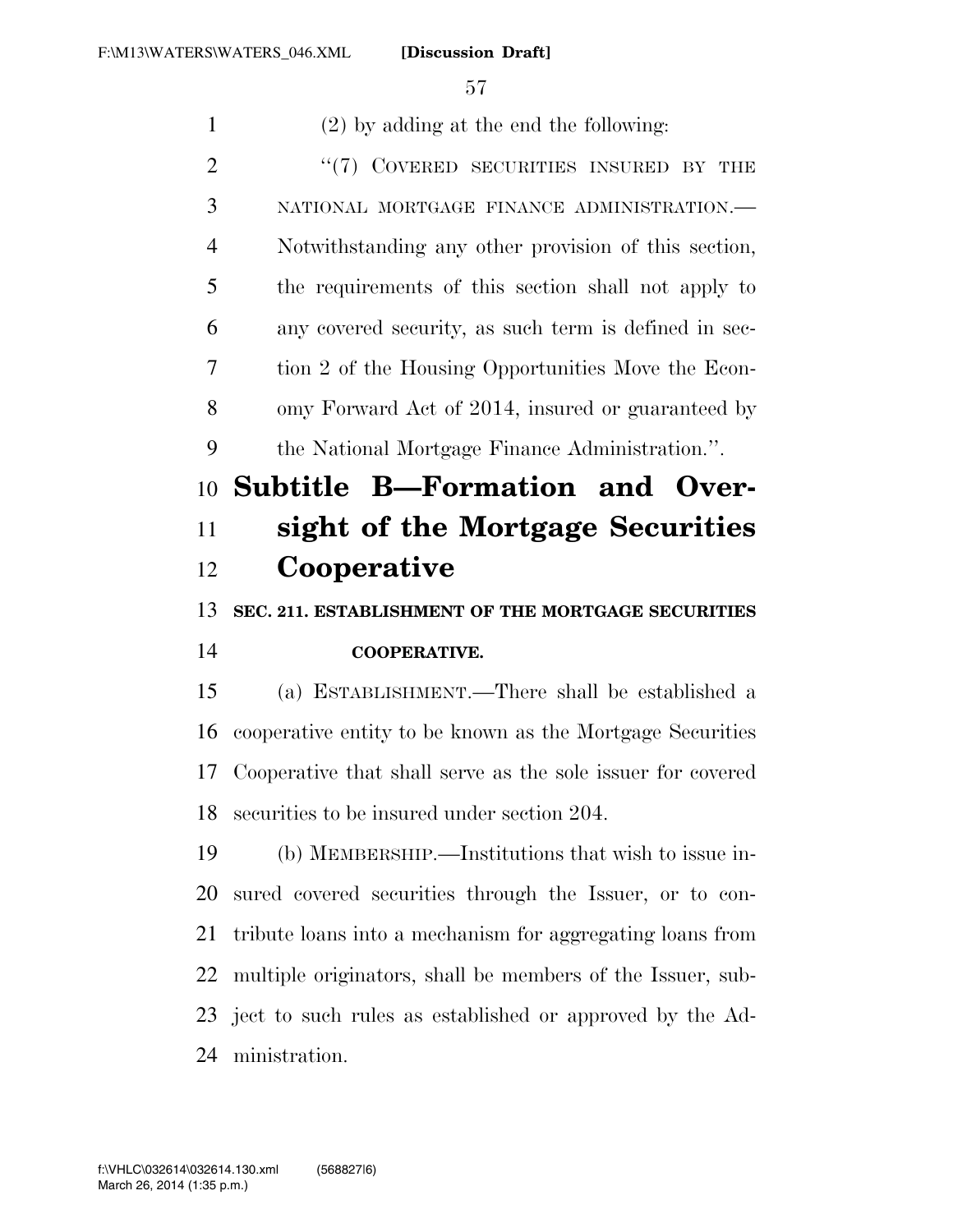(2) by adding at the end the following:

"(7) COVERED SECURITIES INSURED BY THE NATIONAL MORTGAGE FINANCE ADMINISTRATION.—Notwithstanding any other provision of this section, the requirements of this section shall not apply to any covered security, as such term is defined in section 2 of the Housing Opportunities Move the Economy Forward Act of 2014, insured or guaranteed by the National Mortgage Finance Administration.".

## Subtitle B—Formation and Oversight of the Mortgage Securities Cooperative

### SEC. 211. ESTABLISHMENT OF THE MORTGAGE SECURITIES COOPERATIVE.

(a) ESTABLISHMENT.—There shall be established a cooperative entity to be known as the Mortgage Securities Cooperative that shall serve as the sole issuer for covered securities to be insured under section 204.

(b) MEMBERSHIP.—Institutions that wish to issue insured covered securities through the Issuer, or to contribute loans into a mechanism for aggregating loans from multiple originators, shall be members of the Issuer, subject to such rules as established or approved by the Administration.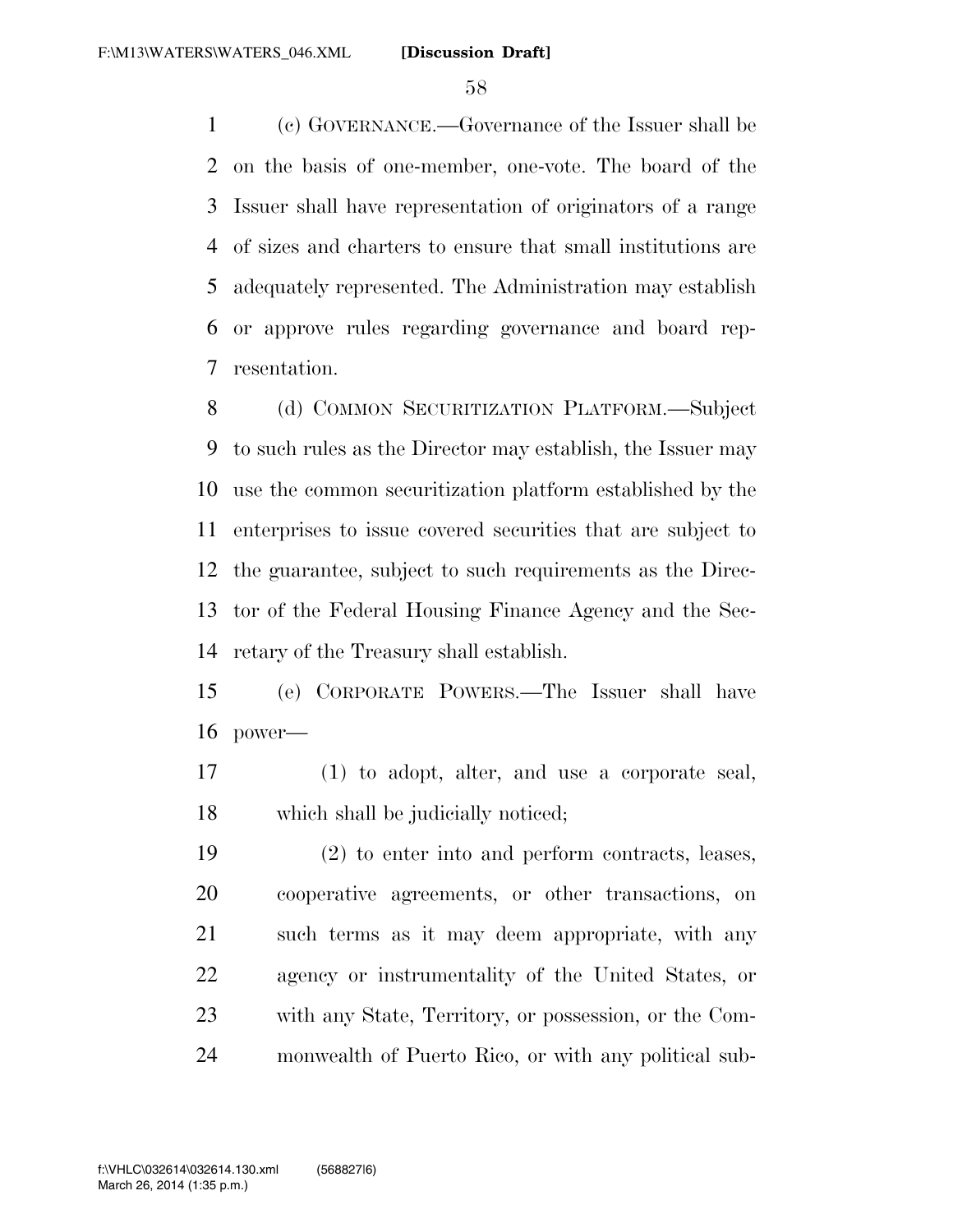(c) GOVERNANCE.—Governance of the Issuer shall be on the basis of one-member, one-vote. The board of the Issuer shall have representation of originators of a range of sizes and charters to ensure that small institutions are adequately represented. The Administration may establish or approve rules regarding governance and board representation.

(d) COMMON SECURITIZATION PLATFORM.—Subject to such rules as the Director may establish, the Issuer may use the common securitization platform established by the enterprises to issue covered securities that are subject to the guarantee, subject to such requirements as the Director of the Federal Housing Finance Agency and the Secretary of the Treasury shall establish.

(e) CORPORATE POWERS.—The Issuer shall have power—

(1) to adopt, alter, and use a corporate seal, which shall be judicially noticed;

(2) to enter into and perform contracts, leases, cooperative agreements, or other transactions, on such terms as it may deem appropriate, with any agency or instrumentality of the United States, or with any State, Territory, or possession, or the Commonwealth of Puerto Rico, or with any political sub-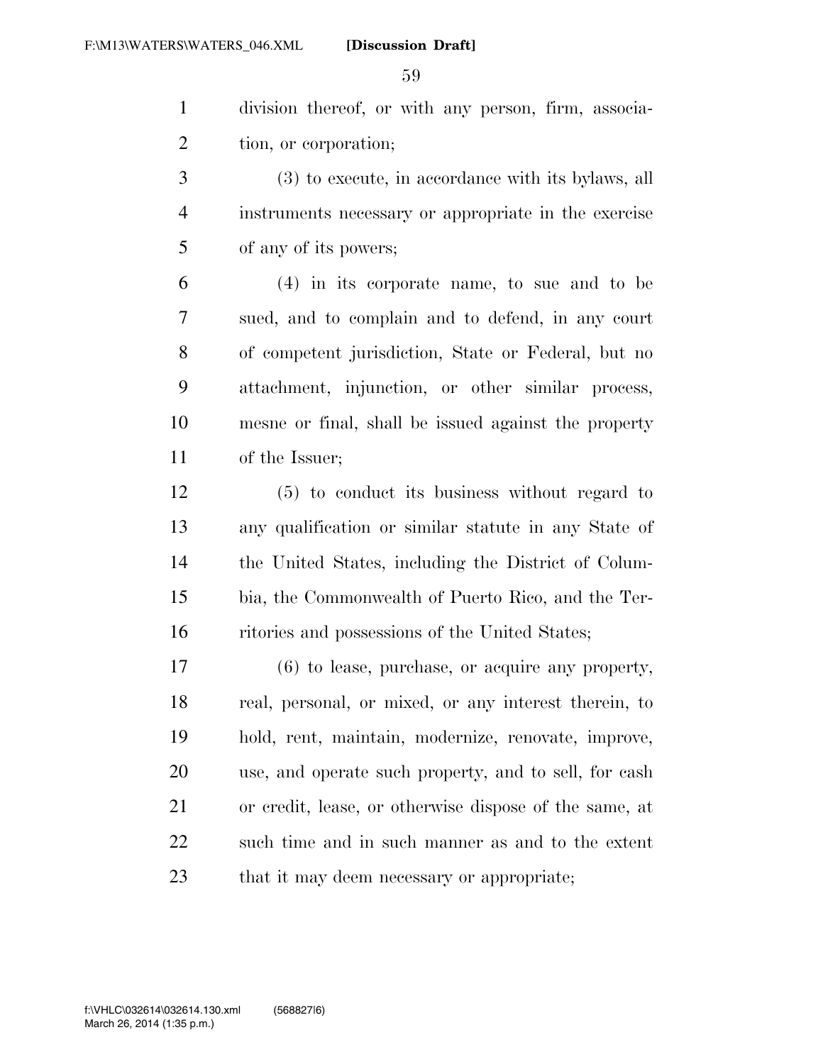division thereof, or with any person, firm, association, or corporation;

(3) to execute, in accordance with its bylaws, all instruments necessary or appropriate in the exercise of any of its powers;

(4) in its corporate name, to sue and to be sued, and to complain and to defend, in any court of competent jurisdiction, State or Federal, but no attachment, injunction, or other similar process, mesne or final, shall be issued against the property of the Issuer;

(5) to conduct its business without regard to any qualification or similar statute in any State of the United States, including the District of Columbia, the Commonwealth of Puerto Rico, and the Territories and possessions of the United States;

(6) to lease, purchase, or acquire any property, real, personal, or mixed, or any interest therein, to hold, rent, maintain, modernize, renovate, improve, use, and operate such property, and to sell, for cash or credit, lease, or otherwise dispose of the same, at such time and in such manner as and to the extent that it may deem necessary or appropriate;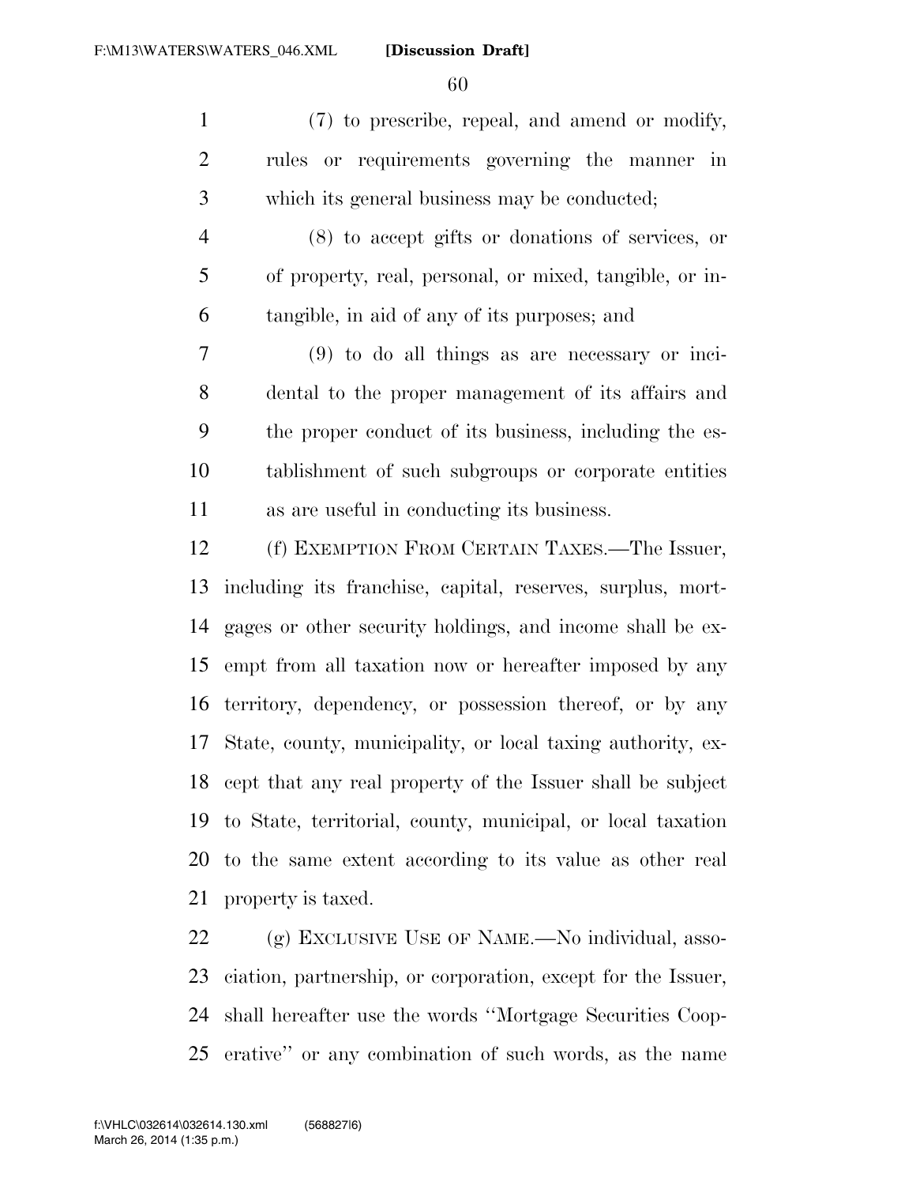(7) to prescribe, repeal, and amend or modify, rules or requirements governing the manner in which its general business may be conducted;

(8) to accept gifts or donations of services, or of property, real, personal, or mixed, tangible, or intangible, in aid of any of its purposes; and

(9) to do all things as are necessary or incidental to the proper management of its affairs and the proper conduct of its business, including the establishment of such subgroups or corporate entities as are useful in conducting its business.

(f) EXEMPTION FROM CERTAIN TAXES.—The Issuer, including its franchise, capital, reserves, surplus, mortgages or other security holdings, and income shall be exempt from all taxation now or hereafter imposed by any territory, dependency, or possession thereof, or by any State, county, municipality, or local taxing authority, except that any real property of the Issuer shall be subject to State, territorial, county, municipal, or local taxation to the same extent according to its value as other real property is taxed.

(g) EXCLUSIVE USE OF NAME.—No individual, association, partnership, or corporation, except for the Issuer, shall hereafter use the words ''Mortgage Securities Cooperative'' or any combination of such words, as the name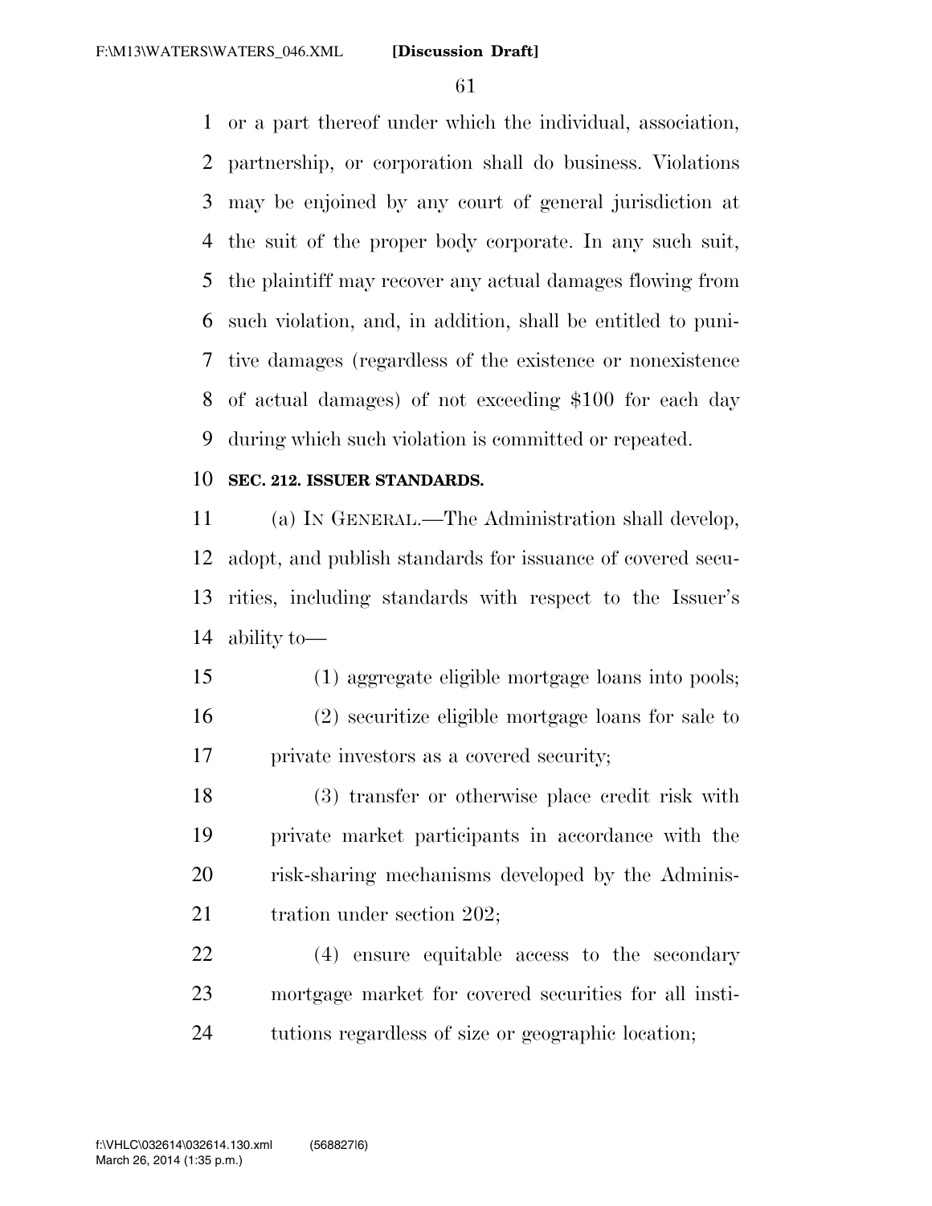or a part thereof under which the individual, association, partnership, or corporation shall do business. Violations may be enjoined by any court of general jurisdiction at the suit of the proper body corporate. In any such suit, the plaintiff may recover any actual damages flowing from such violation, and, in addition, shall be entitled to punitive damages (regardless of the existence or nonexistence of actual damages) of not exceeding $100 for each day during which such violation is committed or repeated.

**SEC. 212. ISSUER STANDARDS.**

(a) IN GENERAL.—The Administration shall develop, adopt, and publish standards for issuance of covered securities, including standards with respect to the Issuer's ability to—

(1) aggregate eligible mortgage loans into pools;

(2) securitize eligible mortgage loans for sale to private investors as a covered security;

(3) transfer or otherwise place credit risk with private market participants in accordance with the risk-sharing mechanisms developed by the Administration under section 202;

(4) ensure equitable access to the secondary mortgage market for covered securities for all institutions regardless of size or geographic location;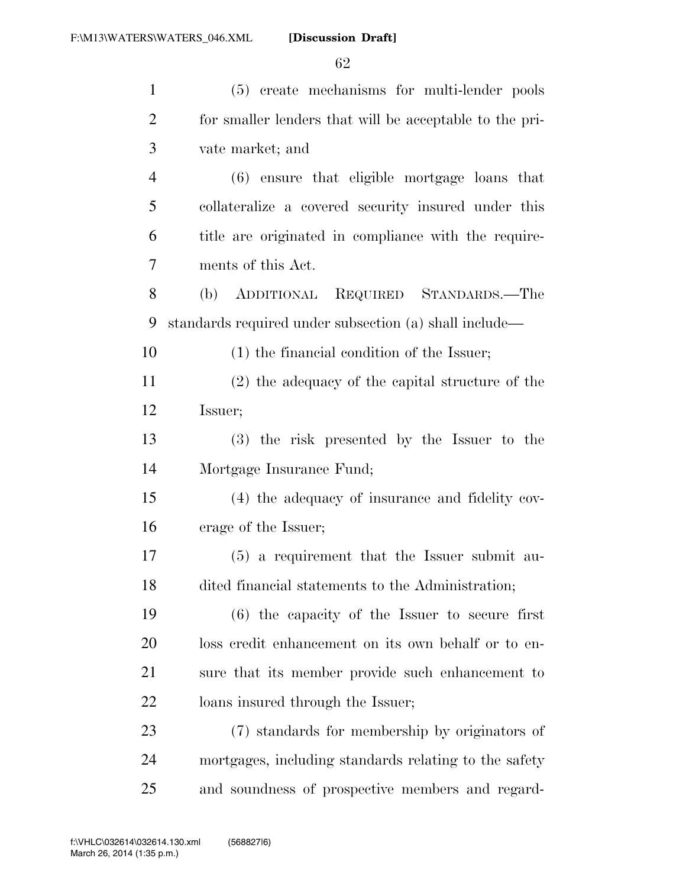(5) create mechanisms for multi-lender pools for smaller lenders that will be acceptable to the private market; and

(6) ensure that eligible mortgage loans that collateralize a covered security insured under this title are originated in compliance with the requirements of this Act.

(b) ADDITIONAL REQUIRED STANDARDS.—The standards required under subsection (a) shall include—

(1) the financial condition of the Issuer;

(2) the adequacy of the capital structure of the Issuer;

(3) the risk presented by the Issuer to the Mortgage Insurance Fund;

(4) the adequacy of insurance and fidelity coverage of the Issuer;

(5) a requirement that the Issuer submit audited financial statements to the Administration;

(6) the capacity of the Issuer to secure first loss credit enhancement on its own behalf or to ensure that its member provide such enhancement to loans insured through the Issuer;

(7) standards for membership by originators of mortgages, including standards relating to the safety and soundness of prospective members and regard-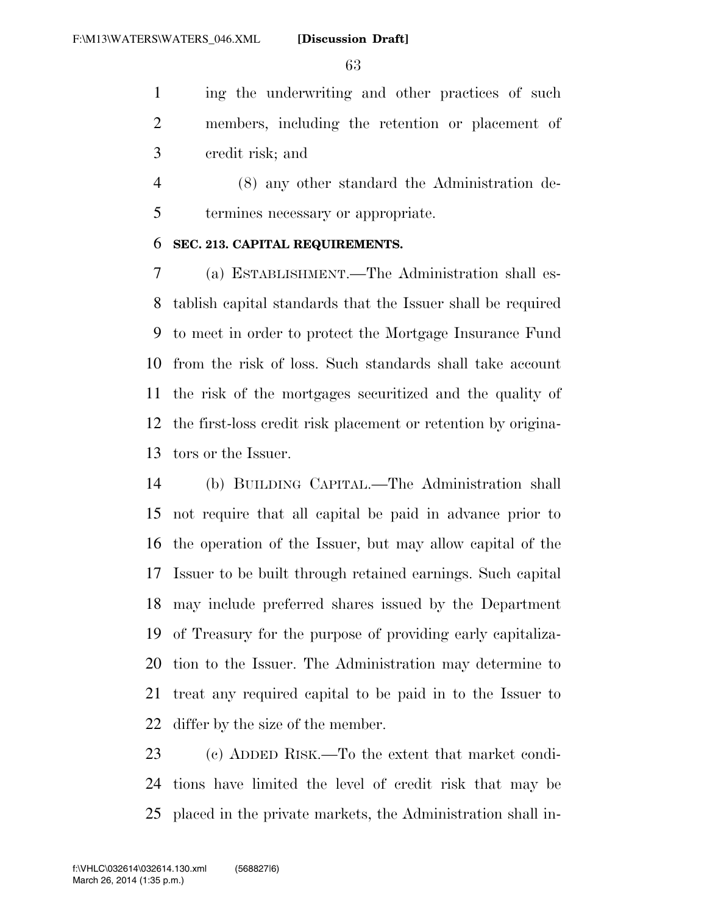ing the underwriting and other practices of such members, including the retention or placement of credit risk; and

(8) any other standard the Administration determines necessary or appropriate.

**SEC. 213. CAPITAL REQUIREMENTS.**

(a) ESTABLISHMENT.—The Administration shall establish capital standards that the Issuer shall be required to meet in order to protect the Mortgage Insurance Fund from the risk of loss. Such standards shall take account the risk of the mortgages securitized and the quality of the first-loss credit risk placement or retention by originators or the Issuer.

(b) BUILDING CAPITAL.—The Administration shall not require that all capital be paid in advance prior to the operation of the Issuer, but may allow capital of the Issuer to be built through retained earnings. Such capital may include preferred shares issued by the Department of Treasury for the purpose of providing early capitalization to the Issuer. The Administration may determine to treat any required capital to be paid in to the Issuer to differ by the size of the member.

(c) ADDED RISK.—To the extent that market conditions have limited the level of credit risk that may be placed in the private markets, the Administration shall in-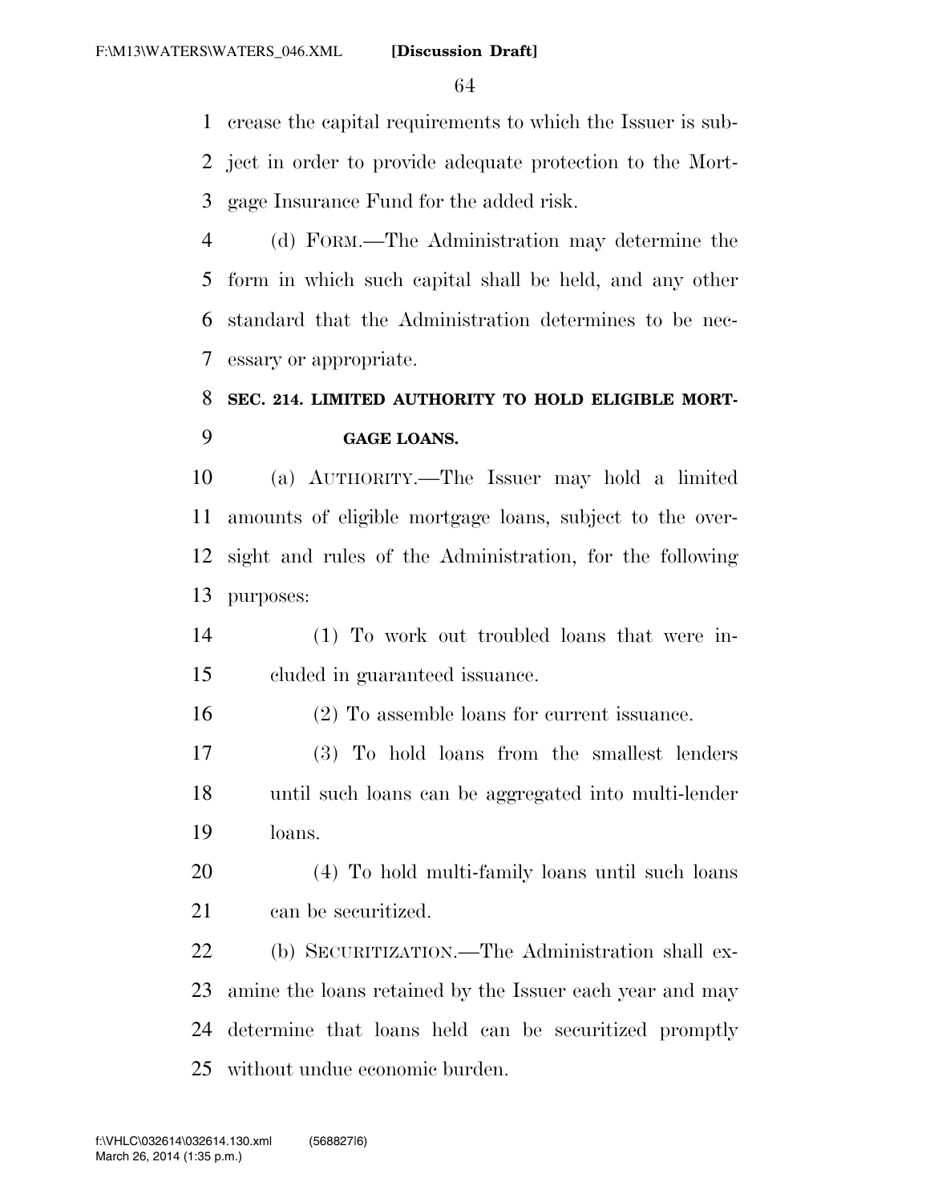crease the capital requirements to which the Issuer is subject in order to provide adequate protection to the Mortgage Insurance Fund for the added risk.

(d) FORM.—The Administration may determine the form in which such capital shall be held, and any other standard that the Administration determines to be necessary or appropriate.

## SEC. 214. LIMITED AUTHORITY TO HOLD ELIGIBLE MORTGAGE LOANS.

(a) AUTHORITY.—The Issuer may hold a limited amounts of eligible mortgage loans, subject to the oversight and rules of the Administration, for the following purposes:

(1) To work out troubled loans that were included in guaranteed issuance.

(2) To assemble loans for current issuance.

(3) To hold loans from the smallest lenders until such loans can be aggregated into multi-lender loans.

(4) To hold multi-family loans until such loans can be securitized.

(b) SECURITIZATION.—The Administration shall examine the loans retained by the Issuer each year and may determine that loans held can be securitized promptly without undue economic burden.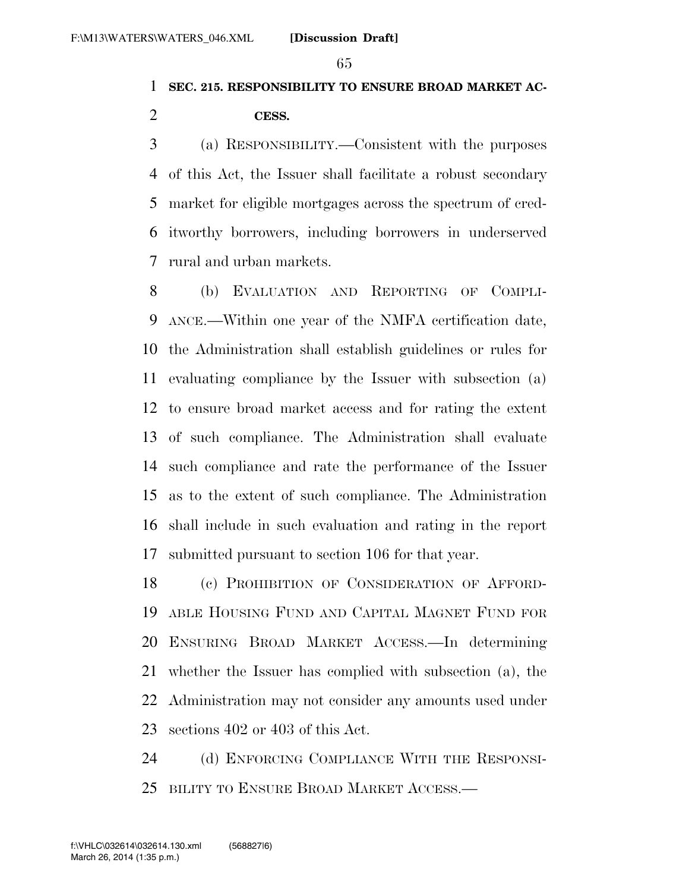**SEC. 215. RESPONSIBILITY TO ENSURE BROAD MARKET ACCESS.**

(a) RESPONSIBILITY.—Consistent with the purposes of this Act, the Issuer shall facilitate a robust secondary market for eligible mortgages across the spectrum of creditworthy borrowers, including borrowers in underserved rural and urban markets.

(b) EVALUATION AND REPORTING OF COMPLIANCE.—Within one year of the NMFA certification date, the Administration shall establish guidelines or rules for evaluating compliance by the Issuer with subsection (a) to ensure broad market access and for rating the extent of such compliance. The Administration shall evaluate such compliance and rate the performance of the Issuer as to the extent of such compliance. The Administration shall include in such evaluation and rating in the report submitted pursuant to section 106 for that year.

(c) PROHIBITION OF CONSIDERATION OF AFFORDABLE HOUSING FUND AND CAPITAL MAGNET FUND FOR ENSURING BROAD MARKET ACCESS.—In determining whether the Issuer has complied with subsection (a), the Administration may not consider any amounts used under sections 402 or 403 of this Act.

(d) ENFORCING COMPLIANCE WITH THE RESPONSIBILITY TO ENSURE BROAD MARKET ACCESS.—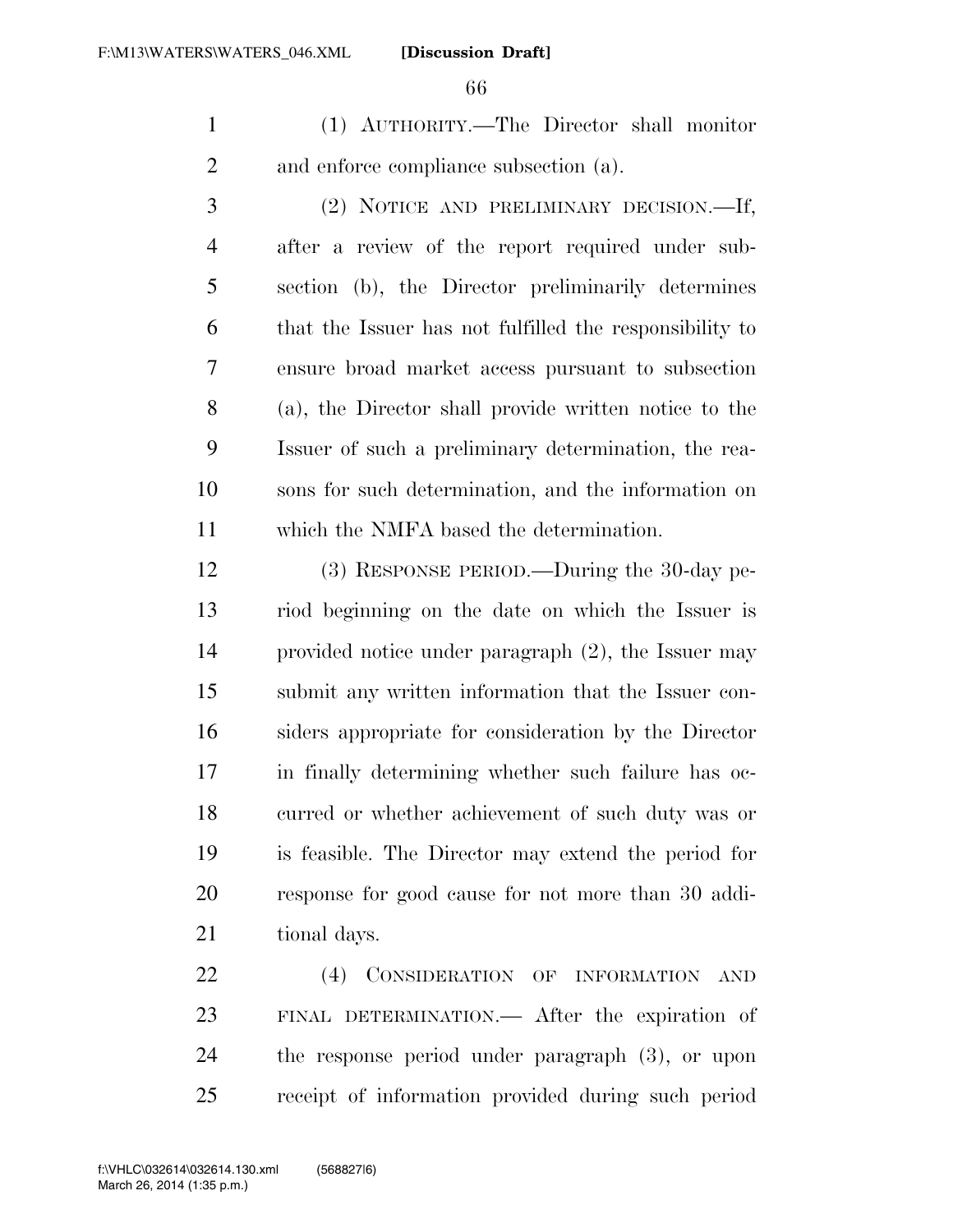(1) AUTHORITY.—The Director shall monitor and enforce compliance subsection (a).

(2) NOTICE AND PRELIMINARY DECISION.—If, after a review of the report required under subsection (b), the Director preliminarily determines that the Issuer has not fulfilled the responsibility to ensure broad market access pursuant to subsection (a), the Director shall provide written notice to the Issuer of such a preliminary determination, the reasons for such determination, and the information on which the NMFA based the determination.

(3) RESPONSE PERIOD.—During the 30-day period beginning on the date on which the Issuer is provided notice under paragraph (2), the Issuer may submit any written information that the Issuer considers appropriate for consideration by the Director in finally determining whether such failure has occurred or whether achievement of such duty was or is feasible. The Director may extend the period for response for good cause for not more than 30 additional days.

(4) CONSIDERATION OF INFORMATION AND FINAL DETERMINATION.— After the expiration of the response period under paragraph (3), or upon receipt of information provided during such period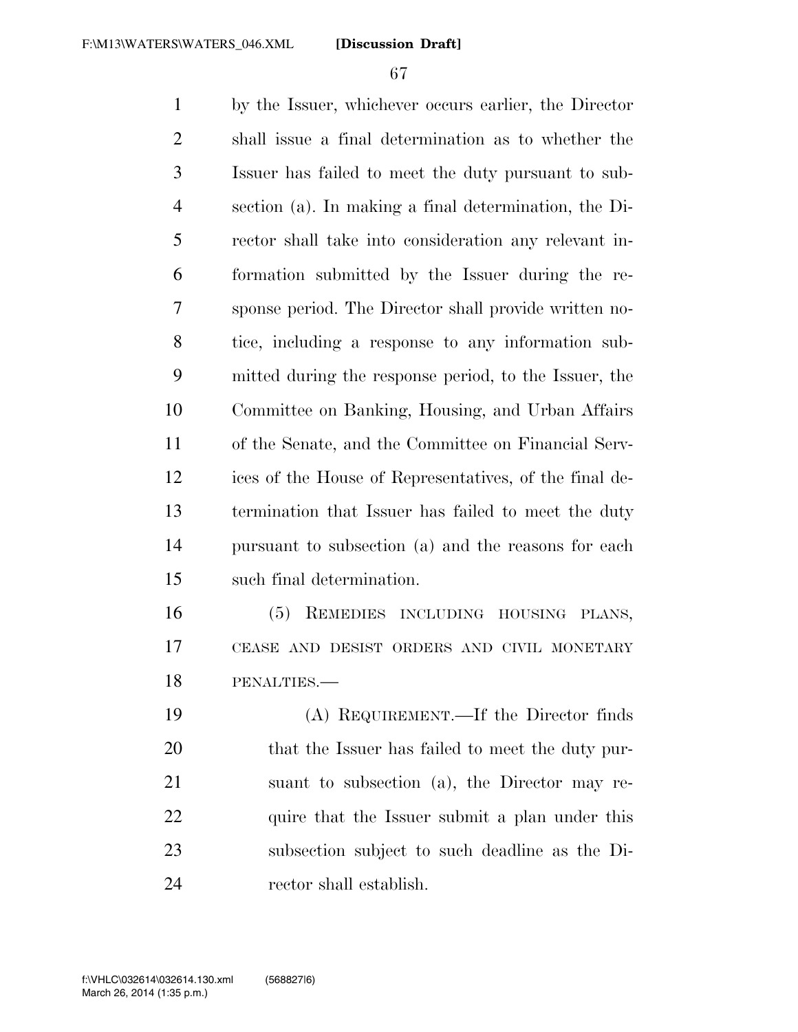by the Issuer, whichever occurs earlier, the Director shall issue a final determination as to whether the Issuer has failed to meet the duty pursuant to subsection (a). In making a final determination, the Director shall take into consideration any relevant information submitted by the Issuer during the response period. The Director shall provide written notice, including a response to any information submitted during the response period, to the Issuer, the Committee on Banking, Housing, and Urban Affairs of the Senate, and the Committee on Financial Services of the House of Representatives, of the final determination that Issuer has failed to meet the duty pursuant to subsection (a) and the reasons for each such final determination.

(5) REMEDIES INCLUDING HOUSING PLANS, CEASE AND DESIST ORDERS AND CIVIL MONETARY PENALTIES.—

(A) REQUIREMENT.—If the Director finds that the Issuer has failed to meet the duty pursuant to subsection (a), the Director may require that the Issuer submit a plan under this subsection subject to such deadline as the Director shall establish.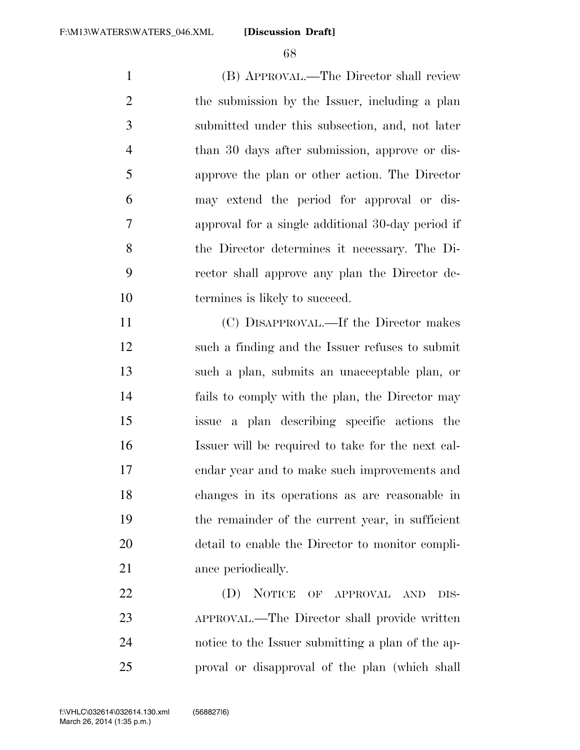(B) APPROVAL.—The Director shall review the submission by the Issuer, including a plan submitted under this subsection, and, not later than 30 days after submission, approve or disapprove the plan or other action. The Director may extend the period for approval or disapproval for a single additional 30-day period if the Director determines it necessary. The Director shall approve any plan the Director determines is likely to succeed.

(C) DISAPPROVAL.—If the Director makes such a finding and the Issuer refuses to submit such a plan, submits an unacceptable plan, or fails to comply with the plan, the Director may issue a plan describing specific actions the Issuer will be required to take for the next calendar year and to make such improvements and changes in its operations as are reasonable in the remainder of the current year, in sufficient detail to enable the Director to monitor compliance periodically.

(D) NOTICE OF APPROVAL AND DISAPPROVAL.—The Director shall provide written notice to the Issuer submitting a plan of the approval or disapproval of the plan (which shall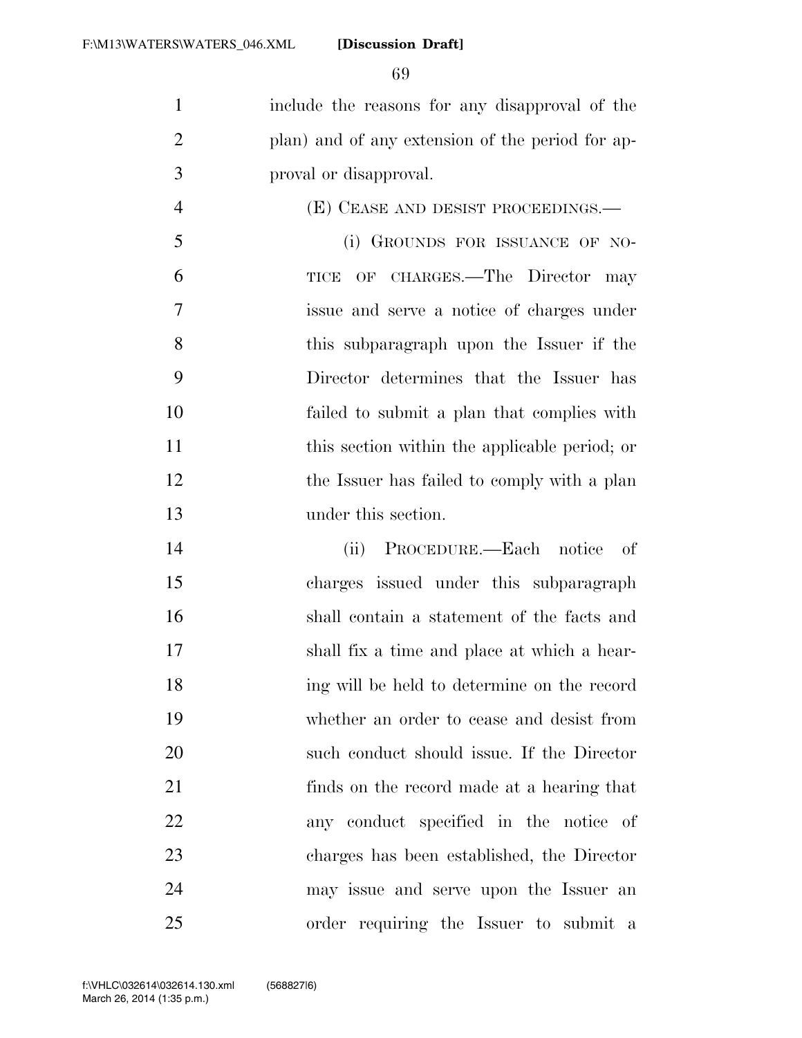include the reasons for any disapproval of the plan) and of any extension of the period for approval or disapproval.

(E) CEASE AND DESIST PROCEEDINGS.—

(i) GROUNDS FOR ISSUANCE OF NOTICE OF CHARGES.—The Director may issue and serve a notice of charges under this subparagraph upon the Issuer if the Director determines that the Issuer has failed to submit a plan that complies with this section within the applicable period; or the Issuer has failed to comply with a plan under this section.

(ii) PROCEDURE.—Each notice of charges issued under this subparagraph shall contain a statement of the facts and shall fix a time and place at which a hearing will be held to determine on the record whether an order to cease and desist from such conduct should issue. If the Director finds on the record made at a hearing that any conduct specified in the notice of charges has been established, the Director may issue and serve upon the Issuer an order requiring the Issuer to submit a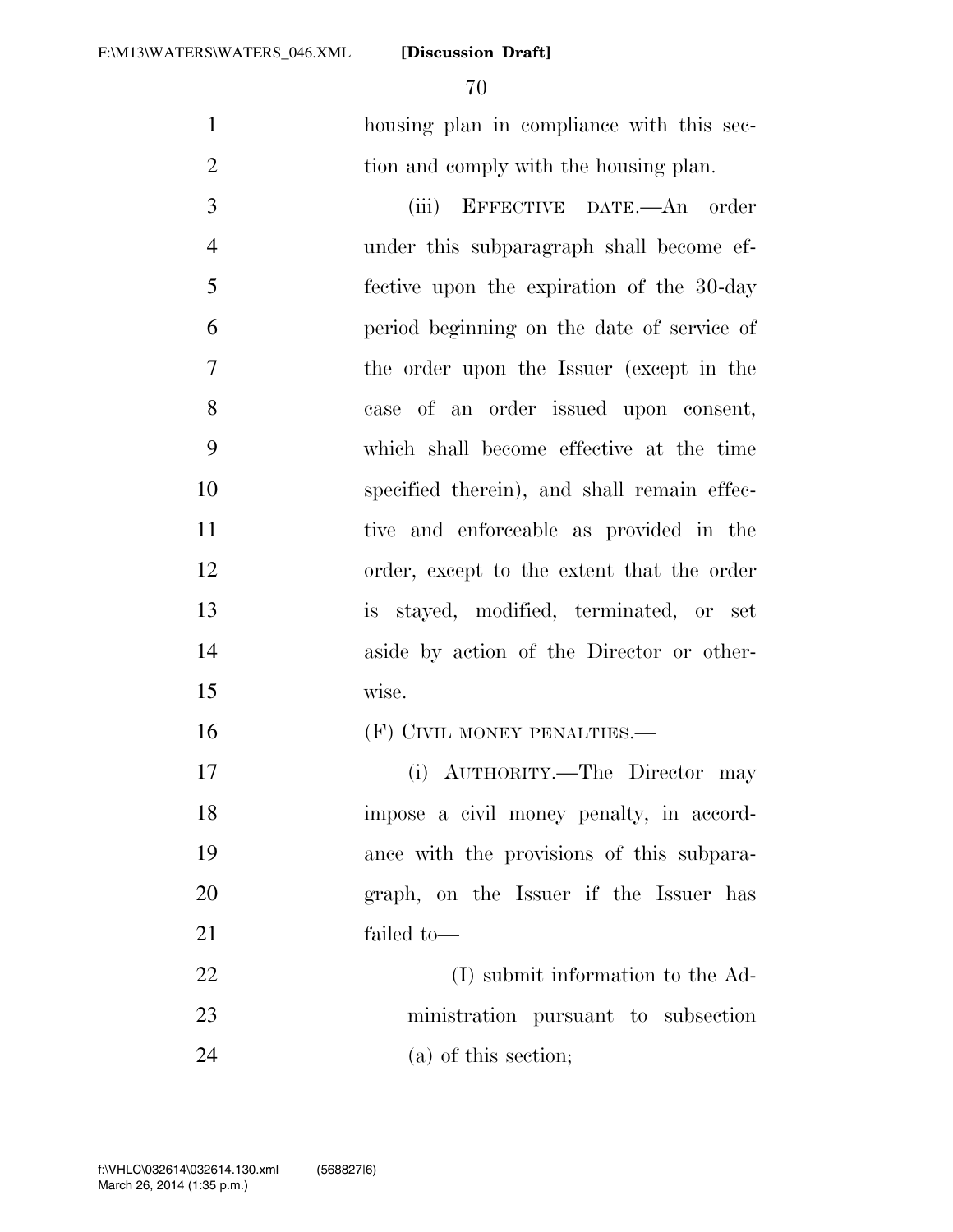housing plan in compliance with this section and comply with the housing plan.

(iii) EFFECTIVE DATE.—An order under this subparagraph shall become effective upon the expiration of the 30-day period beginning on the date of service of the order upon the Issuer (except in the case of an order issued upon consent, which shall become effective at the time specified therein), and shall remain effective and enforceable as provided in the order, except to the extent that the order is stayed, modified, terminated, or set aside by action of the Director or otherwise.

(F) CIVIL MONEY PENALTIES.—

(i) AUTHORITY.—The Director may impose a civil money penalty, in accordance with the provisions of this subparagraph, on the Issuer if the Issuer has failed to—

(I) submit information to the Administration pursuant to subsection (a) of this section;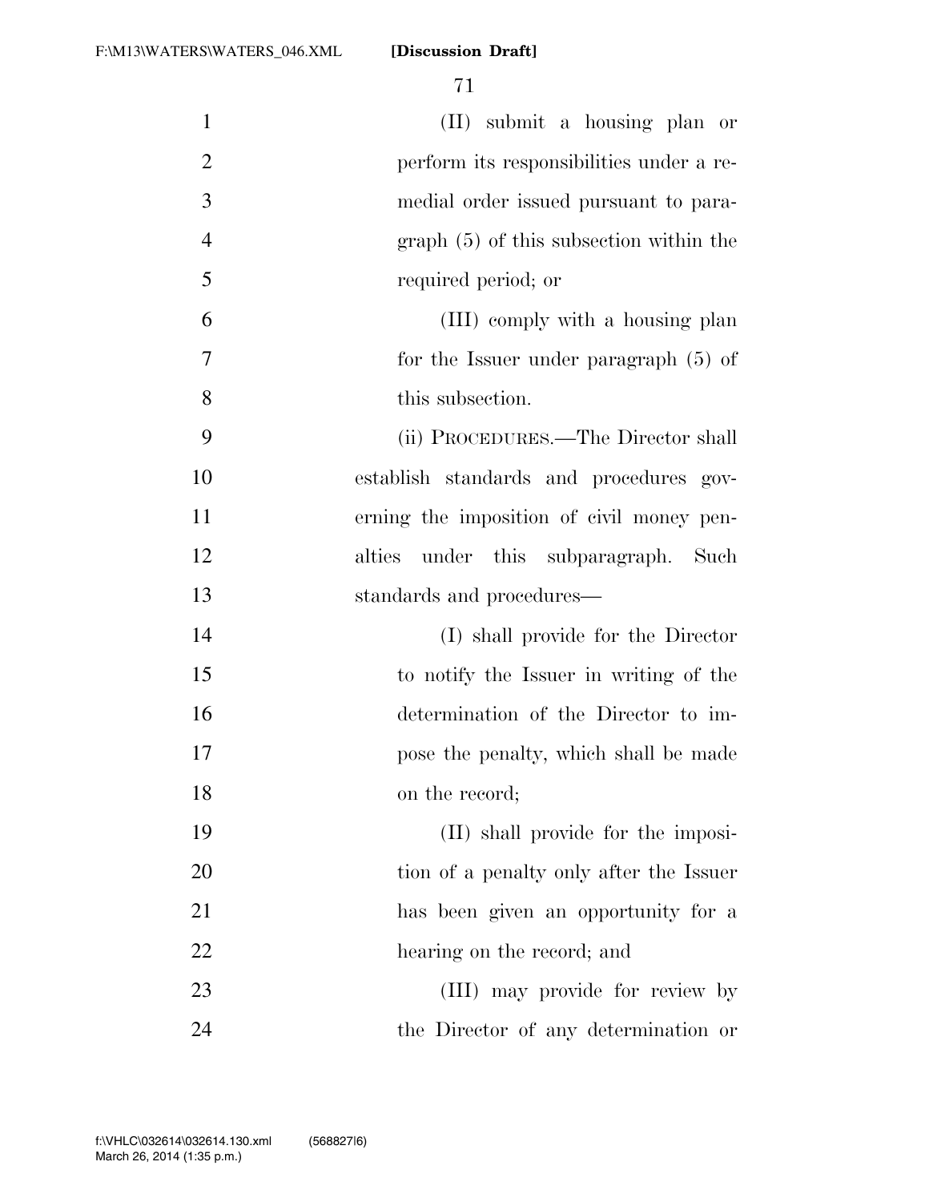(II) submit a housing plan or perform its responsibilities under a remedial order issued pursuant to paragraph (5) of this subsection within the required period; or

(III) comply with a housing plan for the Issuer under paragraph (5) of this subsection.

(ii) PROCEDURES.—The Director shall establish standards and procedures governing the imposition of civil money penalties under this subparagraph. Such standards and procedures—

(I) shall provide for the Director to notify the Issuer in writing of the determination of the Director to impose the penalty, which shall be made on the record;

(II) shall provide for the imposition of a penalty only after the Issuer has been given an opportunity for a hearing on the record; and

(III) may provide for review by the Director of any determination or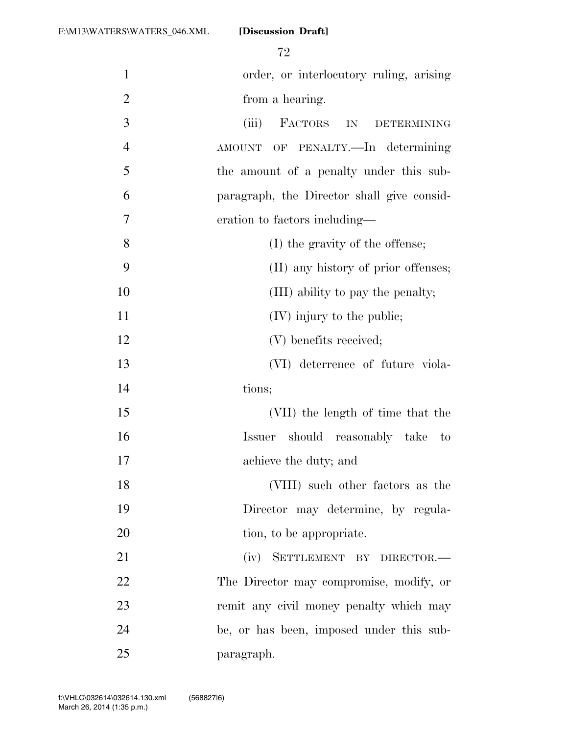order, or interlocutory ruling, arising from a hearing.

(iii) FACTORS IN DETERMINING AMOUNT OF PENALTY.—In determining the amount of a penalty under this subparagraph, the Director shall give consideration to factors including—

(I) the gravity of the offense;

(II) any history of prior offenses;

(III) ability to pay the penalty;

(IV) injury to the public;

(V) benefits received;

(VI) deterrence of future violations;

(VII) the length of time that the Issuer should reasonably take to achieve the duty; and

(VIII) such other factors as the Director may determine, by regulation, to be appropriate.

(iv) SETTLEMENT BY DIRECTOR.—The Director may compromise, modify, or remit any civil money penalty which may be, or has been, imposed under this subparagraph.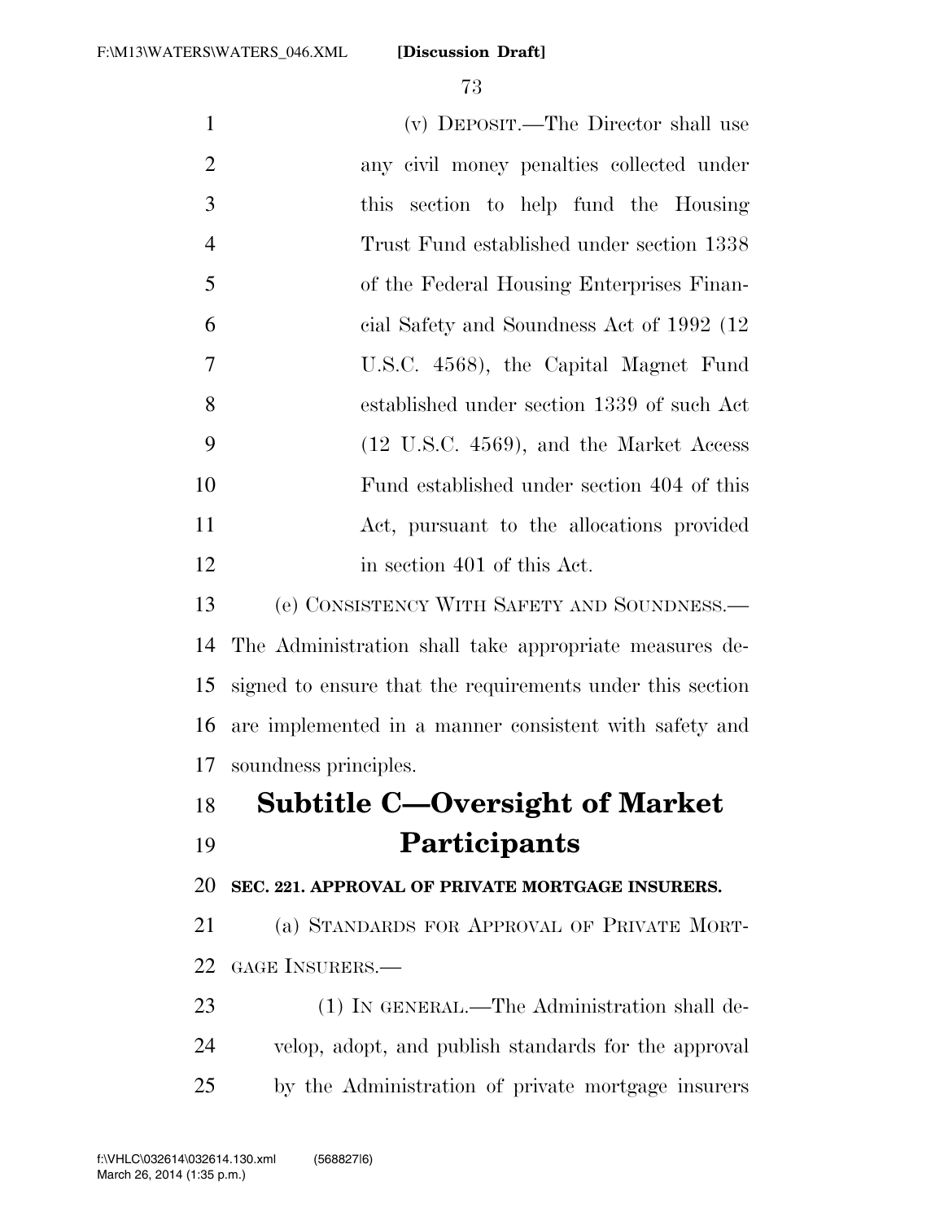(v) DEPOSIT.—The Director shall use any civil money penalties collected under this section to help fund the Housing Trust Fund established under section 1338 of the Federal Housing Enterprises Financial Safety and Soundness Act of 1992 (12 U.S.C. 4568), the Capital Magnet Fund established under section 1339 of such Act (12 U.S.C. 4569), and the Market Access Fund established under section 404 of this Act, pursuant to the allocations provided in section 401 of this Act.

(e) CONSISTENCY WITH SAFETY AND SOUNDNESS.—The Administration shall take appropriate measures designed to ensure that the requirements under this section are implemented in a manner consistent with safety and soundness principles.

## Subtitle C—Oversight of Market Participants

**SEC. 221. APPROVAL OF PRIVATE MORTGAGE INSURERS.**

(a) STANDARDS FOR APPROVAL OF PRIVATE MORTGAGE INSURERS.—

(1) IN GENERAL.—The Administration shall develop, adopt, and publish standards for the approval by the Administration of private mortgage insurers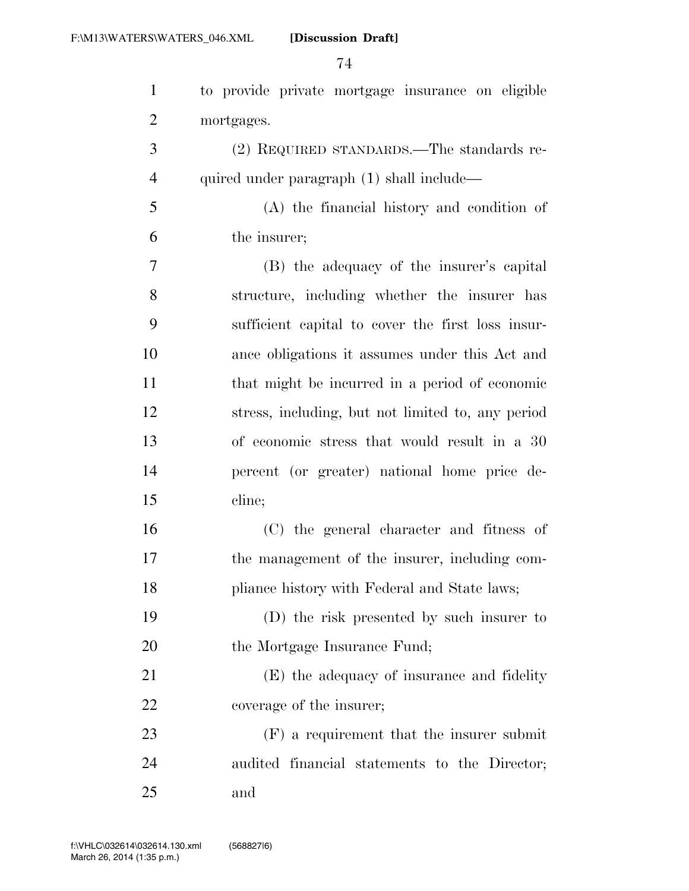to provide private mortgage insurance on eligible mortgages.

(2) REQUIRED STANDARDS.—The standards required under paragraph (1) shall include—

(A) the financial history and condition of the insurer;

(B) the adequacy of the insurer's capital structure, including whether the insurer has sufficient capital to cover the first loss insurance obligations it assumes under this Act and that might be incurred in a period of economic stress, including, but not limited to, any period of economic stress that would result in a 30 percent (or greater) national home price decline;

(C) the general character and fitness of the management of the insurer, including compliance history with Federal and State laws;

(D) the risk presented by such insurer to the Mortgage Insurance Fund;

(E) the adequacy of insurance and fidelity coverage of the insurer;

(F) a requirement that the insurer submit audited financial statements to the Director; and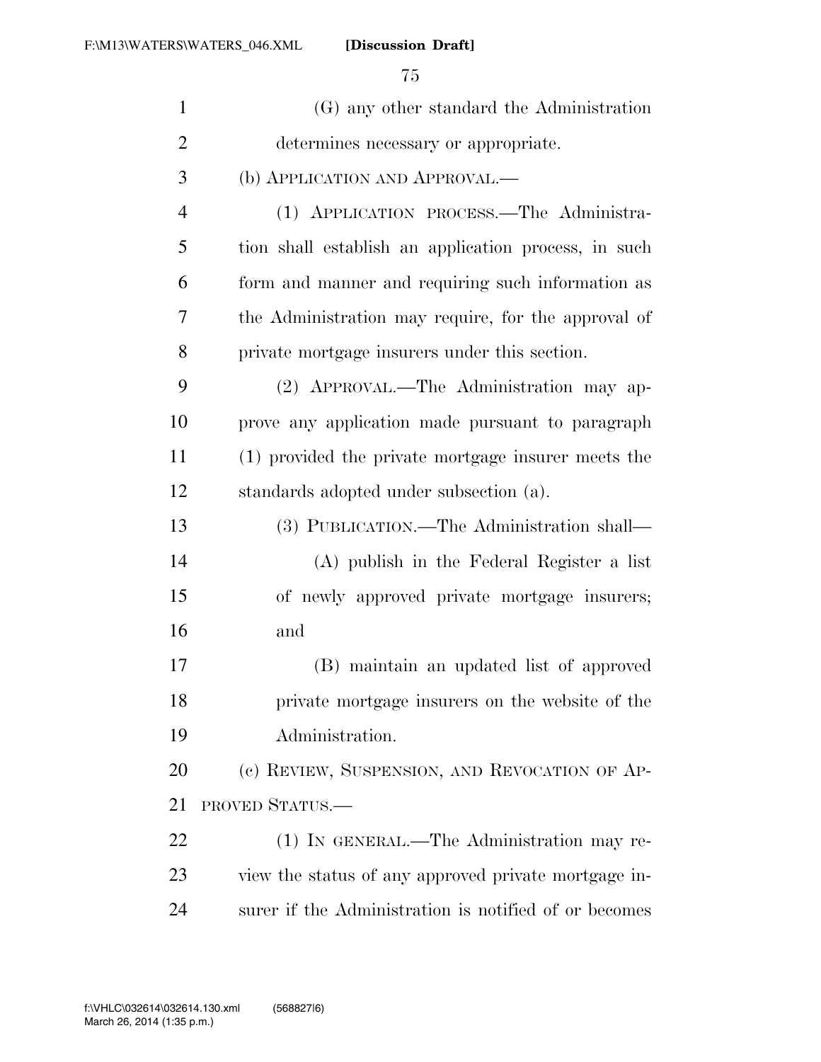(G) any other standard the Administration determines necessary or appropriate.

(b) APPLICATION AND APPROVAL.—

(1) APPLICATION PROCESS.—The Administration shall establish an application process, in such form and manner and requiring such information as the Administration may require, for the approval of private mortgage insurers under this section.

(2) APPROVAL.—The Administration may approve any application made pursuant to paragraph (1) provided the private mortgage insurer meets the standards adopted under subsection (a).

(3) PUBLICATION.—The Administration shall—

(A) publish in the Federal Register a list of newly approved private mortgage insurers; and

(B) maintain an updated list of approved private mortgage insurers on the website of the Administration.

(c) REVIEW, SUSPENSION, AND REVOCATION OF APPROVED STATUS.—

(1) IN GENERAL.—The Administration may review the status of any approved private mortgage insurer if the Administration is notified of or becomes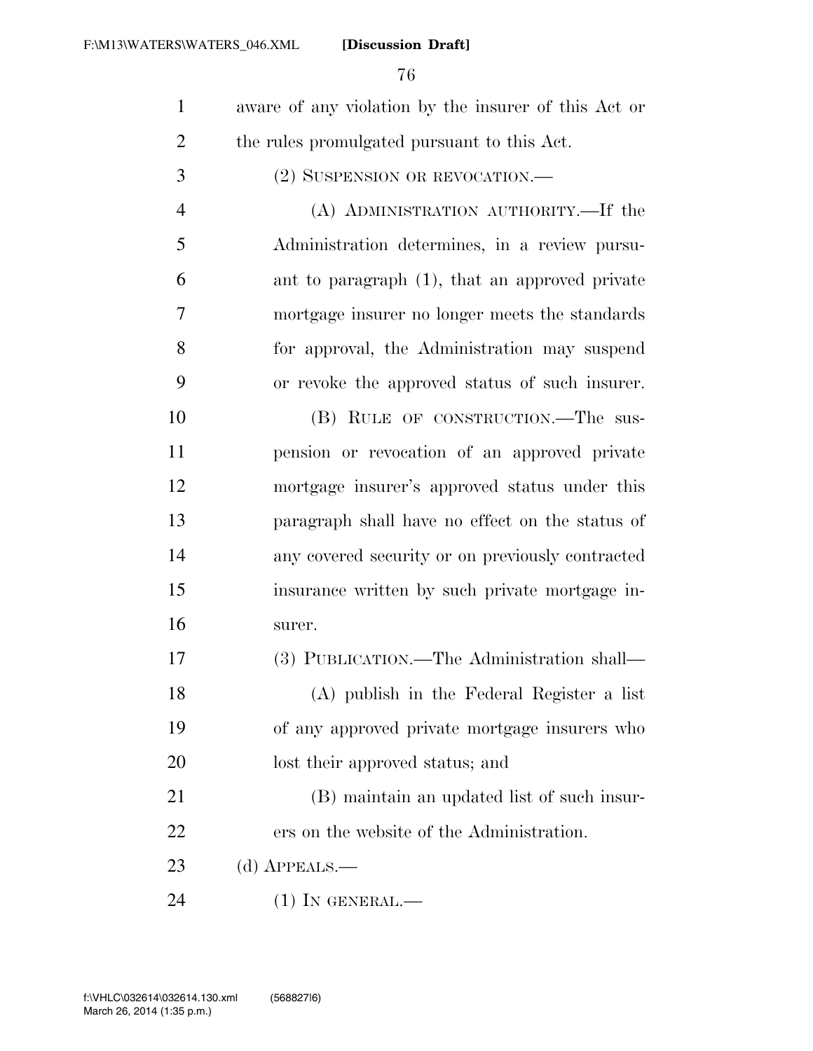aware of any violation by the insurer of this Act or the rules promulgated pursuant to this Act.

(2) SUSPENSION OR REVOCATION.—

(A) ADMINISTRATION AUTHORITY.—If the Administration determines, in a review pursuant to paragraph (1), that an approved private mortgage insurer no longer meets the standards for approval, the Administration may suspend or revoke the approved status of such insurer.

(B) RULE OF CONSTRUCTION.—The suspension or revocation of an approved private mortgage insurer's approved status under this paragraph shall have no effect on the status of any covered security or on previously contracted insurance written by such private mortgage insurer.

(3) PUBLICATION.—The Administration shall—

(A) publish in the Federal Register a list of any approved private mortgage insurers who lost their approved status; and

(B) maintain an updated list of such insurers on the website of the Administration.

(d) APPEALS.—

(1) IN GENERAL.—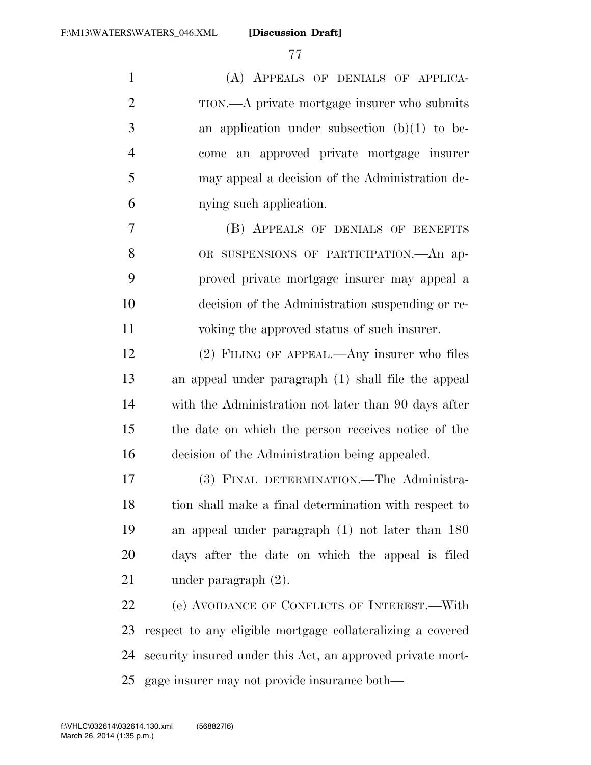(A) APPEALS OF DENIALS OF APPLICATION.—A private mortgage insurer who submits an application under subsection (b)(1) to become an approved private mortgage insurer may appeal a decision of the Administration denying such application.

(B) APPEALS OF DENIALS OF BENEFITS OR SUSPENSIONS OF PARTICIPATION.—An approved private mortgage insurer may appeal a decision of the Administration suspending or revoking the approved status of such insurer.

(2) FILING OF APPEAL.—Any insurer who files an appeal under paragraph (1) shall file the appeal with the Administration not later than 90 days after the date on which the person receives notice of the decision of the Administration being appealed.

(3) FINAL DETERMINATION.—The Administration shall make a final determination with respect to an appeal under paragraph (1) not later than 180 days after the date on which the appeal is filed under paragraph (2).

(e) AVOIDANCE OF CONFLICTS OF INTEREST.—With respect to any eligible mortgage collateralizing a covered security insured under this Act, an approved private mortgage insurer may not provide insurance both—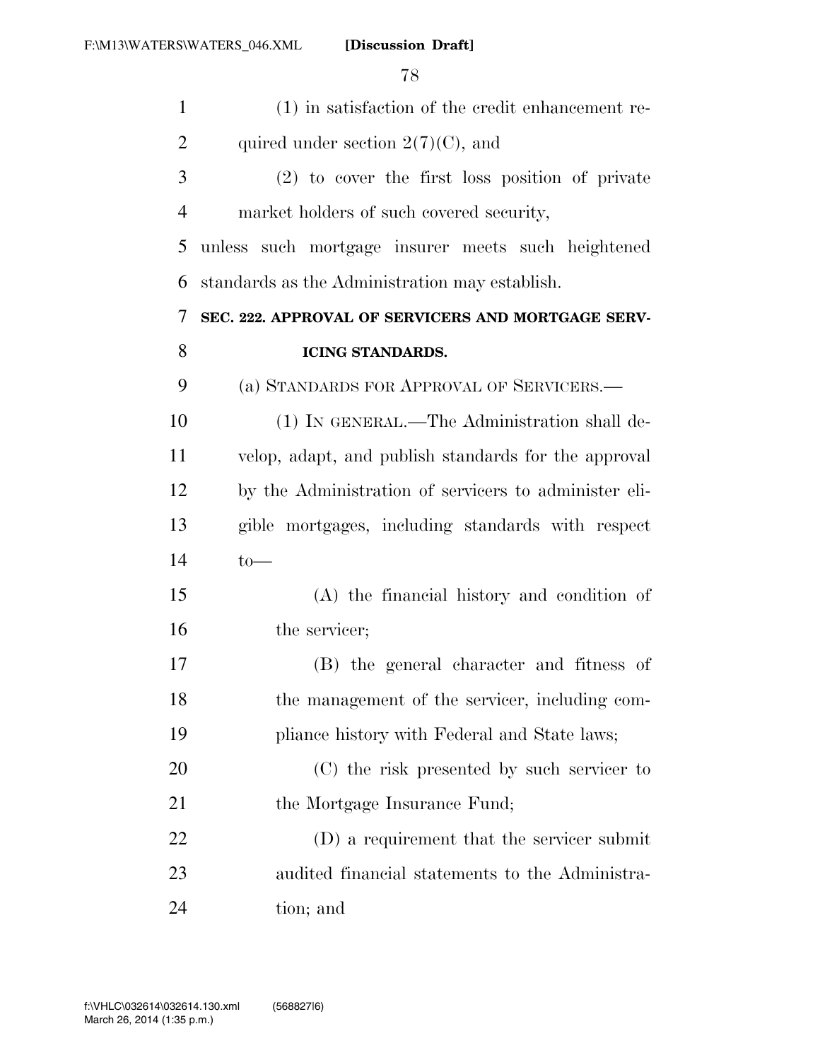(1) in satisfaction of the credit enhancement required under section 2(7)(C), and

(2) to cover the first loss position of private market holders of such covered security,

unless such mortgage insurer meets such heightened standards as the Administration may establish.

**SEC. 222. APPROVAL OF SERVICERS AND MORTGAGE SERVICING STANDARDS.**

(a) STANDARDS FOR APPROVAL OF SERVICERS.—

(1) IN GENERAL.—The Administration shall develop, adapt, and publish standards for the approval by the Administration of servicers to administer eligible mortgages, including standards with respect to—

(A) the financial history and condition of the servicer;

(B) the general character and fitness of the management of the servicer, including compliance history with Federal and State laws;

(C) the risk presented by such servicer to the Mortgage Insurance Fund;

(D) a requirement that the servicer submit audited financial statements to the Administration; and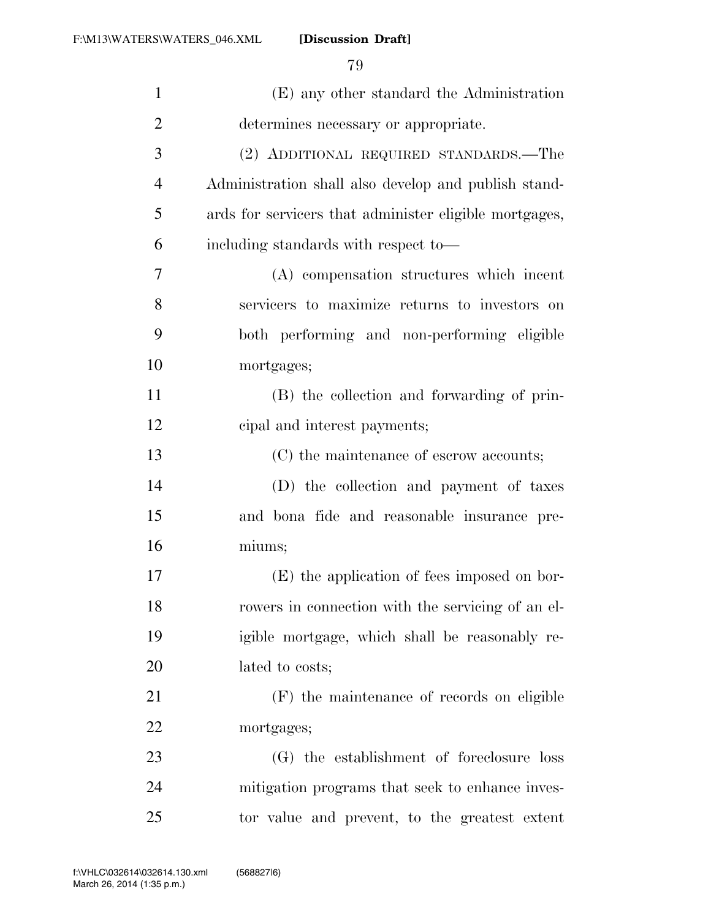(E) any other standard the Administration determines necessary or appropriate.

(2) ADDITIONAL REQUIRED STANDARDS.—The Administration shall also develop and publish standards for servicers that administer eligible mortgages, including standards with respect to—

(A) compensation structures which incent servicers to maximize returns to investors on both performing and non-performing eligible mortgages;

(B) the collection and forwarding of principal and interest payments;

(C) the maintenance of escrow accounts;

(D) the collection and payment of taxes and bona fide and reasonable insurance premiums;

(E) the application of fees imposed on borrowers in connection with the servicing of an eligible mortgage, which shall be reasonably related to costs;

(F) the maintenance of records on eligible mortgages;

(G) the establishment of foreclosure loss mitigation programs that seek to enhance investor value and prevent, to the greatest extent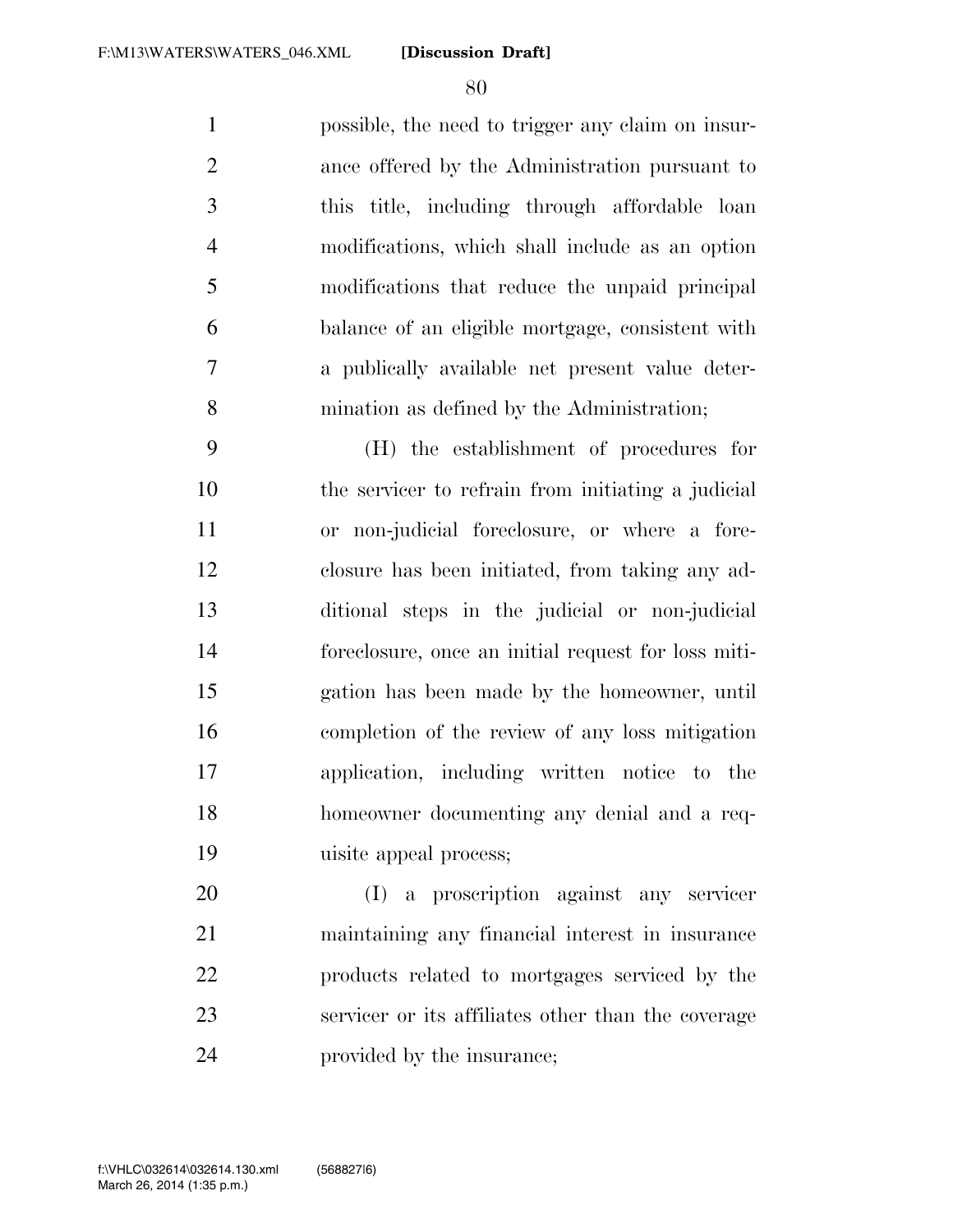possible, the need to trigger any claim on insurance offered by the Administration pursuant to this title, including through affordable loan modifications, which shall include as an option modifications that reduce the unpaid principal balance of an eligible mortgage, consistent with a publically available net present value determination as defined by the Administration;

(H) the establishment of procedures for the servicer to refrain from initiating a judicial or non-judicial foreclosure, or where a foreclosure has been initiated, from taking any additional steps in the judicial or non-judicial foreclosure, once an initial request for loss mitigation has been made by the homeowner, until completion of the review of any loss mitigation application, including written notice to the homeowner documenting any denial and a requisite appeal process;

(I) a proscription against any servicer maintaining any financial interest in insurance products related to mortgages serviced by the servicer or its affiliates other than the coverage provided by the insurance;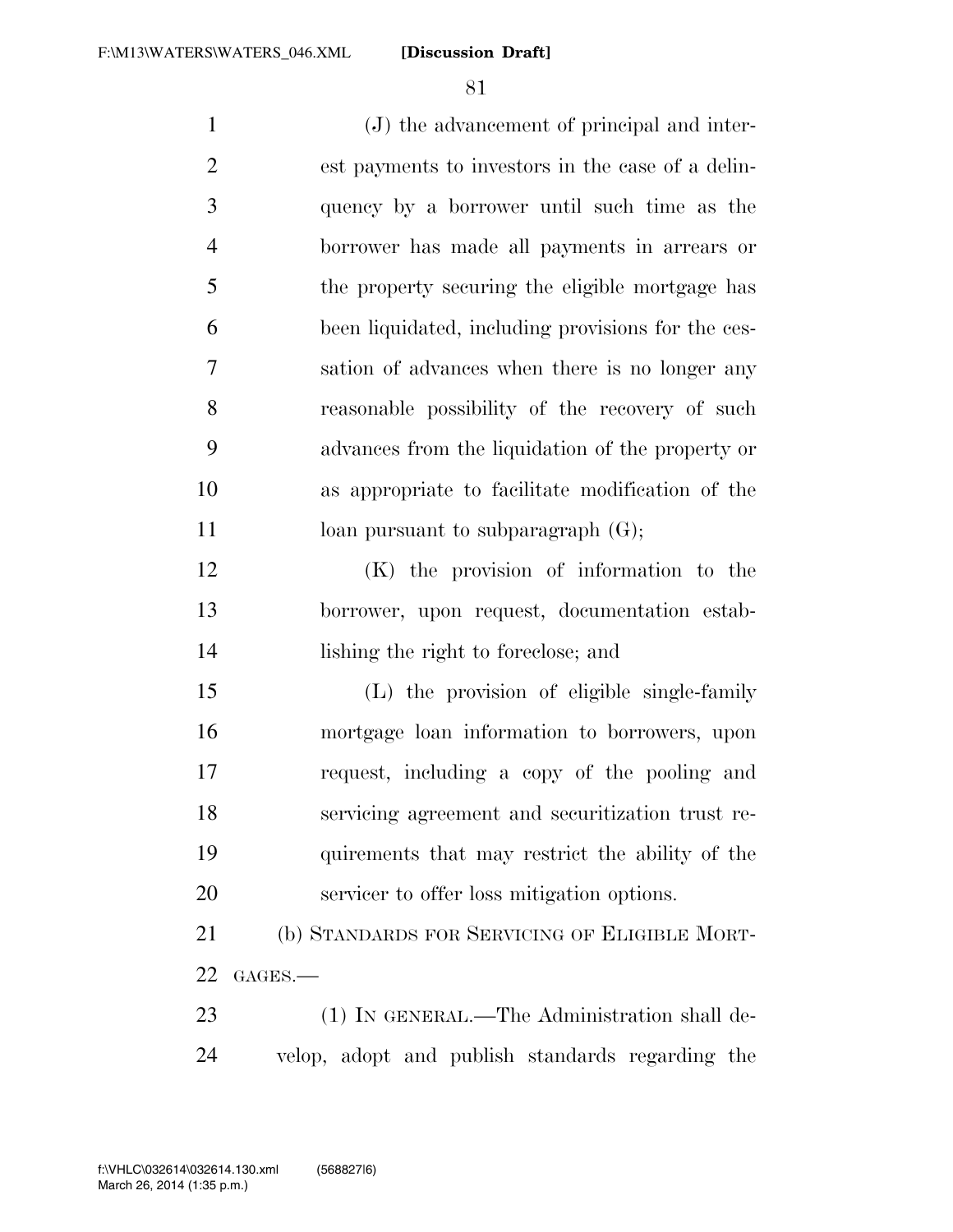(J) the advancement of principal and interest payments to investors in the case of a delinquency by a borrower until such time as the borrower has made all payments in arrears or the property securing the eligible mortgage has been liquidated, including provisions for the cessation of advances when there is no longer any reasonable possibility of the recovery of such advances from the liquidation of the property or as appropriate to facilitate modification of the loan pursuant to subparagraph (G);

(K) the provision of information to the borrower, upon request, documentation establishing the right to foreclose; and

(L) the provision of eligible single-family mortgage loan information to borrowers, upon request, including a copy of the pooling and servicing agreement and securitization trust requirements that may restrict the ability of the servicer to offer loss mitigation options.

(b) STANDARDS FOR SERVICING OF ELIGIBLE MORTGAGES.—

(1) IN GENERAL.—The Administration shall develop, adopt and publish standards regarding the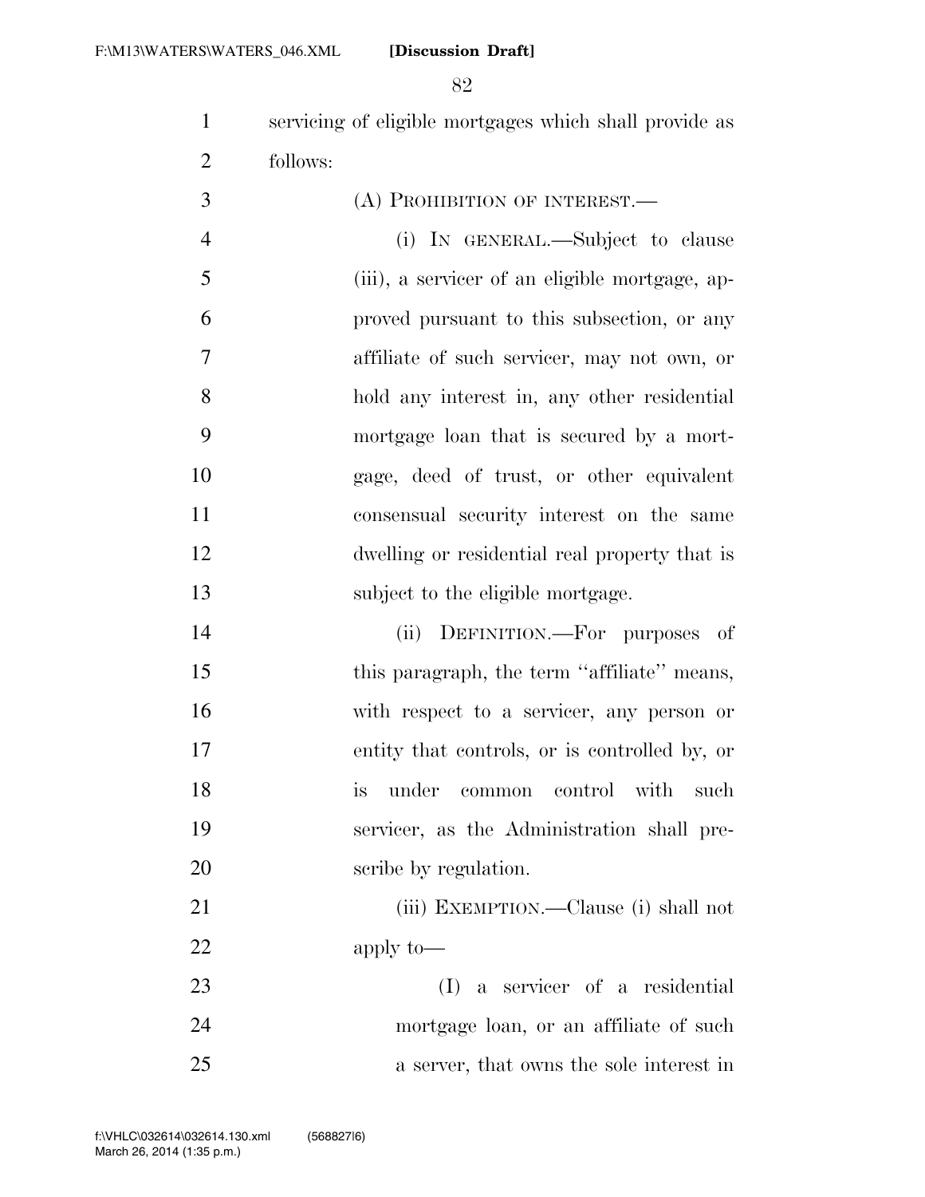servicing of eligible mortgages which shall provide as follows:

(A) PROHIBITION OF INTEREST.—

(i) IN GENERAL.—Subject to clause (iii), a servicer of an eligible mortgage, approved pursuant to this subsection, or any affiliate of such servicer, may not own, or hold any interest in, any other residential mortgage loan that is secured by a mortgage, deed of trust, or other equivalent consensual security interest on the same dwelling or residential real property that is subject to the eligible mortgage.

(ii) DEFINITION.—For purposes of this paragraph, the term ''affiliate'' means, with respect to a servicer, any person or entity that controls, or is controlled by, or is under common control with such servicer, as the Administration shall prescribe by regulation.

(iii) EXEMPTION.—Clause (i) shall not apply to—

(I) a servicer of a residential mortgage loan, or an affiliate of such a server, that owns the sole interest in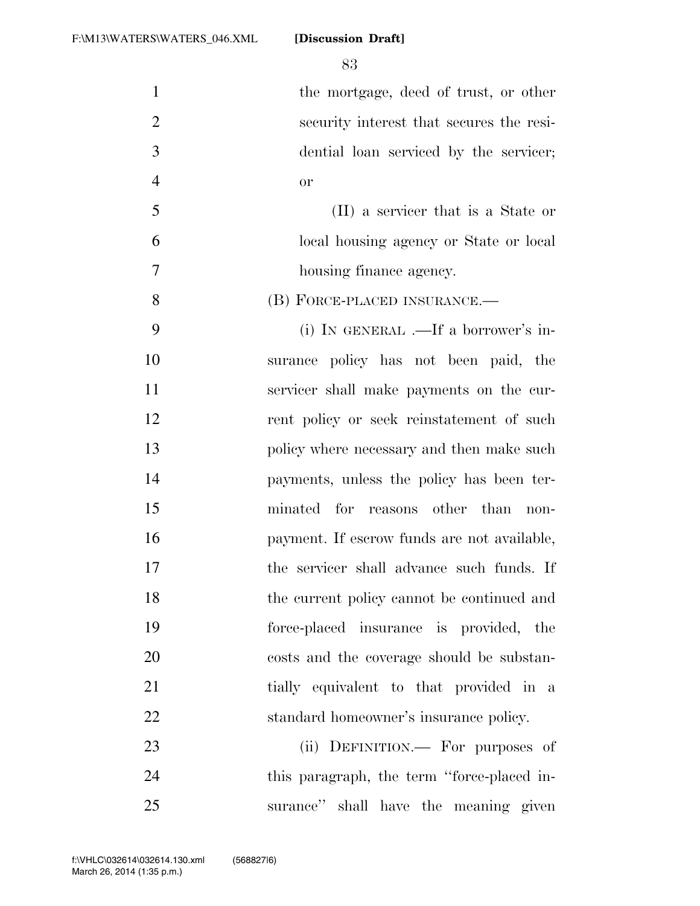the mortgage, deed of trust, or other security interest that secures the residential loan serviced by the servicer; or

(II) a servicer that is a State or local housing agency or State or local housing finance agency.

(B) FORCE-PLACED INSURANCE.—

(i) IN GENERAL .—If a borrower's insurance policy has not been paid, the servicer shall make payments on the current policy or seek reinstatement of such policy where necessary and then make such payments, unless the policy has been terminated for reasons other than nonpayment. If escrow funds are not available, the servicer shall advance such funds. If the current policy cannot be continued and force-placed insurance is provided, the costs and the coverage should be substantially equivalent to that provided in a standard homeowner's insurance policy.

(ii) DEFINITION.— For purposes of this paragraph, the term ''force-placed insurance'' shall have the meaning given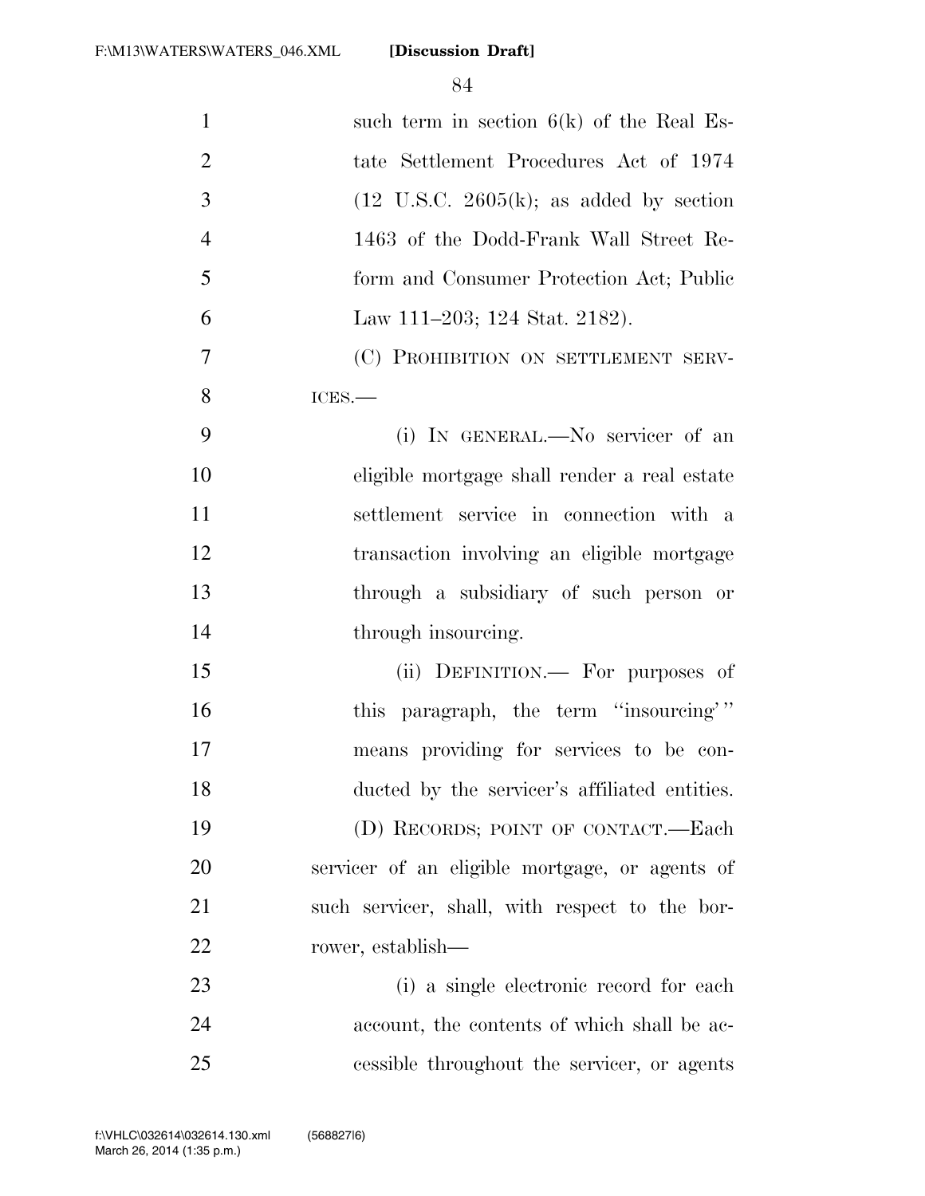such term in section 6(k) of the Real Estate Settlement Procedures Act of 1974 (12 U.S.C. 2605(k); as added by section 1463 of the Dodd-Frank Wall Street Reform and Consumer Protection Act; Public Law 111–203; 124 Stat. 2182).

(C) PROHIBITION ON SETTLEMENT SERVICES.—

(i) IN GENERAL.—No servicer of an eligible mortgage shall render a real estate settlement service in connection with a transaction involving an eligible mortgage through a subsidiary of such person or through insourcing.

(ii) DEFINITION.— For purposes of this paragraph, the term "insourcing'" means providing for services to be conducted by the servicer's affiliated entities.

(D) RECORDS; POINT OF CONTACT.—Each servicer of an eligible mortgage, or agents of such servicer, shall, with respect to the borrower, establish—

(i) a single electronic record for each account, the contents of which shall be accessible throughout the servicer, or agents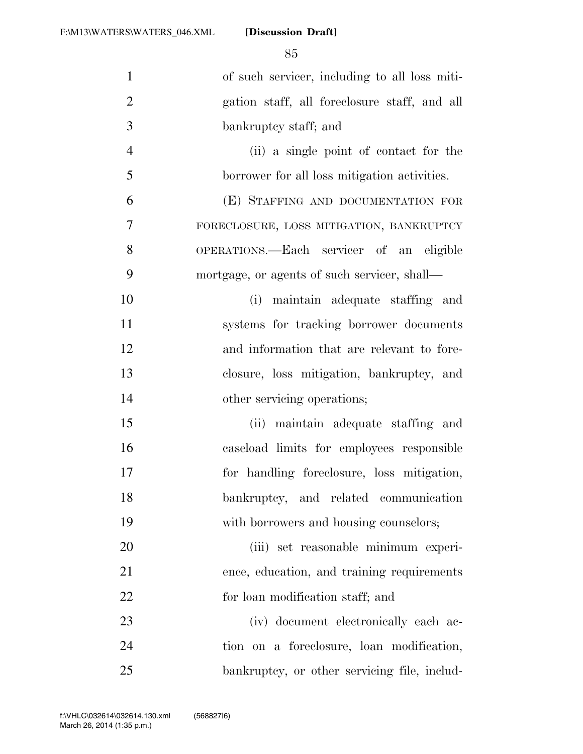of such servicer, including to all loss mitigation staff, all foreclosure staff, and all bankruptcy staff; and

(ii) a single point of contact for the borrower for all loss mitigation activities.

(E) STAFFING AND DOCUMENTATION FOR FORECLOSURE, LOSS MITIGATION, BANKRUPTCY OPERATIONS.—Each servicer of an eligible mortgage, or agents of such servicer, shall—

(i) maintain adequate staffing and systems for tracking borrower documents and information that are relevant to foreclosure, loss mitigation, bankruptcy, and other servicing operations;

(ii) maintain adequate staffing and caseload limits for employees responsible for handling foreclosure, loss mitigation, bankruptcy, and related communication with borrowers and housing counselors;

(iii) set reasonable minimum experience, education, and training requirements for loan modification staff; and

(iv) document electronically each action on a foreclosure, loan modification, bankruptcy, or other servicing file, includ-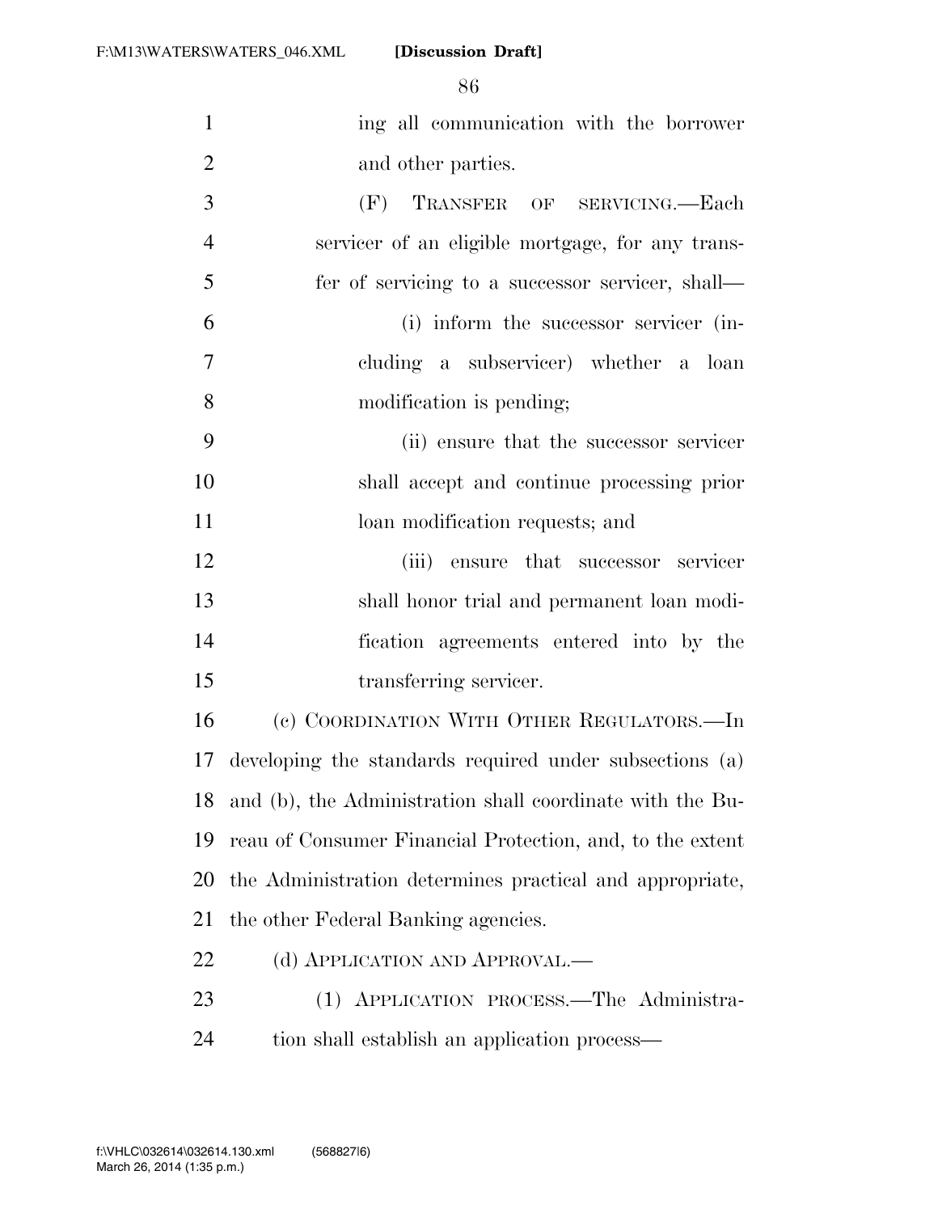ing all communication with the borrower and other parties.

(F) TRANSFER OF SERVICING.—Each servicer of an eligible mortgage, for any transfer of servicing to a successor servicer, shall—

(i) inform the successor servicer (including a subservicer) whether a loan modification is pending;

(ii) ensure that the successor servicer shall accept and continue processing prior loan modification requests; and

(iii) ensure that successor servicer shall honor trial and permanent loan modification agreements entered into by the transferring servicer.

(c) COORDINATION WITH OTHER REGULATORS.—In developing the standards required under subsections (a) and (b), the Administration shall coordinate with the Bureau of Consumer Financial Protection, and, to the extent the Administration determines practical and appropriate, the other Federal Banking agencies.

(d) APPLICATION AND APPROVAL.—

(1) APPLICATION PROCESS.—The Administration shall establish an application process—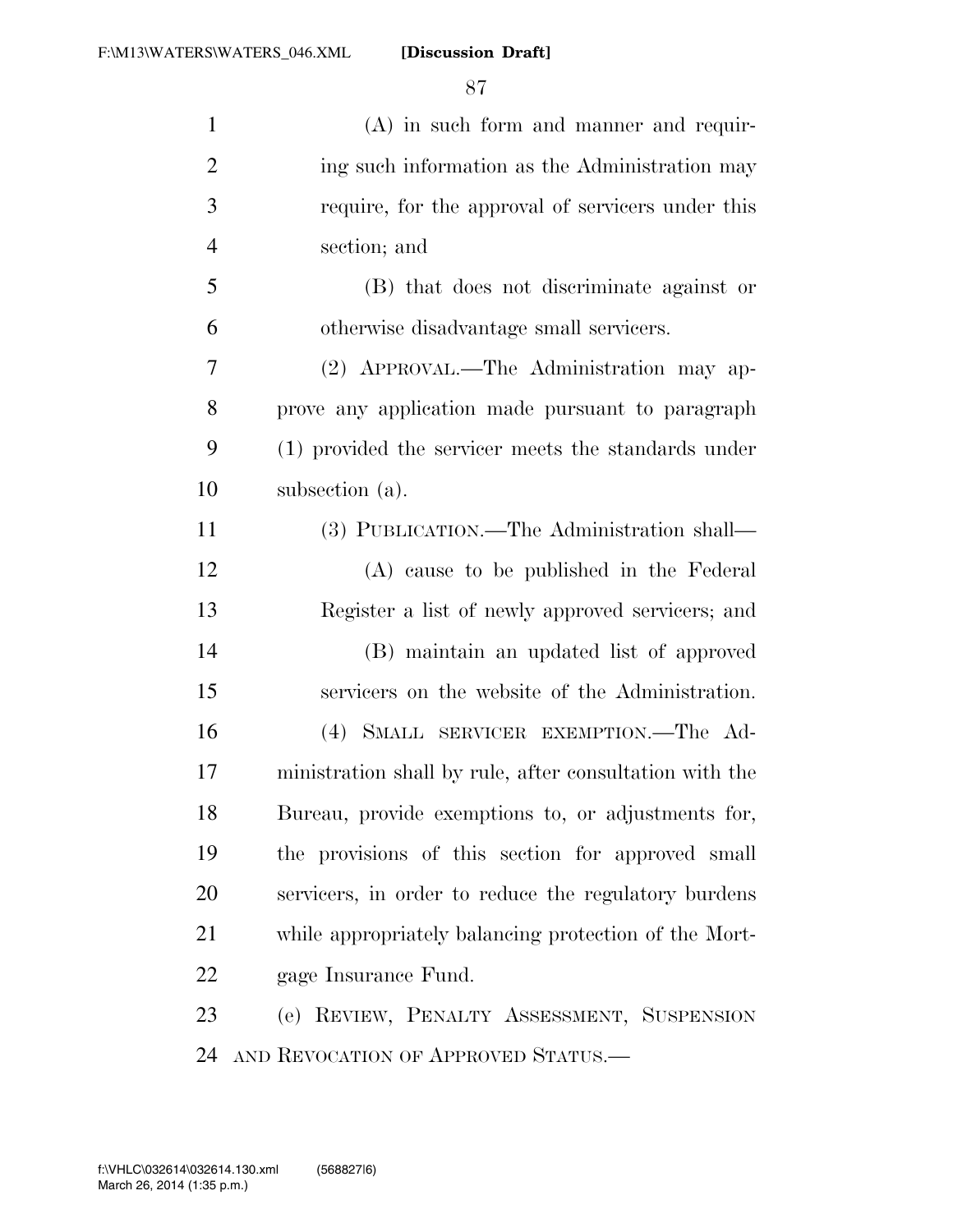(A) in such form and manner and requiring such information as the Administration may require, for the approval of servicers under this section; and

(B) that does not discriminate against or otherwise disadvantage small servicers.

(2) APPROVAL.—The Administration may approve any application made pursuant to paragraph (1) provided the servicer meets the standards under subsection (a).

(3) PUBLICATION.—The Administration shall—

(A) cause to be published in the Federal Register a list of newly approved servicers; and

(B) maintain an updated list of approved servicers on the website of the Administration.

(4) SMALL SERVICER EXEMPTION.—The Administration shall by rule, after consultation with the Bureau, provide exemptions to, or adjustments for, the provisions of this section for approved small servicers, in order to reduce the regulatory burdens while appropriately balancing protection of the Mortgage Insurance Fund.

(e) REVIEW, PENALTY ASSESSMENT, SUSPENSION AND REVOCATION OF APPROVED STATUS.—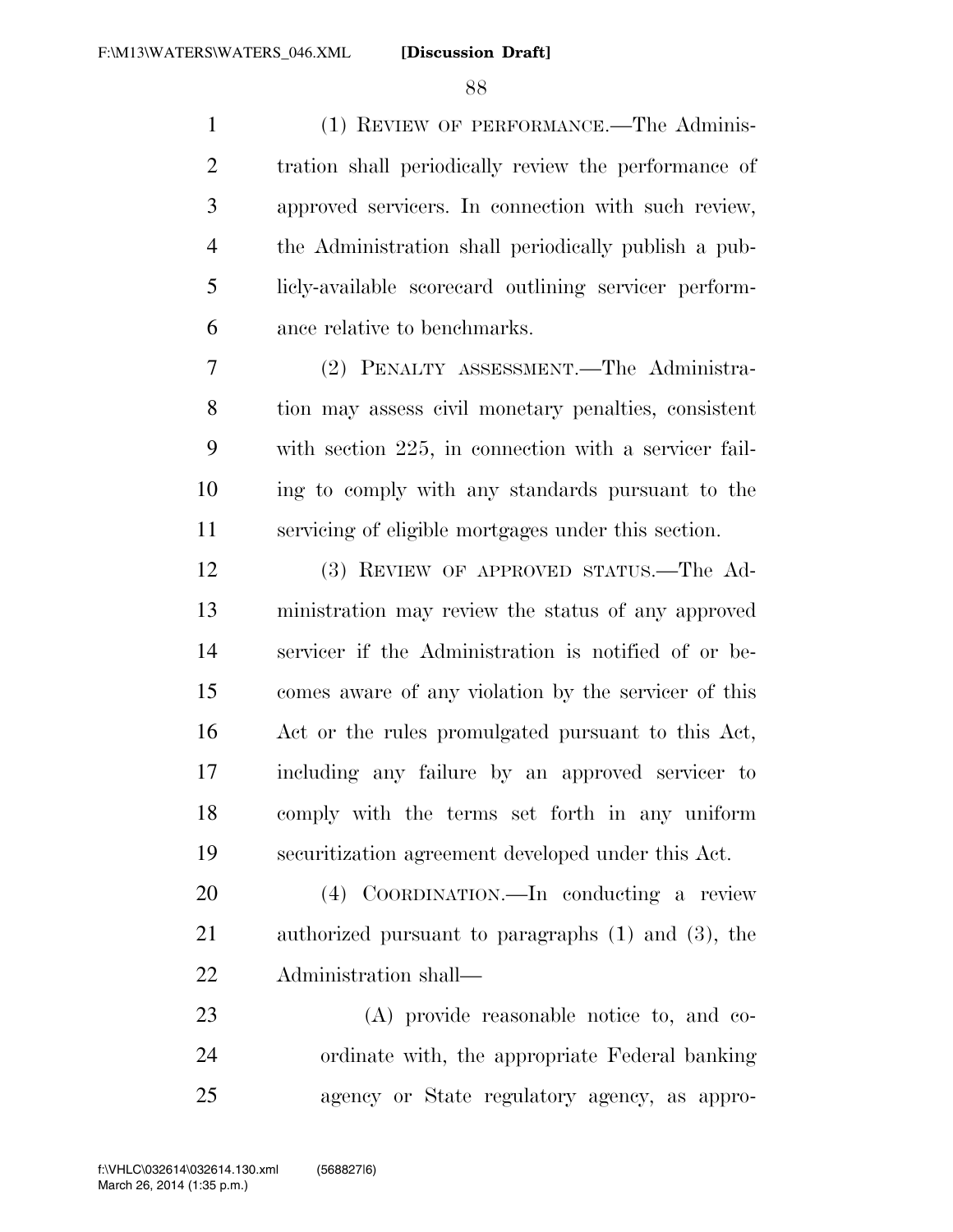(1) REVIEW OF PERFORMANCE.—The Administration shall periodically review the performance of approved servicers. In connection with such review, the Administration shall periodically publish a publicly-available scorecard outlining servicer performance relative to benchmarks.

(2) PENALTY ASSESSMENT.—The Administration may assess civil monetary penalties, consistent with section 225, in connection with a servicer failing to comply with any standards pursuant to the servicing of eligible mortgages under this section.

(3) REVIEW OF APPROVED STATUS.—The Administration may review the status of any approved servicer if the Administration is notified of or becomes aware of any violation by the servicer of this Act or the rules promulgated pursuant to this Act, including any failure by an approved servicer to comply with the terms set forth in any uniform securitization agreement developed under this Act.

(4) COORDINATION.—In conducting a review authorized pursuant to paragraphs (1) and (3), the Administration shall—

(A) provide reasonable notice to, and coordinate with, the appropriate Federal banking agency or State regulatory agency, as appro-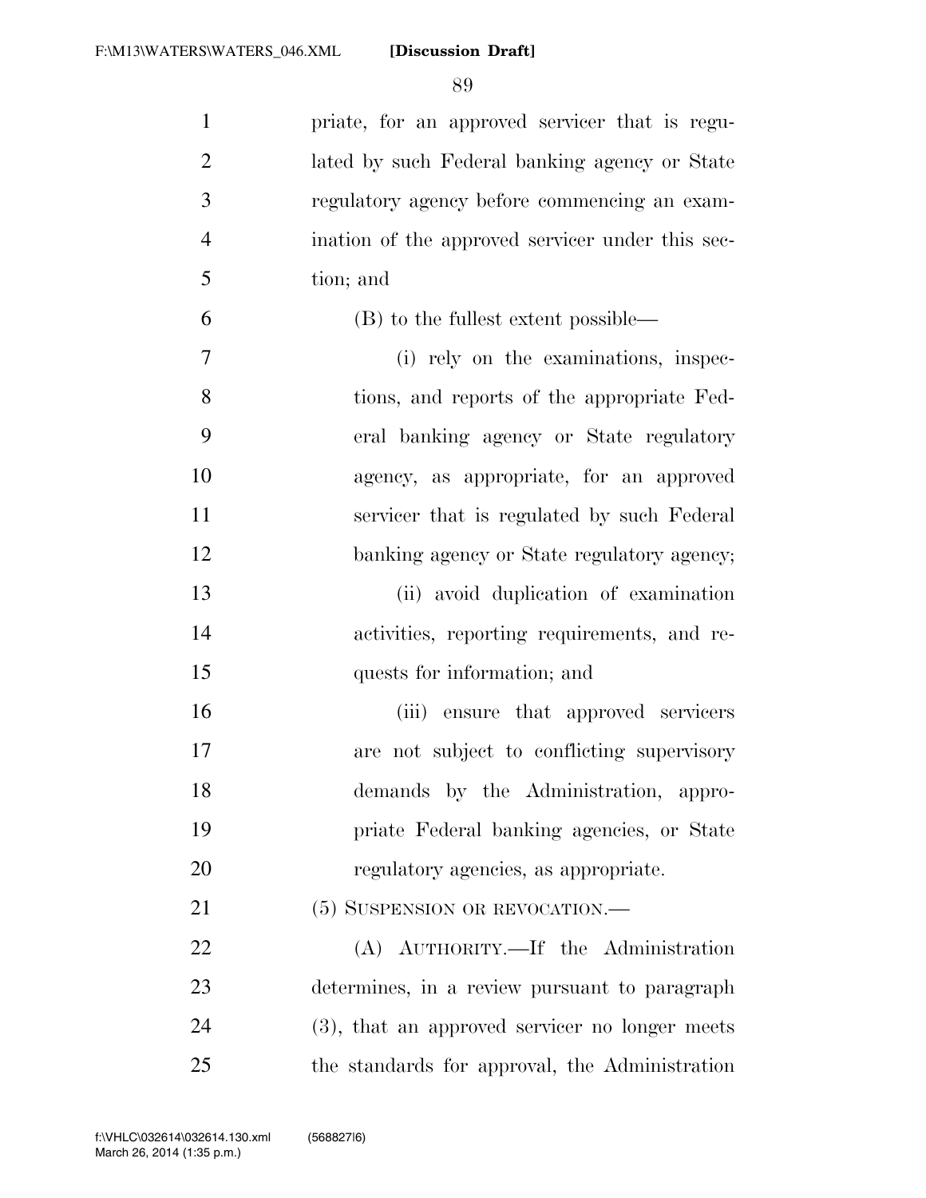priate, for an approved servicer that is regulated by such Federal banking agency or State regulatory agency before commencing an examination of the approved servicer under this section; and

(B) to the fullest extent possible—

(i) rely on the examinations, inspections, and reports of the appropriate Federal banking agency or State regulatory agency, as appropriate, for an approved servicer that is regulated by such Federal banking agency or State regulatory agency;

(ii) avoid duplication of examination activities, reporting requirements, and requests for information; and

(iii) ensure that approved servicers are not subject to conflicting supervisory demands by the Administration, appropriate Federal banking agencies, or State regulatory agencies, as appropriate.

(5) SUSPENSION OR REVOCATION.—

(A) AUTHORITY.—If the Administration determines, in a review pursuant to paragraph (3), that an approved servicer no longer meets the standards for approval, the Administration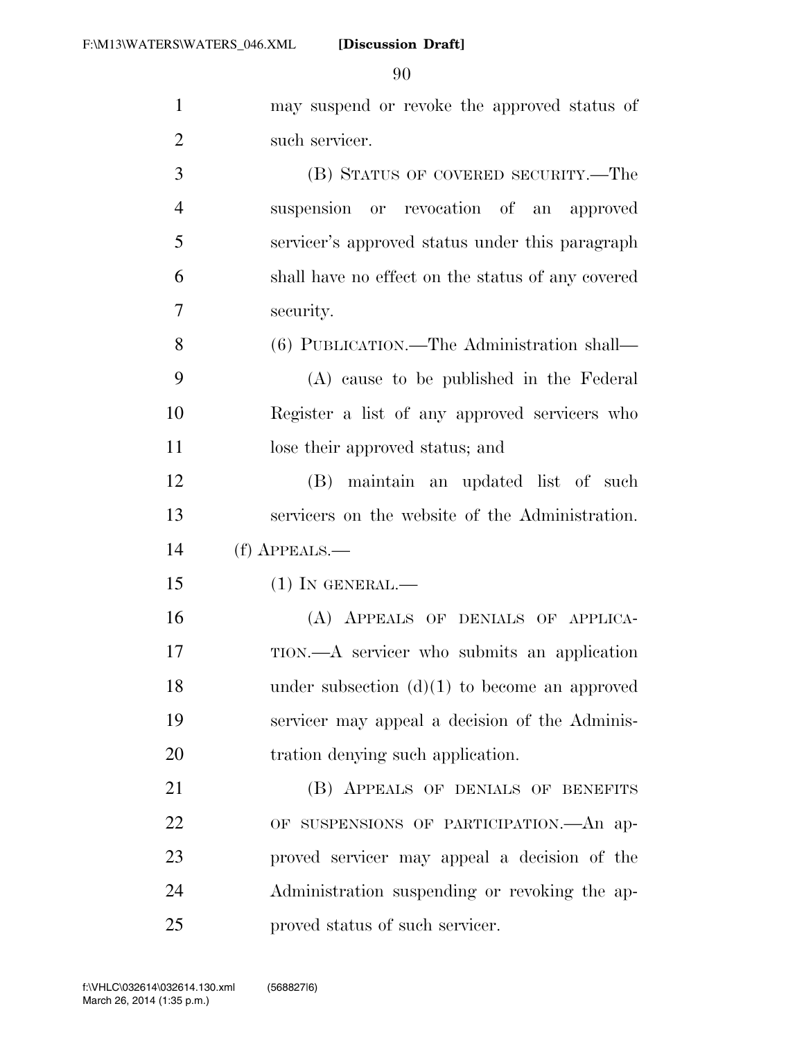may suspend or revoke the approved status of such servicer.

(B) STATUS OF COVERED SECURITY.—The suspension or revocation of an approved servicer's approved status under this paragraph shall have no effect on the status of any covered security.

(6) PUBLICATION.—The Administration shall—

(A) cause to be published in the Federal Register a list of any approved servicers who lose their approved status; and

(B) maintain an updated list of such servicers on the website of the Administration.

(f) APPEALS.—

(1) IN GENERAL.—

(A) APPEALS OF DENIALS OF APPLICATION.—A servicer who submits an application under subsection (d)(1) to become an approved servicer may appeal a decision of the Administration denying such application.

(B) APPEALS OF DENIALS OF BENEFITS OF SUSPENSIONS OF PARTICIPATION.—An approved servicer may appeal a decision of the Administration suspending or revoking the approved status of such servicer.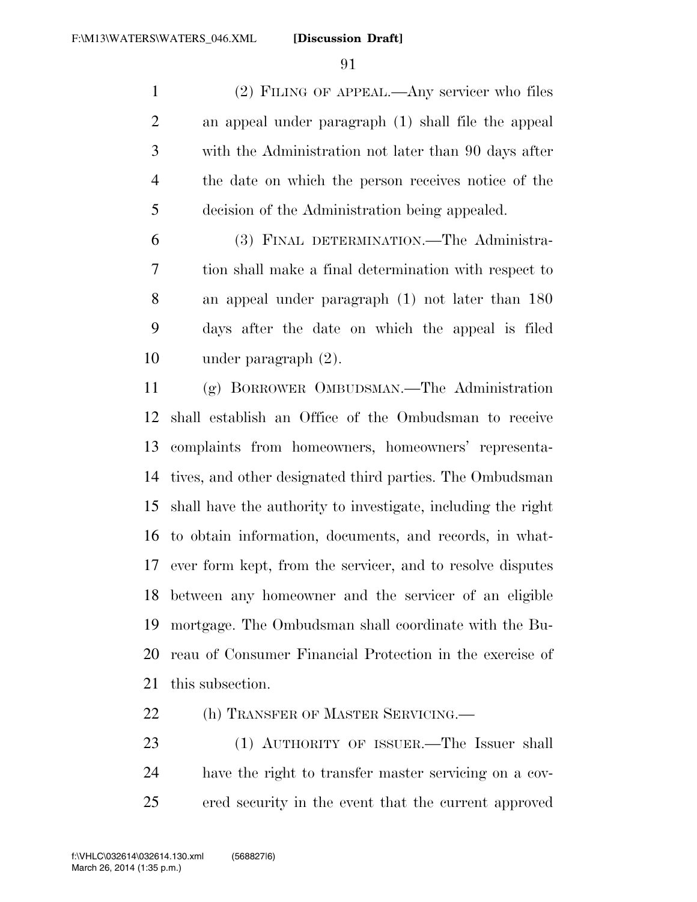(2) FILING OF APPEAL.—Any servicer who files an appeal under paragraph (1) shall file the appeal with the Administration not later than 90 days after the date on which the person receives notice of the decision of the Administration being appealed.

(3) FINAL DETERMINATION.—The Administration shall make a final determination with respect to an appeal under paragraph (1) not later than 180 days after the date on which the appeal is filed under paragraph (2).

(g) BORROWER OMBUDSMAN.—The Administration shall establish an Office of the Ombudsman to receive complaints from homeowners, homeowners' representatives, and other designated third parties. The Ombudsman shall have the authority to investigate, including the right to obtain information, documents, and records, in whatever form kept, from the servicer, and to resolve disputes between any homeowner and the servicer of an eligible mortgage. The Ombudsman shall coordinate with the Bureau of Consumer Financial Protection in the exercise of this subsection.

(h) TRANSFER OF MASTER SERVICING.—

(1) AUTHORITY OF ISSUER.—The Issuer shall have the right to transfer master servicing on a covered security in the event that the current approved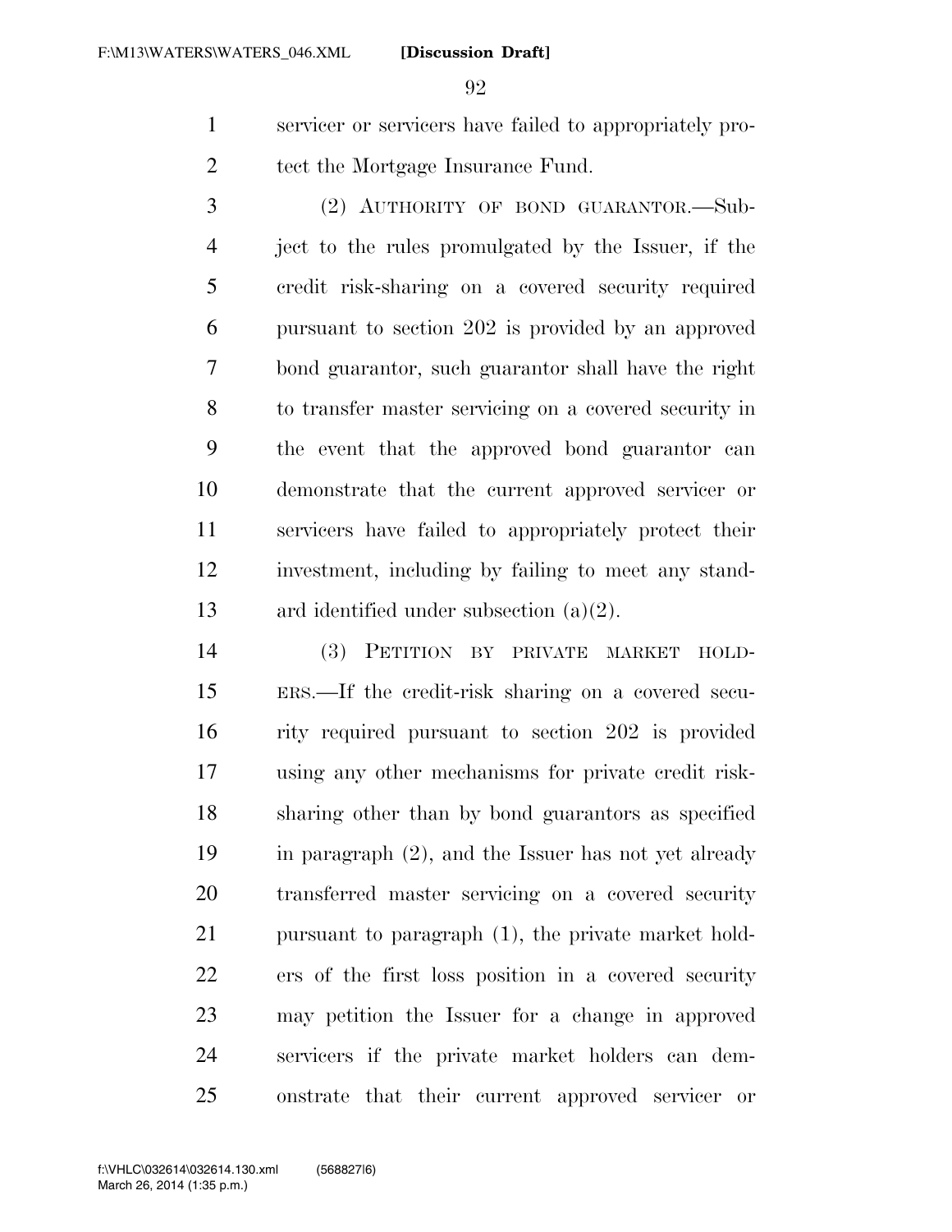servicer or servicers have failed to appropriately protect the Mortgage Insurance Fund.

(2) AUTHORITY OF BOND GUARANTOR.—Subject to the rules promulgated by the Issuer, if the credit risk-sharing on a covered security required pursuant to section 202 is provided by an approved bond guarantor, such guarantor shall have the right to transfer master servicing on a covered security in the event that the approved bond guarantor can demonstrate that the current approved servicer or servicers have failed to appropriately protect their investment, including by failing to meet any standard identified under subsection (a)(2).

(3) PETITION BY PRIVATE MARKET HOLDERS.—If the credit-risk sharing on a covered security required pursuant to section 202 is provided using any other mechanisms for private credit risk-sharing other than by bond guarantors as specified in paragraph (2), and the Issuer has not yet already transferred master servicing on a covered security pursuant to paragraph (1), the private market holders of the first loss position in a covered security may petition the Issuer for a change in approved servicers if the private market holders can demonstrate that their current approved servicer or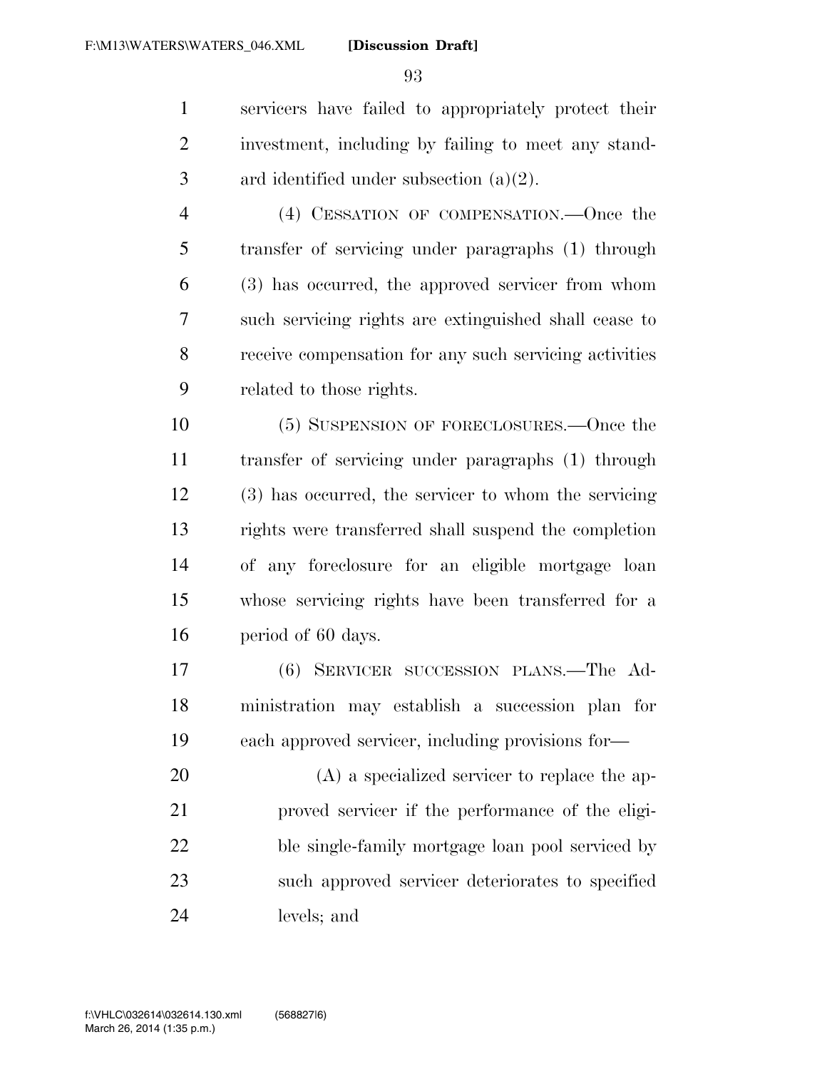servicers have failed to appropriately protect their investment, including by failing to meet any standard identified under subsection (a)(2).

(4) CESSATION OF COMPENSATION.—Once the transfer of servicing under paragraphs (1) through (3) has occurred, the approved servicer from whom such servicing rights are extinguished shall cease to receive compensation for any such servicing activities related to those rights.

(5) SUSPENSION OF FORECLOSURES.—Once the transfer of servicing under paragraphs (1) through (3) has occurred, the servicer to whom the servicing rights were transferred shall suspend the completion of any foreclosure for an eligible mortgage loan whose servicing rights have been transferred for a period of 60 days.

(6) SERVICER SUCCESSION PLANS.—The Administration may establish a succession plan for each approved servicer, including provisions for—

(A) a specialized servicer to replace the approved servicer if the performance of the eligible single-family mortgage loan pool serviced by such approved servicer deteriorates to specified levels; and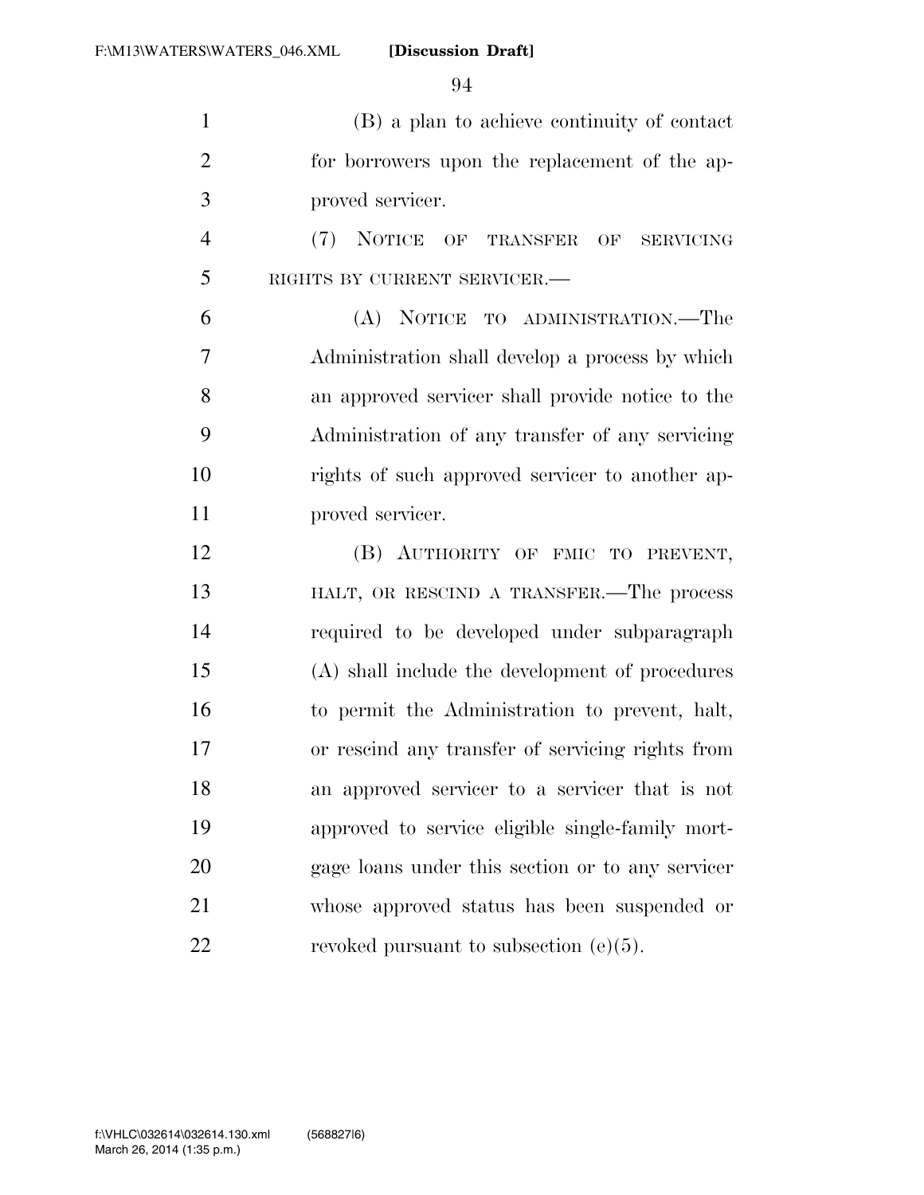(B) a plan to achieve continuity of contact for borrowers upon the replacement of the approved servicer.

(7) NOTICE OF TRANSFER OF SERVICING RIGHTS BY CURRENT SERVICER.—

(A) NOTICE TO ADMINISTRATION.—The Administration shall develop a process by which an approved servicer shall provide notice to the Administration of any transfer of any servicing rights of such approved servicer to another approved servicer.

(B) AUTHORITY OF FMIC TO PREVENT, HALT, OR RESCIND A TRANSFER.—The process required to be developed under subparagraph (A) shall include the development of procedures to permit the Administration to prevent, halt, or rescind any transfer of servicing rights from an approved servicer to a servicer that is not approved to service eligible single-family mortgage loans under this section or to any servicer whose approved status has been suspended or revoked pursuant to subsection (e)(5).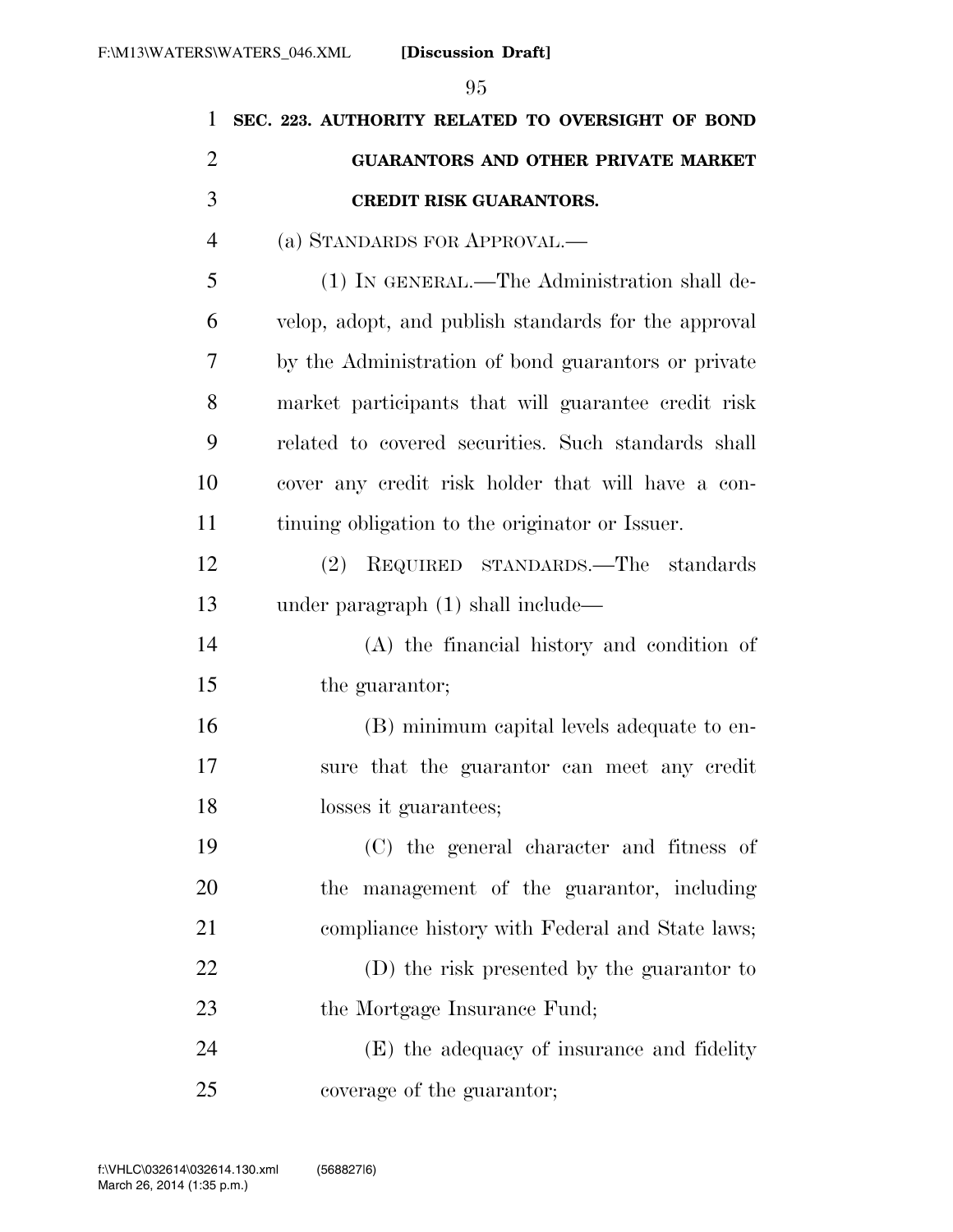**SEC. 223. AUTHORITY RELATED TO OVERSIGHT OF BOND GUARANTORS AND OTHER PRIVATE MARKET CREDIT RISK GUARANTORS.**

(a) STANDARDS FOR APPROVAL.—

(1) IN GENERAL.—The Administration shall develop, adopt, and publish standards for the approval by the Administration of bond guarantors or private market participants that will guarantee credit risk related to covered securities. Such standards shall cover any credit risk holder that will have a continuing obligation to the originator or Issuer.

(2) REQUIRED STANDARDS.—The standards under paragraph (1) shall include—

(A) the financial history and condition of the guarantor;

(B) minimum capital levels adequate to ensure that the guarantor can meet any credit losses it guarantees;

(C) the general character and fitness of the management of the guarantor, including compliance history with Federal and State laws;

(D) the risk presented by the guarantor to the Mortgage Insurance Fund;

(E) the adequacy of insurance and fidelity coverage of the guarantor;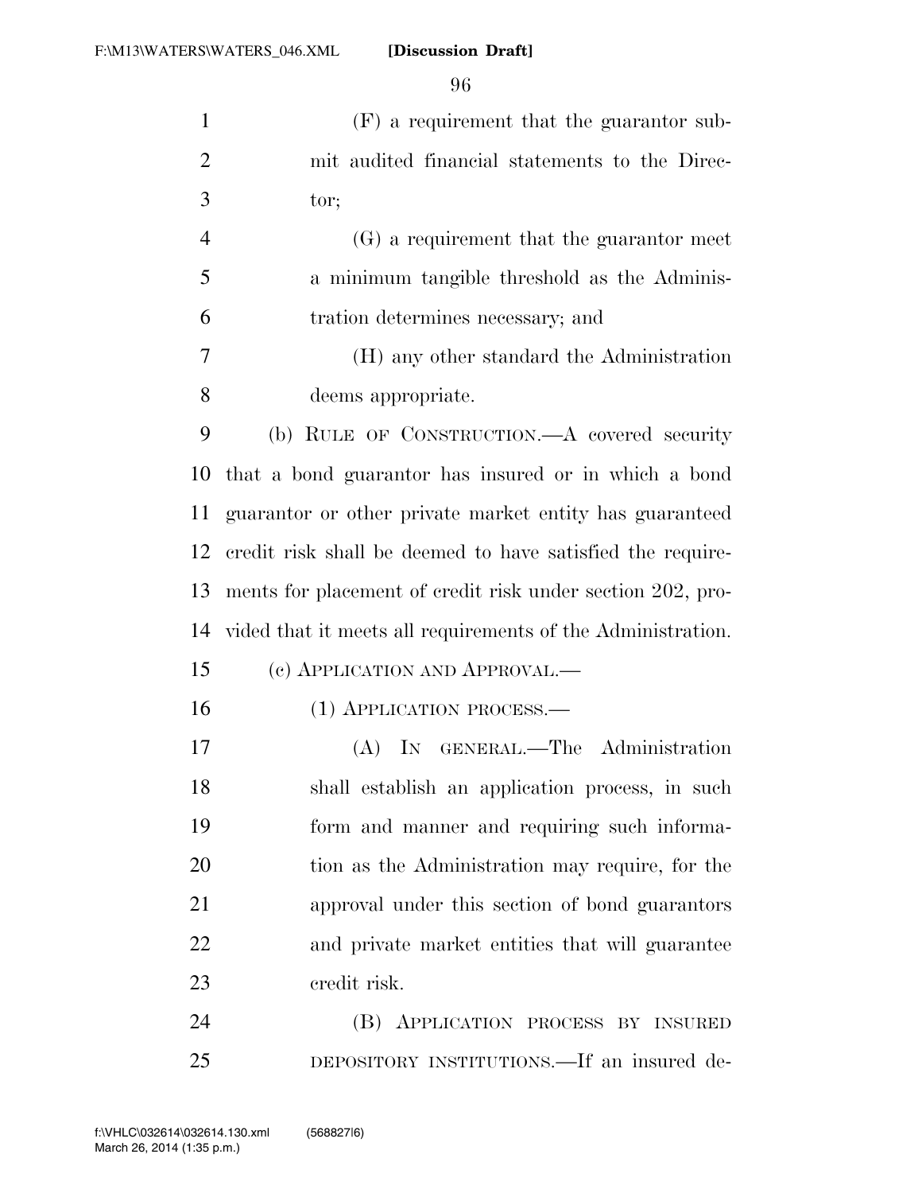(F) a requirement that the guarantor submit audited financial statements to the Director;

(G) a requirement that the guarantor meet a minimum tangible threshold as the Administration determines necessary; and

(H) any other standard the Administration deems appropriate.

(b) RULE OF CONSTRUCTION.—A covered security that a bond guarantor has insured or in which a bond guarantor or other private market entity has guaranteed credit risk shall be deemed to have satisfied the requirements for placement of credit risk under section 202, provided that it meets all requirements of the Administration.

(c) APPLICATION AND APPROVAL.—

(1) APPLICATION PROCESS.—

(A) IN GENERAL.—The Administration shall establish an application process, in such form and manner and requiring such information as the Administration may require, for the approval under this section of bond guarantors and private market entities that will guarantee credit risk.

(B) APPLICATION PROCESS BY INSURED DEPOSITORY INSTITUTIONS.—If an insured de-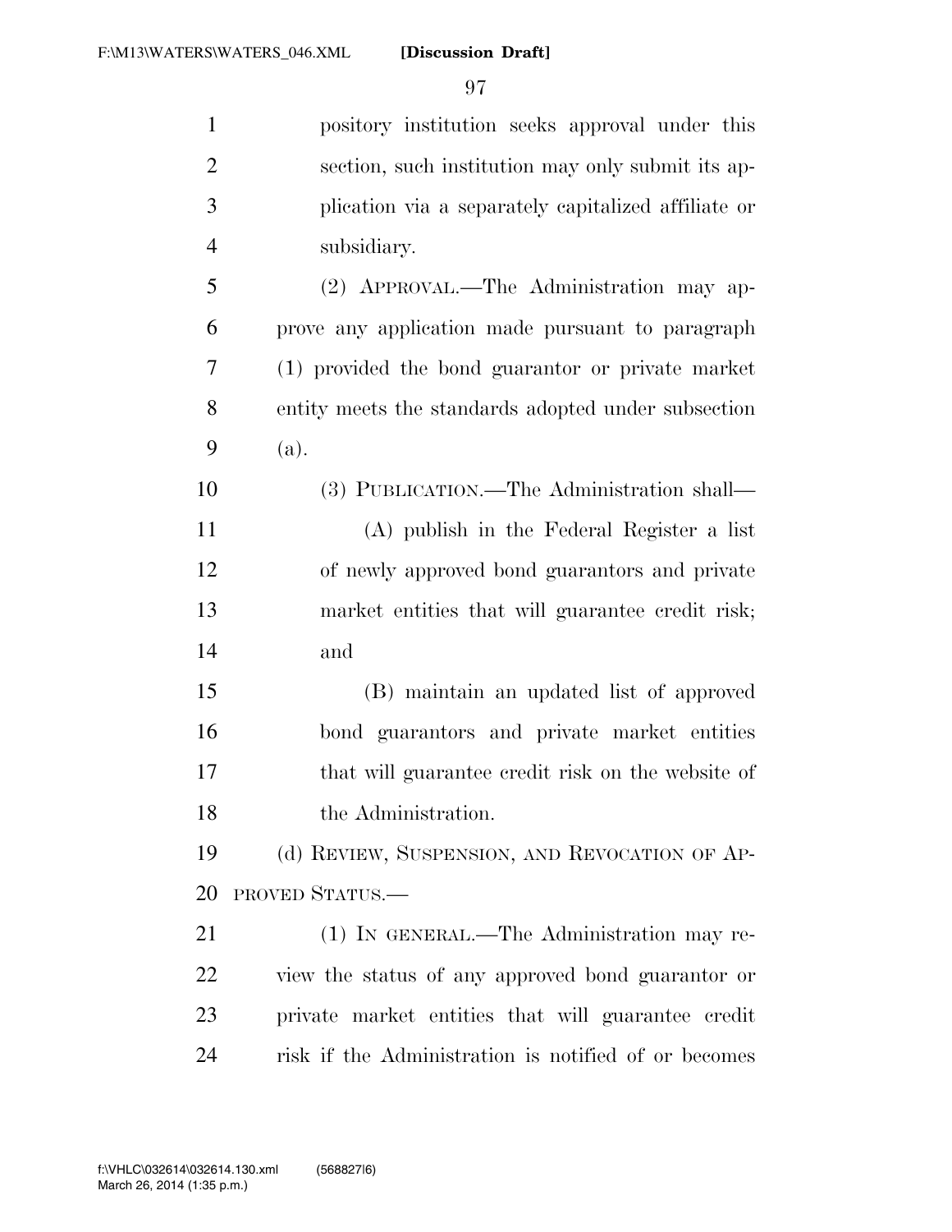pository institution seeks approval under this section, such institution may only submit its application via a separately capitalized affiliate or subsidiary.

(2) APPROVAL.—The Administration may approve any application made pursuant to paragraph (1) provided the bond guarantor or private market entity meets the standards adopted under subsection (a).

(3) PUBLICATION.—The Administration shall—

(A) publish in the Federal Register a list of newly approved bond guarantors and private market entities that will guarantee credit risk; and

(B) maintain an updated list of approved bond guarantors and private market entities that will guarantee credit risk on the website of the Administration.

(d) REVIEW, SUSPENSION, AND REVOCATION OF APPROVED STATUS.—

(1) IN GENERAL.—The Administration may review the status of any approved bond guarantor or private market entities that will guarantee credit risk if the Administration is notified of or becomes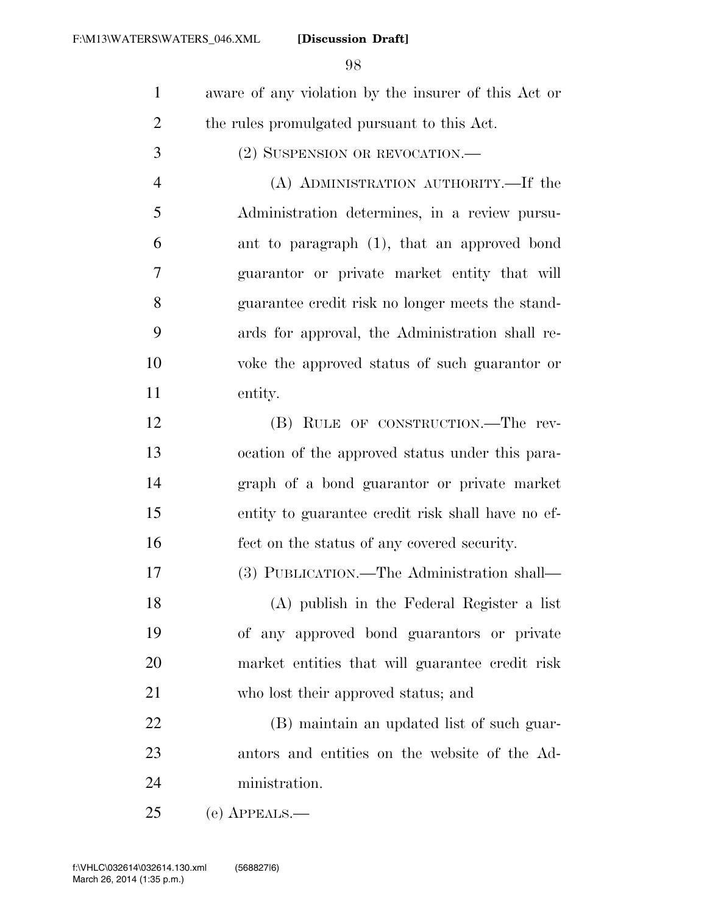aware of any violation by the insurer of this Act or the rules promulgated pursuant to this Act.

(2) SUSPENSION OR REVOCATION.—

(A) ADMINISTRATION AUTHORITY.—If the Administration determines, in a review pursuant to paragraph (1), that an approved bond guarantor or private market entity that will guarantee credit risk no longer meets the standards for approval, the Administration shall revoke the approved status of such guarantor or entity.

(B) RULE OF CONSTRUCTION.—The revocation of the approved status under this paragraph of a bond guarantor or private market entity to guarantee credit risk shall have no effect on the status of any covered security.

(3) PUBLICATION.—The Administration shall—

(A) publish in the Federal Register a list of any approved bond guarantors or private market entities that will guarantee credit risk who lost their approved status; and

(B) maintain an updated list of such guarantors and entities on the website of the Administration.

(e) APPEALS.—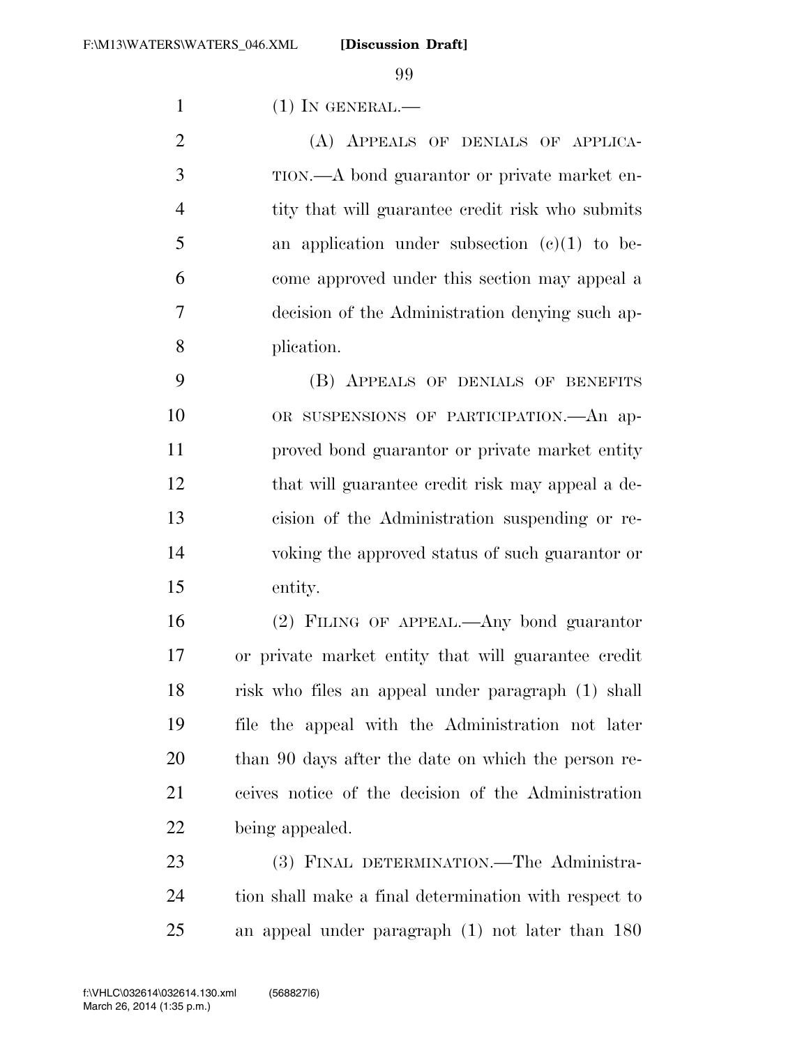(1) IN GENERAL.—

(A) APPEALS OF DENIALS OF APPLICATION.—A bond guarantor or private market entity that will guarantee credit risk who submits an application under subsection (c)(1) to become approved under this section may appeal a decision of the Administration denying such application.

(B) APPEALS OF DENIALS OF BENEFITS OR SUSPENSIONS OF PARTICIPATION.—An approved bond guarantor or private market entity that will guarantee credit risk may appeal a decision of the Administration suspending or revoking the approved status of such guarantor or entity.

(2) FILING OF APPEAL.—Any bond guarantor or private market entity that will guarantee credit risk who files an appeal under paragraph (1) shall file the appeal with the Administration not later than 90 days after the date on which the person receives notice of the decision of the Administration being appealed.

(3) FINAL DETERMINATION.—The Administration shall make a final determination with respect to an appeal under paragraph (1) not later than 180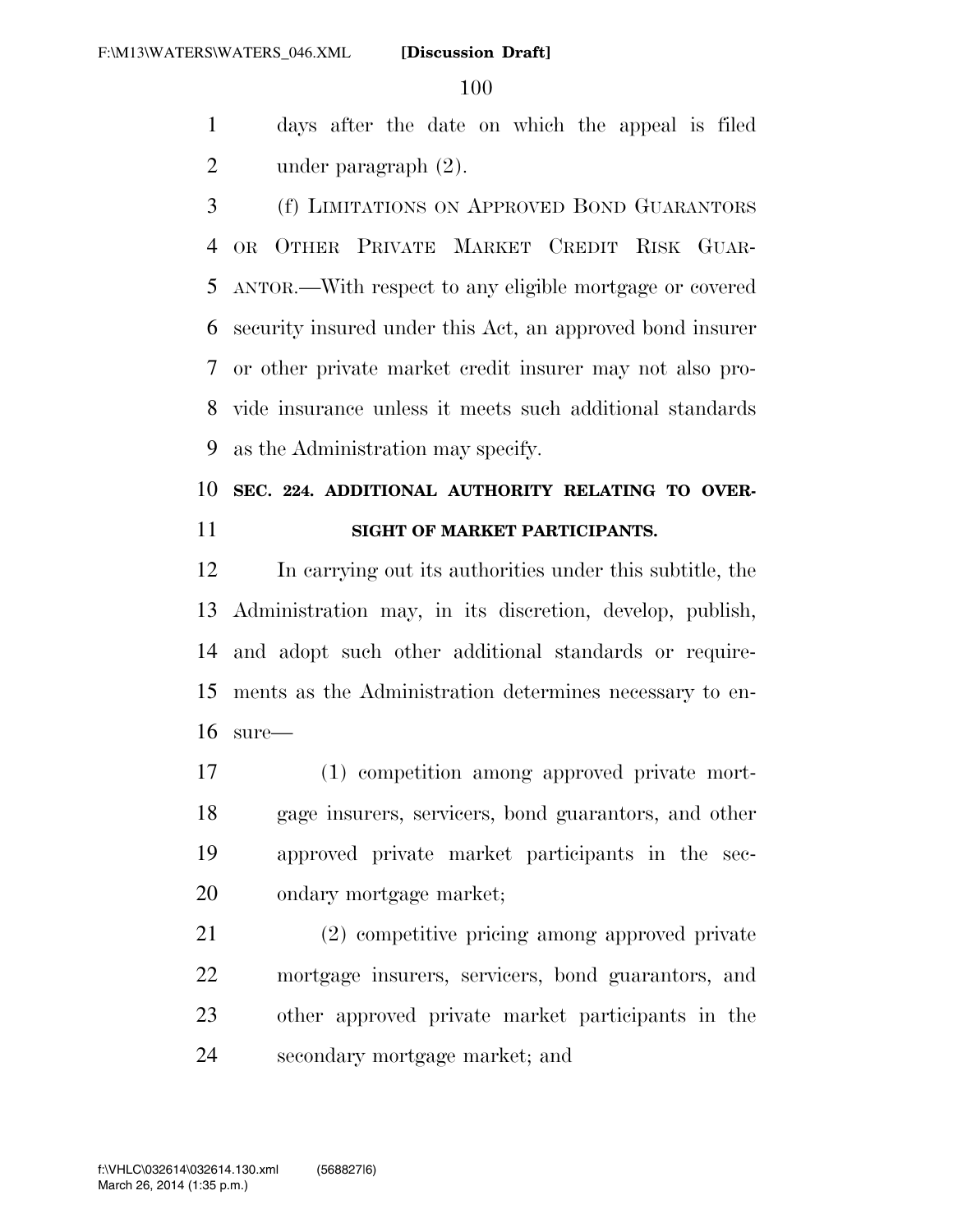days after the date on which the appeal is filed under paragraph (2).

(f) LIMITATIONS ON APPROVED BOND GUARANTORS OR OTHER PRIVATE MARKET CREDIT RISK GUARANTOR.—With respect to any eligible mortgage or covered security insured under this Act, an approved bond insurer or other private market credit insurer may not also provide insurance unless it meets such additional standards as the Administration may specify.

**SEC. 224. ADDITIONAL AUTHORITY RELATING TO OVERSIGHT OF MARKET PARTICIPANTS.**

In carrying out its authorities under this subtitle, the Administration may, in its discretion, develop, publish, and adopt such other additional standards or requirements as the Administration determines necessary to ensure—

(1) competition among approved private mortgage insurers, servicers, bond guarantors, and other approved private market participants in the secondary mortgage market;

(2) competitive pricing among approved private mortgage insurers, servicers, bond guarantors, and other approved private market participants in the secondary mortgage market; and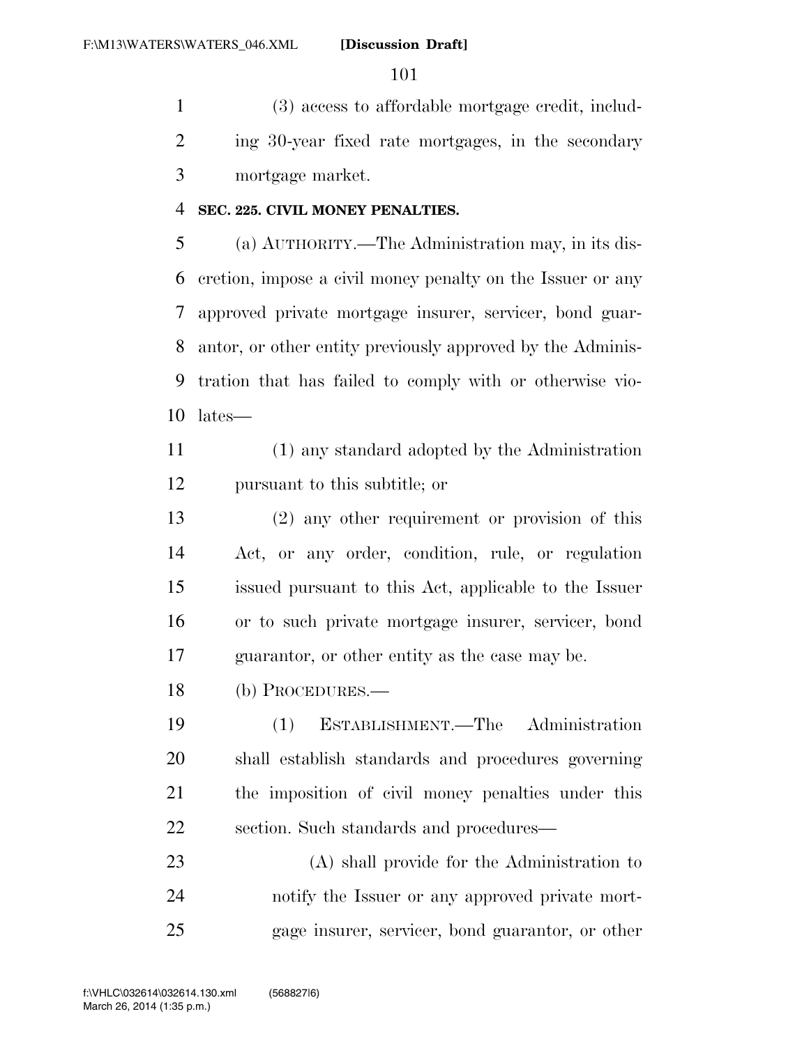(3) access to affordable mortgage credit, including 30-year fixed rate mortgages, in the secondary mortgage market.

**SEC. 225. CIVIL MONEY PENALTIES.**

(a) AUTHORITY.—The Administration may, in its discretion, impose a civil money penalty on the Issuer or any approved private mortgage insurer, servicer, bond guarantor, or other entity previously approved by the Administration that has failed to comply with or otherwise violates—

(1) any standard adopted by the Administration pursuant to this subtitle; or

(2) any other requirement or provision of this Act, or any order, condition, rule, or regulation issued pursuant to this Act, applicable to the Issuer or to such private mortgage insurer, servicer, bond guarantor, or other entity as the case may be.

(b) PROCEDURES.—

(1) ESTABLISHMENT.—The Administration shall establish standards and procedures governing the imposition of civil money penalties under this section. Such standards and procedures—

(A) shall provide for the Administration to notify the Issuer or any approved private mortgage insurer, servicer, bond guarantor, or other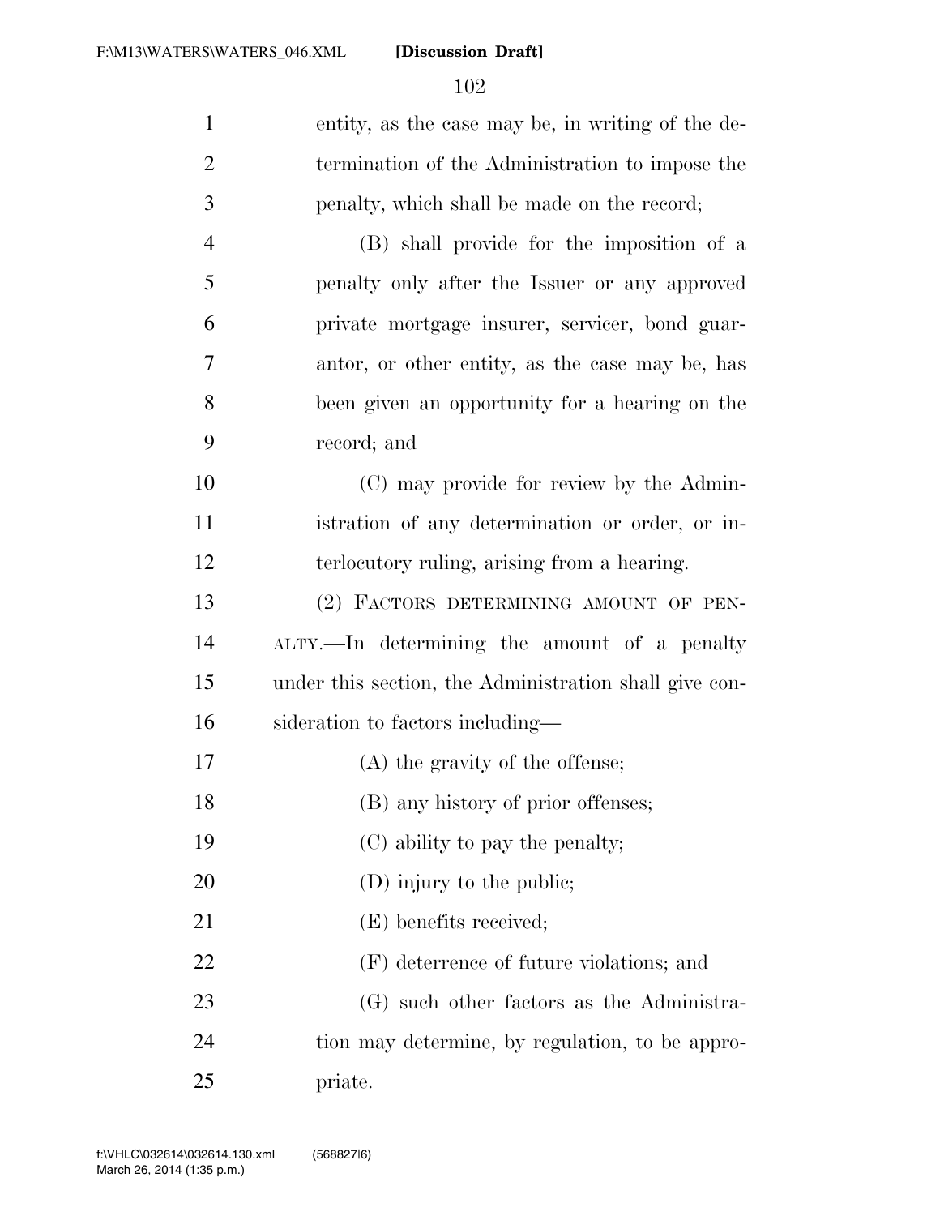entity, as the case may be, in writing of the determination of the Administration to impose the penalty, which shall be made on the record;

(B) shall provide for the imposition of a penalty only after the Issuer or any approved private mortgage insurer, servicer, bond guarantor, or other entity, as the case may be, has been given an opportunity for a hearing on the record; and

(C) may provide for review by the Administration of any determination or order, or interlocutory ruling, arising from a hearing.

(2) FACTORS DETERMINING AMOUNT OF PENALTY.—In determining the amount of a penalty under this section, the Administration shall give consideration to factors including—

(A) the gravity of the offense;

(B) any history of prior offenses;

(C) ability to pay the penalty;

(D) injury to the public;

(E) benefits received;

(F) deterrence of future violations; and

(G) such other factors as the Administration may determine, by regulation, to be appropriate.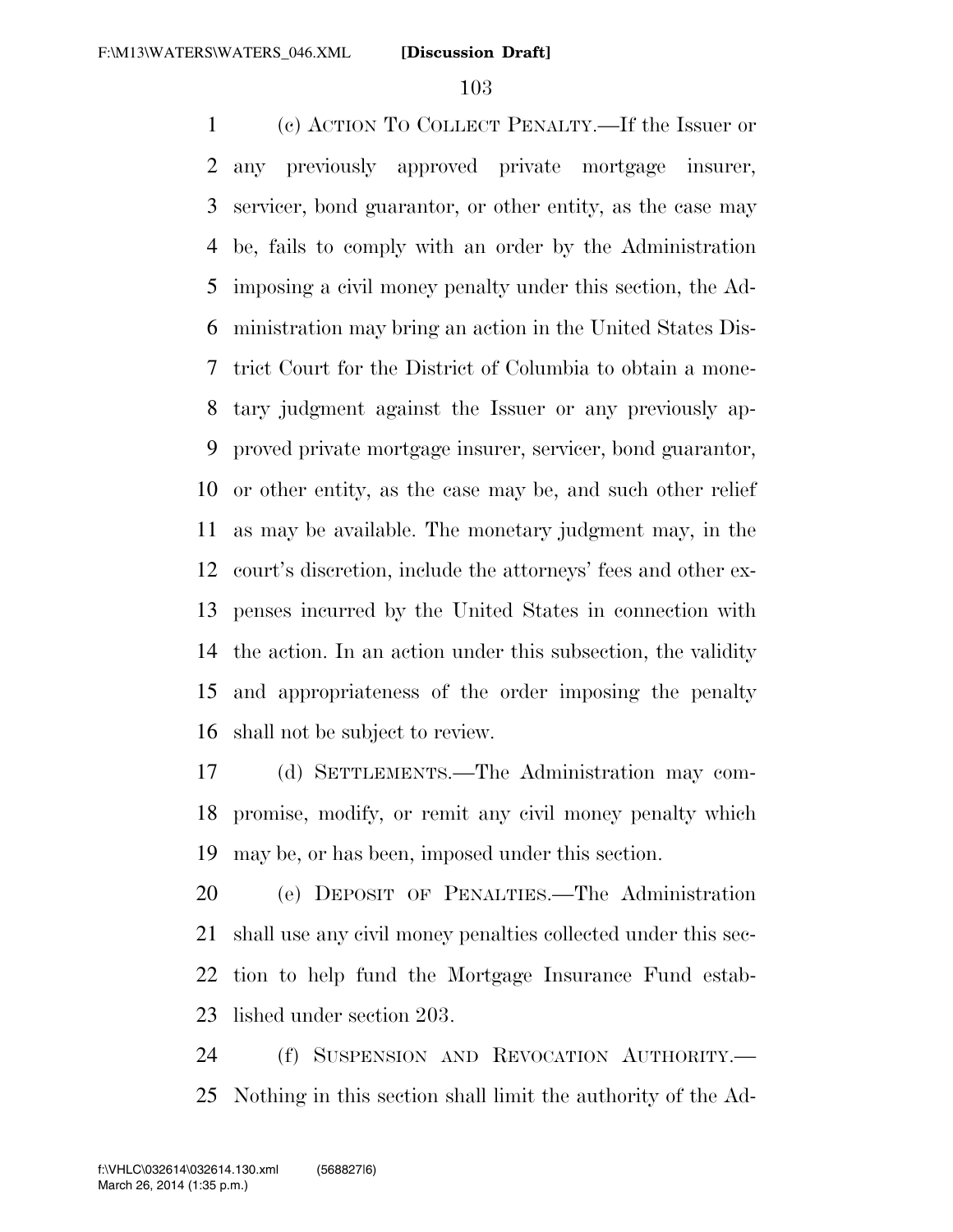(c) ACTION TO COLLECT PENALTY.—If the Issuer or any previously approved private mortgage insurer, servicer, bond guarantor, or other entity, as the case may be, fails to comply with an order by the Administration imposing a civil money penalty under this section, the Administration may bring an action in the United States District Court for the District of Columbia to obtain a monetary judgment against the Issuer or any previously approved private mortgage insurer, servicer, bond guarantor, or other entity, as the case may be, and such other relief as may be available. The monetary judgment may, in the court's discretion, include the attorneys' fees and other expenses incurred by the United States in connection with the action. In an action under this subsection, the validity and appropriateness of the order imposing the penalty shall not be subject to review.

(d) SETTLEMENTS.—The Administration may compromise, modify, or remit any civil money penalty which may be, or has been, imposed under this section.

(e) DEPOSIT OF PENALTIES.—The Administration shall use any civil money penalties collected under this section to help fund the Mortgage Insurance Fund established under section 203.

(f) SUSPENSION AND REVOCATION AUTHORITY.—Nothing in this section shall limit the authority of the Ad-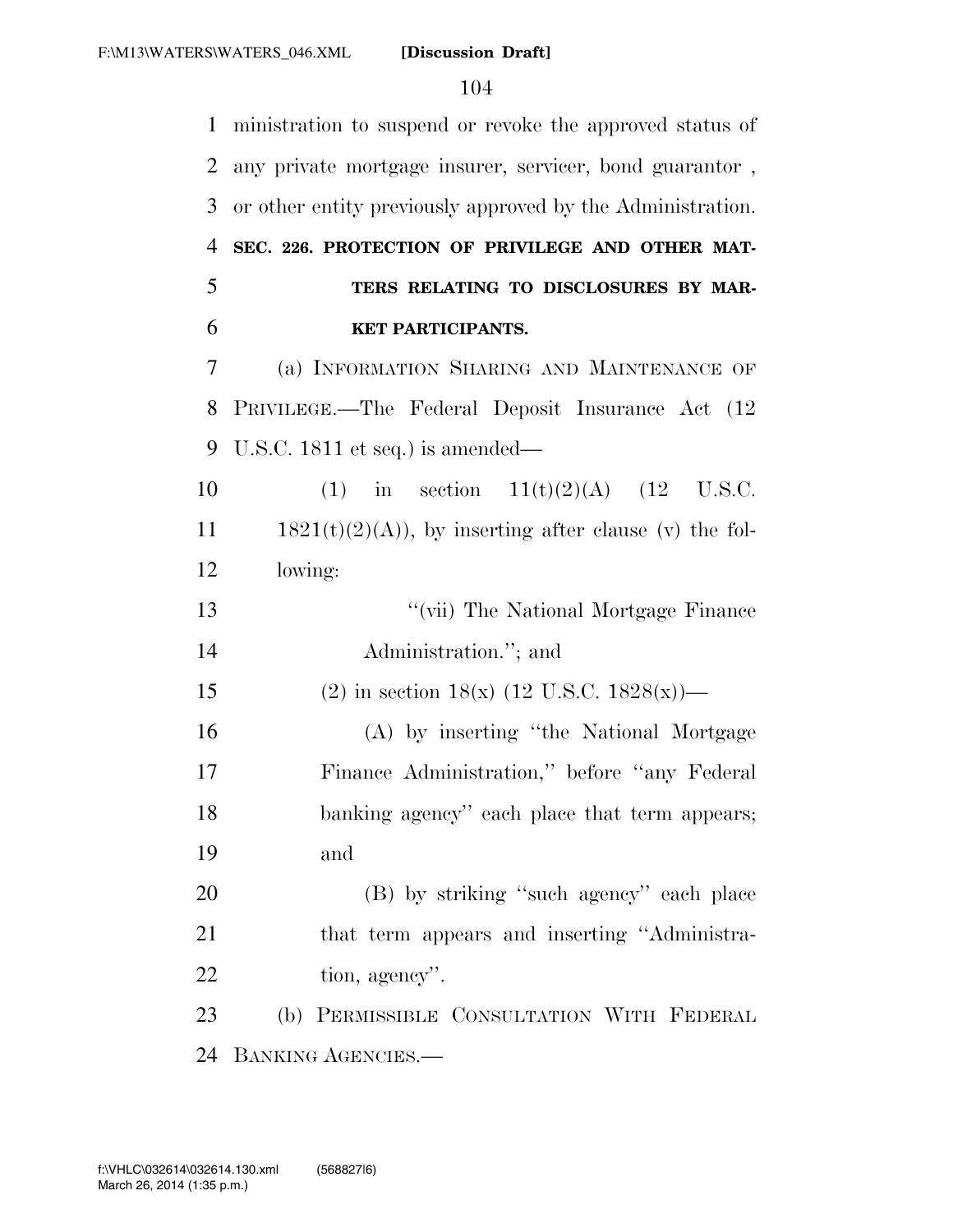ministration to suspend or revoke the approved status of any private mortgage insurer, servicer, bond guarantor , or other entity previously approved by the Administration.

**SEC. 226. PROTECTION OF PRIVILEGE AND OTHER MATTERS RELATING TO DISCLOSURES BY MARKET PARTICIPANTS.**

(a) INFORMATION SHARING AND MAINTENANCE OF PRIVILEGE.—The Federal Deposit Insurance Act (12 U.S.C. 1811 et seq.) is amended—

(1) in section 11(t)(2)(A) (12 U.S.C. 1821(t)(2)(A)), by inserting after clause (v) the following:

''(vii) The National Mortgage Finance Administration.''; and

(2) in section 18(x) (12 U.S.C. 1828(x))—

(A) by inserting ''the National Mortgage Finance Administration,'' before ''any Federal banking agency'' each place that term appears; and

(B) by striking ''such agency'' each place that term appears and inserting ''Administration, agency''.

(b) PERMISSIBLE CONSULTATION WITH FEDERAL BANKING AGENCIES.—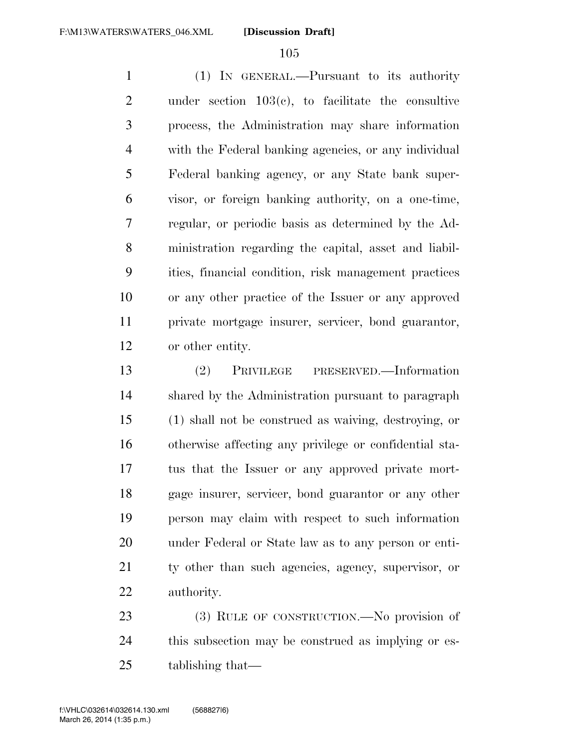(1) IN GENERAL.—Pursuant to its authority under section 103(c), to facilitate the consultive process, the Administration may share information with the Federal banking agencies, or any individual Federal banking agency, or any State bank supervisor, or foreign banking authority, on a one-time, regular, or periodic basis as determined by the Administration regarding the capital, asset and liabilities, financial condition, risk management practices or any other practice of the Issuer or any approved private mortgage insurer, servicer, bond guarantor, or other entity.

(2) PRIVILEGE PRESERVED.—Information shared by the Administration pursuant to paragraph (1) shall not be construed as waiving, destroying, or otherwise affecting any privilege or confidential status that the Issuer or any approved private mortgage insurer, servicer, bond guarantor or any other person may claim with respect to such information under Federal or State law as to any person or entity other than such agencies, agency, supervisor, or authority.

(3) RULE OF CONSTRUCTION.—No provision of this subsection may be construed as implying or establishing that—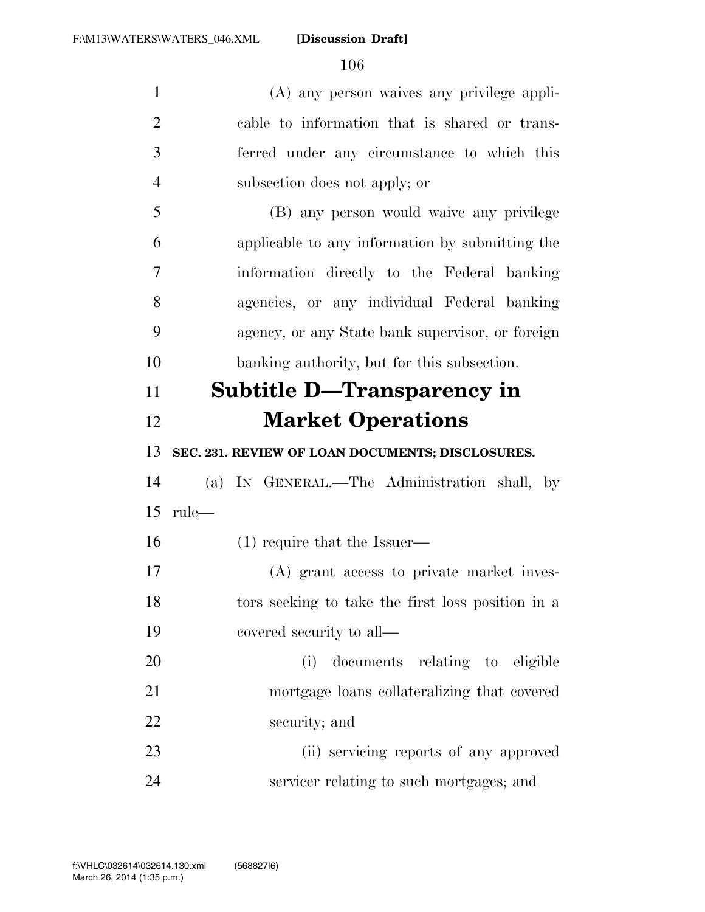(A) any person waives any privilege applicable to information that is shared or transferred under any circumstance to which this subsection does not apply; or

(B) any person would waive any privilege applicable to any information by submitting the information directly to the Federal banking agencies, or any individual Federal banking agency, or any State bank supervisor, or foreign banking authority, but for this subsection.

## Subtitle D—Transparency in Market Operations

### SEC. 231. REVIEW OF LOAN DOCUMENTS; DISCLOSURES.

(a) IN GENERAL.—The Administration shall, by rule—

(1) require that the Issuer—

(A) grant access to private market investors seeking to take the first loss position in a covered security to all—

(i) documents relating to eligible mortgage loans collateralizing that covered security; and

(ii) servicing reports of any approved servicer relating to such mortgages; and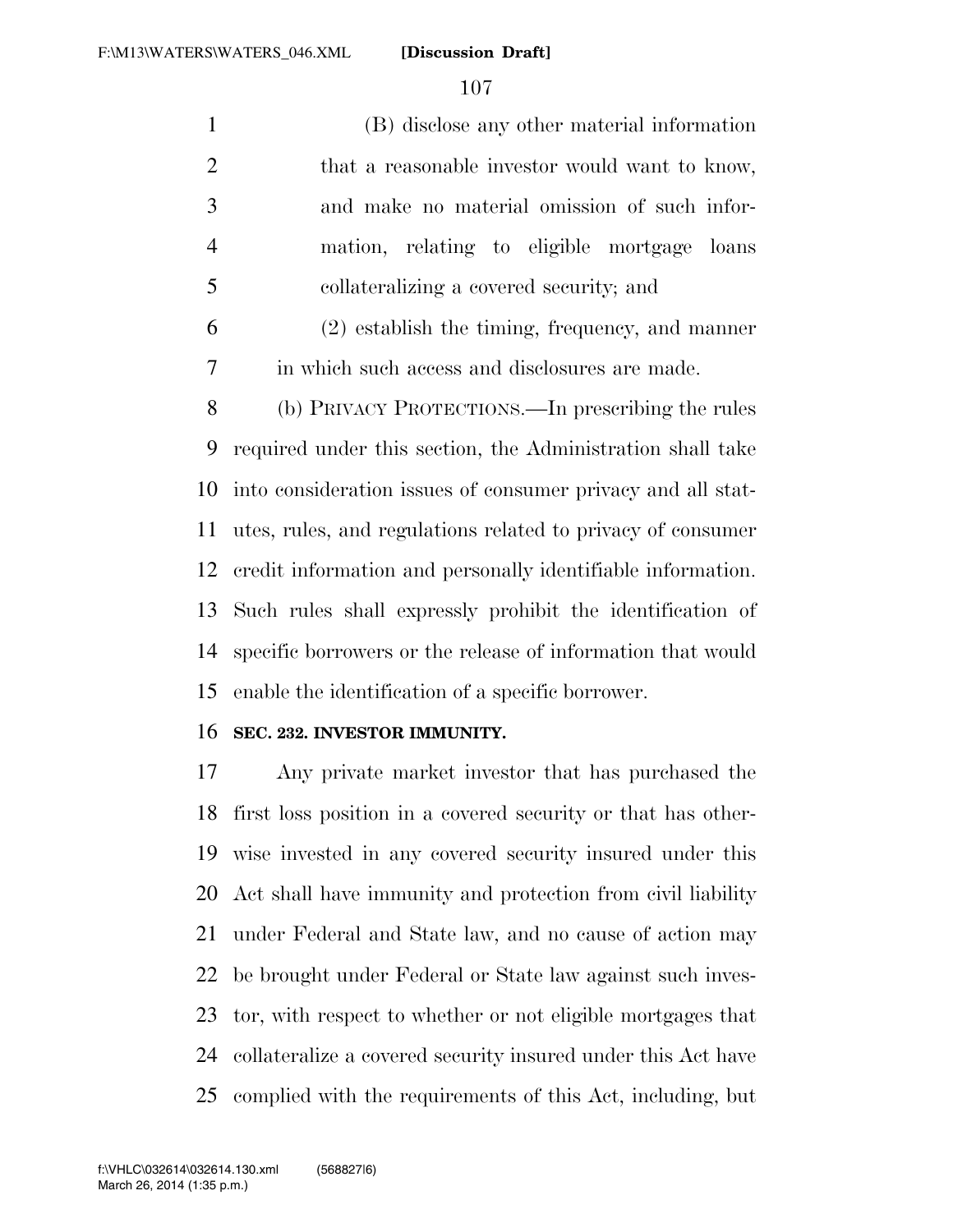(B) disclose any other material information that a reasonable investor would want to know, and make no material omission of such information, relating to eligible mortgage loans collateralizing a covered security; and

(2) establish the timing, frequency, and manner in which such access and disclosures are made.

(b) PRIVACY PROTECTIONS.—In prescribing the rules required under this section, the Administration shall take into consideration issues of consumer privacy and all statutes, rules, and regulations related to privacy of consumer credit information and personally identifiable information. Such rules shall expressly prohibit the identification of specific borrowers or the release of information that would enable the identification of a specific borrower.

**SEC. 232. INVESTOR IMMUNITY.**

Any private market investor that has purchased the first loss position in a covered security or that has otherwise invested in any covered security insured under this Act shall have immunity and protection from civil liability under Federal and State law, and no cause of action may be brought under Federal or State law against such investor, with respect to whether or not eligible mortgages that collateralize a covered security insured under this Act have complied with the requirements of this Act, including, but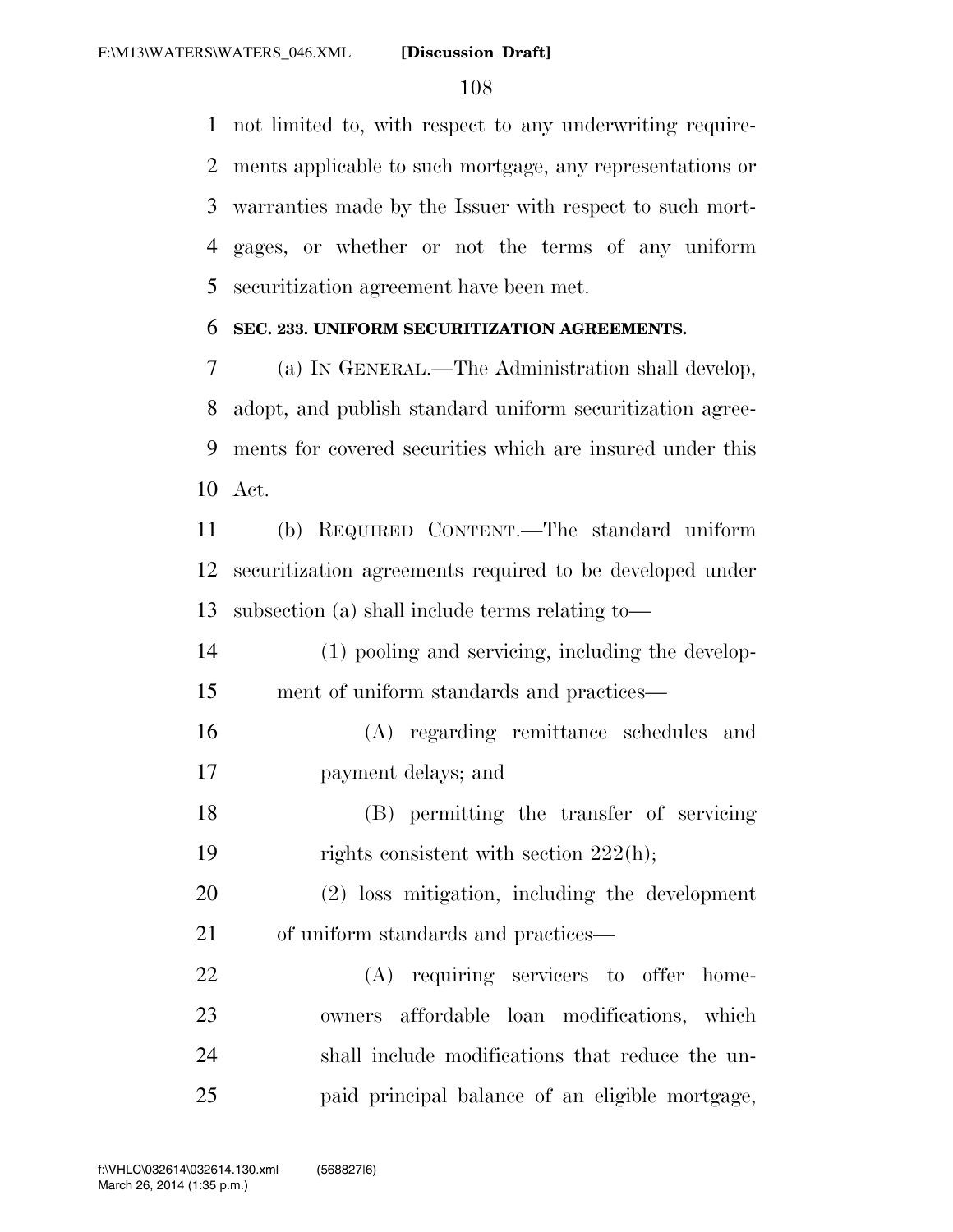not limited to, with respect to any underwriting requirements applicable to such mortgage, any representations or warranties made by the Issuer with respect to such mortgages, or whether or not the terms of any uniform securitization agreement have been met.

### SEC. 233. UNIFORM SECURITIZATION AGREEMENTS.

(a) IN GENERAL.—The Administration shall develop, adopt, and publish standard uniform securitization agreements for covered securities which are insured under this Act.

(b) REQUIRED CONTENT.—The standard uniform securitization agreements required to be developed under subsection (a) shall include terms relating to—

(1) pooling and servicing, including the development of uniform standards and practices—

(A) regarding remittance schedules and payment delays; and

(B) permitting the transfer of servicing rights consistent with section 222(h);

(2) loss mitigation, including the development of uniform standards and practices—

(A) requiring servicers to offer homeowners affordable loan modifications, which shall include modifications that reduce the unpaid principal balance of an eligible mortgage,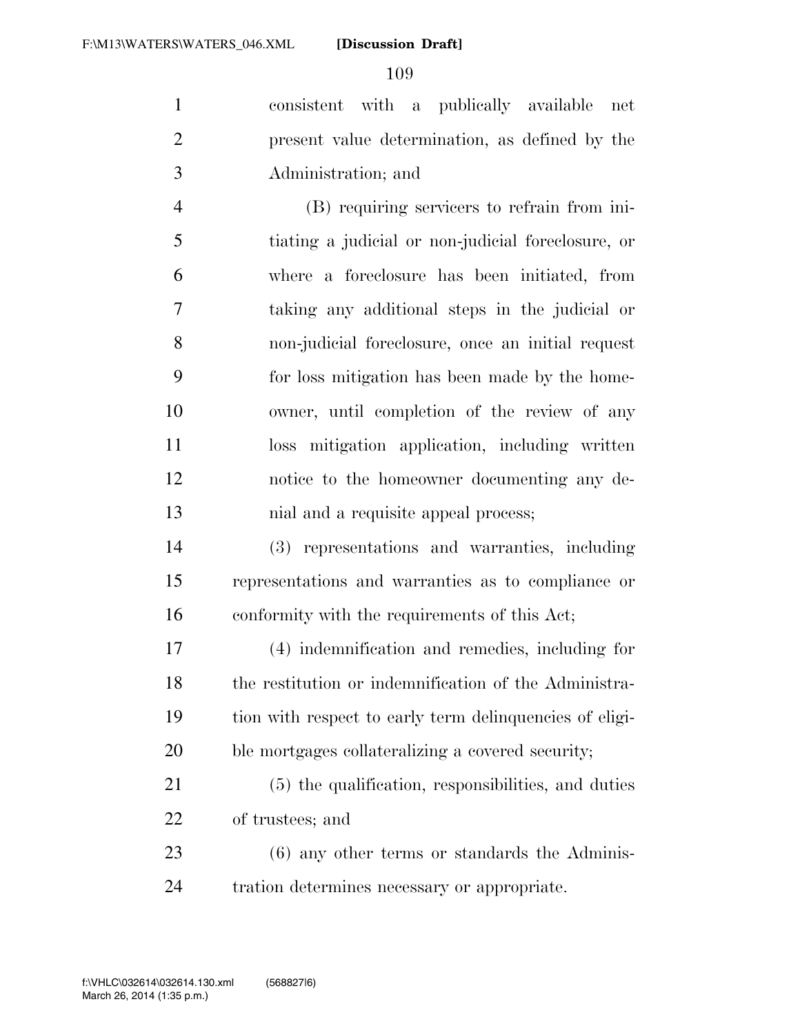consistent with a publically available net present value determination, as defined by the Administration; and

(B) requiring servicers to refrain from initiating a judicial or non-judicial foreclosure, or where a foreclosure has been initiated, from taking any additional steps in the judicial or non-judicial foreclosure, once an initial request for loss mitigation has been made by the homeowner, until completion of the review of any loss mitigation application, including written notice to the homeowner documenting any denial and a requisite appeal process;

(3) representations and warranties, including representations and warranties as to compliance or conformity with the requirements of this Act;

(4) indemnification and remedies, including for the restitution or indemnification of the Administration with respect to early term delinquencies of eligible mortgages collateralizing a covered security;

(5) the qualification, responsibilities, and duties of trustees; and

(6) any other terms or standards the Administration determines necessary or appropriate.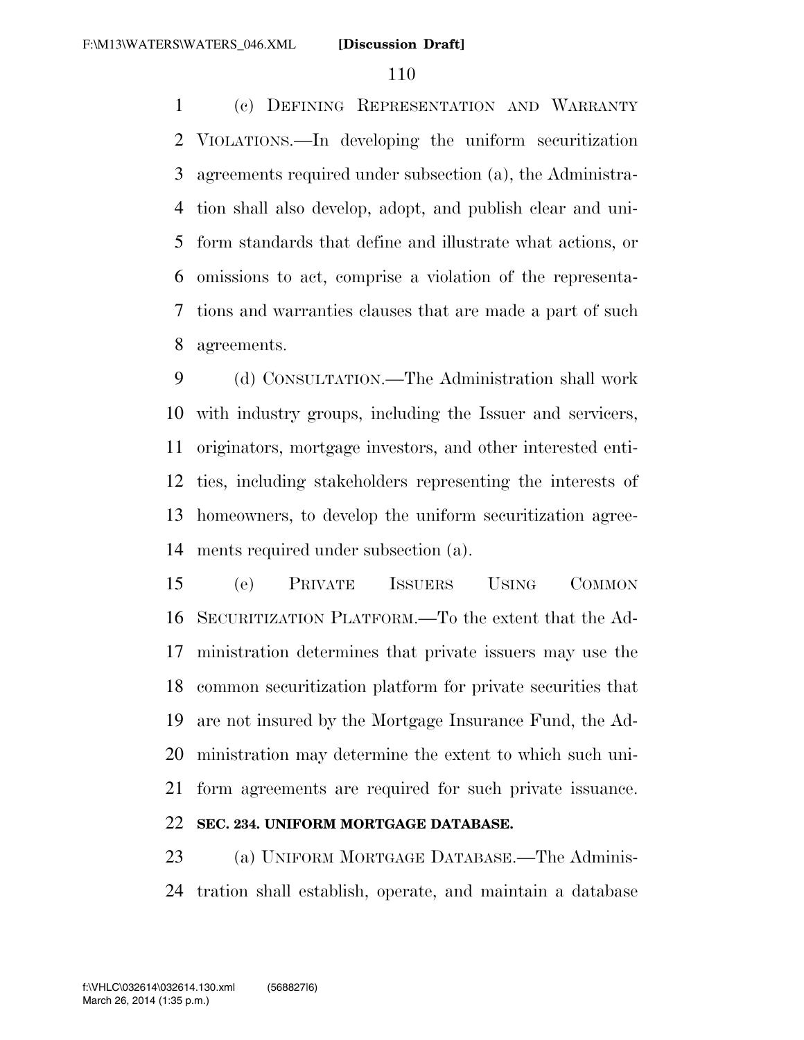(c) DEFINING REPRESENTATION AND WARRANTY VIOLATIONS.—In developing the uniform securitization agreements required under subsection (a), the Administration shall also develop, adopt, and publish clear and uniform standards that define and illustrate what actions, or omissions to act, comprise a violation of the representations and warranties clauses that are made a part of such agreements.

(d) CONSULTATION.—The Administration shall work with industry groups, including the Issuer and servicers, originators, mortgage investors, and other interested entities, including stakeholders representing the interests of homeowners, to develop the uniform securitization agreements required under subsection (a).

(e) PRIVATE ISSUERS USING COMMON SECURITIZATION PLATFORM.—To the extent that the Administration determines that private issuers may use the common securitization platform for private securities that are not insured by the Mortgage Insurance Fund, the Administration may determine the extent to which such uniform agreements are required for such private issuance.

**SEC. 234. UNIFORM MORTGAGE DATABASE.**

(a) UNIFORM MORTGAGE DATABASE.—The Administration shall establish, operate, and maintain a database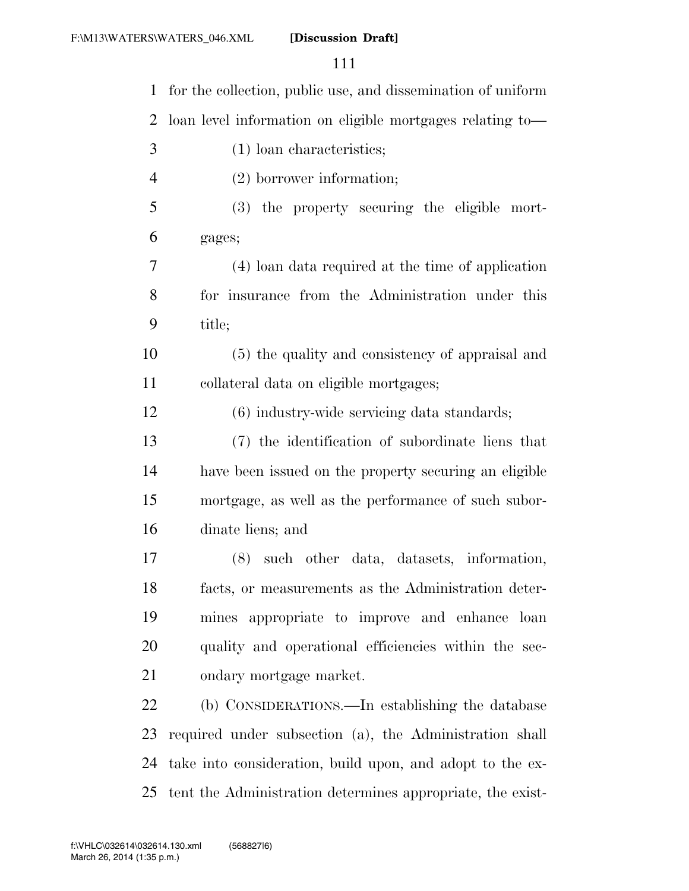for the collection, public use, and dissemination of uniform loan level information on eligible mortgages relating to—

(1) loan characteristics;

(2) borrower information;

(3) the property securing the eligible mortgages;

(4) loan data required at the time of application for insurance from the Administration under this title;

(5) the quality and consistency of appraisal and collateral data on eligible mortgages;

(6) industry-wide servicing data standards;

(7) the identification of subordinate liens that have been issued on the property securing an eligible mortgage, as well as the performance of such subordinate liens; and

(8) such other data, datasets, information, facts, or measurements as the Administration determines appropriate to improve and enhance loan quality and operational efficiencies within the secondary mortgage market.

(b) CONSIDERATIONS.—In establishing the database required under subsection (a), the Administration shall take into consideration, build upon, and adopt to the extent the Administration determines appropriate, the exist-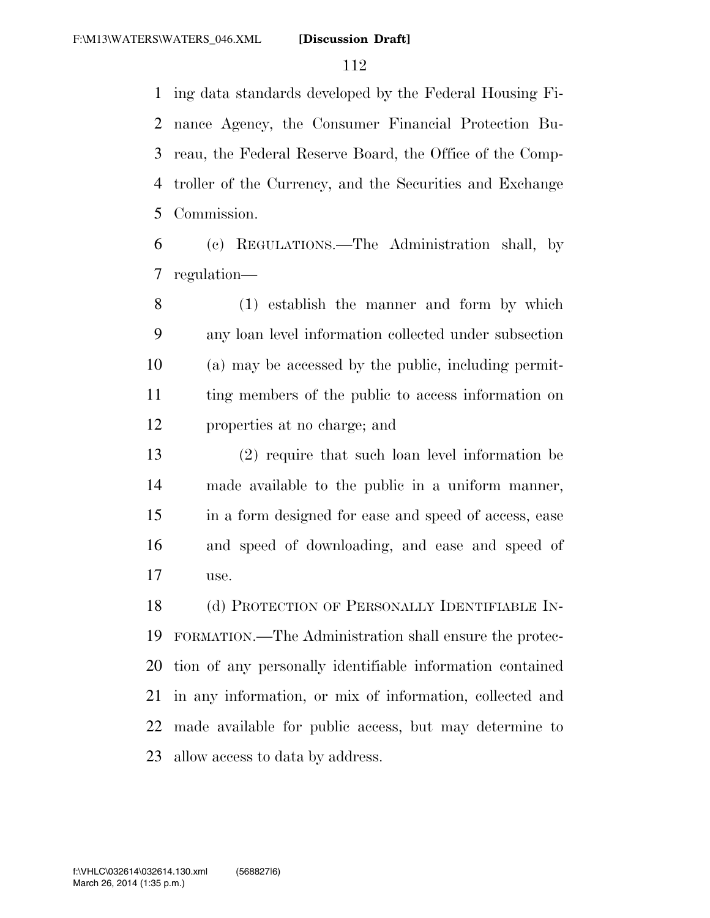ing data standards developed by the Federal Housing Finance Agency, the Consumer Financial Protection Bureau, the Federal Reserve Board, the Office of the Comptroller of the Currency, and the Securities and Exchange Commission.

(c) REGULATIONS.—The Administration shall, by regulation—

(1) establish the manner and form by which any loan level information collected under subsection (a) may be accessed by the public, including permitting members of the public to access information on properties at no charge; and

(2) require that such loan level information be made available to the public in a uniform manner, in a form designed for ease and speed of access, ease and speed of downloading, and ease and speed of use.

(d) PROTECTION OF PERSONALLY IDENTIFIABLE INFORMATION.—The Administration shall ensure the protection of any personally identifiable information contained in any information, or mix of information, collected and made available for public access, but may determine to allow access to data by address.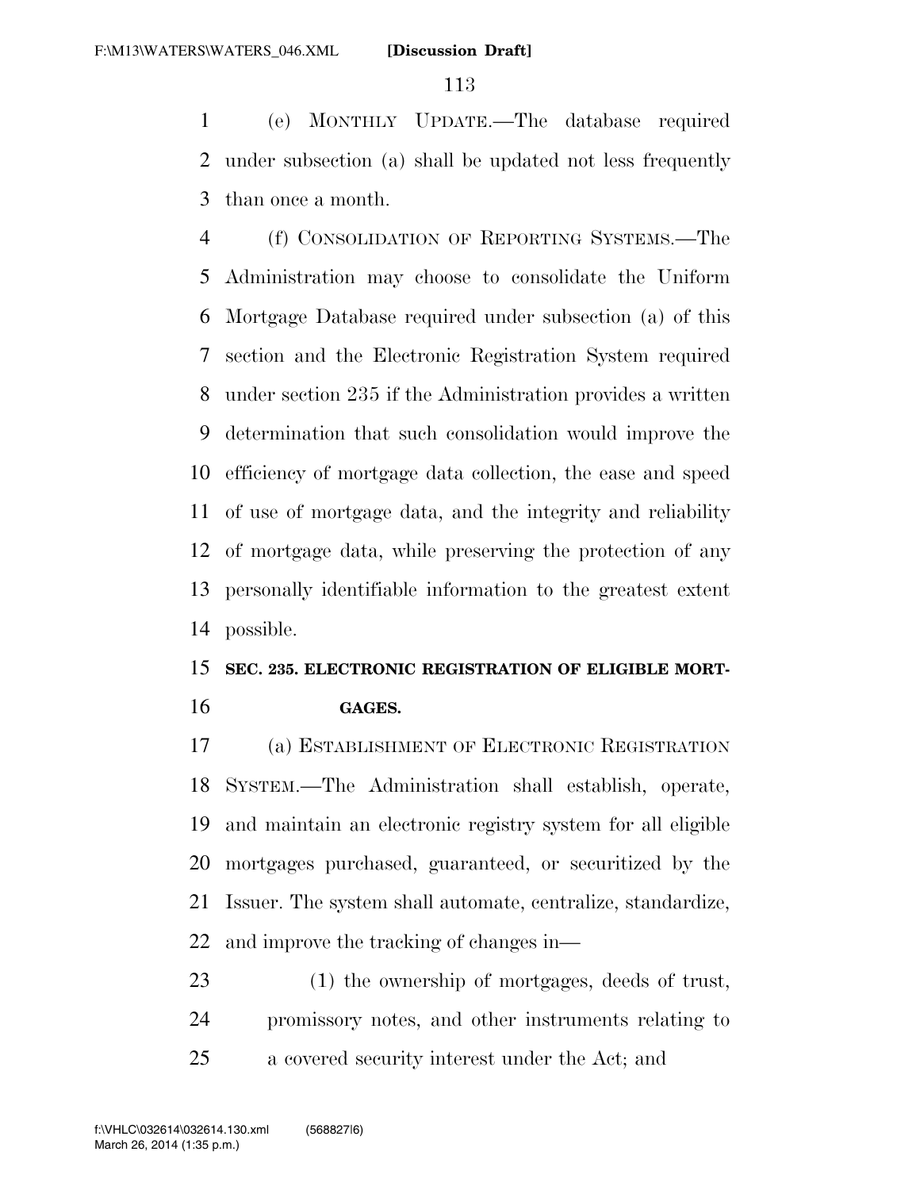(e) MONTHLY UPDATE.—The database required under subsection (a) shall be updated not less frequently than once a month.

(f) CONSOLIDATION OF REPORTING SYSTEMS.—The Administration may choose to consolidate the Uniform Mortgage Database required under subsection (a) of this section and the Electronic Registration System required under section 235 if the Administration provides a written determination that such consolidation would improve the efficiency of mortgage data collection, the ease and speed of use of mortgage data, and the integrity and reliability of mortgage data, while preserving the protection of any personally identifiable information to the greatest extent possible.

### SEC. 235. ELECTRONIC REGISTRATION OF ELIGIBLE MORTGAGES.

(a) ESTABLISHMENT OF ELECTRONIC REGISTRATION SYSTEM.—The Administration shall establish, operate, and maintain an electronic registry system for all eligible mortgages purchased, guaranteed, or securitized by the Issuer. The system shall automate, centralize, standardize, and improve the tracking of changes in—

(1) the ownership of mortgages, deeds of trust, promissory notes, and other instruments relating to a covered security interest under the Act; and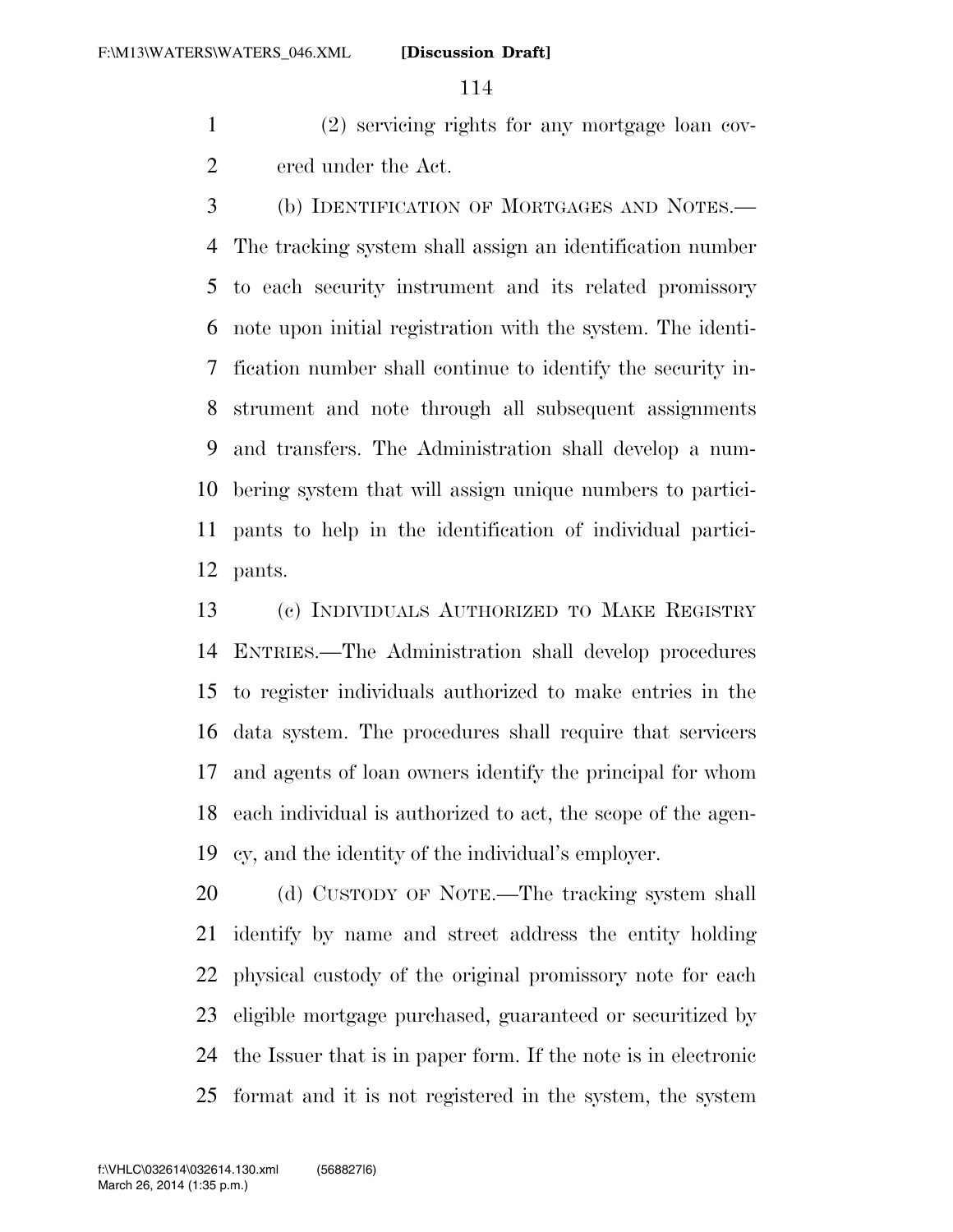(2) servicing rights for any mortgage loan covered under the Act.

(b) IDENTIFICATION OF MORTGAGES AND NOTES.—The tracking system shall assign an identification number to each security instrument and its related promissory note upon initial registration with the system. The identification number shall continue to identify the security instrument and note through all subsequent assignments and transfers. The Administration shall develop a numbering system that will assign unique numbers to participants to help in the identification of individual participants.

(c) INDIVIDUALS AUTHORIZED TO MAKE REGISTRY ENTRIES.—The Administration shall develop procedures to register individuals authorized to make entries in the data system. The procedures shall require that servicers and agents of loan owners identify the principal for whom each individual is authorized to act, the scope of the agency, and the identity of the individual's employer.

(d) CUSTODY OF NOTE.—The tracking system shall identify by name and street address the entity holding physical custody of the original promissory note for each eligible mortgage purchased, guaranteed or securitized by the Issuer that is in paper form. If the note is in electronic format and it is not registered in the system, the system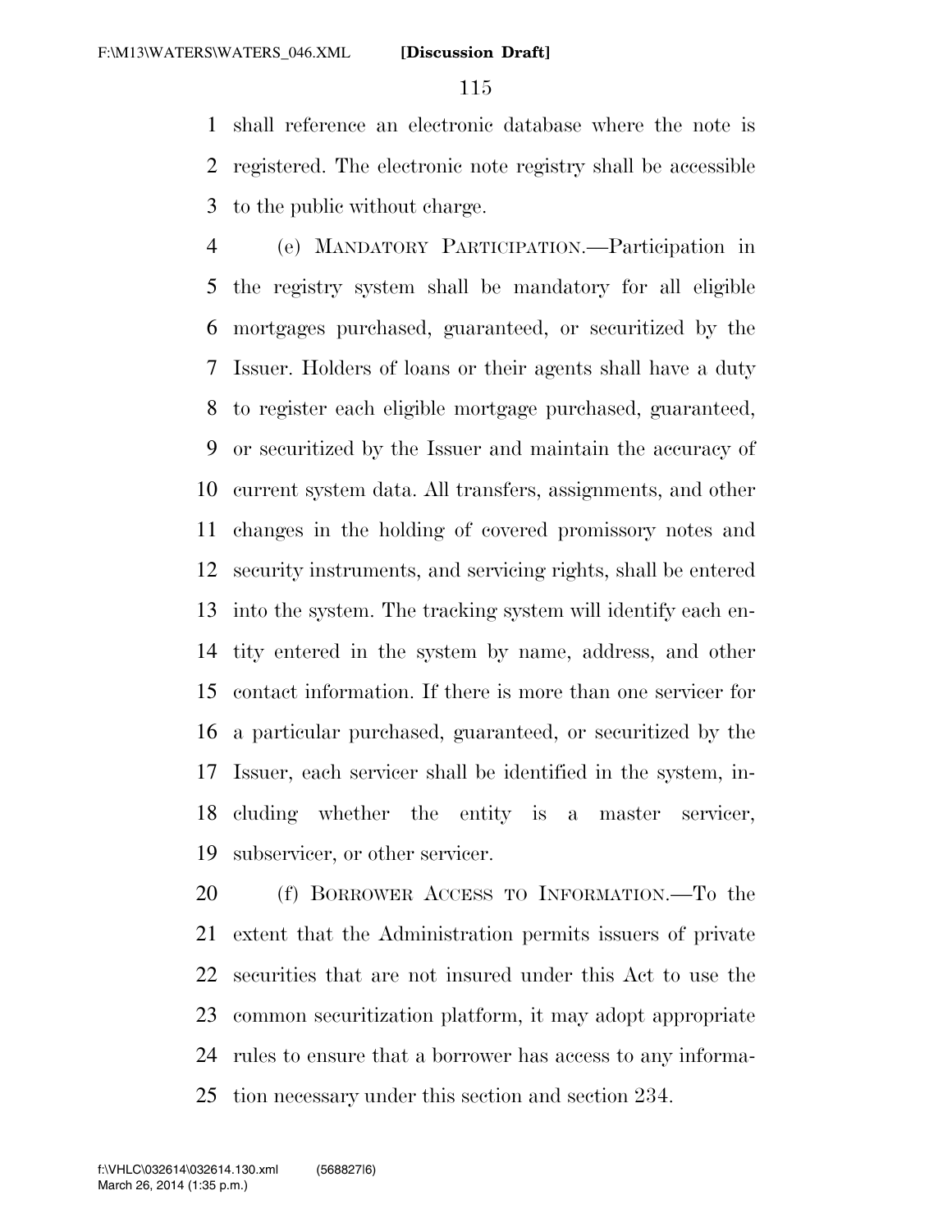shall reference an electronic database where the note is registered. The electronic note registry shall be accessible to the public without charge.

(e) MANDATORY PARTICIPATION.—Participation in the registry system shall be mandatory for all eligible mortgages purchased, guaranteed, or securitized by the Issuer. Holders of loans or their agents shall have a duty to register each eligible mortgage purchased, guaranteed, or securitized by the Issuer and maintain the accuracy of current system data. All transfers, assignments, and other changes in the holding of covered promissory notes and security instruments, and servicing rights, shall be entered into the system. The tracking system will identify each entity entered in the system by name, address, and other contact information. If there is more than one servicer for a particular purchased, guaranteed, or securitized by the Issuer, each servicer shall be identified in the system, including whether the entity is a master servicer, subservicer, or other servicer.

(f) BORROWER ACCESS TO INFORMATION.—To the extent that the Administration permits issuers of private securities that are not insured under this Act to use the common securitization platform, it may adopt appropriate rules to ensure that a borrower has access to any information necessary under this section and section 234.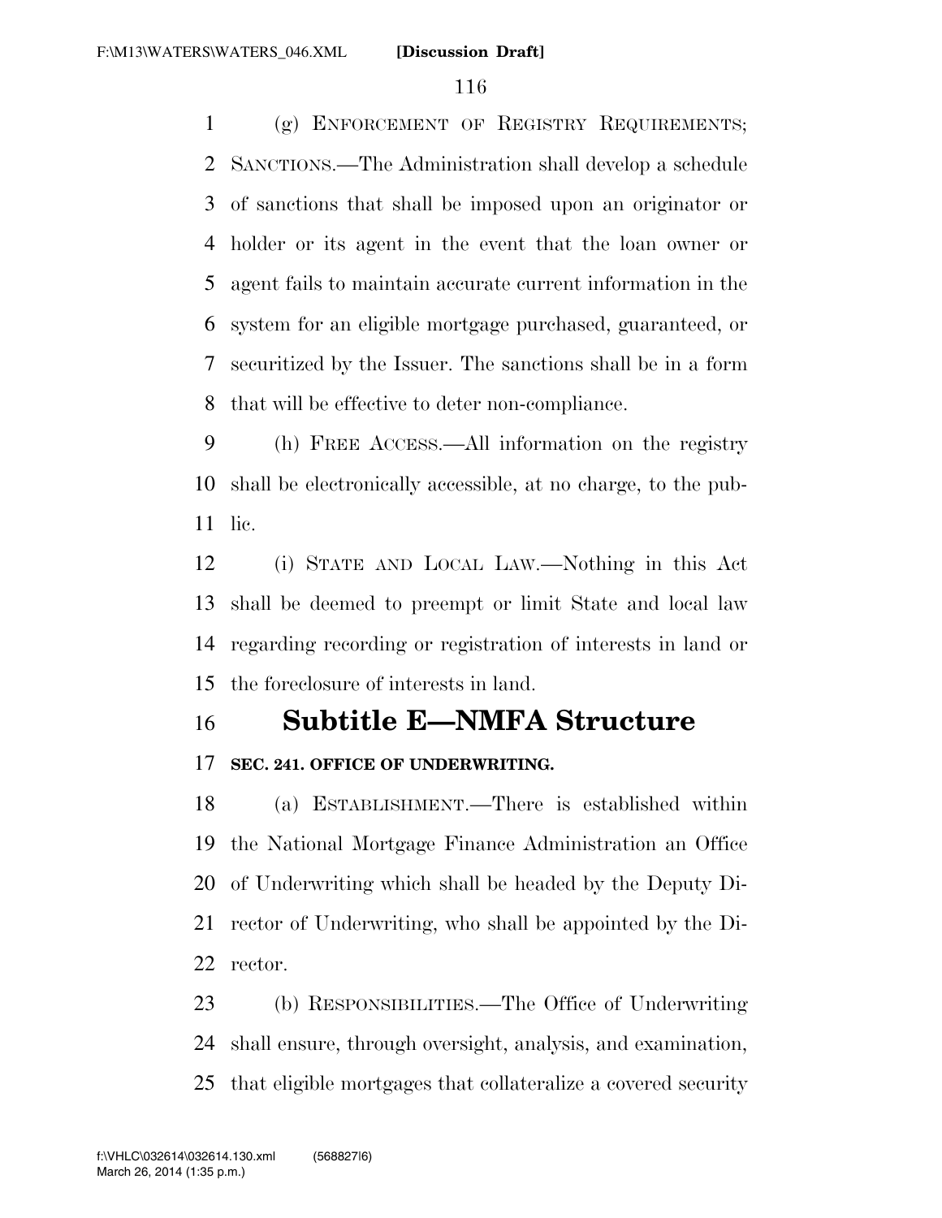(g) ENFORCEMENT OF REGISTRY REQUIREMENTS; SANCTIONS.—The Administration shall develop a schedule of sanctions that shall be imposed upon an originator or holder or its agent in the event that the loan owner or agent fails to maintain accurate current information in the system for an eligible mortgage purchased, guaranteed, or securitized by the Issuer. The sanctions shall be in a form that will be effective to deter non-compliance.

(h) FREE ACCESS.—All information on the registry shall be electronically accessible, at no charge, to the public.

(i) STATE AND LOCAL LAW.—Nothing in this Act shall be deemed to preempt or limit State and local law regarding recording or registration of interests in land or the foreclosure of interests in land.

## Subtitle E—NMFA Structure

### SEC. 241. OFFICE OF UNDERWRITING.

(a) ESTABLISHMENT.—There is established within the National Mortgage Finance Administration an Office of Underwriting which shall be headed by the Deputy Director of Underwriting, who shall be appointed by the Director.

(b) RESPONSIBILITIES.—The Office of Underwriting shall ensure, through oversight, analysis, and examination, that eligible mortgages that collateralize a covered security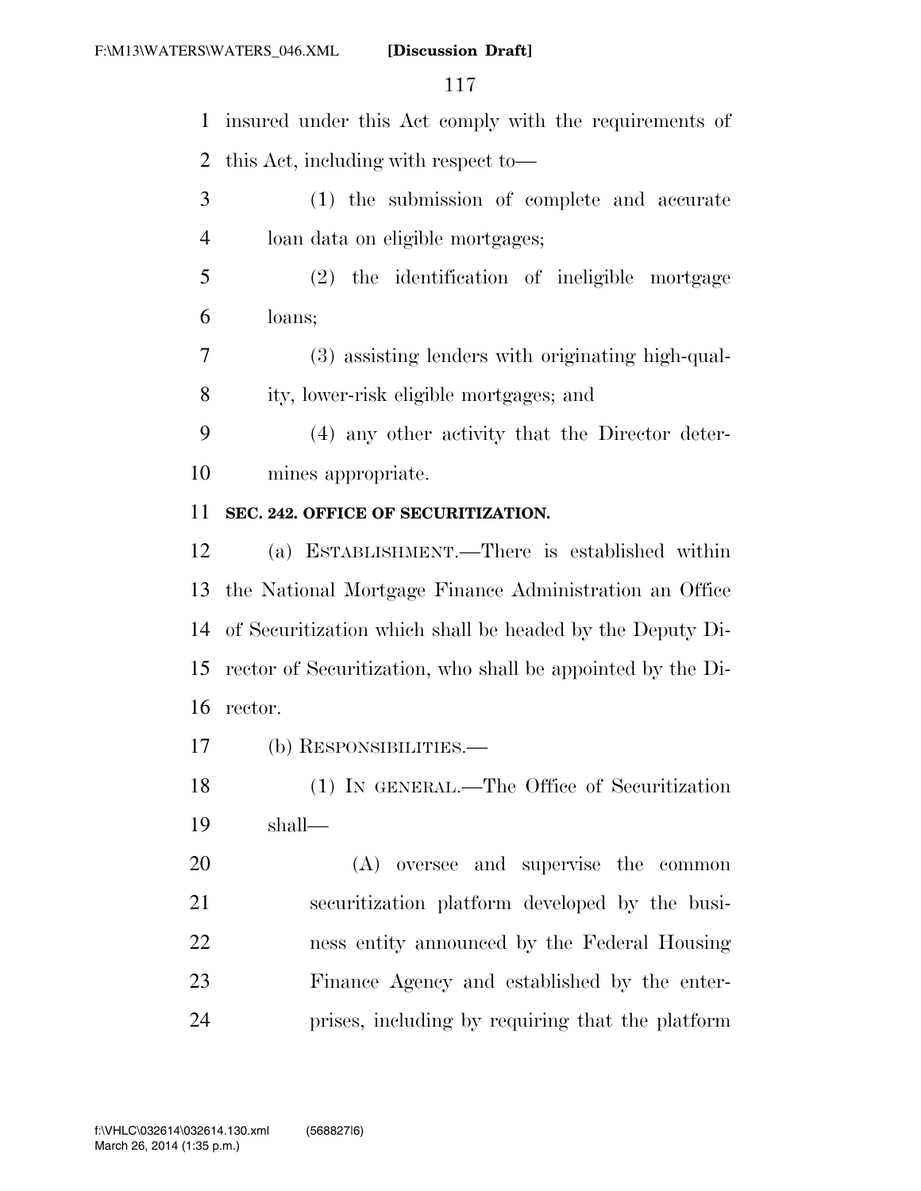insured under this Act comply with the requirements of this Act, including with respect to—

(1) the submission of complete and accurate loan data on eligible mortgages;

(2) the identification of ineligible mortgage loans;

(3) assisting lenders with originating high-quality, lower-risk eligible mortgages; and

(4) any other activity that the Director determines appropriate.

**SEC. 242. OFFICE OF SECURITIZATION.**

(a) ESTABLISHMENT.—There is established within the National Mortgage Finance Administration an Office of Securitization which shall be headed by the Deputy Director of Securitization, who shall be appointed by the Director.

(b) RESPONSIBILITIES.—

(1) IN GENERAL.—The Office of Securitization shall—

(A) oversee and supervise the common securitization platform developed by the business entity announced by the Federal Housing Finance Agency and established by the enterprises, including by requiring that the platform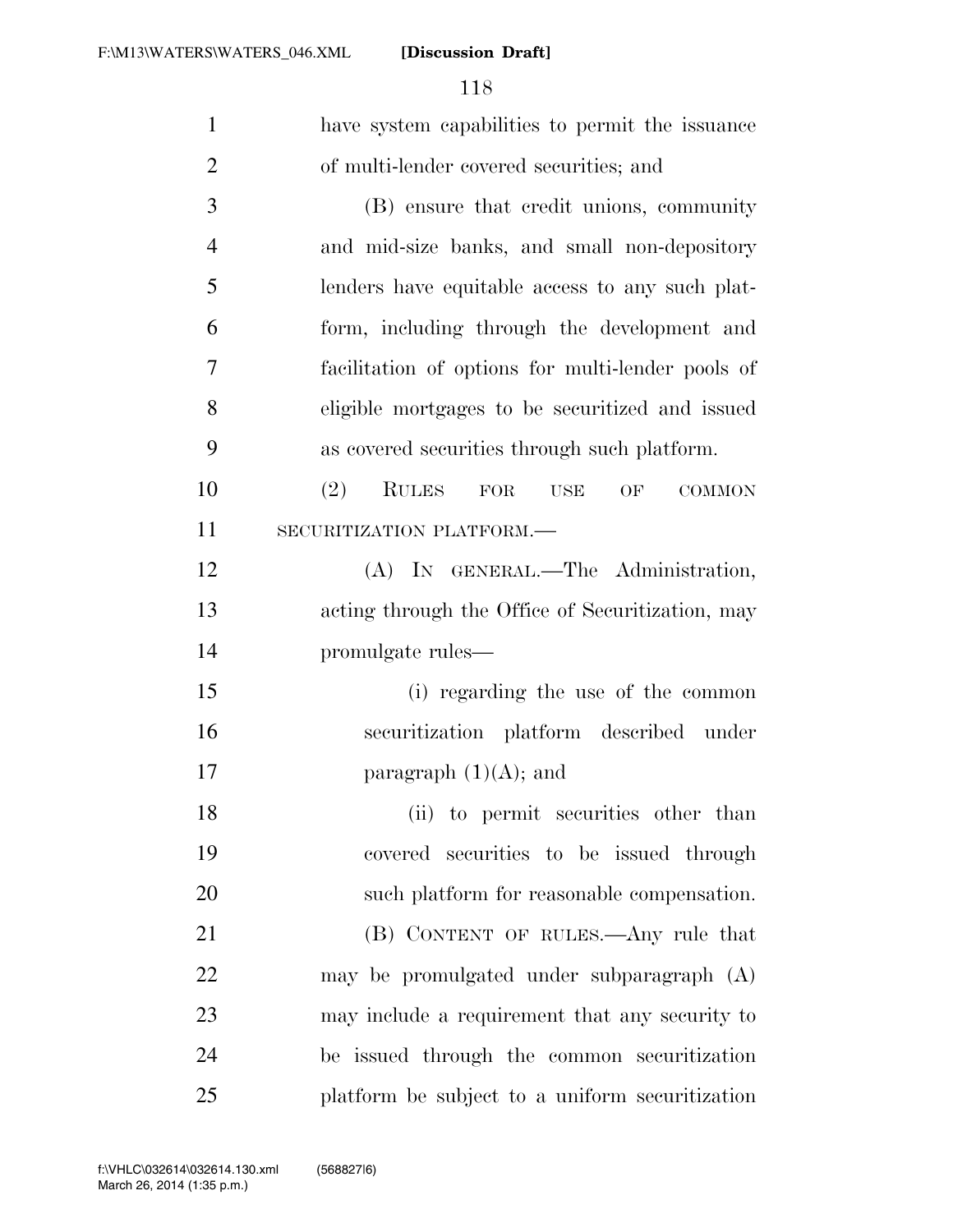have system capabilities to permit the issuance of multi-lender covered securities; and

(B) ensure that credit unions, community and mid-size banks, and small non-depository lenders have equitable access to any such platform, including through the development and facilitation of options for multi-lender pools of eligible mortgages to be securitized and issued as covered securities through such platform.

(2) RULES FOR USE OF COMMON SECURITIZATION PLATFORM.—

(A) IN GENERAL.—The Administration, acting through the Office of Securitization, may promulgate rules—

(i) regarding the use of the common securitization platform described under paragraph (1)(A); and

(ii) to permit securities other than covered securities to be issued through such platform for reasonable compensation.

(B) CONTENT OF RULES.—Any rule that may be promulgated under subparagraph (A) may include a requirement that any security to be issued through the common securitization platform be subject to a uniform securitization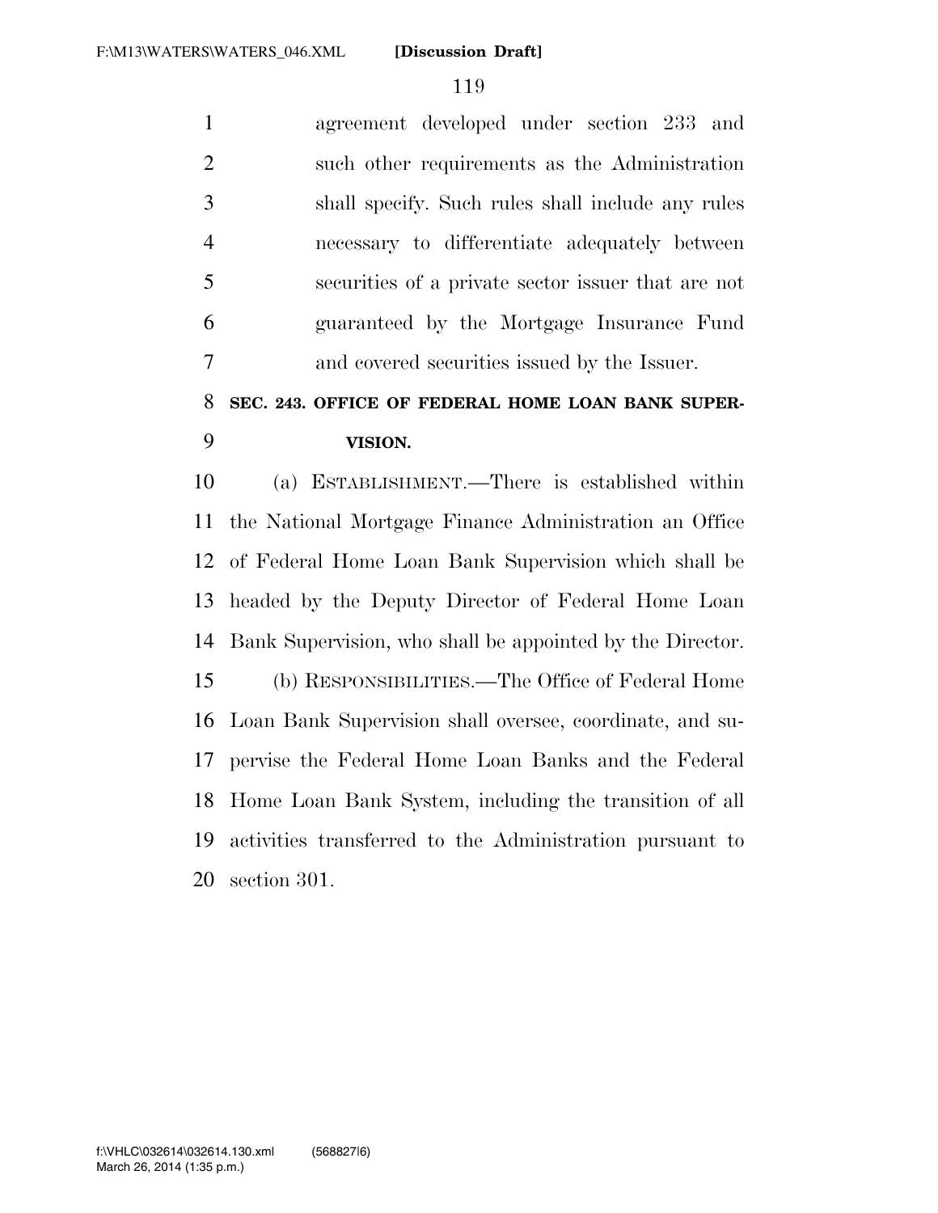agreement developed under section 233 and such other requirements as the Administration shall specify. Such rules shall include any rules necessary to differentiate adequately between securities of a private sector issuer that are not guaranteed by the Mortgage Insurance Fund and covered securities issued by the Issuer.

### SEC. 243. OFFICE OF FEDERAL HOME LOAN BANK SUPERVISION.

(a) ESTABLISHMENT.—There is established within the National Mortgage Finance Administration an Office of Federal Home Loan Bank Supervision which shall be headed by the Deputy Director of Federal Home Loan Bank Supervision, who shall be appointed by the Director.

(b) RESPONSIBILITIES.—The Office of Federal Home Loan Bank Supervision shall oversee, coordinate, and supervise the Federal Home Loan Banks and the Federal Home Loan Bank System, including the transition of all activities transferred to the Administration pursuant to section 301.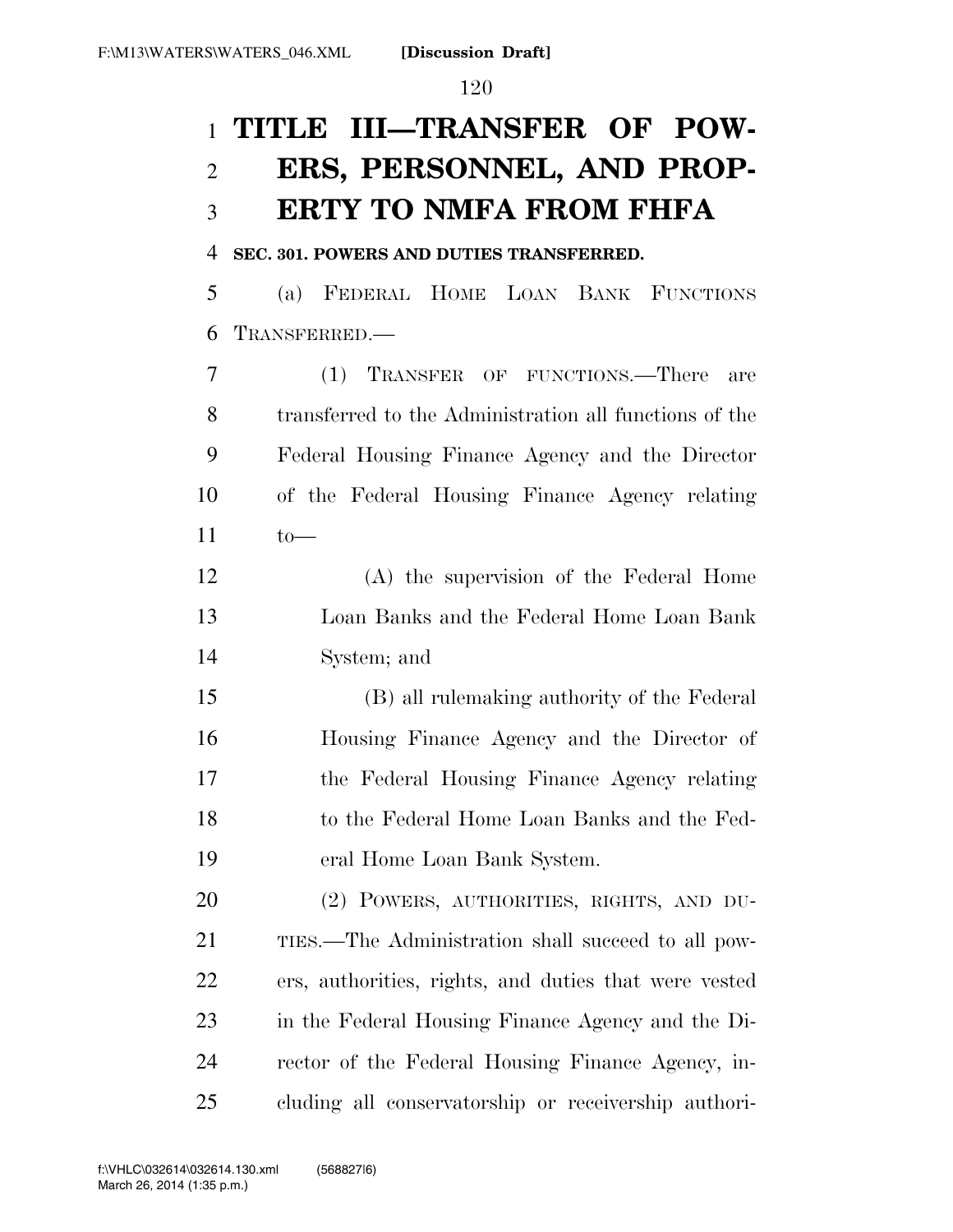# TITLE III—TRANSFER OF POWERS, PERSONNEL, AND PROPERTY TO NMFA FROM FHFA

**SEC. 301. POWERS AND DUTIES TRANSFERRED.**

(a) FEDERAL HOME LOAN BANK FUNCTIONS TRANSFERRED.—

(1) TRANSFER OF FUNCTIONS.—There are transferred to the Administration all functions of the Federal Housing Finance Agency and the Director of the Federal Housing Finance Agency relating to—

(A) the supervision of the Federal Home Loan Banks and the Federal Home Loan Bank System; and

(B) all rulemaking authority of the Federal Housing Finance Agency and the Director of the Federal Housing Finance Agency relating to the Federal Home Loan Banks and the Federal Home Loan Bank System.

(2) POWERS, AUTHORITIES, RIGHTS, AND DUTIES.—The Administration shall succeed to all powers, authorities, rights, and duties that were vested in the Federal Housing Finance Agency and the Director of the Federal Housing Finance Agency, including all conservatorship or receivership authori-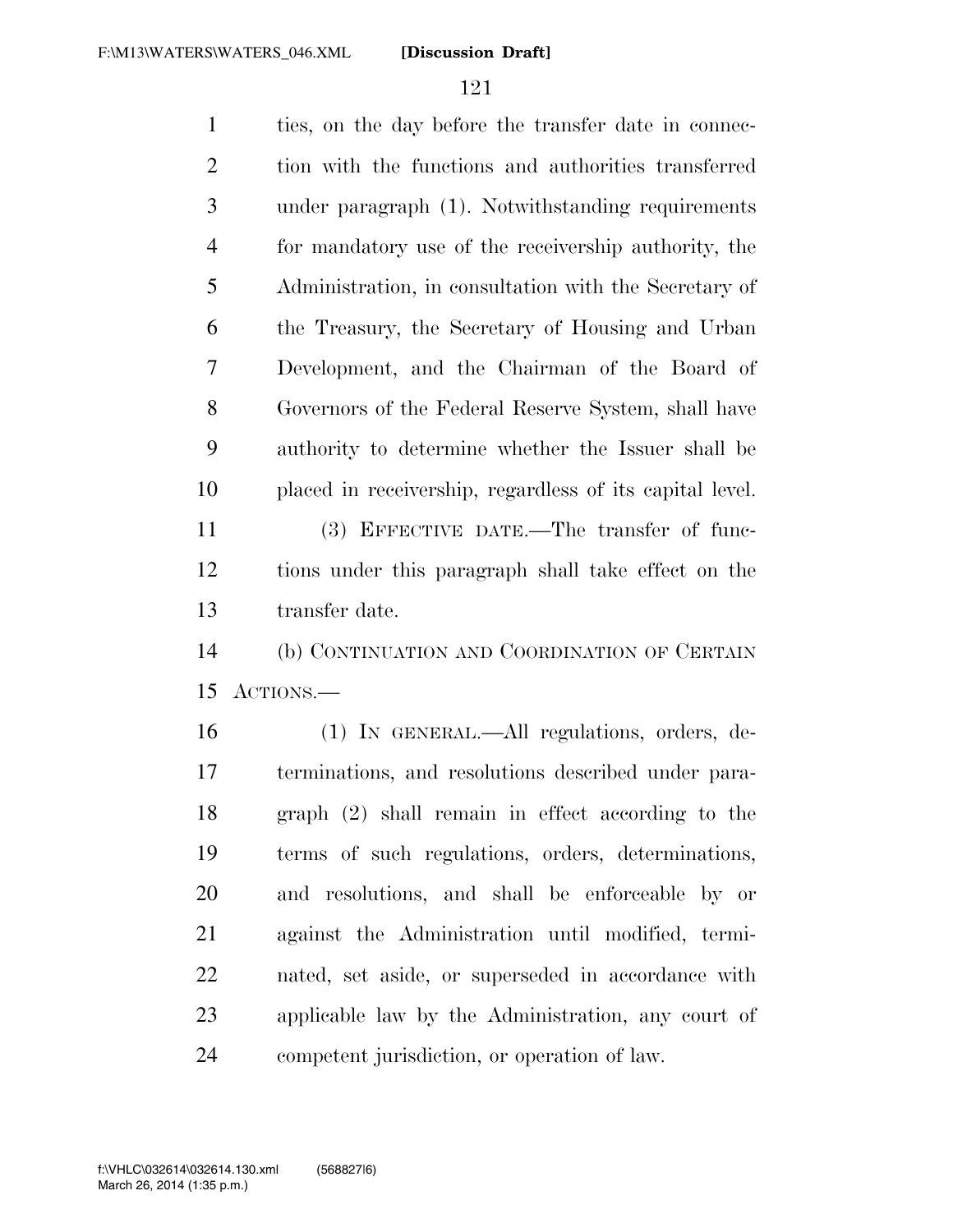ties, on the day before the transfer date in connection with the functions and authorities transferred under paragraph (1). Notwithstanding requirements for mandatory use of the receivership authority, the Administration, in consultation with the Secretary of the Treasury, the Secretary of Housing and Urban Development, and the Chairman of the Board of Governors of the Federal Reserve System, shall have authority to determine whether the Issuer shall be placed in receivership, regardless of its capital level.

(3) EFFECTIVE DATE.—The transfer of functions under this paragraph shall take effect on the transfer date.

(b) CONTINUATION AND COORDINATION OF CERTAIN ACTIONS.—

(1) IN GENERAL.—All regulations, orders, determinations, and resolutions described under paragraph (2) shall remain in effect according to the terms of such regulations, orders, determinations, and resolutions, and shall be enforceable by or against the Administration until modified, terminated, set aside, or superseded in accordance with applicable law by the Administration, any court of competent jurisdiction, or operation of law.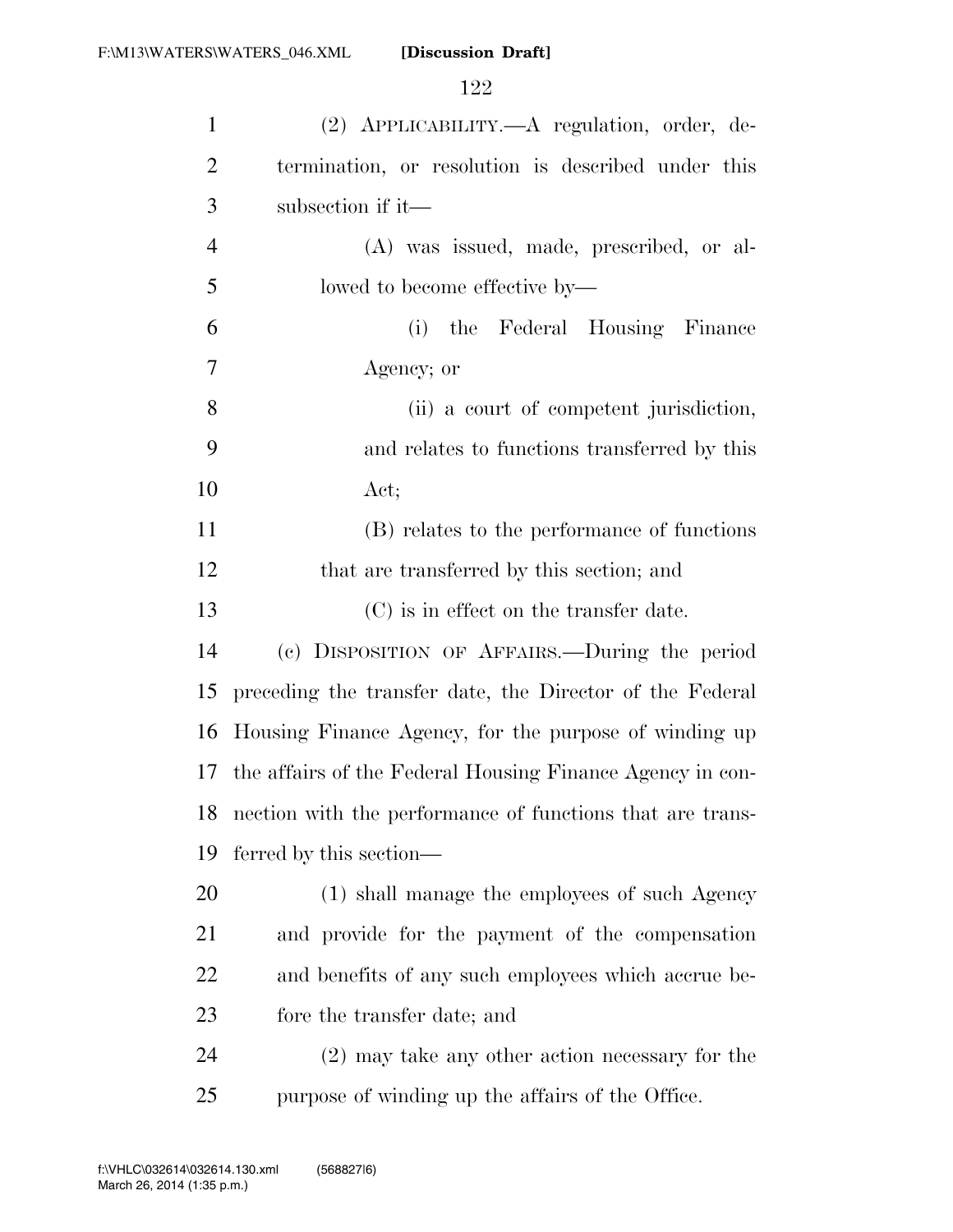(2) APPLICABILITY.—A regulation, order, determination, or resolution is described under this subsection if it—

(A) was issued, made, prescribed, or allowed to become effective by—

(i) the Federal Housing Finance Agency; or

(ii) a court of competent jurisdiction, and relates to functions transferred by this Act;

(B) relates to the performance of functions that are transferred by this section; and

(C) is in effect on the transfer date.

(c) DISPOSITION OF AFFAIRS.—During the period preceding the transfer date, the Director of the Federal Housing Finance Agency, for the purpose of winding up the affairs of the Federal Housing Finance Agency in connection with the performance of functions that are transferred by this section—

(1) shall manage the employees of such Agency and provide for the payment of the compensation and benefits of any such employees which accrue before the transfer date; and

(2) may take any other action necessary for the purpose of winding up the affairs of the Office.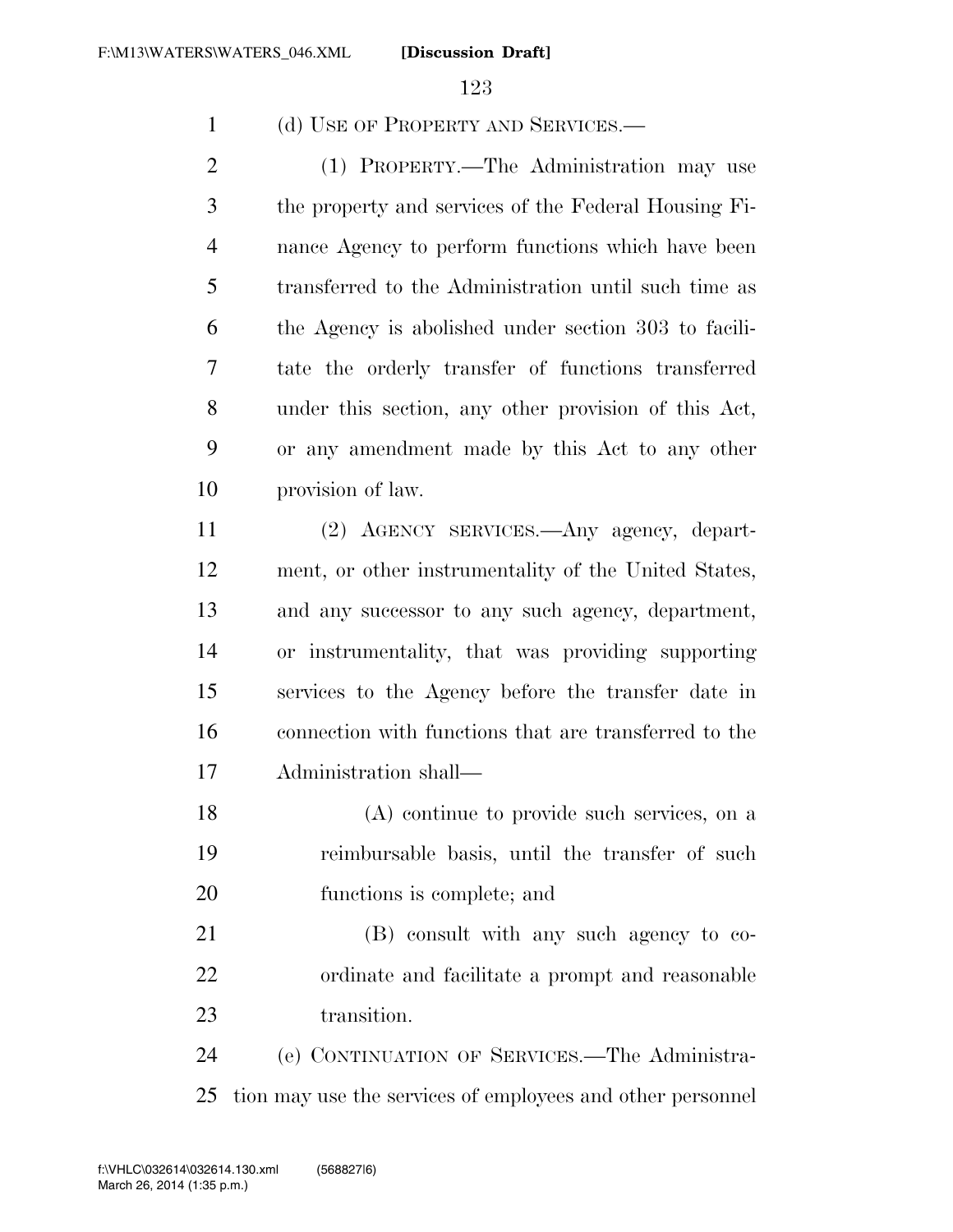(d) USE OF PROPERTY AND SERVICES.—

(1) PROPERTY.—The Administration may use the property and services of the Federal Housing Finance Agency to perform functions which have been transferred to the Administration until such time as the Agency is abolished under section 303 to facilitate the orderly transfer of functions transferred under this section, any other provision of this Act, or any amendment made by this Act to any other provision of law.

(2) AGENCY SERVICES.—Any agency, department, or other instrumentality of the United States, and any successor to any such agency, department, or instrumentality, that was providing supporting services to the Agency before the transfer date in connection with functions that are transferred to the Administration shall—

(A) continue to provide such services, on a reimbursable basis, until the transfer of such functions is complete; and

(B) consult with any such agency to coordinate and facilitate a prompt and reasonable transition.

(e) CONTINUATION OF SERVICES.—The Administration may use the services of employees and other personnel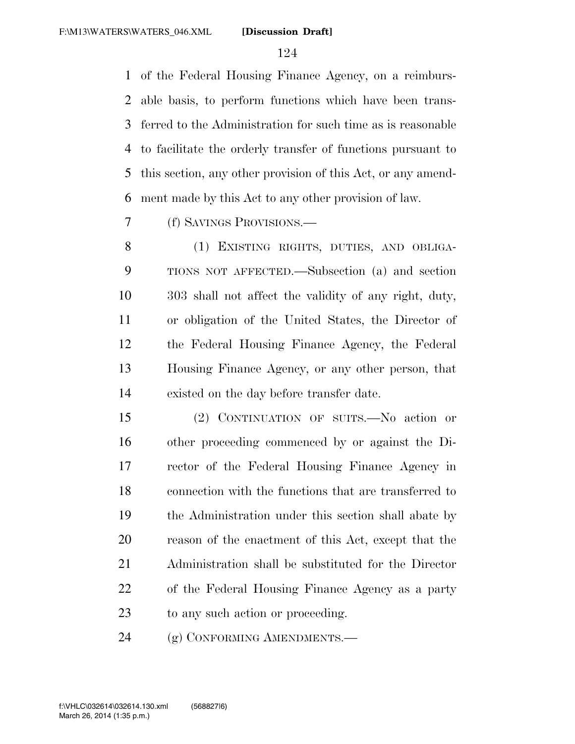of the Federal Housing Finance Agency, on a reimbursable basis, to perform functions which have been transferred to the Administration for such time as is reasonable to facilitate the orderly transfer of functions pursuant to this section, any other provision of this Act, or any amendment made by this Act to any other provision of law.

(f) SAVINGS PROVISIONS.—

(1) EXISTING RIGHTS, DUTIES, AND OBLIGATIONS NOT AFFECTED.—Subsection (a) and section 303 shall not affect the validity of any right, duty, or obligation of the United States, the Director of the Federal Housing Finance Agency, the Federal Housing Finance Agency, or any other person, that existed on the day before transfer date.

(2) CONTINUATION OF SUITS.—No action or other proceeding commenced by or against the Director of the Federal Housing Finance Agency in connection with the functions that are transferred to the Administration under this section shall abate by reason of the enactment of this Act, except that the Administration shall be substituted for the Director of the Federal Housing Finance Agency as a party to any such action or proceeding.

(g) CONFORMING AMENDMENTS.—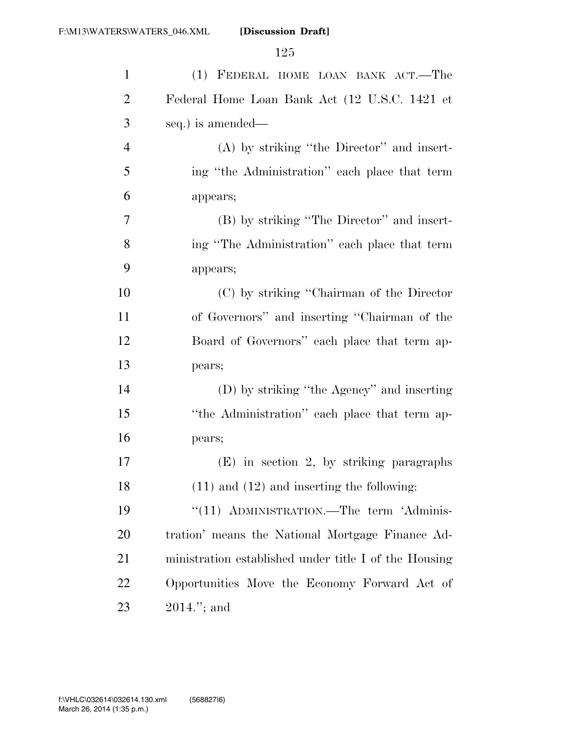(1) FEDERAL HOME LOAN BANK ACT.—The Federal Home Loan Bank Act (12 U.S.C. 1421 et seq.) is amended—

(A) by striking ''the Director'' and inserting ''the Administration'' each place that term appears;

(B) by striking ''The Director'' and inserting ''The Administration'' each place that term appears;

(C) by striking ''Chairman of the Director of Governors'' and inserting ''Chairman of the Board of Governors'' each place that term appears;

(D) by striking ''the Agency'' and inserting ''the Administration'' each place that term appears;

(E) in section 2, by striking paragraphs (11) and (12) and inserting the following:

''(11) ADMINISTRATION.—The term 'Administration' means the National Mortgage Finance Administration established under title I of the Housing Opportunities Move the Economy Forward Act of 2014.''; and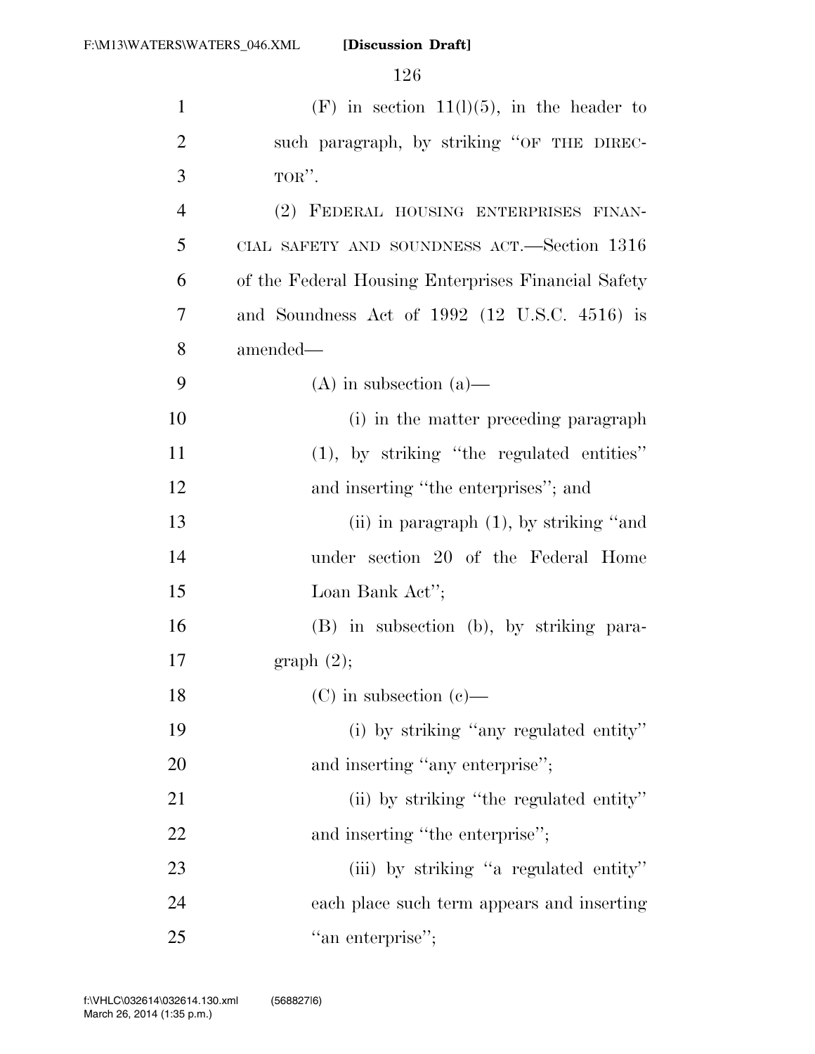(F) in section 11(l)(5), in the header to such paragraph, by striking "OF THE DIRECTOR".

(2) FEDERAL HOUSING ENTERPRISES FINANCIAL SAFETY AND SOUNDNESS ACT.—Section 1316 of the Federal Housing Enterprises Financial Safety and Soundness Act of 1992 (12 U.S.C. 4516) is amended—

(A) in subsection (a)—

(i) in the matter preceding paragraph (1), by striking "the regulated entities" and inserting "the enterprises"; and

(ii) in paragraph (1), by striking "and under section 20 of the Federal Home Loan Bank Act";

(B) in subsection (b), by striking paragraph (2);

(C) in subsection (c)—

(i) by striking "any regulated entity" and inserting "any enterprise";

(ii) by striking "the regulated entity" and inserting "the enterprise";

(iii) by striking "a regulated entity" each place such term appears and inserting "an enterprise";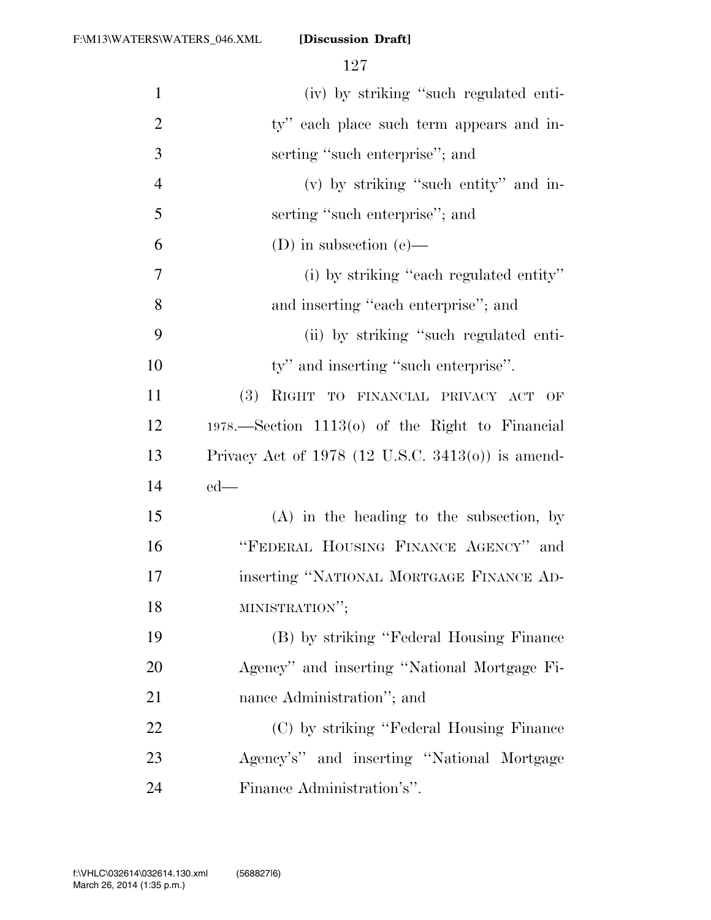(iv) by striking "such regulated entity" each place such term appears and inserting "such enterprise"; and

(v) by striking "such entity" and inserting "such enterprise"; and

(D) in subsection (e)—

(i) by striking "each regulated entity" and inserting "each enterprise"; and

(ii) by striking "such regulated entity" and inserting "such enterprise".

(3) RIGHT TO FINANCIAL PRIVACY ACT OF 1978.—Section 1113(o) of the Right to Financial Privacy Act of 1978 (12 U.S.C. 3413(o)) is amended—

(A) in the heading to the subsection, by "FEDERAL HOUSING FINANCE AGENCY" and inserting "NATIONAL MORTGAGE FINANCE ADMINISTRATION";

(B) by striking "Federal Housing Finance Agency" and inserting "National Mortgage Finance Administration"; and

(C) by striking "Federal Housing Finance Agency's" and inserting "National Mortgage Finance Administration's".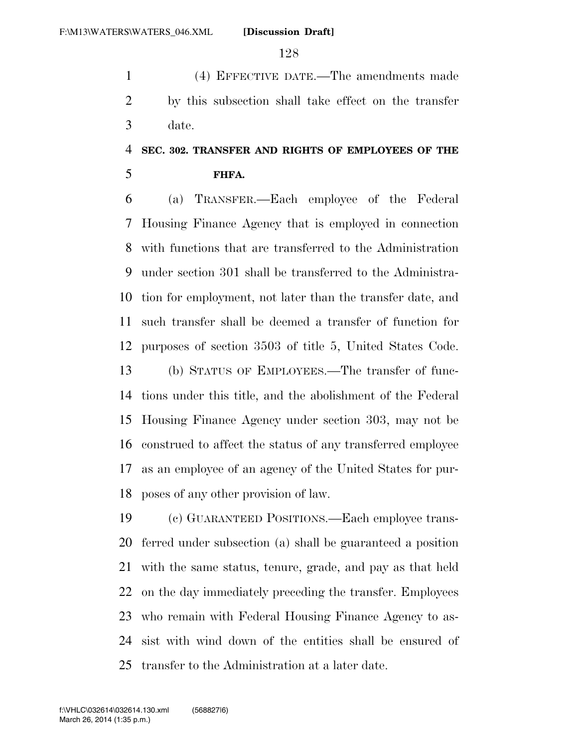(4) EFFECTIVE DATE.—The amendments made by this subsection shall take effect on the transfer date.

**SEC. 302. TRANSFER AND RIGHTS OF EMPLOYEES OF THE FHFA.**

(a) TRANSFER.—Each employee of the Federal Housing Finance Agency that is employed in connection with functions that are transferred to the Administration under section 301 shall be transferred to the Administration for employment, not later than the transfer date, and such transfer shall be deemed a transfer of function for purposes of section 3503 of title 5, United States Code.

(b) STATUS OF EMPLOYEES.—The transfer of functions under this title, and the abolishment of the Federal Housing Finance Agency under section 303, may not be construed to affect the status of any transferred employee as an employee of an agency of the United States for purposes of any other provision of law.

(c) GUARANTEED POSITIONS.—Each employee transferred under subsection (a) shall be guaranteed a position with the same status, tenure, grade, and pay as that held on the day immediately preceding the transfer. Employees who remain with Federal Housing Finance Agency to assist with wind down of the entities shall be ensured of transfer to the Administration at a later date.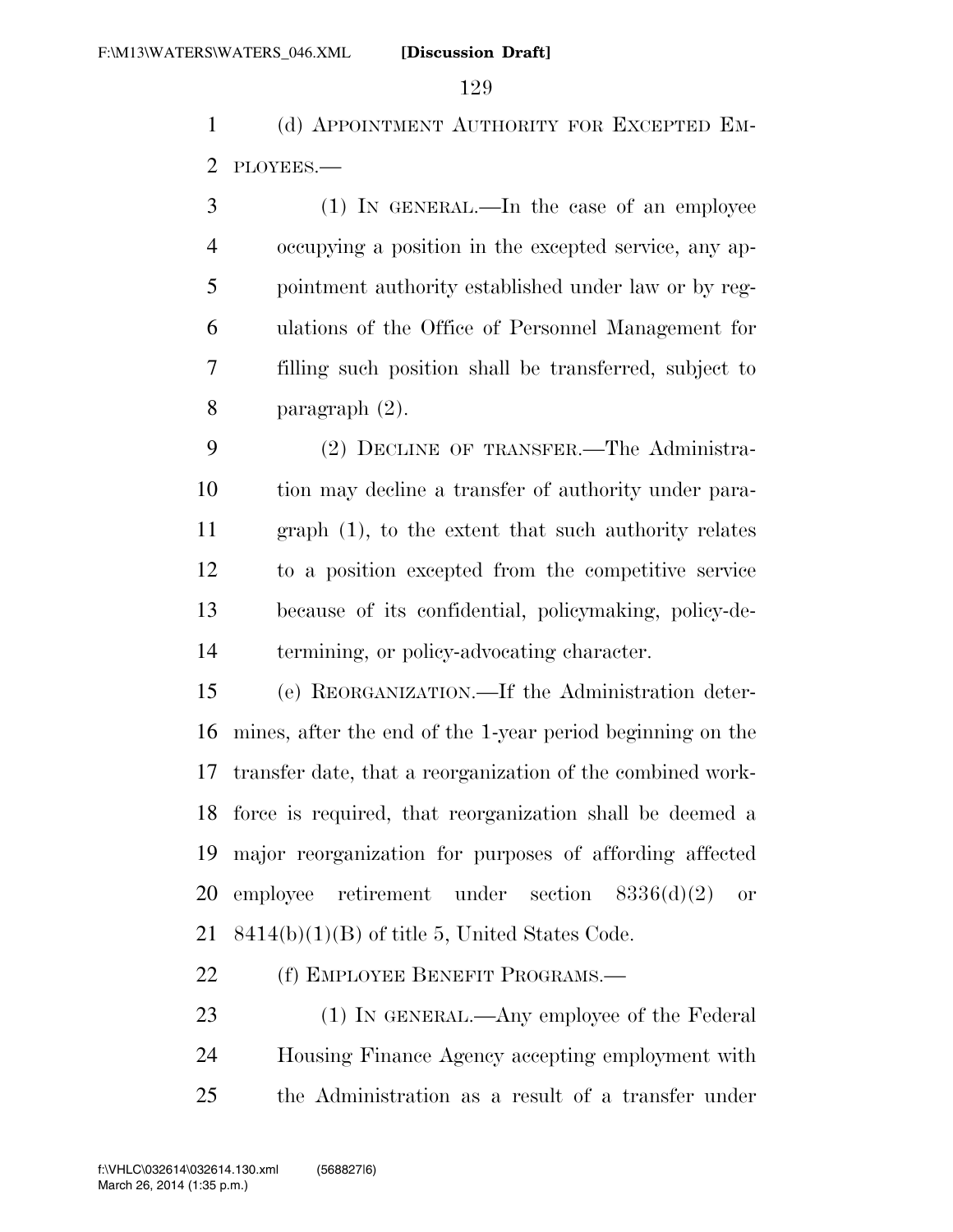(d) APPOINTMENT AUTHORITY FOR EXCEPTED EMPLOYEES.—

(1) IN GENERAL.—In the case of an employee occupying a position in the excepted service, any appointment authority established under law or by regulations of the Office of Personnel Management for filling such position shall be transferred, subject to paragraph (2).

(2) DECLINE OF TRANSFER.—The Administration may decline a transfer of authority under paragraph (1), to the extent that such authority relates to a position excepted from the competitive service because of its confidential, policymaking, policy-determining, or policy-advocating character.

(e) REORGANIZATION.—If the Administration determines, after the end of the 1-year period beginning on the transfer date, that a reorganization of the combined workforce is required, that reorganization shall be deemed a major reorganization for purposes of affording affected employee retirement under section 8336(d)(2) or 8414(b)(1)(B) of title 5, United States Code.

(f) EMPLOYEE BENEFIT PROGRAMS.—

(1) IN GENERAL.—Any employee of the Federal Housing Finance Agency accepting employment with the Administration as a result of a transfer under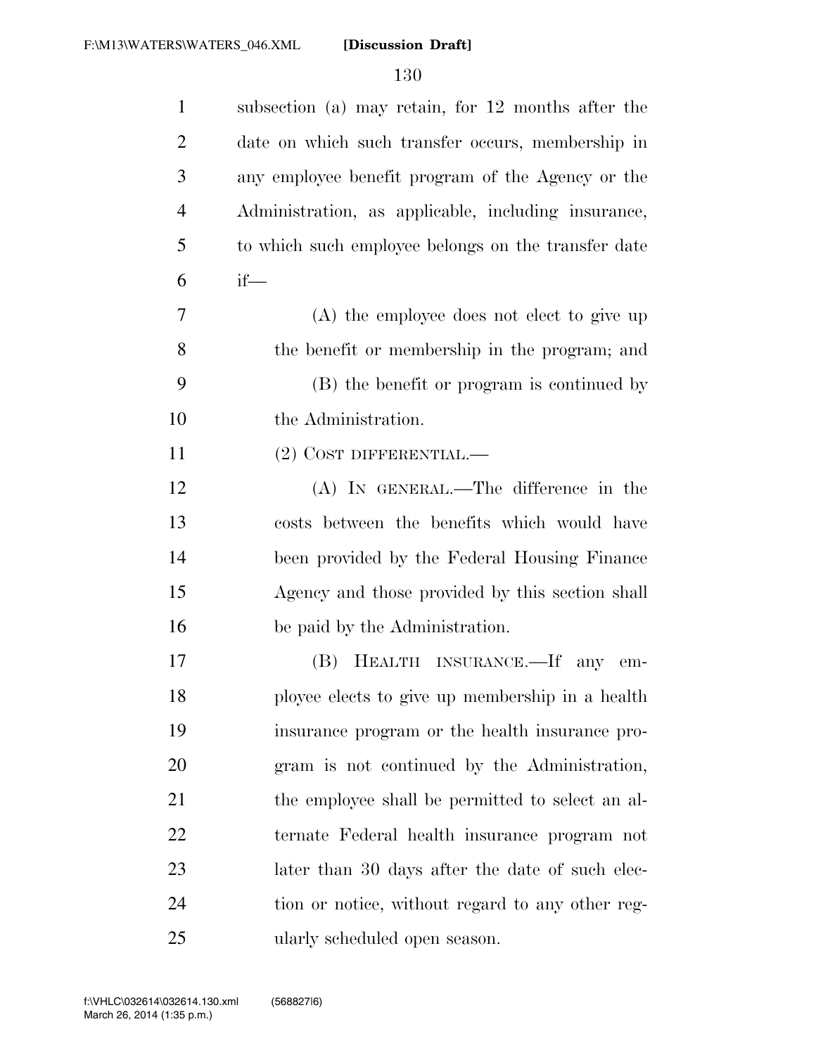subsection (a) may retain, for 12 months after the date on which such transfer occurs, membership in any employee benefit program of the Agency or the Administration, as applicable, including insurance, to which such employee belongs on the transfer date if—

(A) the employee does not elect to give up the benefit or membership in the program; and

(B) the benefit or program is continued by the Administration.

(2) COST DIFFERENTIAL.—

(A) IN GENERAL.—The difference in the costs between the benefits which would have been provided by the Federal Housing Finance Agency and those provided by this section shall be paid by the Administration.

(B) HEALTH INSURANCE.—If any employee elects to give up membership in a health insurance program or the health insurance program is not continued by the Administration, the employee shall be permitted to select an alternate Federal health insurance program not later than 30 days after the date of such election or notice, without regard to any other regularly scheduled open season.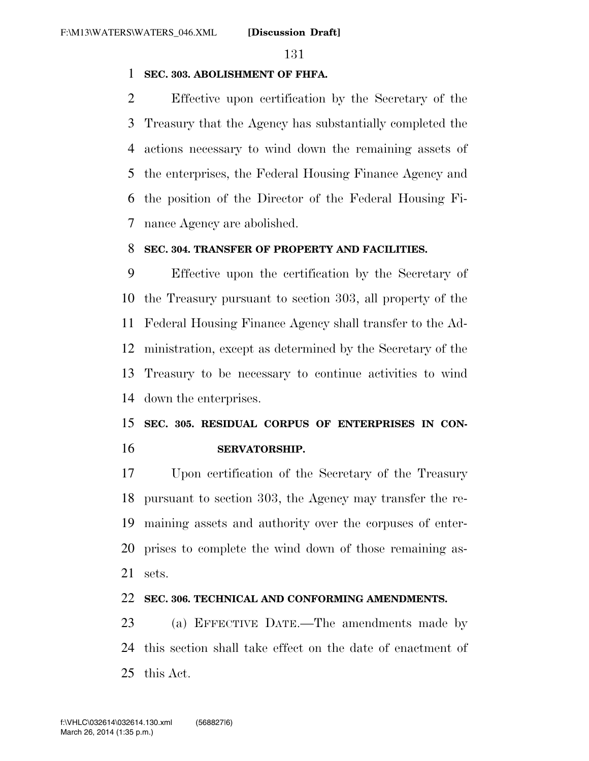**SEC. 303. ABOLISHMENT OF FHFA.**

Effective upon certification by the Secretary of the Treasury that the Agency has substantially completed the actions necessary to wind down the remaining assets of the enterprises, the Federal Housing Finance Agency and the position of the Director of the Federal Housing Finance Agency are abolished.

**SEC. 304. TRANSFER OF PROPERTY AND FACILITIES.**

Effective upon the certification by the Secretary of the Treasury pursuant to section 303, all property of the Federal Housing Finance Agency shall transfer to the Administration, except as determined by the Secretary of the Treasury to be necessary to continue activities to wind down the enterprises.

**SEC. 305. RESIDUAL CORPUS OF ENTERPRISES IN CONSERVATORSHIP.**

Upon certification of the Secretary of the Treasury pursuant to section 303, the Agency may transfer the remaining assets and authority over the corpuses of enterprises to complete the wind down of those remaining assets.

**SEC. 306. TECHNICAL AND CONFORMING AMENDMENTS.**

(a) EFFECTIVE DATE.—The amendments made by this section shall take effect on the date of enactment of this Act.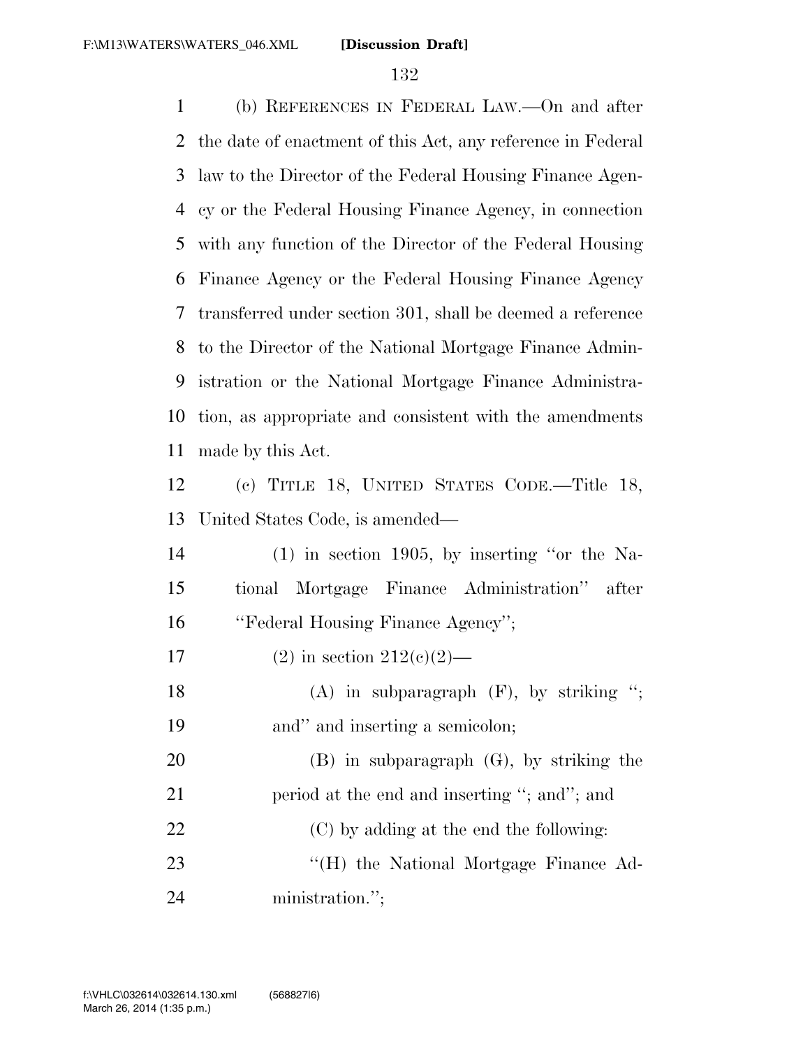(b) REFERENCES IN FEDERAL LAW.—On and after the date of enactment of this Act, any reference in Federal law to the Director of the Federal Housing Finance Agency or the Federal Housing Finance Agency, in connection with any function of the Director of the Federal Housing Finance Agency or the Federal Housing Finance Agency transferred under section 301, shall be deemed a reference to the Director of the National Mortgage Finance Administration or the National Mortgage Finance Administration, as appropriate and consistent with the amendments made by this Act.

(c) TITLE 18, UNITED STATES CODE.—Title 18, United States Code, is amended—

(1) in section 1905, by inserting ''or the National Mortgage Finance Administration'' after ''Federal Housing Finance Agency'';

(2) in section 212(c)(2)—

(A) in subparagraph (F), by striking ''; and'' and inserting a semicolon;

(B) in subparagraph (G), by striking the period at the end and inserting ''; and''; and

(C) by adding at the end the following:

''(H) the National Mortgage Finance Administration.'';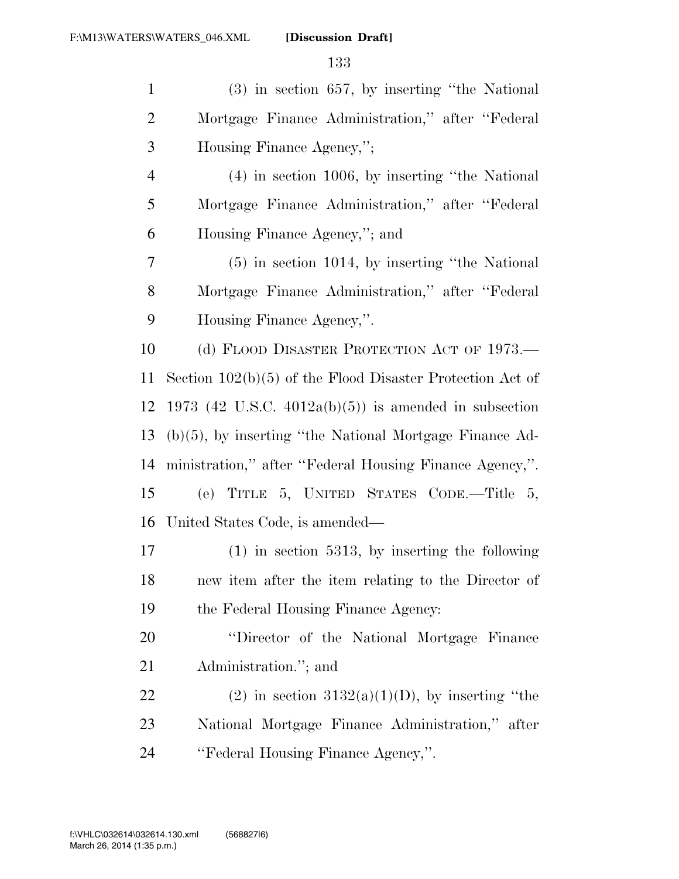(3) in section 657, by inserting ''the National Mortgage Finance Administration,'' after ''Federal Housing Finance Agency,'';

(4) in section 1006, by inserting ''the National Mortgage Finance Administration,'' after ''Federal Housing Finance Agency,''; and

(5) in section 1014, by inserting ''the National Mortgage Finance Administration,'' after ''Federal Housing Finance Agency,''.

(d) FLOOD DISASTER PROTECTION ACT OF 1973.—Section 102(b)(5) of the Flood Disaster Protection Act of 1973 (42 U.S.C. 4012a(b)(5)) is amended in subsection (b)(5), by inserting ''the National Mortgage Finance Administration,'' after ''Federal Housing Finance Agency,''.

(e) TITLE 5, UNITED STATES CODE.—Title 5, United States Code, is amended—

(1) in section 5313, by inserting the following new item after the item relating to the Director of the Federal Housing Finance Agency:

''Director of the National Mortgage Finance Administration.''; and

(2) in section 3132(a)(1)(D), by inserting ''the National Mortgage Finance Administration,'' after ''Federal Housing Finance Agency,''.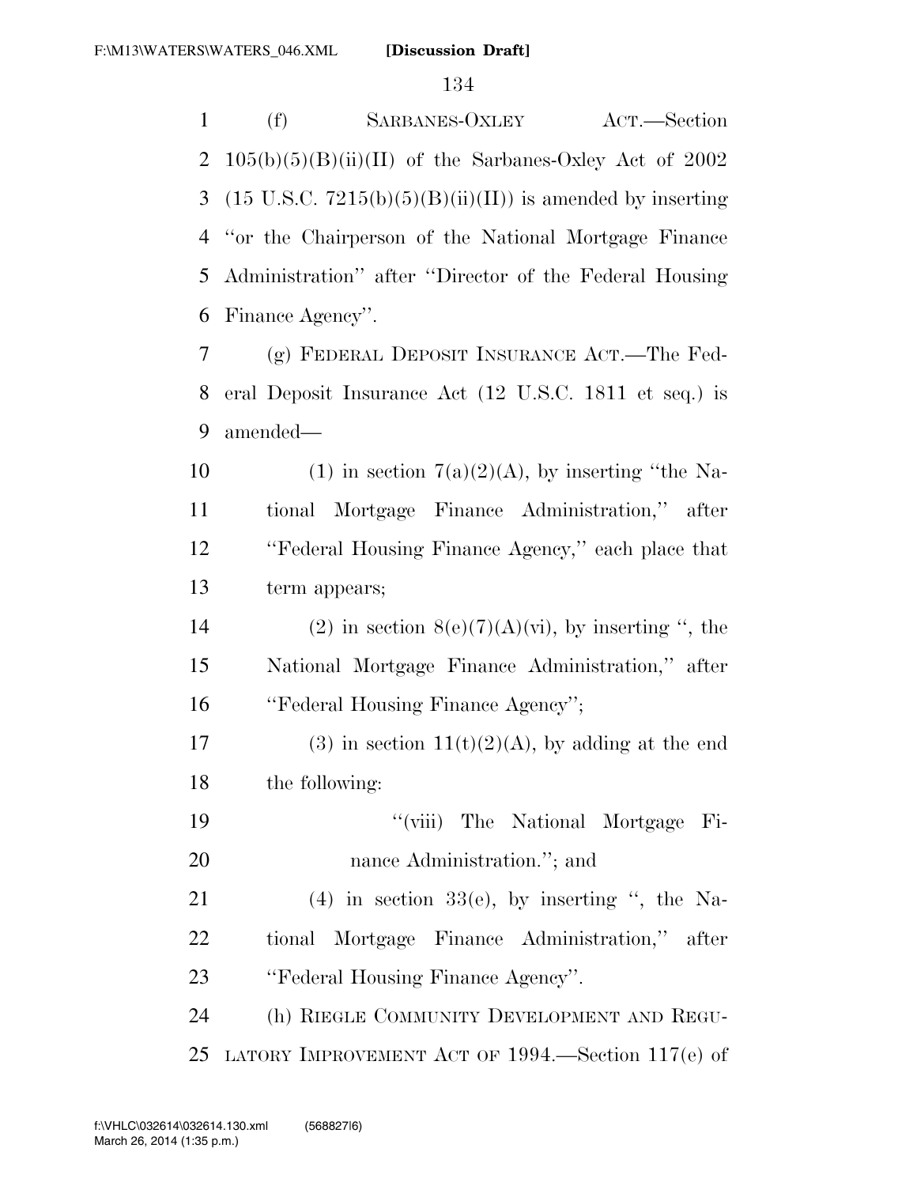(f) SARBANES-OXLEY ACT.—Section 105(b)(5)(B)(ii)(II) of the Sarbanes-Oxley Act of 2002 (15 U.S.C. 7215(b)(5)(B)(ii)(II)) is amended by inserting "or the Chairperson of the National Mortgage Finance Administration" after "Director of the Federal Housing Finance Agency".

(g) FEDERAL DEPOSIT INSURANCE ACT.—The Federal Deposit Insurance Act (12 U.S.C. 1811 et seq.) is amended—

(1) in section 7(a)(2)(A), by inserting "the National Mortgage Finance Administration," after "Federal Housing Finance Agency," each place that term appears;

(2) in section 8(e)(7)(A)(vi), by inserting ", the National Mortgage Finance Administration," after "Federal Housing Finance Agency";

(3) in section 11(t)(2)(A), by adding at the end the following:

"(viii) The National Mortgage Finance Administration."; and

(4) in section 33(e), by inserting ", the National Mortgage Finance Administration," after "Federal Housing Finance Agency".

(h) RIEGLE COMMUNITY DEVELOPMENT AND REGULATORY IMPROVEMENT ACT OF 1994.—Section 117(e) of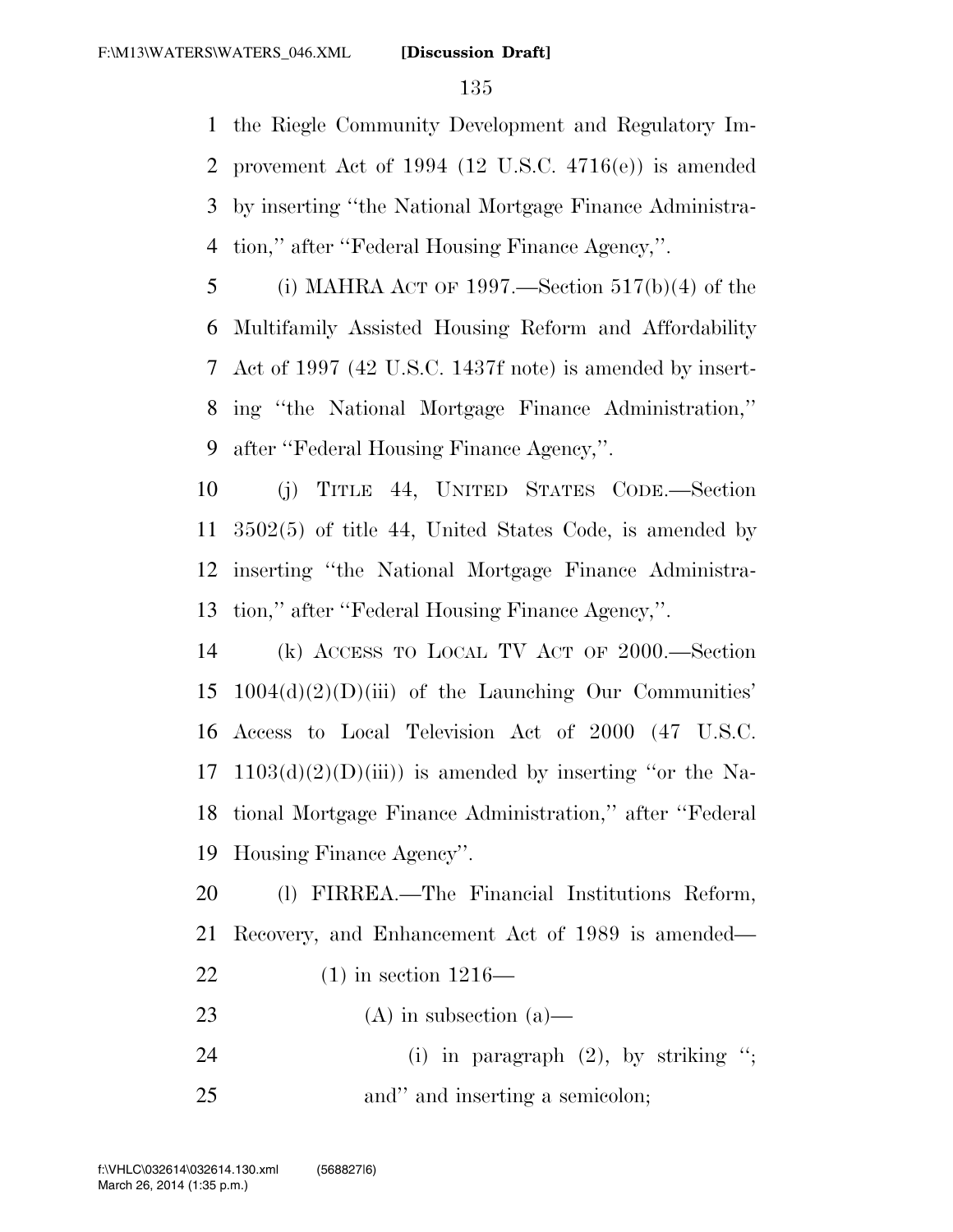the Riegle Community Development and Regulatory Improvement Act of 1994 (12 U.S.C. 4716(e)) is amended by inserting ''the National Mortgage Finance Administration,'' after ''Federal Housing Finance Agency,''.

(i) MAHRA ACT OF 1997.—Section 517(b)(4) of the Multifamily Assisted Housing Reform and Affordability Act of 1997 (42 U.S.C. 1437f note) is amended by inserting ''the National Mortgage Finance Administration,'' after ''Federal Housing Finance Agency,''.

(j) TITLE 44, UNITED STATES CODE.—Section 3502(5) of title 44, United States Code, is amended by inserting ''the National Mortgage Finance Administration,'' after ''Federal Housing Finance Agency,''.

(k) ACCESS TO LOCAL TV ACT OF 2000.—Section 1004(d)(2)(D)(iii) of the Launching Our Communities' Access to Local Television Act of 2000 (47 U.S.C. 1103(d)(2)(D)(iii)) is amended by inserting ''or the National Mortgage Finance Administration,'' after ''Federal Housing Finance Agency''.

(l) FIRREA.—The Financial Institutions Reform, Recovery, and Enhancement Act of 1989 is amended—

(1) in section 1216—

(A) in subsection (a)—

(i) in paragraph (2), by striking ''; and'' and inserting a semicolon;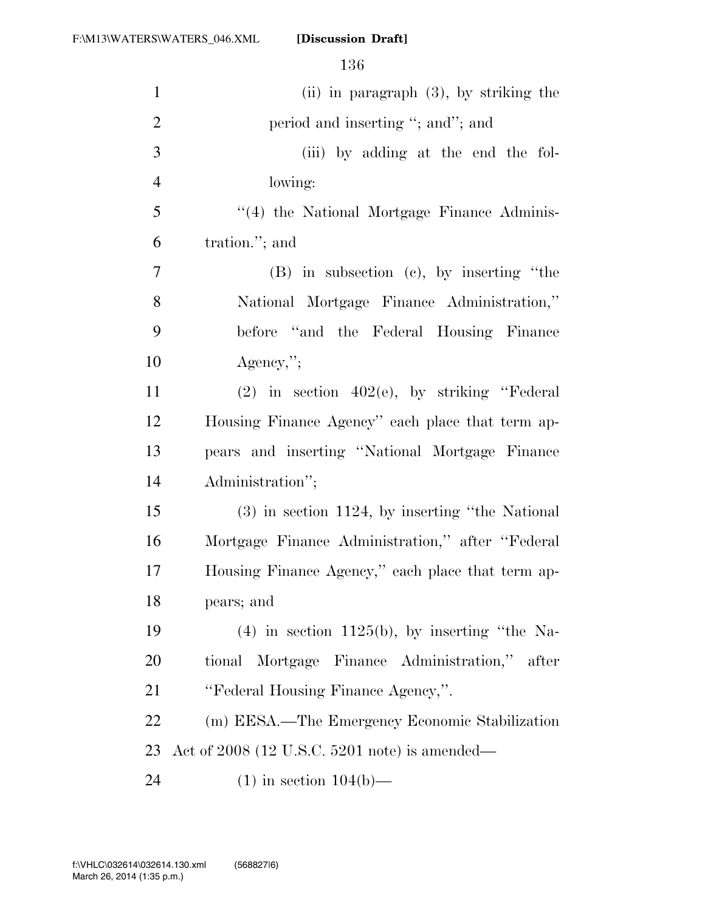(ii) in paragraph (3), by striking the period and inserting ''; and''; and

(iii) by adding at the end the following:

''(4) the National Mortgage Finance Administration.''; and

(B) in subsection (c), by inserting ''the National Mortgage Finance Administration,'' before ''and the Federal Housing Finance Agency,'';

(2) in section 402(e), by striking ''Federal Housing Finance Agency'' each place that term appears and inserting ''National Mortgage Finance Administration'';

(3) in section 1124, by inserting ''the National Mortgage Finance Administration,'' after ''Federal Housing Finance Agency,'' each place that term appears; and

(4) in section 1125(b), by inserting ''the National Mortgage Finance Administration,'' after ''Federal Housing Finance Agency,''.

(m) EESA.—The Emergency Economic Stabilization Act of 2008 (12 U.S.C. 5201 note) is amended—

(1) in section 104(b)—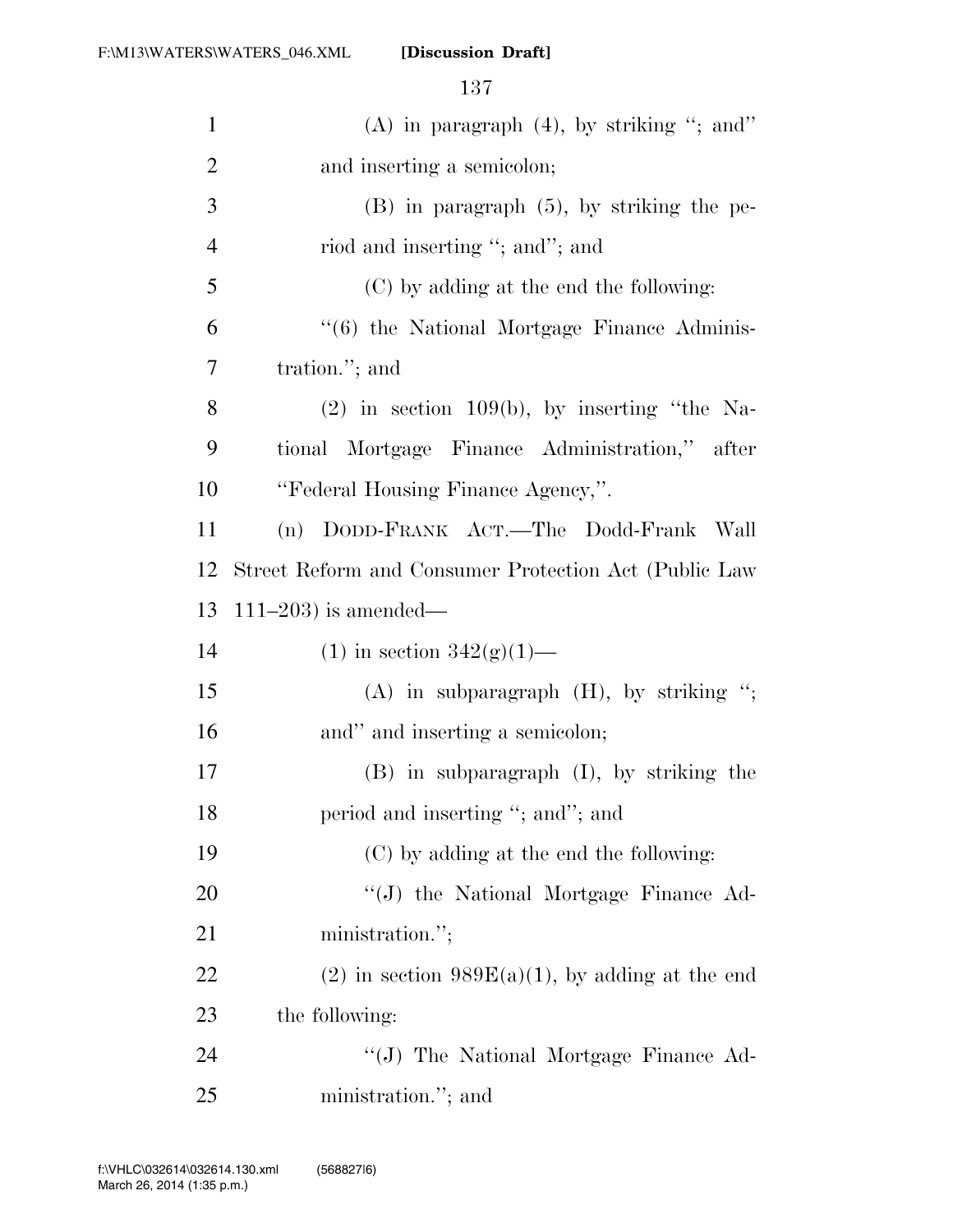(A) in paragraph (4), by striking "; and" and inserting a semicolon;

(B) in paragraph (5), by striking the period and inserting "; and"; and

(C) by adding at the end the following:

"(6) the National Mortgage Finance Administration."; and

(2) in section 109(b), by inserting "the National Mortgage Finance Administration," after "Federal Housing Finance Agency,".

(n) DODD-FRANK ACT.—The Dodd-Frank Wall Street Reform and Consumer Protection Act (Public Law 111–203) is amended—

(1) in section 342(g)(1)—

(A) in subparagraph (H), by striking "; and" and inserting a semicolon;

(B) in subparagraph (I), by striking the period and inserting "; and"; and

(C) by adding at the end the following:

"(J) the National Mortgage Finance Administration.";

(2) in section 989E(a)(1), by adding at the end the following:

"(J) The National Mortgage Finance Administration."; and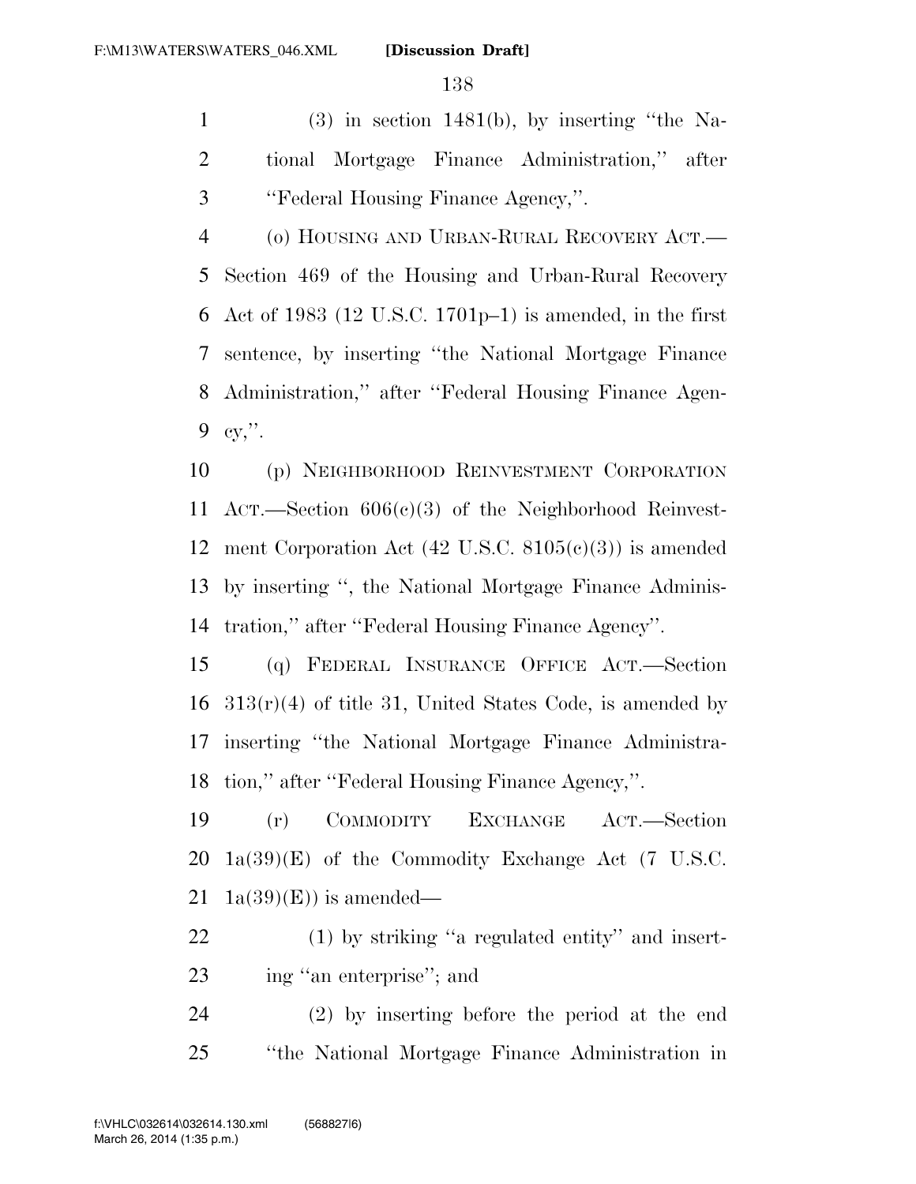(3) in section 1481(b), by inserting ''the National Mortgage Finance Administration,'' after ''Federal Housing Finance Agency,''.

(o) HOUSING AND URBAN-RURAL RECOVERY ACT.—Section 469 of the Housing and Urban-Rural Recovery Act of 1983 (12 U.S.C. 1701p–1) is amended, in the first sentence, by inserting ''the National Mortgage Finance Administration,'' after ''Federal Housing Finance Agency,''.

(p) NEIGHBORHOOD REINVESTMENT CORPORATION ACT.—Section 606(c)(3) of the Neighborhood Reinvestment Corporation Act (42 U.S.C. 8105(c)(3)) is amended by inserting '', the National Mortgage Finance Administration,'' after ''Federal Housing Finance Agency''.

(q) FEDERAL INSURANCE OFFICE ACT.—Section 313(r)(4) of title 31, United States Code, is amended by inserting ''the National Mortgage Finance Administration,'' after ''Federal Housing Finance Agency,''.

(r) COMMODITY EXCHANGE ACT.—Section 1a(39)(E) of the Commodity Exchange Act (7 U.S.C. 1a(39)(E)) is amended—

(1) by striking ''a regulated entity'' and inserting ''an enterprise''; and

(2) by inserting before the period at the end ''the National Mortgage Finance Administration in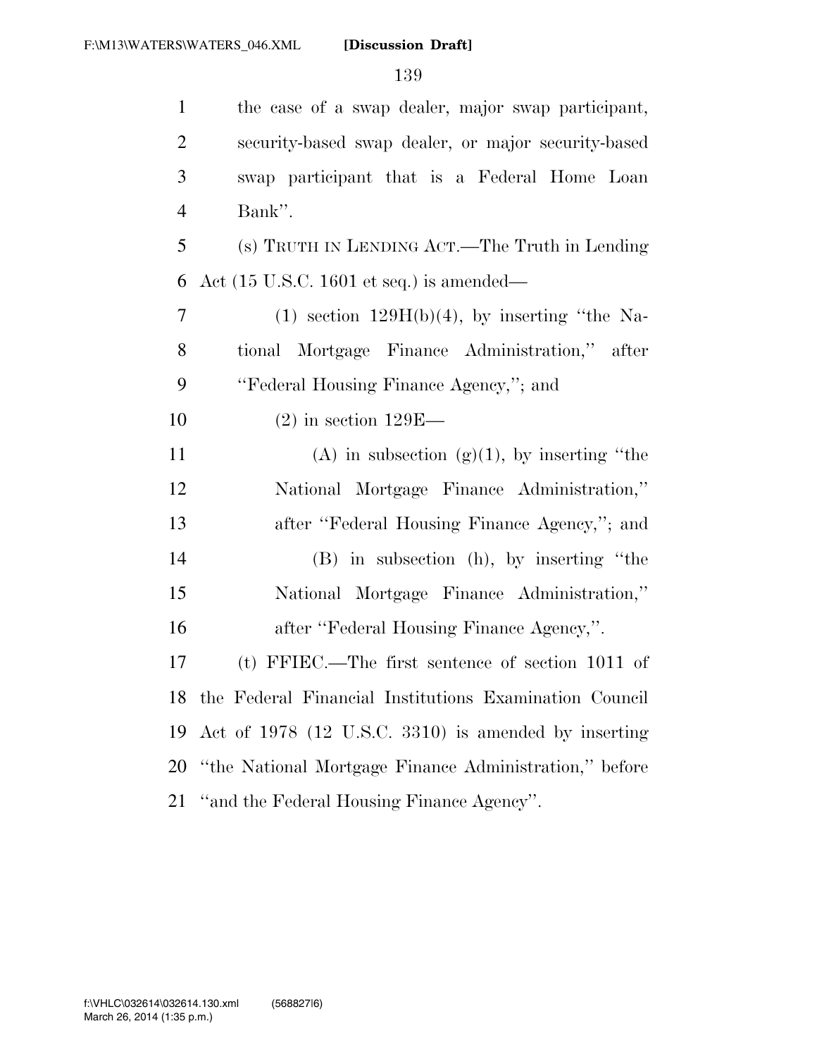the case of a swap dealer, major swap participant, security-based swap dealer, or major security-based swap participant that is a Federal Home Loan Bank''.

(s) TRUTH IN LENDING ACT.—The Truth in Lending Act (15 U.S.C. 1601 et seq.) is amended—

(1) section 129H(b)(4), by inserting ''the National Mortgage Finance Administration,'' after ''Federal Housing Finance Agency,''; and

(2) in section 129E—

(A) in subsection (g)(1), by inserting ''the National Mortgage Finance Administration,'' after ''Federal Housing Finance Agency,''; and

(B) in subsection (h), by inserting ''the National Mortgage Finance Administration,'' after ''Federal Housing Finance Agency,''.

(t) FFIEC.—The first sentence of section 1011 of the Federal Financial Institutions Examination Council Act of 1978 (12 U.S.C. 3310) is amended by inserting ''the National Mortgage Finance Administration,'' before ''and the Federal Housing Finance Agency''.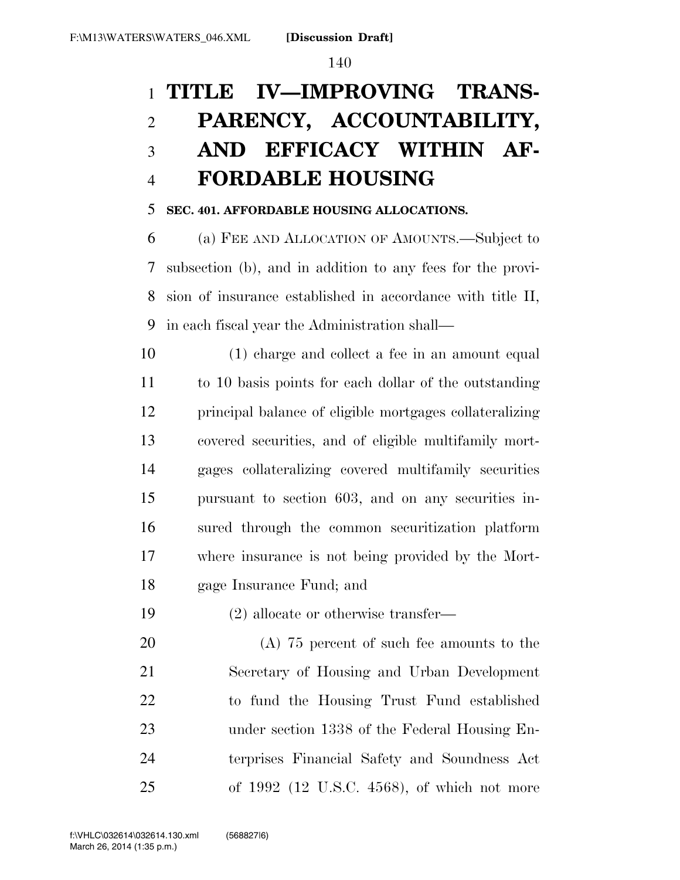# TITLE IV—IMPROVING TRANSPARENCY, ACCOUNTABILITY, AND EFFICACY WITHIN AFFORDABLE HOUSING

## SEC. 401. AFFORDABLE HOUSING ALLOCATIONS.

(a) FEE AND ALLOCATION OF AMOUNTS.—Subject to subsection (b), and in addition to any fees for the provision of insurance established in accordance with title II, in each fiscal year the Administration shall—

(1) charge and collect a fee in an amount equal to 10 basis points for each dollar of the outstanding principal balance of eligible mortgages collateralizing covered securities, and of eligible multifamily mortgages collateralizing covered multifamily securities pursuant to section 603, and on any securities insured through the common securitization platform where insurance is not being provided by the Mortgage Insurance Fund; and

(2) allocate or otherwise transfer—

(A) 75 percent of such fee amounts to the Secretary of Housing and Urban Development to fund the Housing Trust Fund established under section 1338 of the Federal Housing Enterprises Financial Safety and Soundness Act of 1992 (12 U.S.C. 4568), of which not more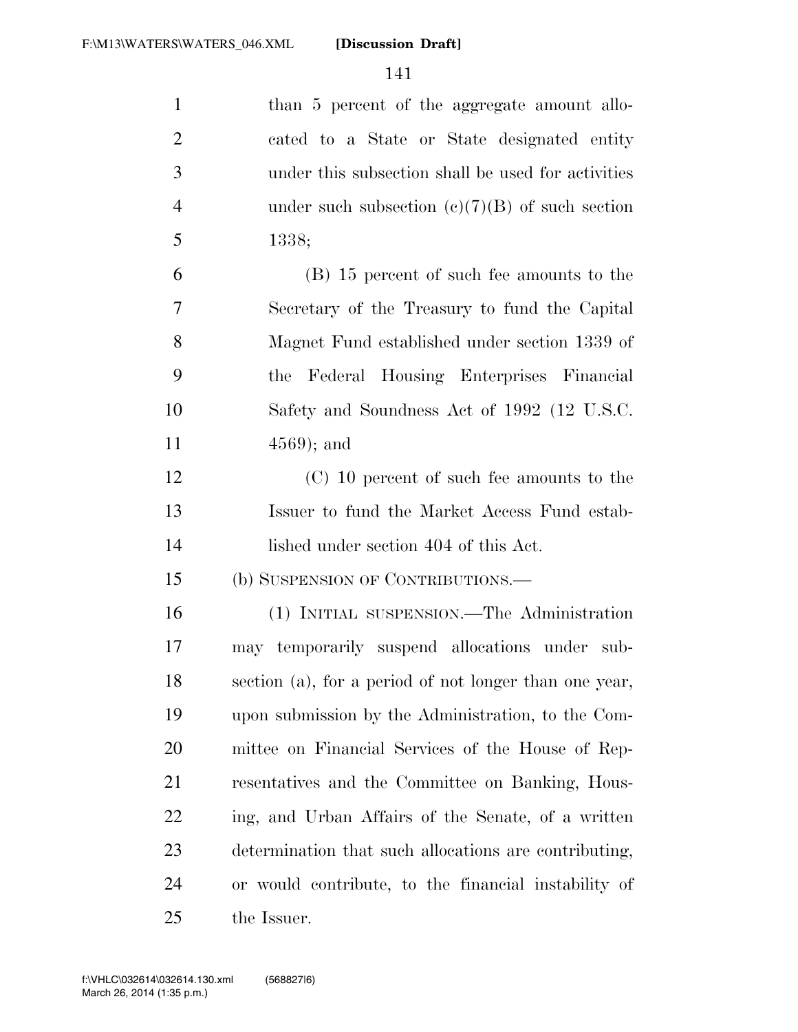than 5 percent of the aggregate amount allocated to a State or State designated entity under this subsection shall be used for activities under such subsection (c)(7)(B) of such section 1338;

(B) 15 percent of such fee amounts to the Secretary of the Treasury to fund the Capital Magnet Fund established under section 1339 of the Federal Housing Enterprises Financial Safety and Soundness Act of 1992 (12 U.S.C. 4569); and

(C) 10 percent of such fee amounts to the Issuer to fund the Market Access Fund established under section 404 of this Act.

(b) SUSPENSION OF CONTRIBUTIONS.—

(1) INITIAL SUSPENSION.—The Administration may temporarily suspend allocations under subsection (a), for a period of not longer than one year, upon submission by the Administration, to the Committee on Financial Services of the House of Representatives and the Committee on Banking, Housing, and Urban Affairs of the Senate, of a written determination that such allocations are contributing, or would contribute, to the financial instability of the Issuer.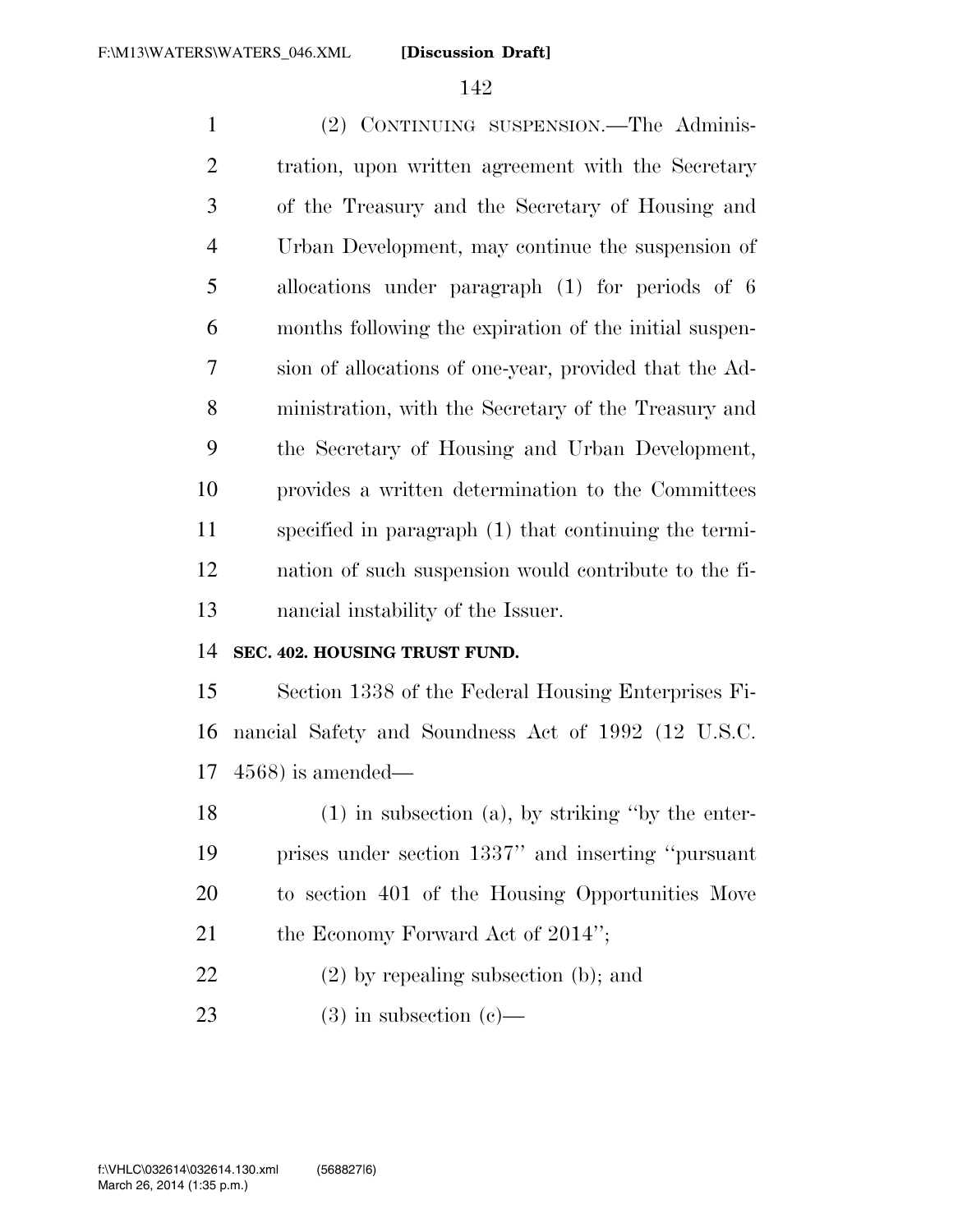(2) CONTINUING SUSPENSION.—The Administration, upon written agreement with the Secretary of the Treasury and the Secretary of Housing and Urban Development, may continue the suspension of allocations under paragraph (1) for periods of 6 months following the expiration of the initial suspension of allocations of one-year, provided that the Administration, with the Secretary of the Treasury and the Secretary of Housing and Urban Development, provides a written determination to the Committees specified in paragraph (1) that continuing the termination of such suspension would contribute to the financial instability of the Issuer.

**SEC. 402. HOUSING TRUST FUND.**

Section 1338 of the Federal Housing Enterprises Financial Safety and Soundness Act of 1992 (12 U.S.C. 4568) is amended—

(1) in subsection (a), by striking ''by the enterprises under section 1337'' and inserting ''pursuant to section 401 of the Housing Opportunities Move the Economy Forward Act of 2014'';

(2) by repealing subsection (b); and

(3) in subsection (c)—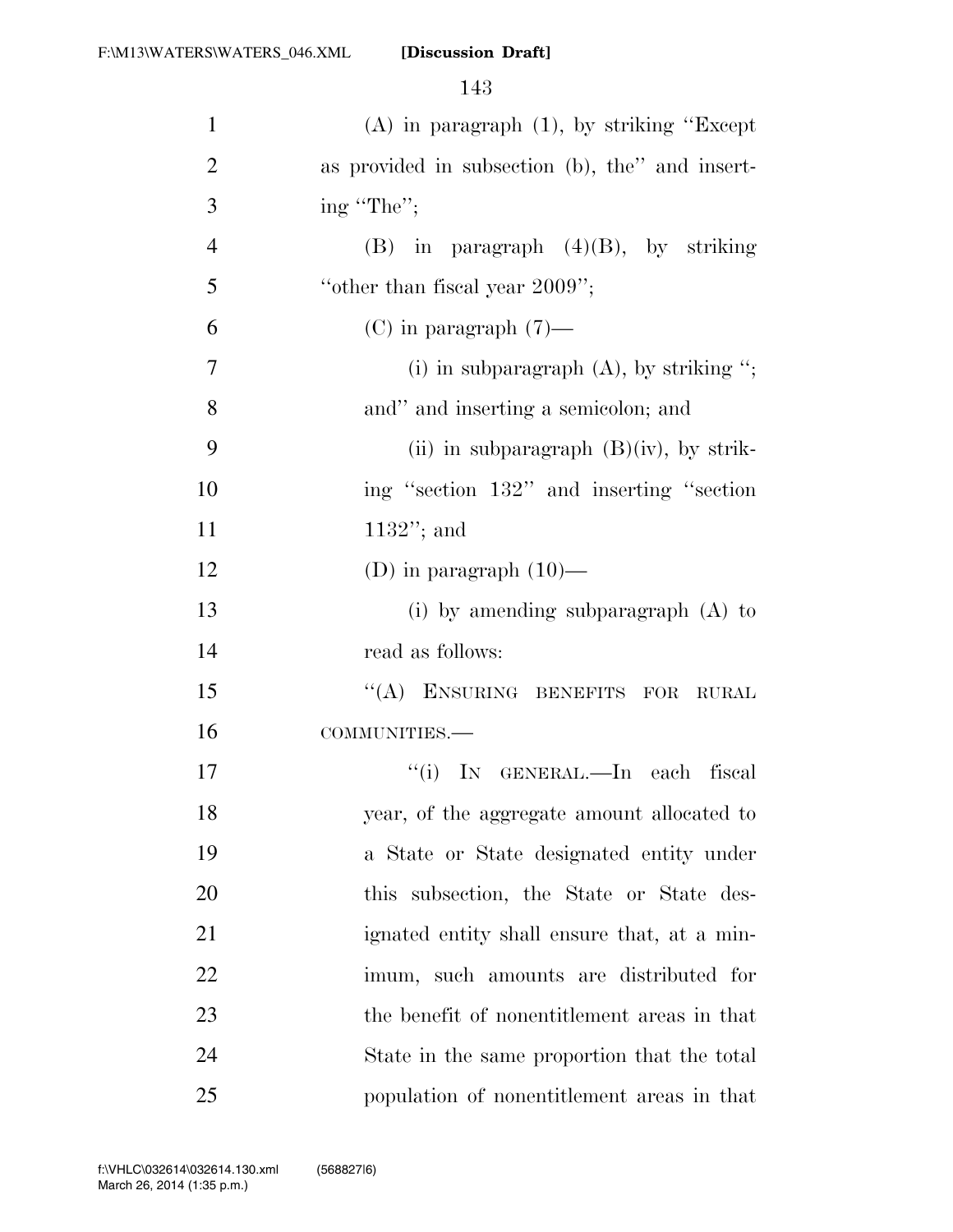(A) in paragraph (1), by striking "Except as provided in subsection (b), the" and inserting "The";

(B) in paragraph (4)(B), by striking "other than fiscal year 2009";

(C) in paragraph (7)—

(i) in subparagraph (A), by striking "; and" and inserting a semicolon; and

(ii) in subparagraph (B)(iv), by striking "section 132" and inserting "section 1132"; and

(D) in paragraph (10)—

(i) by amending subparagraph (A) to read as follows:

"(A) ENSURING BENEFITS FOR RURAL COMMUNITIES.—

"(i) IN GENERAL.—In each fiscal year, of the aggregate amount allocated to a State or State designated entity under this subsection, the State or State designated entity shall ensure that, at a minimum, such amounts are distributed for the benefit of nonentitlement areas in that State in the same proportion that the total population of nonentitlement areas in that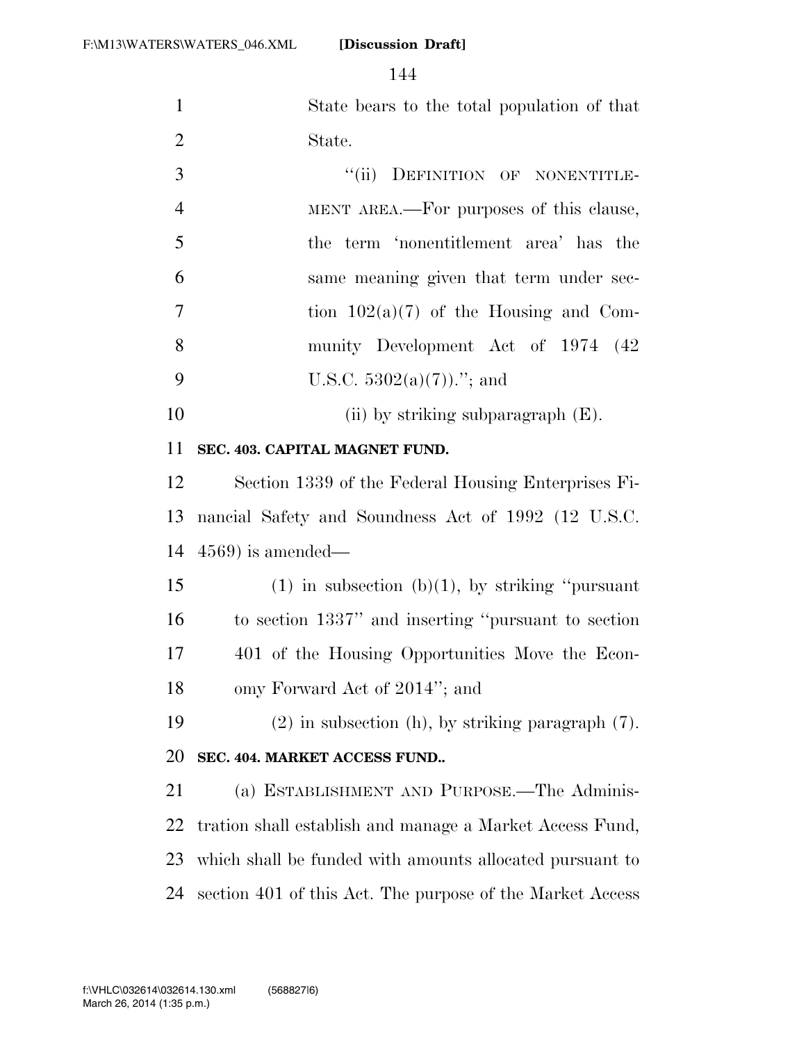State bears to the total population of that State.

"(ii) DEFINITION OF NONENTITLEMENT AREA.—For purposes of this clause, the term 'nonentitlement area' has the same meaning given that term under section 102(a)(7) of the Housing and Community Development Act of 1974 (42 U.S.C. 5302(a)(7))."; and

(ii) by striking subparagraph (E).

**SEC. 403. CAPITAL MAGNET FUND.**

Section 1339 of the Federal Housing Enterprises Financial Safety and Soundness Act of 1992 (12 U.S.C. 4569) is amended—

(1) in subsection (b)(1), by striking "pursuant to section 1337" and inserting "pursuant to section 401 of the Housing Opportunities Move the Economy Forward Act of 2014"; and

(2) in subsection (h), by striking paragraph (7).

**SEC. 404. MARKET ACCESS FUND..**

(a) ESTABLISHMENT AND PURPOSE.—The Administration shall establish and manage a Market Access Fund, which shall be funded with amounts allocated pursuant to section 401 of this Act. The purpose of the Market Access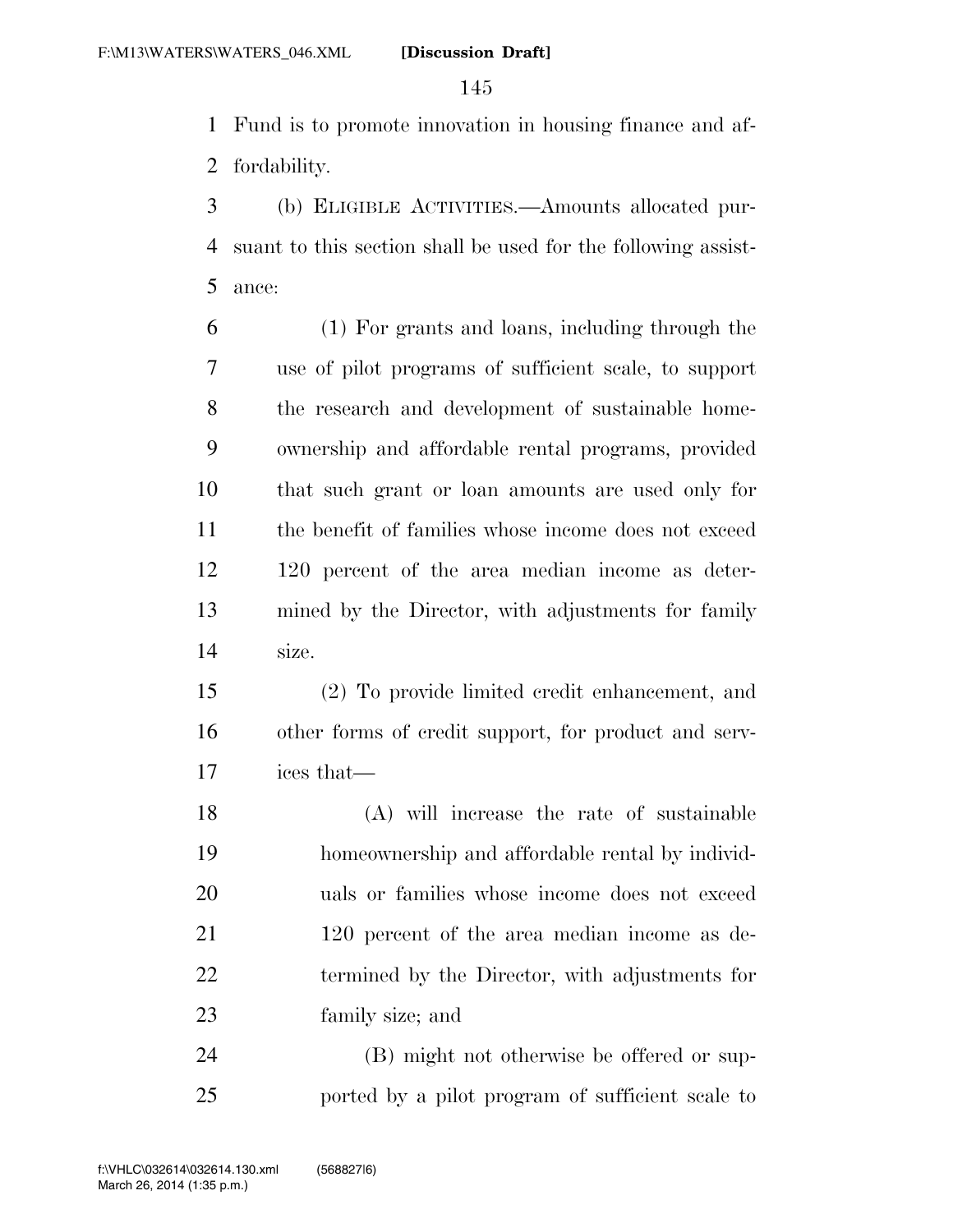Fund is to promote innovation in housing finance and affordability.

(b) ELIGIBLE ACTIVITIES.—Amounts allocated pursuant to this section shall be used for the following assistance:

(1) For grants and loans, including through the use of pilot programs of sufficient scale, to support the research and development of sustainable homeownership and affordable rental programs, provided that such grant or loan amounts are used only for the benefit of families whose income does not exceed 120 percent of the area median income as determined by the Director, with adjustments for family size.

(2) To provide limited credit enhancement, and other forms of credit support, for product and services that—

(A) will increase the rate of sustainable homeownership and affordable rental by individuals or families whose income does not exceed 120 percent of the area median income as determined by the Director, with adjustments for family size; and

(B) might not otherwise be offered or supported by a pilot program of sufficient scale to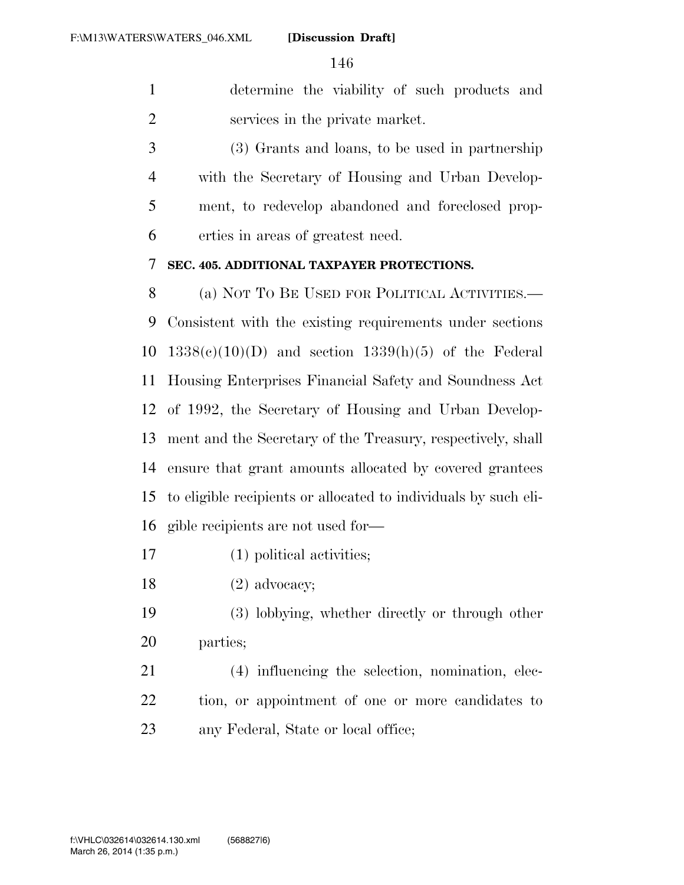determine the viability of such products and services in the private market.

(3) Grants and loans, to be used in partnership with the Secretary of Housing and Urban Development, to redevelop abandoned and foreclosed properties in areas of greatest need.

**SEC. 405. ADDITIONAL TAXPAYER PROTECTIONS.**

(a) NOT TO BE USED FOR POLITICAL ACTIVITIES.—Consistent with the existing requirements under sections 1338(c)(10)(D) and section 1339(h)(5) of the Federal Housing Enterprises Financial Safety and Soundness Act of 1992, the Secretary of Housing and Urban Development and the Secretary of the Treasury, respectively, shall ensure that grant amounts allocated by covered grantees to eligible recipients or allocated to individuals by such eligible recipients are not used for—

(1) political activities;

(2) advocacy;

(3) lobbying, whether directly or through other parties;

(4) influencing the selection, nomination, election, or appointment of one or more candidates to any Federal, State or local office;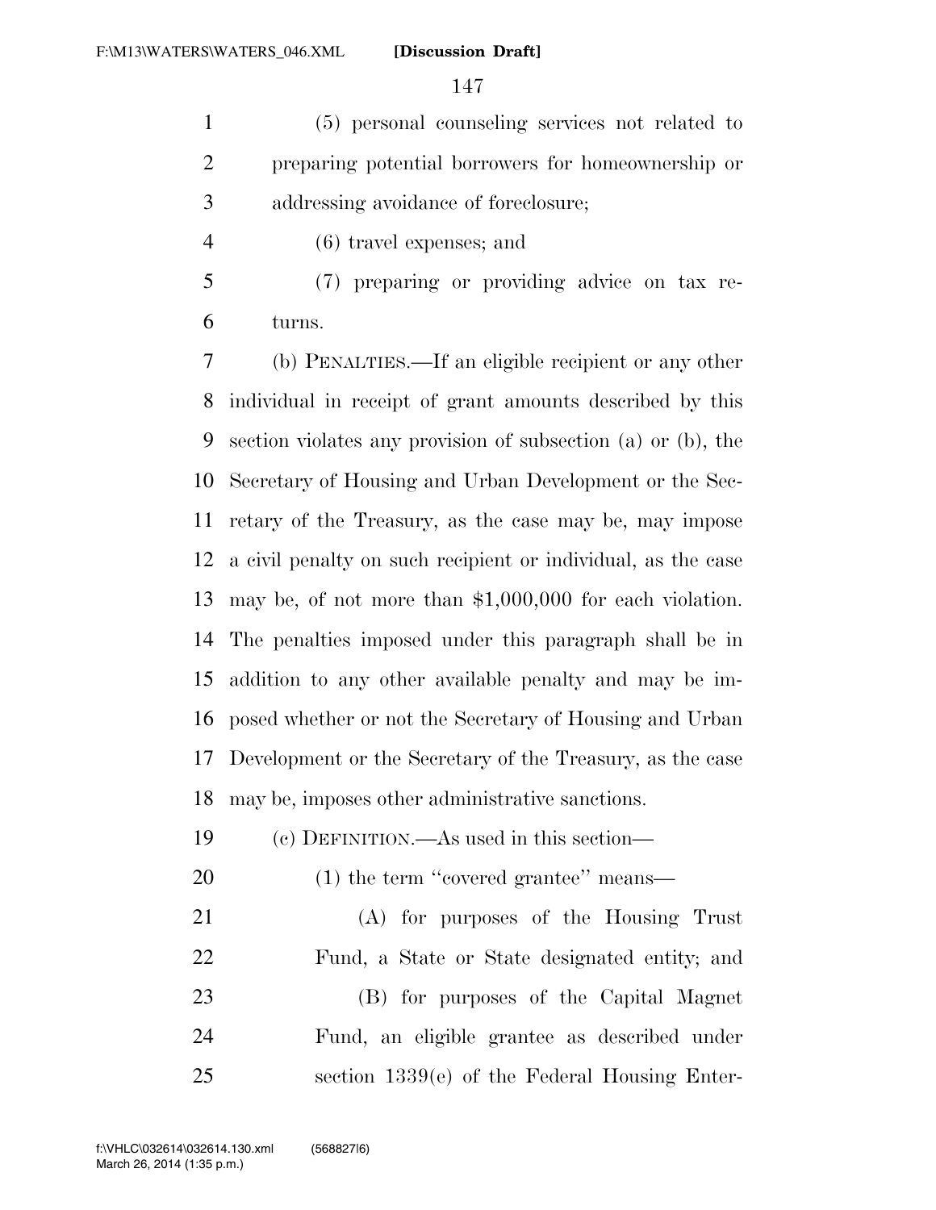(5) personal counseling services not related to preparing potential borrowers for homeownership or addressing avoidance of foreclosure;

(6) travel expenses; and

(7) preparing or providing advice on tax returns.

(b) PENALTIES.—If an eligible recipient or any other individual in receipt of grant amounts described by this section violates any provision of subsection (a) or (b), the Secretary of Housing and Urban Development or the Secretary of the Treasury, as the case may be, may impose a civil penalty on such recipient or individual, as the case may be, of not more than $1,000,000 for each violation. The penalties imposed under this paragraph shall be in addition to any other available penalty and may be imposed whether or not the Secretary of Housing and Urban Development or the Secretary of the Treasury, as the case may be, imposes other administrative sanctions.

(c) DEFINITION.—As used in this section—

(1) the term "covered grantee" means—

(A) for purposes of the Housing Trust Fund, a State or State designated entity; and

(B) for purposes of the Capital Magnet Fund, an eligible grantee as described under section 1339(e) of the Federal Housing Enter-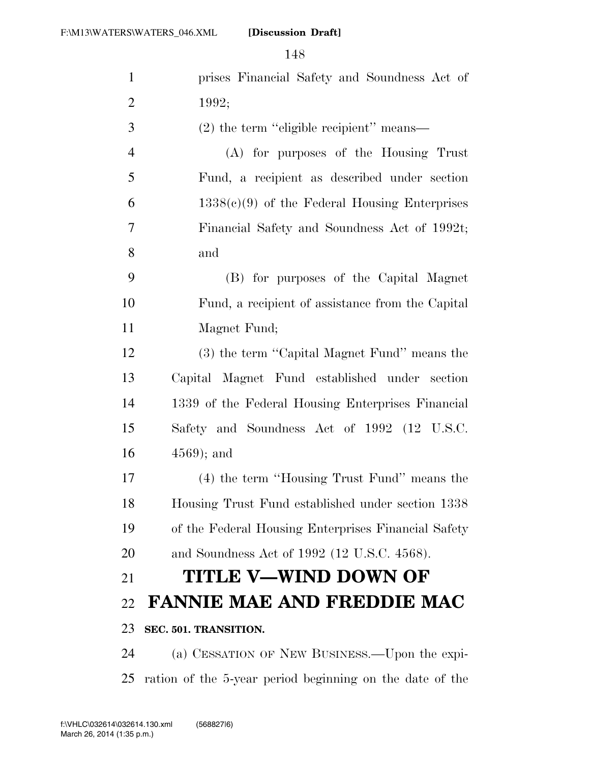prises Financial Safety and Soundness Act of 1992;

(2) the term ''eligible recipient'' means—

(A) for purposes of the Housing Trust Fund, a recipient as described under section 1338(c)(9) of the Federal Housing Enterprises Financial Safety and Soundness Act of 1992t; and

(B) for purposes of the Capital Magnet Fund, a recipient of assistance from the Capital Magnet Fund;

(3) the term ''Capital Magnet Fund'' means the Capital Magnet Fund established under section 1339 of the Federal Housing Enterprises Financial Safety and Soundness Act of 1992 (12 U.S.C. 4569); and

(4) the term ''Housing Trust Fund'' means the Housing Trust Fund established under section 1338 of the Federal Housing Enterprises Financial Safety and Soundness Act of 1992 (12 U.S.C. 4568).

# TITLE V—WIND DOWN OF FANNIE MAE AND FREDDIE MAC

**SEC. 501. TRANSITION.**

(a) CESSATION OF NEW BUSINESS.—Upon the expiration of the 5-year period beginning on the date of the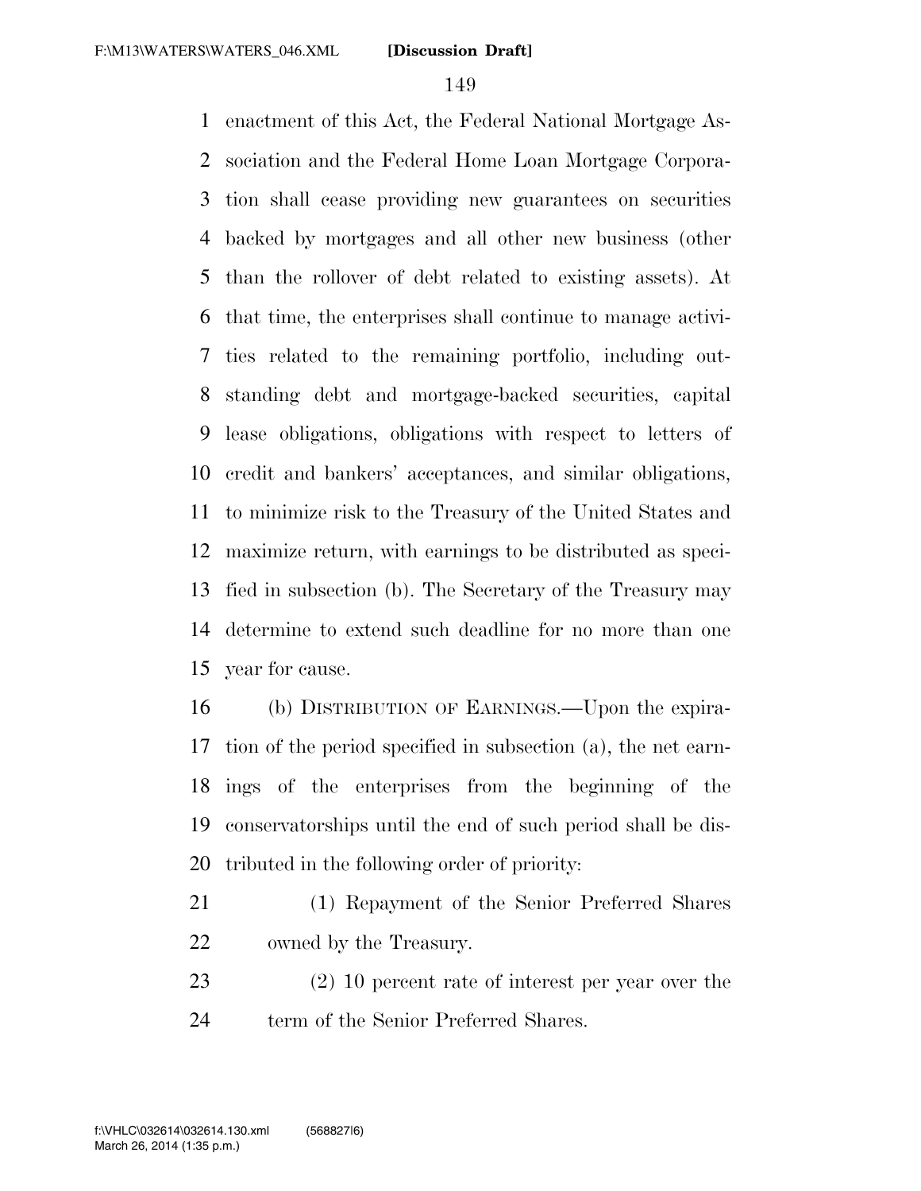enactment of this Act, the Federal National Mortgage Association and the Federal Home Loan Mortgage Corporation shall cease providing new guarantees on securities backed by mortgages and all other new business (other than the rollover of debt related to existing assets). At that time, the enterprises shall continue to manage activities related to the remaining portfolio, including outstanding debt and mortgage-backed securities, capital lease obligations, obligations with respect to letters of credit and bankers' acceptances, and similar obligations, to minimize risk to the Treasury of the United States and maximize return, with earnings to be distributed as specified in subsection (b). The Secretary of the Treasury may determine to extend such deadline for no more than one year for cause.

(b) DISTRIBUTION OF EARNINGS.—Upon the expiration of the period specified in subsection (a), the net earnings of the enterprises from the beginning of the conservatorships until the end of such period shall be distributed in the following order of priority:

(1) Repayment of the Senior Preferred Shares owned by the Treasury.

(2) 10 percent rate of interest per year over the term of the Senior Preferred Shares.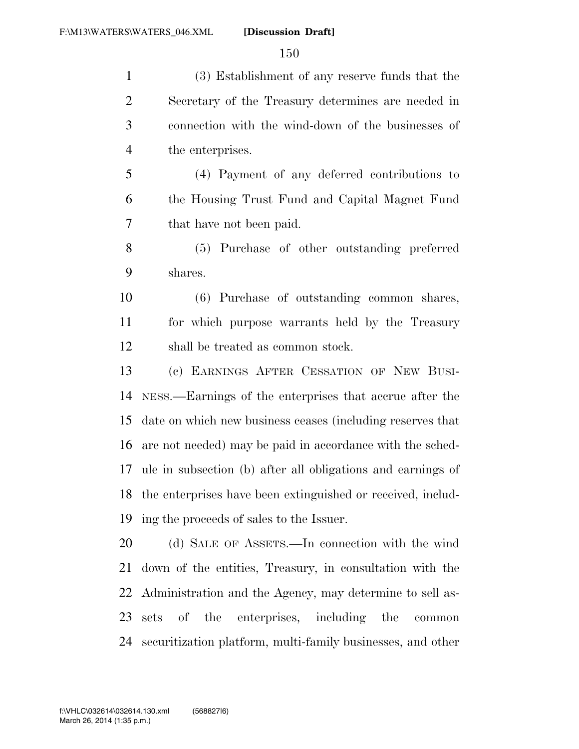(3) Establishment of any reserve funds that the Secretary of the Treasury determines are needed in connection with the wind-down of the businesses of the enterprises.

(4) Payment of any deferred contributions to the Housing Trust Fund and Capital Magnet Fund that have not been paid.

(5) Purchase of other outstanding preferred shares.

(6) Purchase of outstanding common shares, for which purpose warrants held by the Treasury shall be treated as common stock.

(c) EARNINGS AFTER CESSATION OF NEW BUSINESS.—Earnings of the enterprises that accrue after the date on which new business ceases (including reserves that are not needed) may be paid in accordance with the schedule in subsection (b) after all obligations and earnings of the enterprises have been extinguished or received, including the proceeds of sales to the Issuer.

(d) SALE OF ASSETS.—In connection with the wind down of the entities, Treasury, in consultation with the Administration and the Agency, may determine to sell assets of the enterprises, including the common securitization platform, multi-family businesses, and other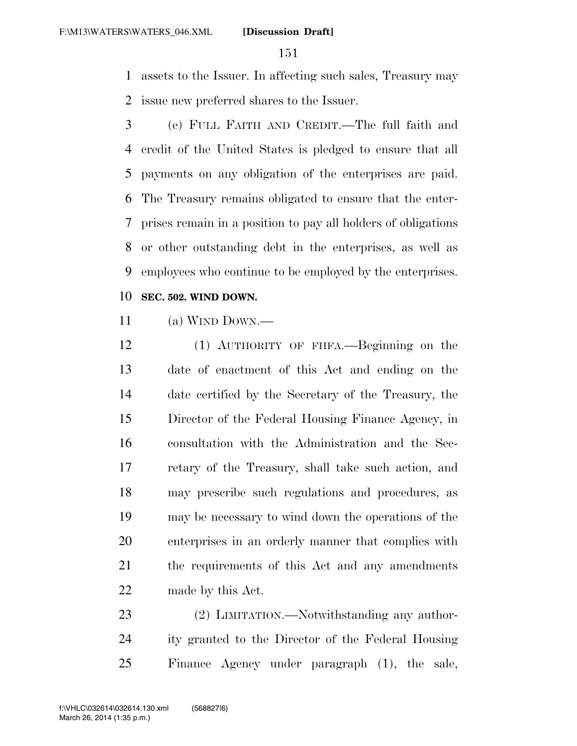assets to the Issuer. In affecting such sales, Treasury may issue new preferred shares to the Issuer.

(e) FULL FAITH AND CREDIT.—The full faith and credit of the United States is pledged to ensure that all payments on any obligation of the enterprises are paid. The Treasury remains obligated to ensure that the enterprises remain in a position to pay all holders of obligations or other outstanding debt in the enterprises, as well as employees who continue to be employed by the enterprises.

**SEC. 502. WIND DOWN.**

(a) WIND DOWN.—

(1) AUTHORITY OF FHFA.—Beginning on the date of enactment of this Act and ending on the date certified by the Secretary of the Treasury, the Director of the Federal Housing Finance Agency, in consultation with the Administration and the Secretary of the Treasury, shall take such action, and may prescribe such regulations and procedures, as may be necessary to wind down the operations of the enterprises in an orderly manner that complies with the requirements of this Act and any amendments made by this Act.

(2) LIMITATION.—Notwithstanding any authority granted to the Director of the Federal Housing Finance Agency under paragraph (1), the sale,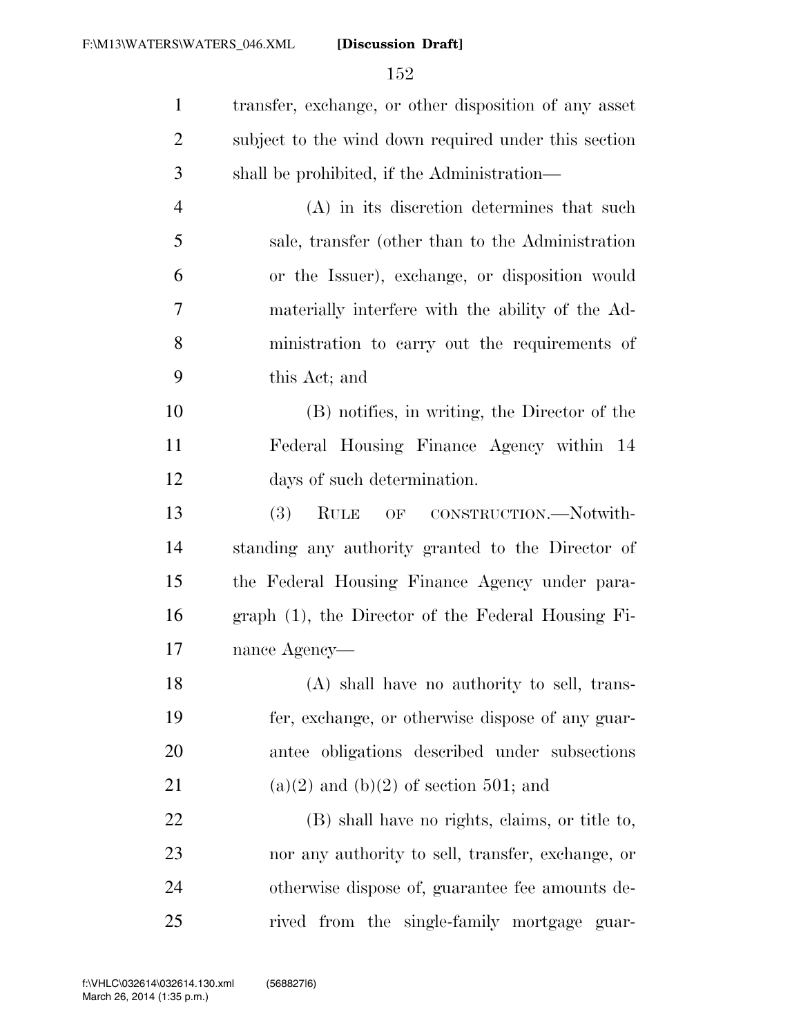transfer, exchange, or other disposition of any asset subject to the wind down required under this section shall be prohibited, if the Administration—

(A) in its discretion determines that such sale, transfer (other than to the Administration or the Issuer), exchange, or disposition would materially interfere with the ability of the Administration to carry out the requirements of this Act; and

(B) notifies, in writing, the Director of the Federal Housing Finance Agency within 14 days of such determination.

(3) RULE OF CONSTRUCTION.—Notwithstanding any authority granted to the Director of the Federal Housing Finance Agency under paragraph (1), the Director of the Federal Housing Finance Agency—

(A) shall have no authority to sell, transfer, exchange, or otherwise dispose of any guarantee obligations described under subsections (a)(2) and (b)(2) of section 501; and

(B) shall have no rights, claims, or title to, nor any authority to sell, transfer, exchange, or otherwise dispose of, guarantee fee amounts derived from the single-family mortgage guar-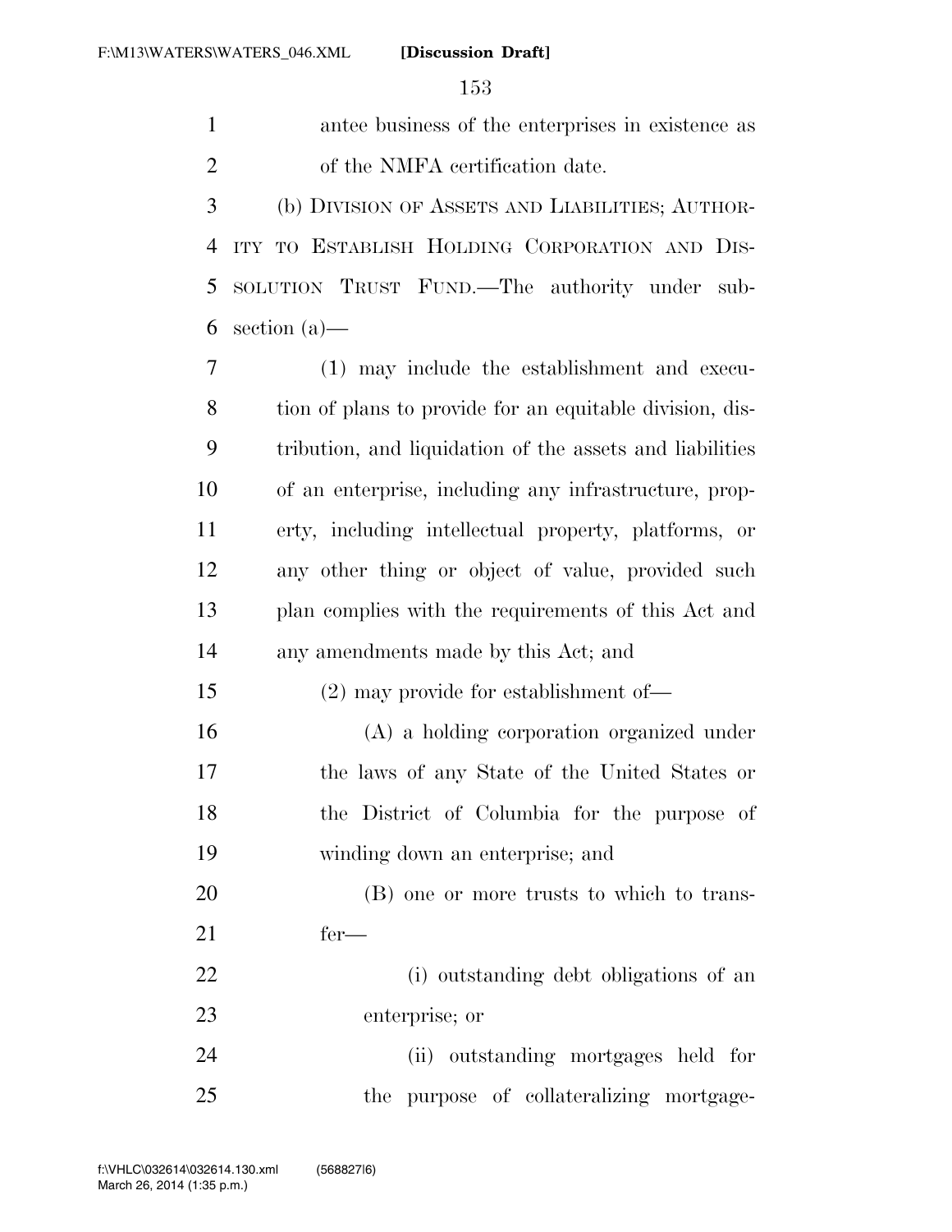antee business of the enterprises in existence as of the NMFA certification date.

(b) DIVISION OF ASSETS AND LIABILITIES; AUTHORITY TO ESTABLISH HOLDING CORPORATION AND DISSOLUTION TRUST FUND.—The authority under subsection (a)—

(1) may include the establishment and execution of plans to provide for an equitable division, distribution, and liquidation of the assets and liabilities of an enterprise, including any infrastructure, property, including intellectual property, platforms, or any other thing or object of value, provided such plan complies with the requirements of this Act and any amendments made by this Act; and

(2) may provide for establishment of—

(A) a holding corporation organized under the laws of any State of the United States or the District of Columbia for the purpose of winding down an enterprise; and

(B) one or more trusts to which to transfer—

(i) outstanding debt obligations of an enterprise; or

(ii) outstanding mortgages held for the purpose of collateralizing mortgage-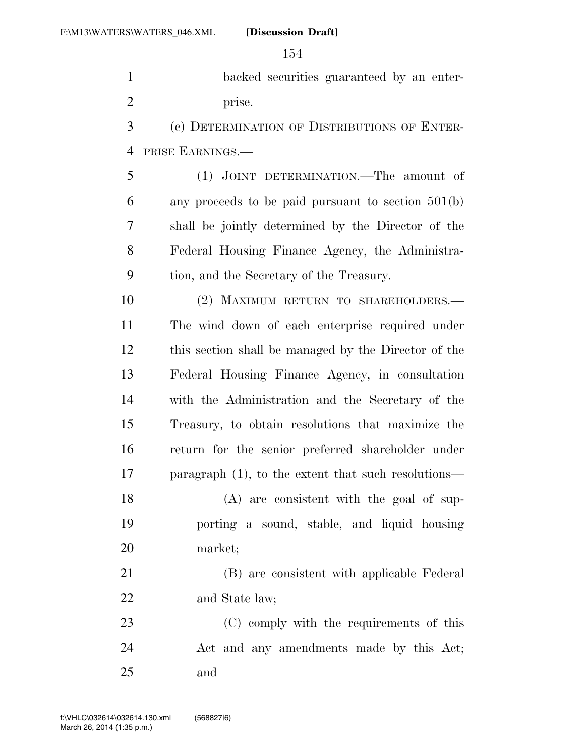backed securities guaranteed by an enterprise.

(c) DETERMINATION OF DISTRIBUTIONS OF ENTERPRISE EARNINGS.—

(1) JOINT DETERMINATION.—The amount of any proceeds to be paid pursuant to section 501(b) shall be jointly determined by the Director of the Federal Housing Finance Agency, the Administration, and the Secretary of the Treasury.

(2) MAXIMUM RETURN TO SHAREHOLDERS.—The wind down of each enterprise required under this section shall be managed by the Director of the Federal Housing Finance Agency, in consultation with the Administration and the Secretary of the Treasury, to obtain resolutions that maximize the return for the senior preferred shareholder under paragraph (1), to the extent that such resolutions—

(A) are consistent with the goal of supporting a sound, stable, and liquid housing market;

(B) are consistent with applicable Federal and State law;

(C) comply with the requirements of this Act and any amendments made by this Act; and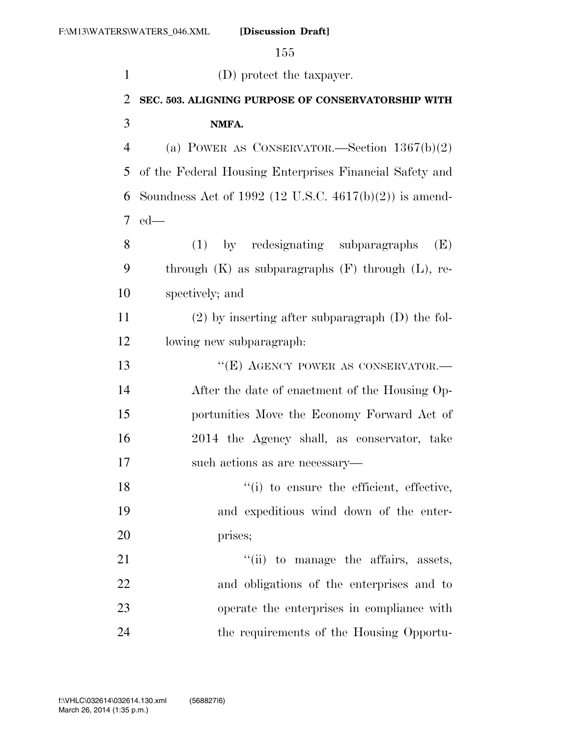(D) protect the taxpayer.

**SEC. 503. ALIGNING PURPOSE OF CONSERVATORSHIP WITH NMFA.**

(a) POWER AS CONSERVATOR.—Section 1367(b)(2) of the Federal Housing Enterprises Financial Safety and Soundness Act of 1992 (12 U.S.C. 4617(b)(2)) is amended—

(1) by redesignating subparagraphs (E) through (K) as subparagraphs (F) through (L), respectively; and

(2) by inserting after subparagraph (D) the following new subparagraph:

"(E) AGENCY POWER AS CONSERVATOR.— After the date of enactment of the Housing Opportunities Move the Economy Forward Act of 2014 the Agency shall, as conservator, take such actions as are necessary—

"(i) to ensure the efficient, effective, and expeditious wind down of the enterprises;

"(ii) to manage the affairs, assets, and obligations of the enterprises and to operate the enterprises in compliance with the requirements of the Housing Opportu-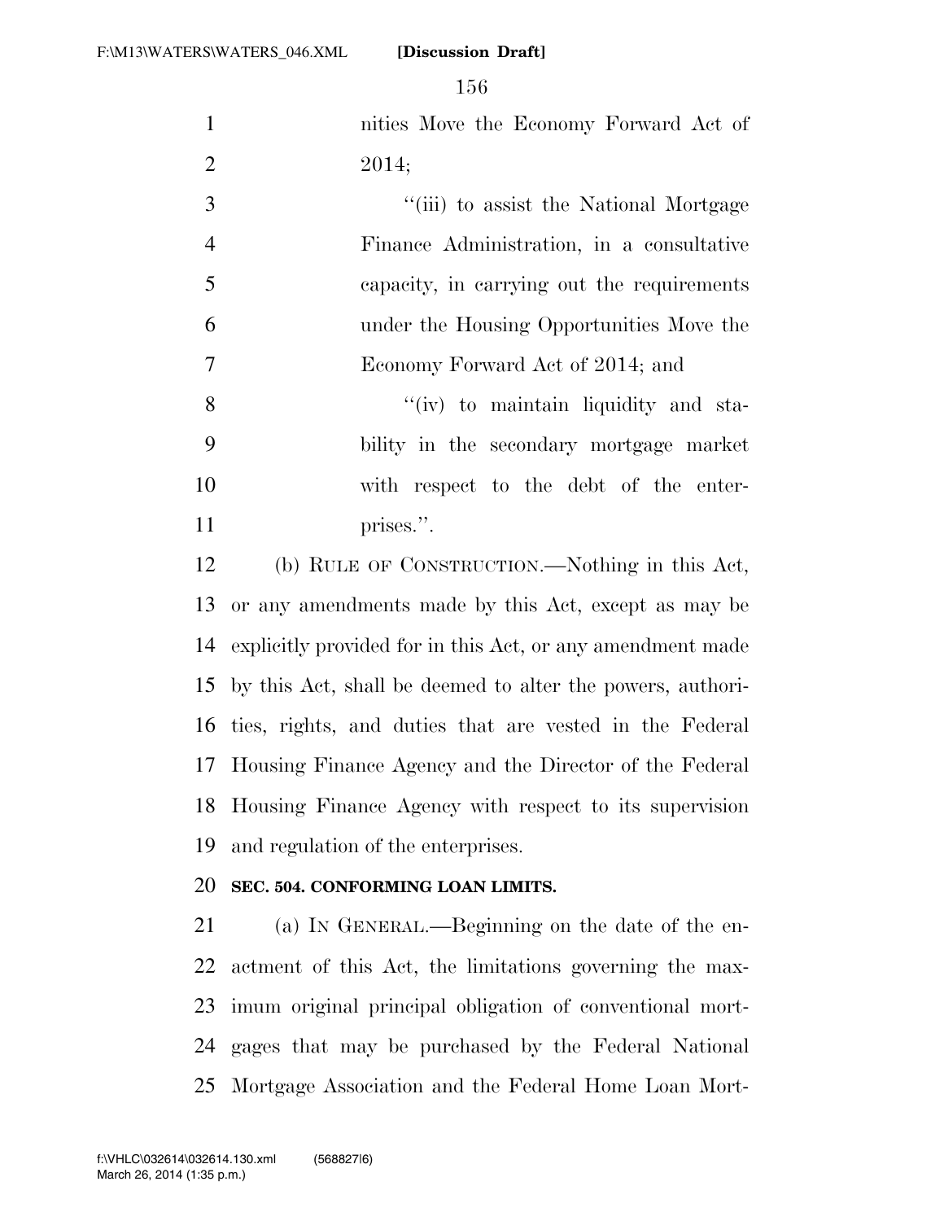nities Move the Economy Forward Act of 2014;

"(iii) to assist the National Mortgage Finance Administration, in a consultative capacity, in carrying out the requirements under the Housing Opportunities Move the Economy Forward Act of 2014; and

"(iv) to maintain liquidity and stability in the secondary mortgage market with respect to the debt of the enterprises.".

(b) RULE OF CONSTRUCTION.—Nothing in this Act, or any amendments made by this Act, except as may be explicitly provided for in this Act, or any amendment made by this Act, shall be deemed to alter the powers, authorities, rights, and duties that are vested in the Federal Housing Finance Agency and the Director of the Federal Housing Finance Agency with respect to its supervision and regulation of the enterprises.

**SEC. 504. CONFORMING LOAN LIMITS.**

(a) IN GENERAL.—Beginning on the date of the enactment of this Act, the limitations governing the maximum original principal obligation of conventional mortgages that may be purchased by the Federal National Mortgage Association and the Federal Home Loan Mort-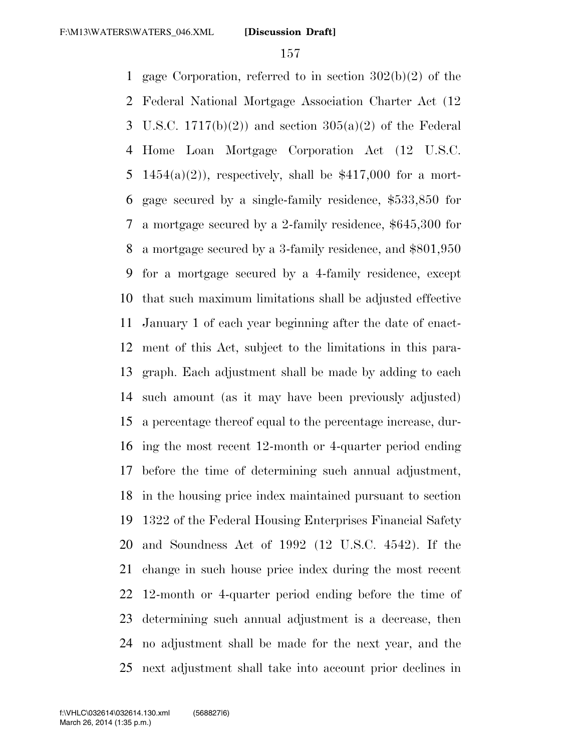gage Corporation, referred to in section 302(b)(2) of the Federal National Mortgage Association Charter Act (12 U.S.C. 1717(b)(2)) and section 305(a)(2) of the Federal Home Loan Mortgage Corporation Act (12 U.S.C. 1454(a)(2)), respectively, shall be $417,000 for a mortgage secured by a single-family residence, $533,850 for a mortgage secured by a 2-family residence, $645,300 for a mortgage secured by a 3-family residence, and $801,950 for a mortgage secured by a 4-family residence, except that such maximum limitations shall be adjusted effective January 1 of each year beginning after the date of enactment of this Act, subject to the limitations in this paragraph. Each adjustment shall be made by adding to each such amount (as it may have been previously adjusted) a percentage thereof equal to the percentage increase, during the most recent 12-month or 4-quarter period ending before the time of determining such annual adjustment, in the housing price index maintained pursuant to section 1322 of the Federal Housing Enterprises Financial Safety and Soundness Act of 1992 (12 U.S.C. 4542). If the change in such house price index during the most recent 12-month or 4-quarter period ending before the time of determining such annual adjustment is a decrease, then no adjustment shall be made for the next year, and the next adjustment shall take into account prior declines in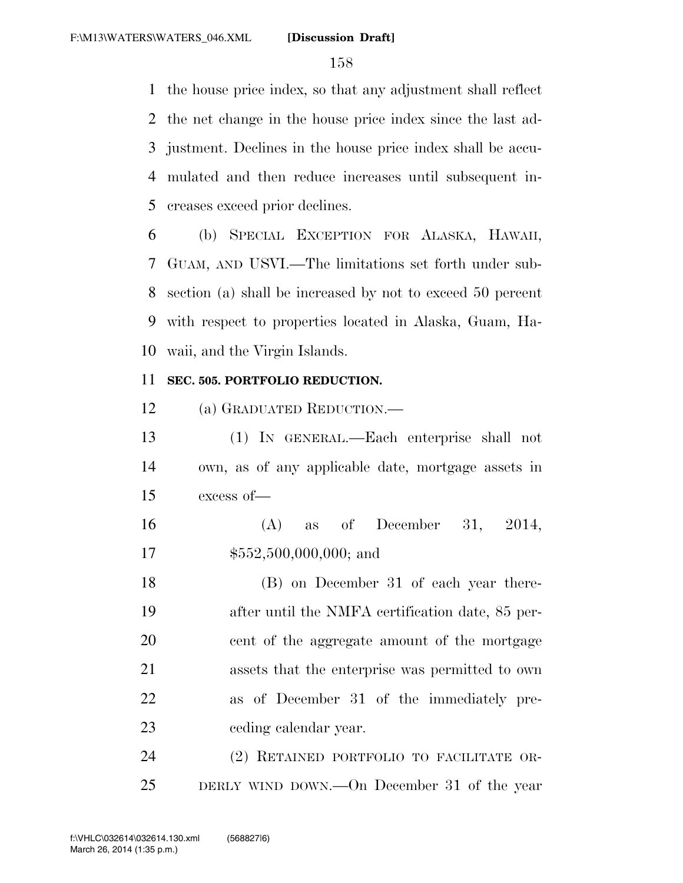the house price index, so that any adjustment shall reflect the net change in the house price index since the last adjustment. Declines in the house price index shall be accumulated and then reduce increases until subsequent increases exceed prior declines.

(b) SPECIAL EXCEPTION FOR ALASKA, HAWAII, GUAM, AND USVI.—The limitations set forth under subsection (a) shall be increased by not to exceed 50 percent with respect to properties located in Alaska, Guam, Hawaii, and the Virgin Islands.

**SEC. 505. PORTFOLIO REDUCTION.**

(a) GRADUATED REDUCTION.—

(1) IN GENERAL.—Each enterprise shall not own, as of any applicable date, mortgage assets in excess of—

(A) as of December 31, 2014, $552,500,000,000; and

(B) on December 31 of each year thereafter until the NMFA certification date, 85 percent of the aggregate amount of the mortgage assets that the enterprise was permitted to own as of December 31 of the immediately preceding calendar year.

(2) RETAINED PORTFOLIO TO FACILITATE ORDERLY WIND DOWN.—On December 31 of the year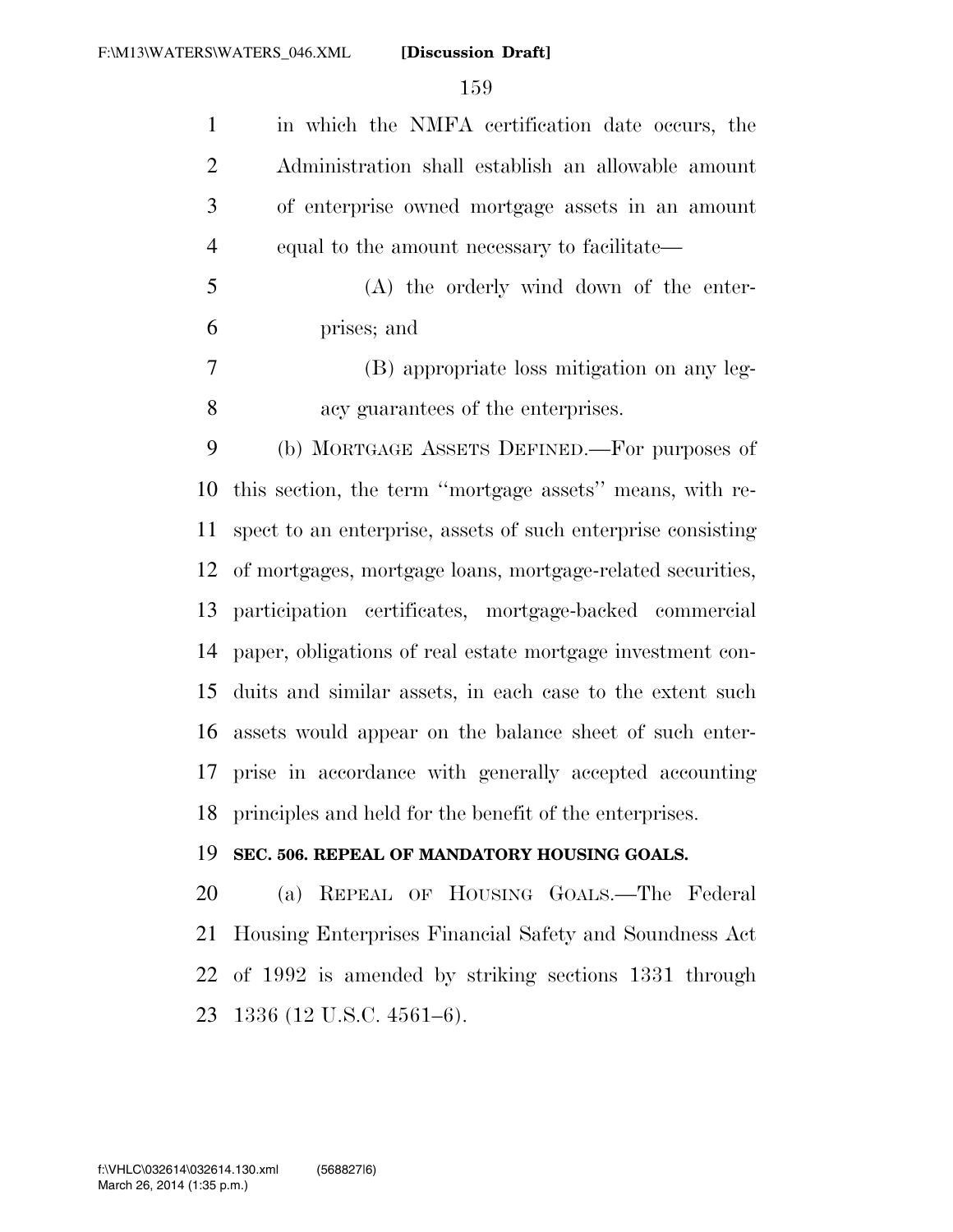in which the NMFA certification date occurs, the Administration shall establish an allowable amount of enterprise owned mortgage assets in an amount equal to the amount necessary to facilitate—

(A) the orderly wind down of the enterprises; and

(B) appropriate loss mitigation on any legacy guarantees of the enterprises.

(b) MORTGAGE ASSETS DEFINED.—For purposes of this section, the term ''mortgage assets'' means, with respect to an enterprise, assets of such enterprise consisting of mortgages, mortgage loans, mortgage-related securities, participation certificates, mortgage-backed commercial paper, obligations of real estate mortgage investment conduits and similar assets, in each case to the extent such assets would appear on the balance sheet of such enterprise in accordance with generally accepted accounting principles and held for the benefit of the enterprises.

**SEC. 506. REPEAL OF MANDATORY HOUSING GOALS.**

(a) REPEAL OF HOUSING GOALS.—The Federal Housing Enterprises Financial Safety and Soundness Act of 1992 is amended by striking sections 1331 through 1336 (12 U.S.C. 4561–6).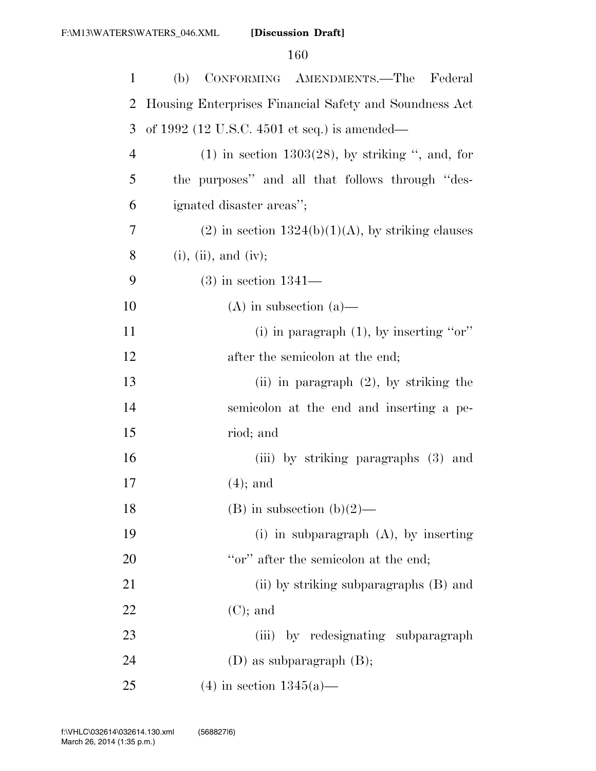(b) CONFORMING AMENDMENTS.—The Federal Housing Enterprises Financial Safety and Soundness Act of 1992 (12 U.S.C. 4501 et seq.) is amended—

(1) in section 1303(28), by striking '', and, for the purposes'' and all that follows through ''designated disaster areas'';

(2) in section 1324(b)(1)(A), by striking clauses (i), (ii), and (iv);

(3) in section 1341—

(A) in subsection (a)—

(i) in paragraph (1), by inserting ''or'' after the semicolon at the end;

(ii) in paragraph (2), by striking the semicolon at the end and inserting a period; and

(iii) by striking paragraphs (3) and (4); and

(B) in subsection (b)(2)—

(i) in subparagraph (A), by inserting ''or'' after the semicolon at the end;

(ii) by striking subparagraphs (B) and (C); and

(iii) by redesignating subparagraph (D) as subparagraph (B);

(4) in section 1345(a)—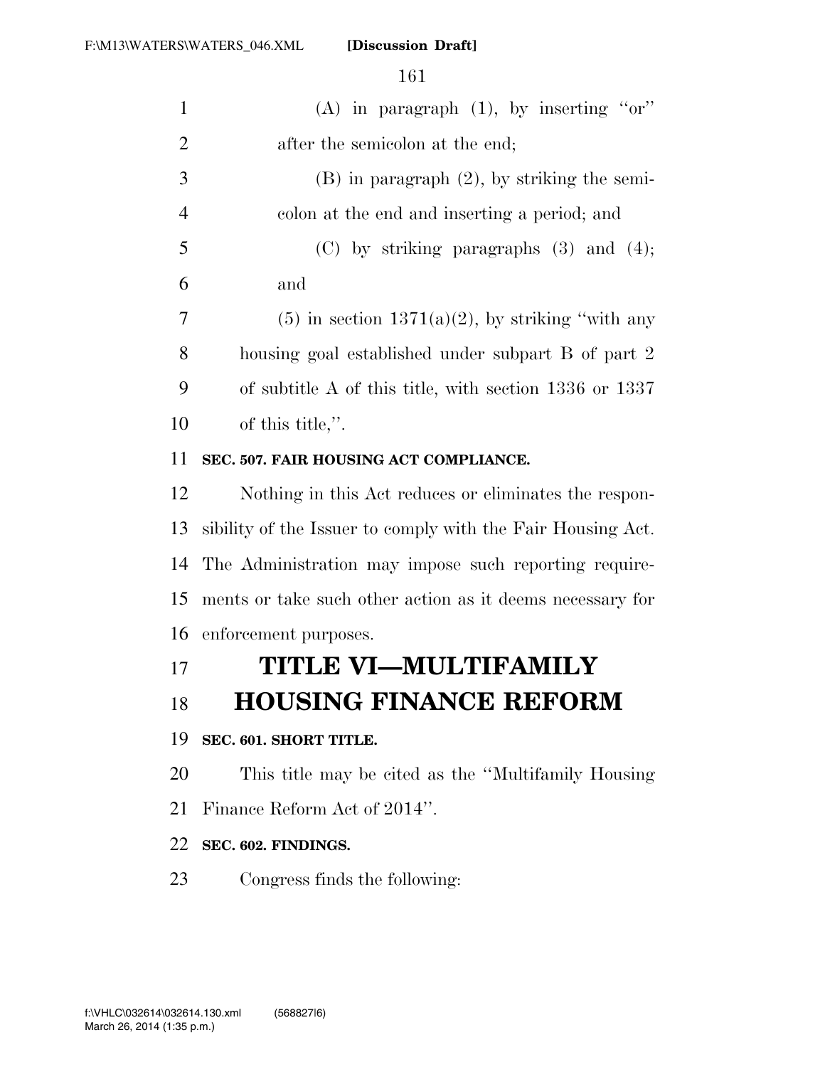(A) in paragraph (1), by inserting ''or'' after the semicolon at the end;

(B) in paragraph (2), by striking the semicolon at the end and inserting a period; and

(C) by striking paragraphs (3) and (4); and

(5) in section 1371(a)(2), by striking ''with any housing goal established under subpart B of part 2 of subtitle A of this title, with section 1336 or 1337 of this title,''.

**SEC. 507. FAIR HOUSING ACT COMPLIANCE.**

Nothing in this Act reduces or eliminates the responsibility of the Issuer to comply with the Fair Housing Act. The Administration may impose such reporting requirements or take such other action as it deems necessary for enforcement purposes.

# TITLE VI—MULTIFAMILY HOUSING FINANCE REFORM

**SEC. 601. SHORT TITLE.**

This title may be cited as the ''Multifamily Housing Finance Reform Act of 2014''.

**SEC. 602. FINDINGS.**

Congress finds the following: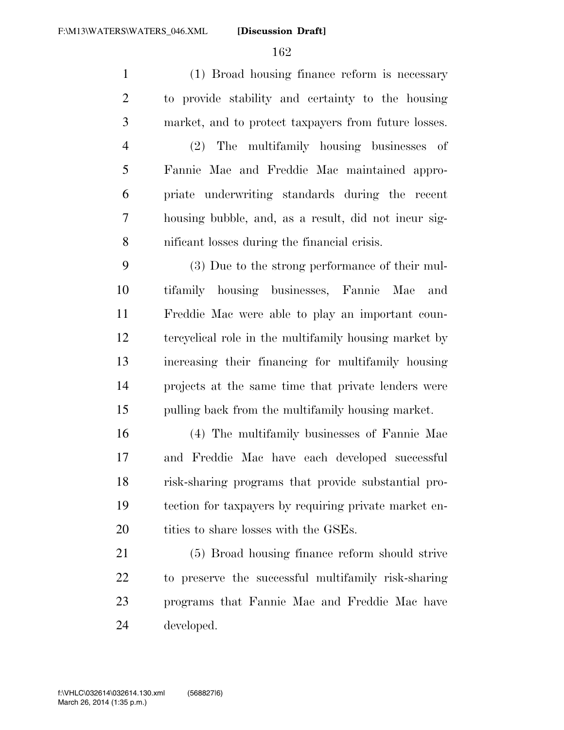(1) Broad housing finance reform is necessary to provide stability and certainty to the housing market, and to protect taxpayers from future losses.

(2) The multifamily housing businesses of Fannie Mae and Freddie Mac maintained appropriate underwriting standards during the recent housing bubble, and, as a result, did not incur significant losses during the financial crisis.

(3) Due to the strong performance of their multifamily housing businesses, Fannie Mae and Freddie Mac were able to play an important countercyclical role in the multifamily housing market by increasing their financing for multifamily housing projects at the same time that private lenders were pulling back from the multifamily housing market.

(4) The multifamily businesses of Fannie Mae and Freddie Mac have each developed successful risk-sharing programs that provide substantial protection for taxpayers by requiring private market entities to share losses with the GSEs.

(5) Broad housing finance reform should strive to preserve the successful multifamily risk-sharing programs that Fannie Mae and Freddie Mac have developed.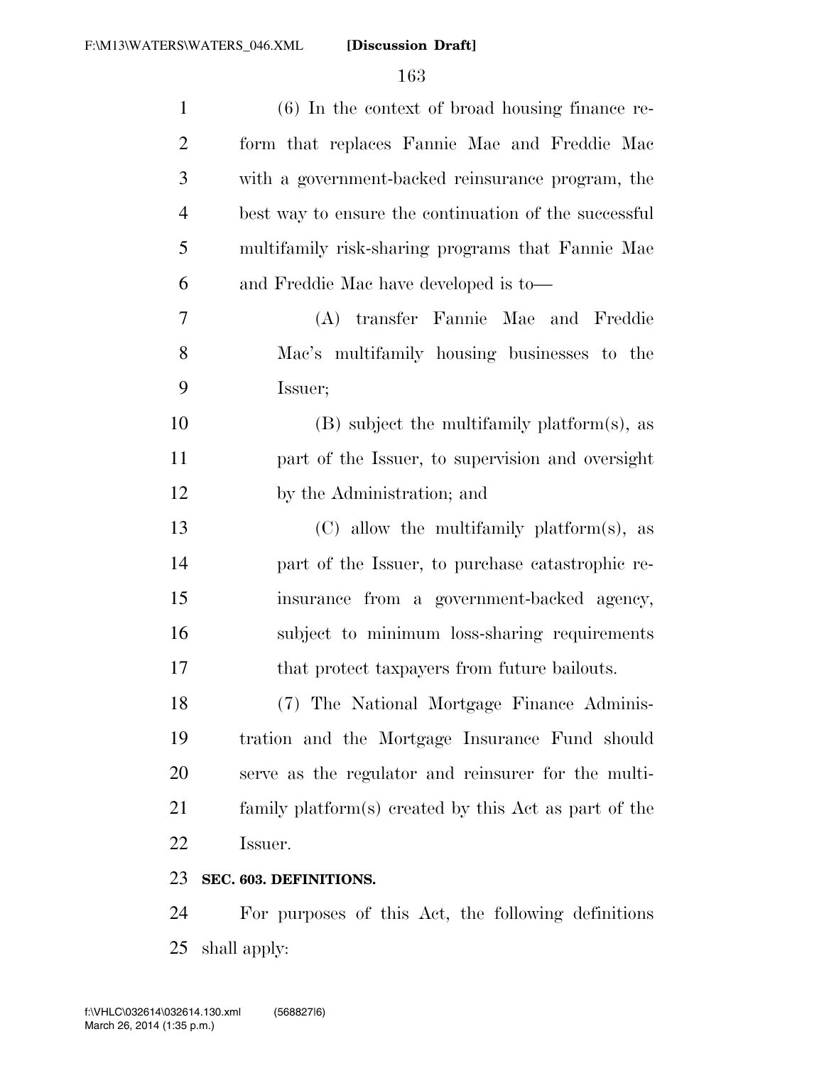(6) In the context of broad housing finance reform that replaces Fannie Mae and Freddie Mac with a government-backed reinsurance program, the best way to ensure the continuation of the successful multifamily risk-sharing programs that Fannie Mae and Freddie Mac have developed is to—

(A) transfer Fannie Mae and Freddie Mac's multifamily housing businesses to the Issuer;

(B) subject the multifamily platform(s), as part of the Issuer, to supervision and oversight by the Administration; and

(C) allow the multifamily platform(s), as part of the Issuer, to purchase catastrophic reinsurance from a government-backed agency, subject to minimum loss-sharing requirements that protect taxpayers from future bailouts.

(7) The National Mortgage Finance Administration and the Mortgage Insurance Fund should serve as the regulator and reinsurer for the multifamily platform(s) created by this Act as part of the Issuer.

**SEC. 603. DEFINITIONS.**

For purposes of this Act, the following definitions shall apply: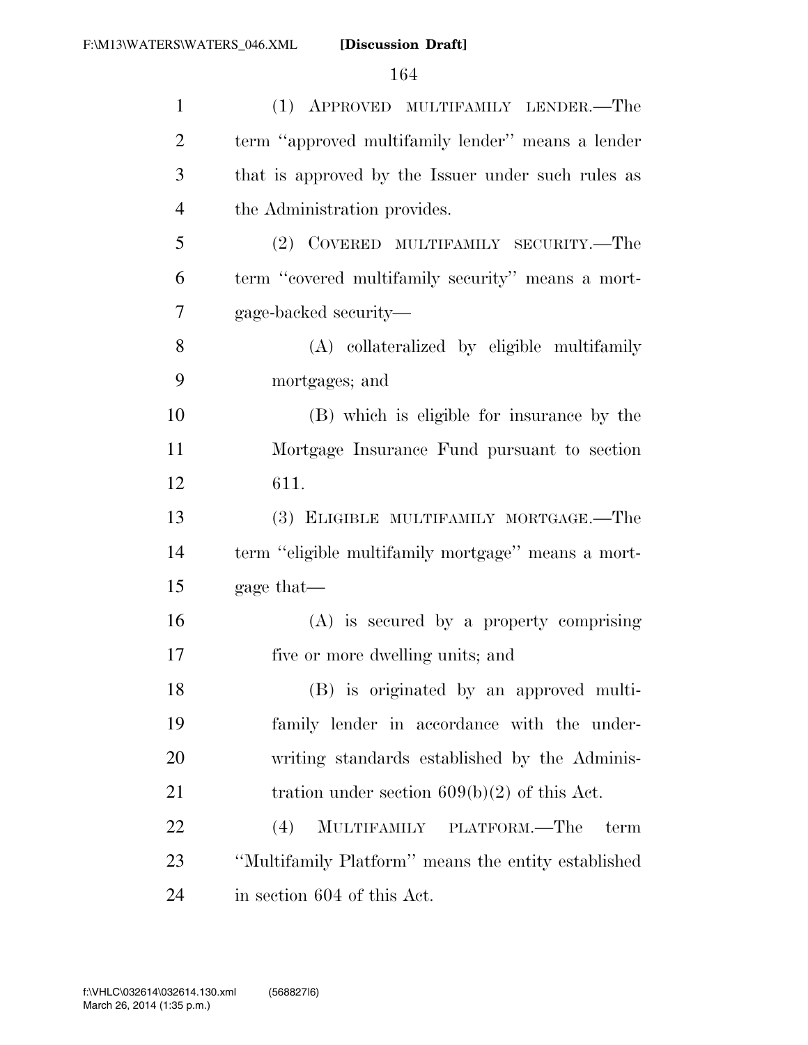(1) APPROVED MULTIFAMILY LENDER.—The term ''approved multifamily lender'' means a lender that is approved by the Issuer under such rules as the Administration provides.

(2) COVERED MULTIFAMILY SECURITY.—The term ''covered multifamily security'' means a mortgage-backed security—

(A) collateralized by eligible multifamily mortgages; and

(B) which is eligible for insurance by the Mortgage Insurance Fund pursuant to section 611.

(3) ELIGIBLE MULTIFAMILY MORTGAGE.—The term ''eligible multifamily mortgage'' means a mortgage that—

(A) is secured by a property comprising five or more dwelling units; and

(B) is originated by an approved multifamily lender in accordance with the underwriting standards established by the Administration under section 609(b)(2) of this Act.

(4) MULTIFAMILY PLATFORM.—The term ''Multifamily Platform'' means the entity established in section 604 of this Act.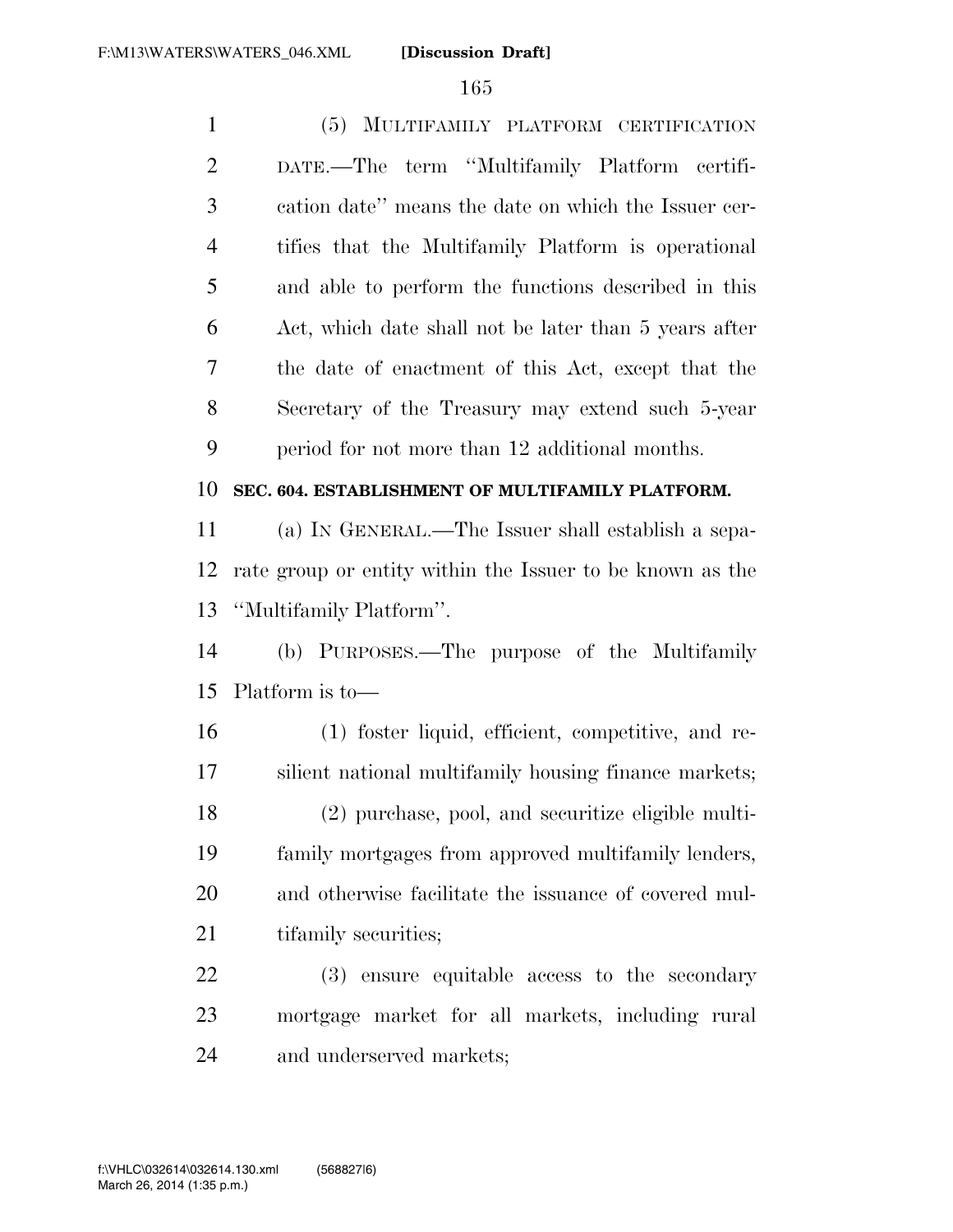(5) MULTIFAMILY PLATFORM CERTIFICATION DATE.—The term ''Multifamily Platform certification date'' means the date on which the Issuer certifies that the Multifamily Platform is operational and able to perform the functions described in this Act, which date shall not be later than 5 years after the date of enactment of this Act, except that the Secretary of the Treasury may extend such 5-year period for not more than 12 additional months.

**SEC. 604. ESTABLISHMENT OF MULTIFAMILY PLATFORM.**

(a) IN GENERAL.—The Issuer shall establish a separate group or entity within the Issuer to be known as the ''Multifamily Platform''.

(b) PURPOSES.—The purpose of the Multifamily Platform is to—

(1) foster liquid, efficient, competitive, and resilient national multifamily housing finance markets;

(2) purchase, pool, and securitize eligible multifamily mortgages from approved multifamily lenders, and otherwise facilitate the issuance of covered multifamily securities;

(3) ensure equitable access to the secondary mortgage market for all markets, including rural and underserved markets;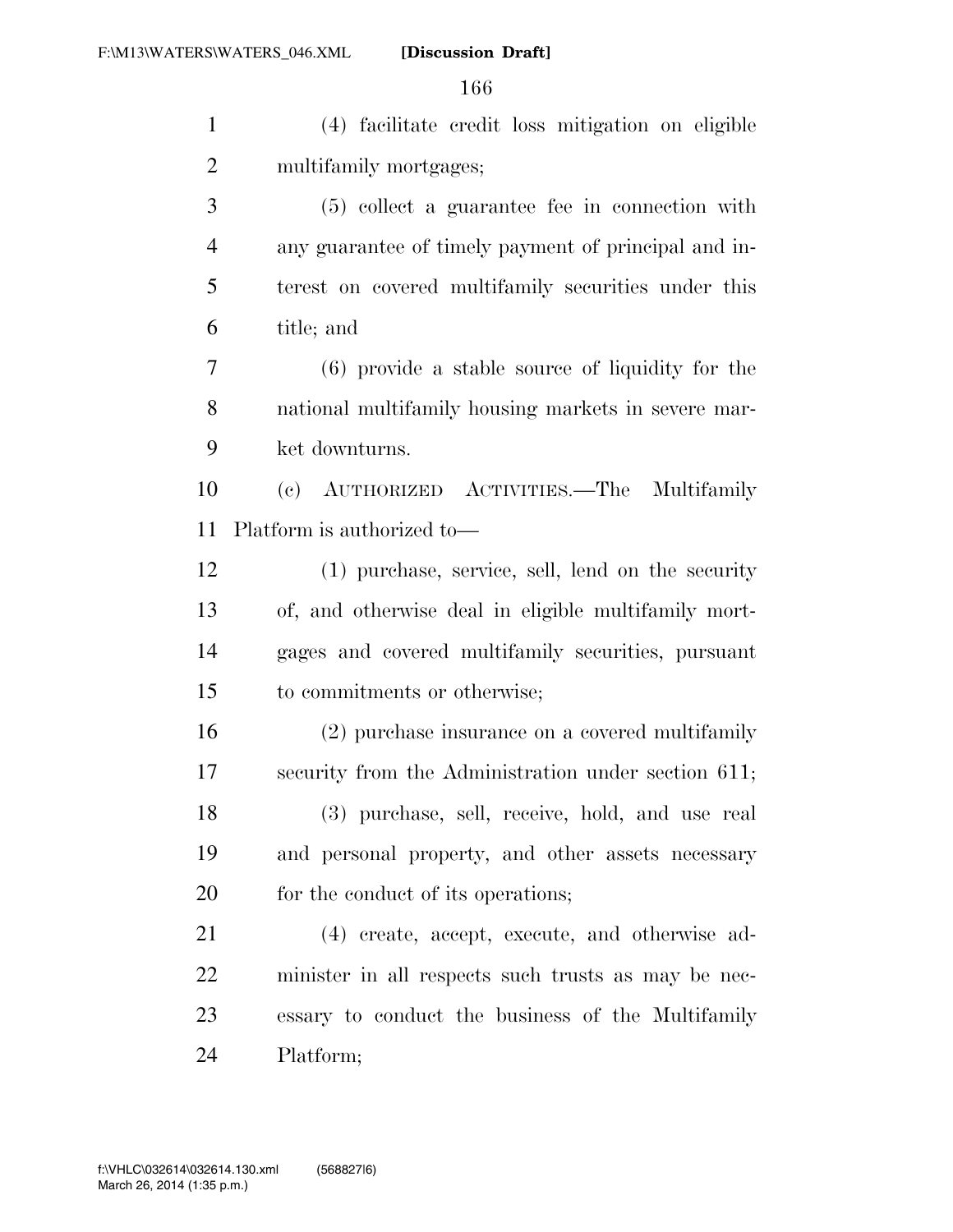(4) facilitate credit loss mitigation on eligible multifamily mortgages;

(5) collect a guarantee fee in connection with any guarantee of timely payment of principal and interest on covered multifamily securities under this title; and

(6) provide a stable source of liquidity for the national multifamily housing markets in severe market downturns.

(c) AUTHORIZED ACTIVITIES.—The Multifamily Platform is authorized to—

(1) purchase, service, sell, lend on the security of, and otherwise deal in eligible multifamily mortgages and covered multifamily securities, pursuant to commitments or otherwise;

(2) purchase insurance on a covered multifamily security from the Administration under section 611;

(3) purchase, sell, receive, hold, and use real and personal property, and other assets necessary for the conduct of its operations;

(4) create, accept, execute, and otherwise administer in all respects such trusts as may be necessary to conduct the business of the Multifamily Platform;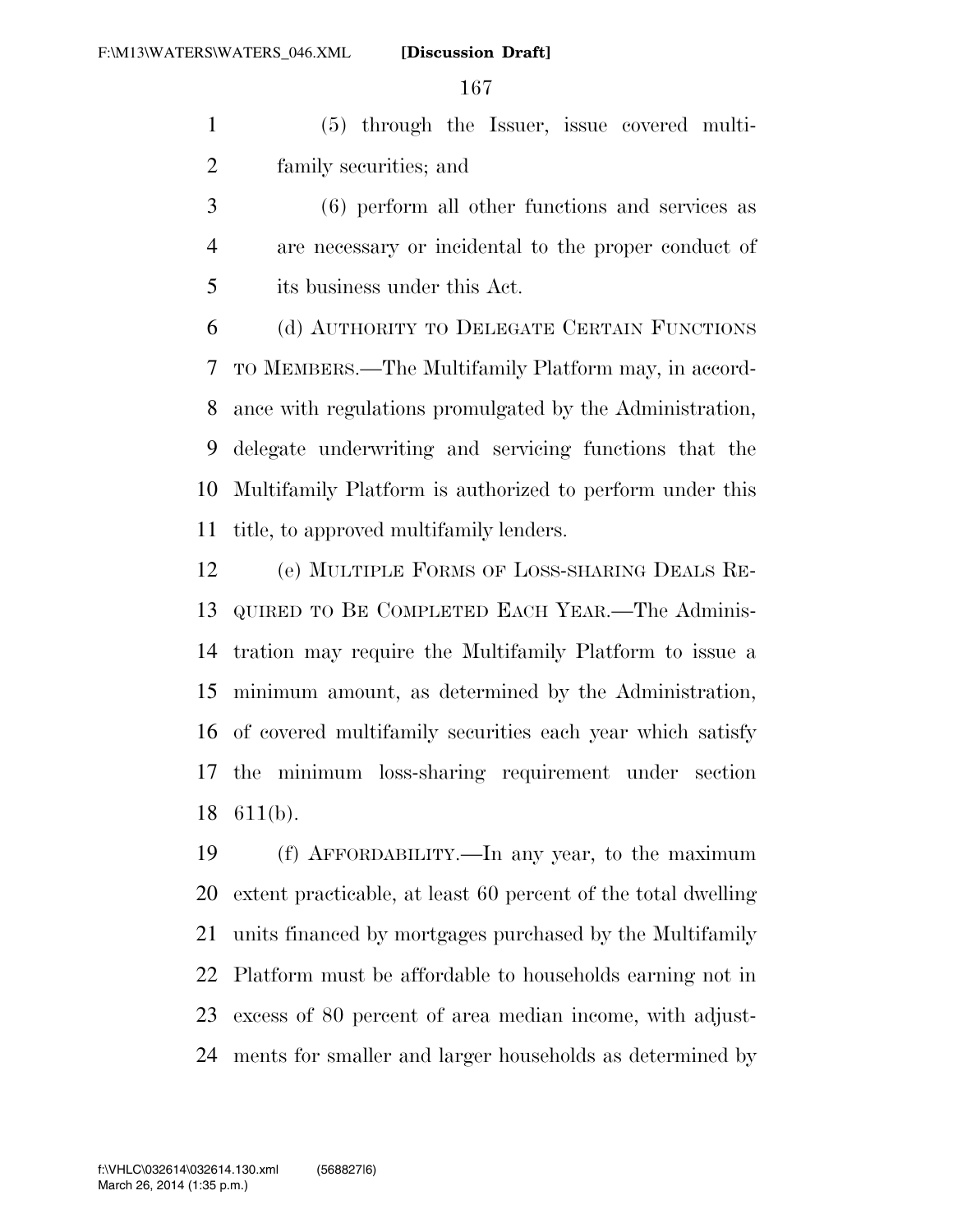(5) through the Issuer, issue covered multifamily securities; and

(6) perform all other functions and services as are necessary or incidental to the proper conduct of its business under this Act.

(d) AUTHORITY TO DELEGATE CERTAIN FUNCTIONS TO MEMBERS.—The Multifamily Platform may, in accordance with regulations promulgated by the Administration, delegate underwriting and servicing functions that the Multifamily Platform is authorized to perform under this title, to approved multifamily lenders.

(e) MULTIPLE FORMS OF LOSS-SHARING DEALS REQUIRED TO BE COMPLETED EACH YEAR.—The Administration may require the Multifamily Platform to issue a minimum amount, as determined by the Administration, of covered multifamily securities each year which satisfy the minimum loss-sharing requirement under section 611(b).

(f) AFFORDABILITY.—In any year, to the maximum extent practicable, at least 60 percent of the total dwelling units financed by mortgages purchased by the Multifamily Platform must be affordable to households earning not in excess of 80 percent of area median income, with adjustments for smaller and larger households as determined by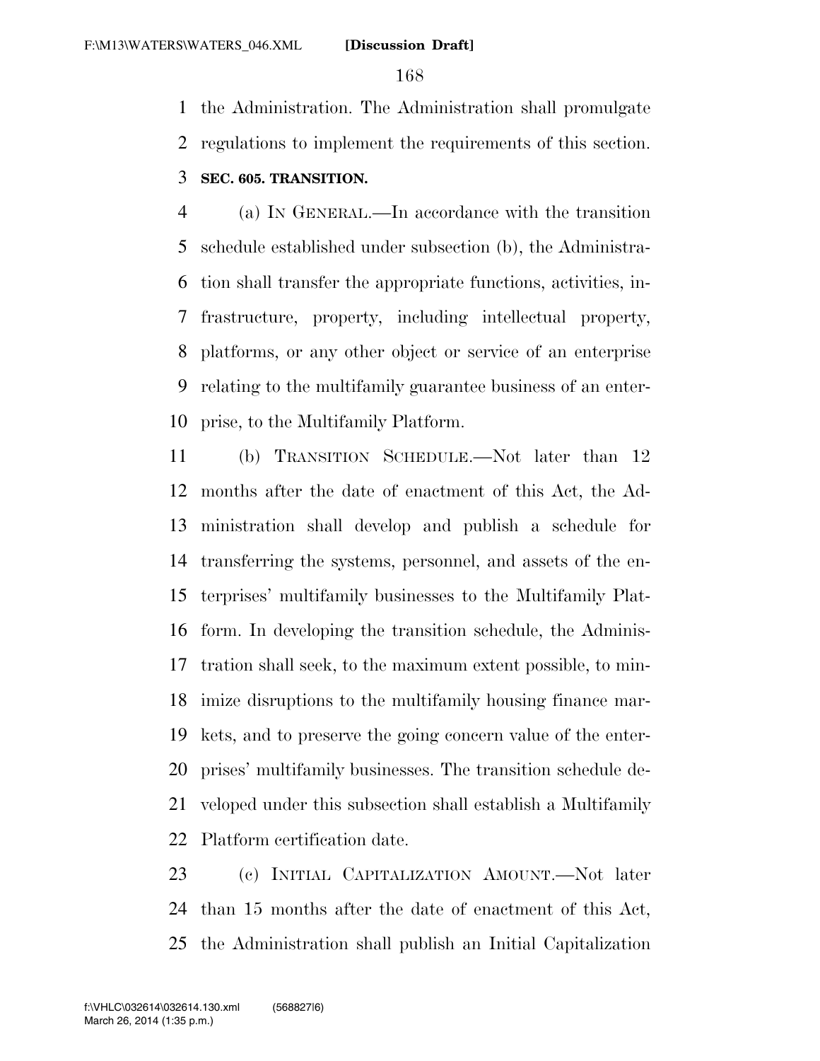the Administration. The Administration shall promulgate regulations to implement the requirements of this section.

**SEC. 605. TRANSITION.**

(a) IN GENERAL.—In accordance with the transition schedule established under subsection (b), the Administration shall transfer the appropriate functions, activities, infrastructure, property, including intellectual property, platforms, or any other object or service of an enterprise relating to the multifamily guarantee business of an enterprise, to the Multifamily Platform.

(b) TRANSITION SCHEDULE.—Not later than 12 months after the date of enactment of this Act, the Administration shall develop and publish a schedule for transferring the systems, personnel, and assets of the enterprises' multifamily businesses to the Multifamily Platform. In developing the transition schedule, the Administration shall seek, to the maximum extent possible, to minimize disruptions to the multifamily housing finance markets, and to preserve the going concern value of the enterprises' multifamily businesses. The transition schedule developed under this subsection shall establish a Multifamily Platform certification date.

(c) INITIAL CAPITALIZATION AMOUNT.—Not later than 15 months after the date of enactment of this Act, the Administration shall publish an Initial Capitalization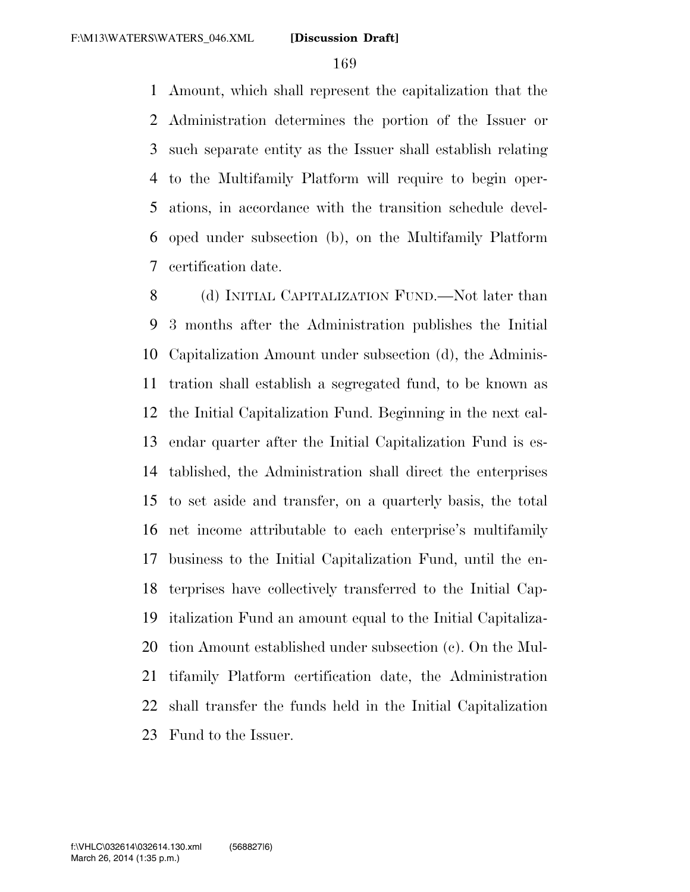Amount, which shall represent the capitalization that the Administration determines the portion of the Issuer or such separate entity as the Issuer shall establish relating to the Multifamily Platform will require to begin operations, in accordance with the transition schedule developed under subsection (b), on the Multifamily Platform certification date.

(d) INITIAL CAPITALIZATION FUND.—Not later than 3 months after the Administration publishes the Initial Capitalization Amount under subsection (d), the Administration shall establish a segregated fund, to be known as the Initial Capitalization Fund. Beginning in the next calendar quarter after the Initial Capitalization Fund is established, the Administration shall direct the enterprises to set aside and transfer, on a quarterly basis, the total net income attributable to each enterprise's multifamily business to the Initial Capitalization Fund, until the enterprises have collectively transferred to the Initial Capitalization Fund an amount equal to the Initial Capitalization Amount established under subsection (c). On the Multifamily Platform certification date, the Administration shall transfer the funds held in the Initial Capitalization Fund to the Issuer.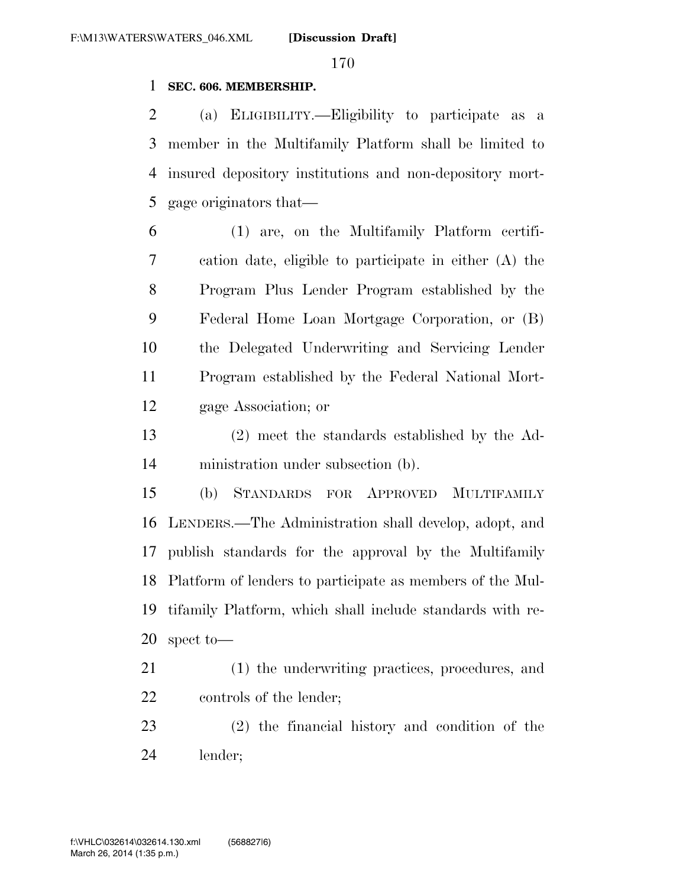**SEC. 606. MEMBERSHIP.**

(a) ELIGIBILITY.—Eligibility to participate as a member in the Multifamily Platform shall be limited to insured depository institutions and non-depository mortgage originators that—

(1) are, on the Multifamily Platform certification date, eligible to participate in either (A) the Program Plus Lender Program established by the Federal Home Loan Mortgage Corporation, or (B) the Delegated Underwriting and Servicing Lender Program established by the Federal National Mortgage Association; or

(2) meet the standards established by the Administration under subsection (b).

(b) STANDARDS FOR APPROVED MULTIFAMILY LENDERS.—The Administration shall develop, adopt, and publish standards for the approval by the Multifamily Platform of lenders to participate as members of the Multifamily Platform, which shall include standards with respect to—

(1) the underwriting practices, procedures, and controls of the lender;

(2) the financial history and condition of the lender;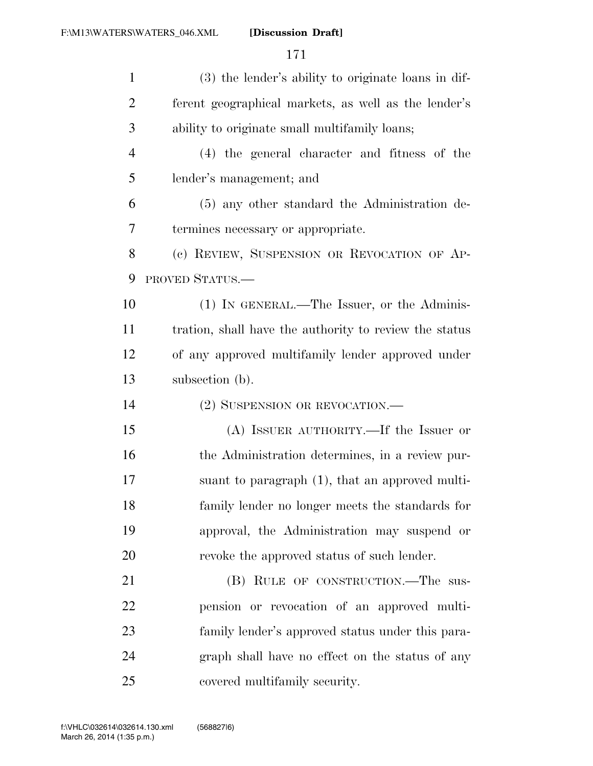(3) the lender's ability to originate loans in different geographical markets, as well as the lender's ability to originate small multifamily loans;

(4) the general character and fitness of the lender's management; and

(5) any other standard the Administration determines necessary or appropriate.

(c) REVIEW, SUSPENSION OR REVOCATION OF APPROVED STATUS.—

(1) IN GENERAL.—The Issuer, or the Administration, shall have the authority to review the status of any approved multifamily lender approved under subsection (b).

(2) SUSPENSION OR REVOCATION.—

(A) ISSUER AUTHORITY.—If the Issuer or the Administration determines, in a review pursuant to paragraph (1), that an approved multifamily lender no longer meets the standards for approval, the Administration may suspend or revoke the approved status of such lender.

(B) RULE OF CONSTRUCTION.—The suspension or revocation of an approved multifamily lender's approved status under this paragraph shall have no effect on the status of any covered multifamily security.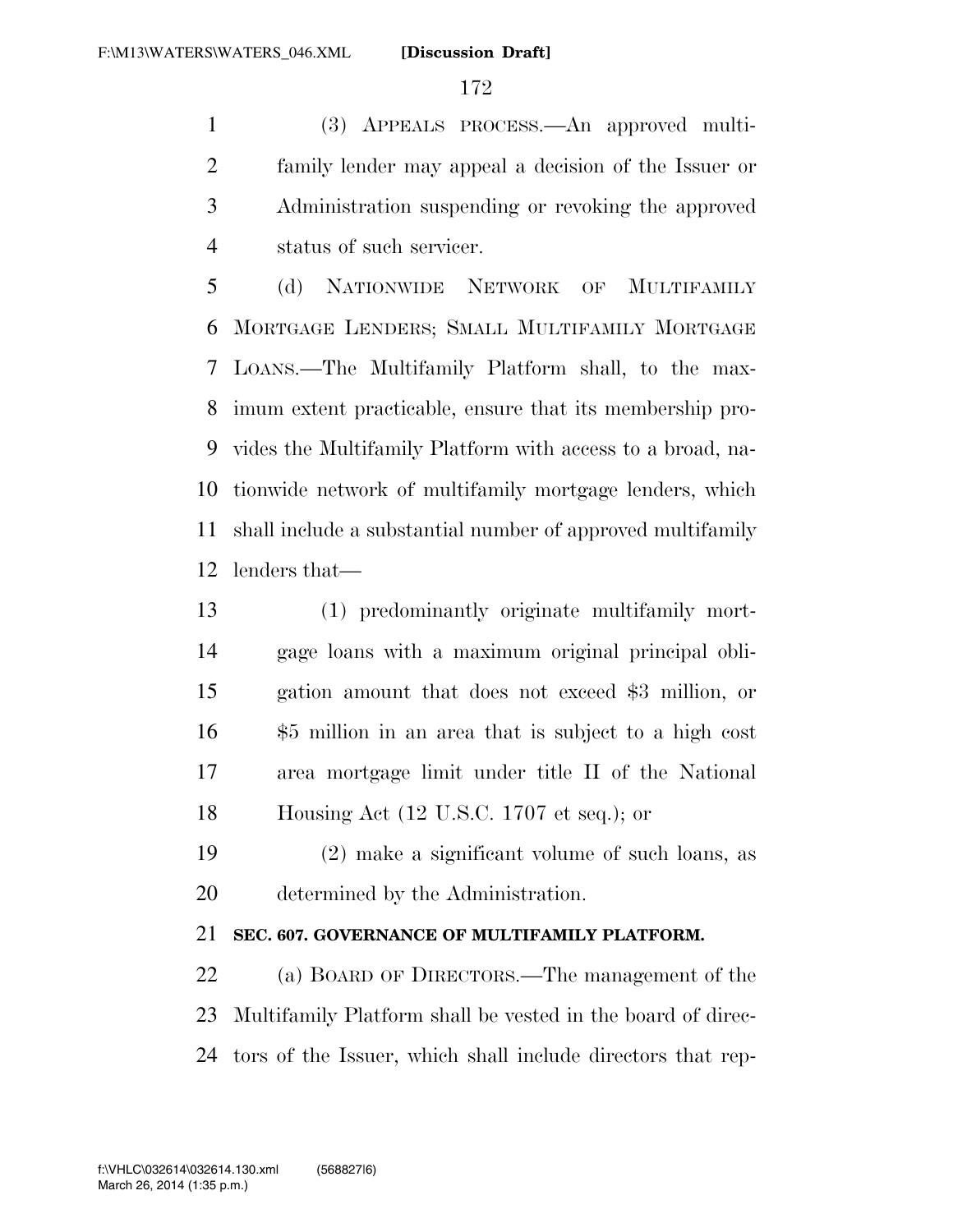(3) APPEALS PROCESS.—An approved multifamily lender may appeal a decision of the Issuer or Administration suspending or revoking the approved status of such servicer.

(d) NATIONWIDE NETWORK OF MULTIFAMILY MORTGAGE LENDERS; SMALL MULTIFAMILY MORTGAGE LOANS.—The Multifamily Platform shall, to the maximum extent practicable, ensure that its membership provides the Multifamily Platform with access to a broad, nationwide network of multifamily mortgage lenders, which shall include a substantial number of approved multifamily lenders that—

(1) predominantly originate multifamily mortgage loans with a maximum original principal obligation amount that does not exceed $3 million, or $5 million in an area that is subject to a high cost area mortgage limit under title II of the National Housing Act (12 U.S.C. 1707 et seq.); or

(2) make a significant volume of such loans, as determined by the Administration.

**SEC. 607. GOVERNANCE OF MULTIFAMILY PLATFORM.**

(a) BOARD OF DIRECTORS.—The management of the Multifamily Platform shall be vested in the board of directors of the Issuer, which shall include directors that rep-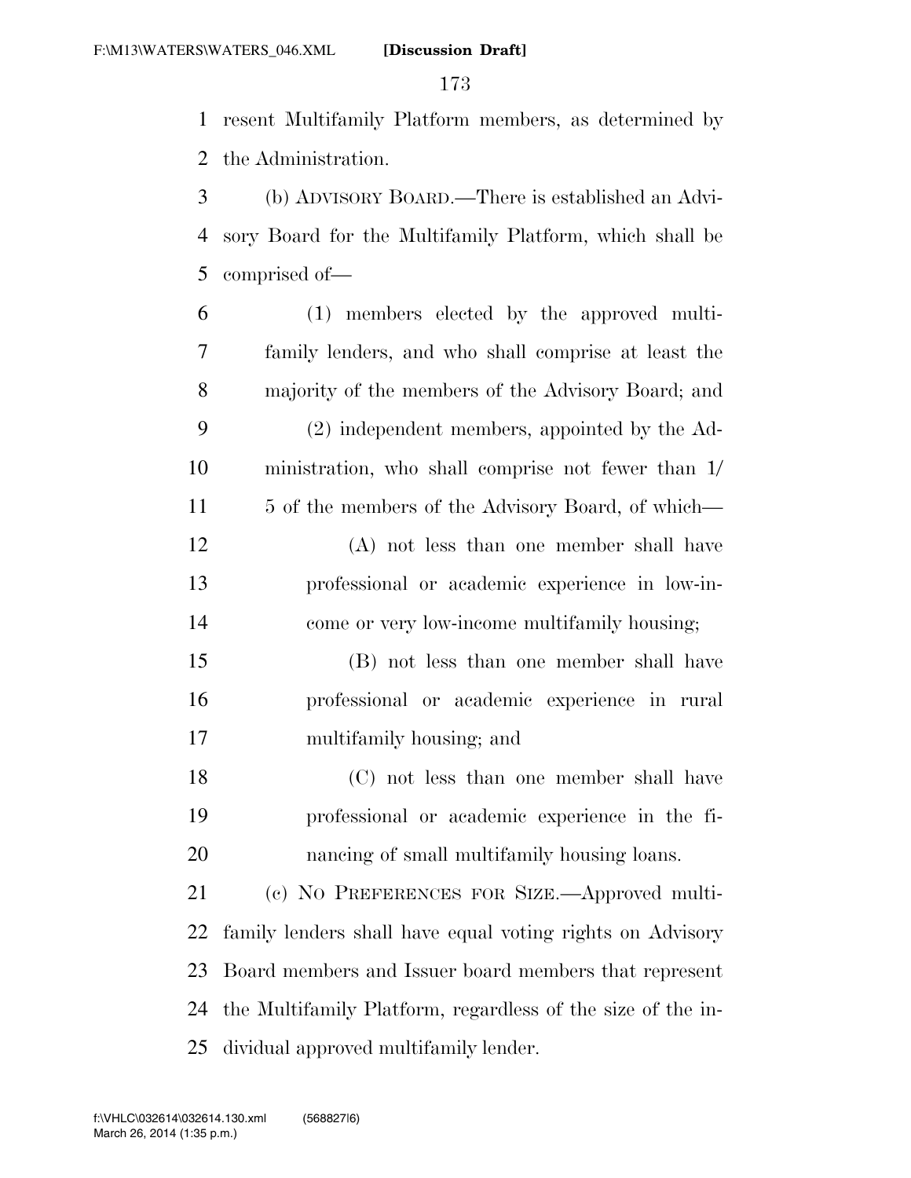resent Multifamily Platform members, as determined by the Administration.

(b) ADVISORY BOARD.—There is established an Advisory Board for the Multifamily Platform, which shall be comprised of—

(1) members elected by the approved multifamily lenders, and who shall comprise at least the majority of the members of the Advisory Board; and

(2) independent members, appointed by the Administration, who shall comprise not fewer than 1/5 of the members of the Advisory Board, of which—

(A) not less than one member shall have professional or academic experience in low-income or very low-income multifamily housing;

(B) not less than one member shall have professional or academic experience in rural multifamily housing; and

(C) not less than one member shall have professional or academic experience in the financing of small multifamily housing loans.

(c) NO PREFERENCES FOR SIZE.—Approved multifamily lenders shall have equal voting rights on Advisory Board members and Issuer board members that represent the Multifamily Platform, regardless of the size of the individual approved multifamily lender.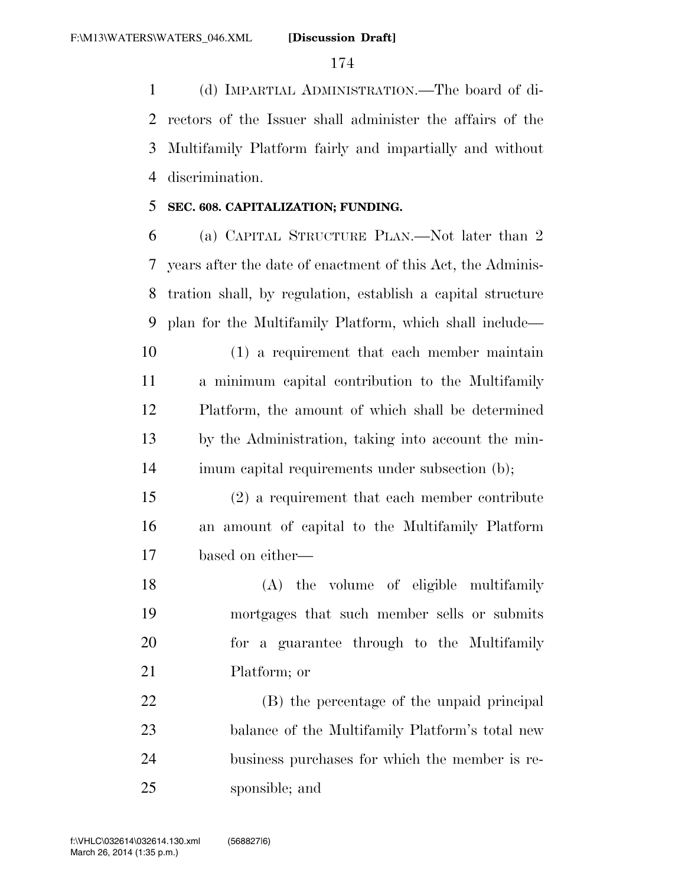(d) IMPARTIAL ADMINISTRATION.—The board of directors of the Issuer shall administer the affairs of the Multifamily Platform fairly and impartially and without discrimination.

**SEC. 608. CAPITALIZATION; FUNDING.**

(a) CAPITAL STRUCTURE PLAN.—Not later than 2 years after the date of enactment of this Act, the Administration shall, by regulation, establish a capital structure plan for the Multifamily Platform, which shall include—

(1) a requirement that each member maintain a minimum capital contribution to the Multifamily Platform, the amount of which shall be determined by the Administration, taking into account the minimum capital requirements under subsection (b);

(2) a requirement that each member contribute an amount of capital to the Multifamily Platform based on either—

(A) the volume of eligible multifamily mortgages that such member sells or submits for a guarantee through to the Multifamily Platform; or

(B) the percentage of the unpaid principal balance of the Multifamily Platform's total new business purchases for which the member is responsible; and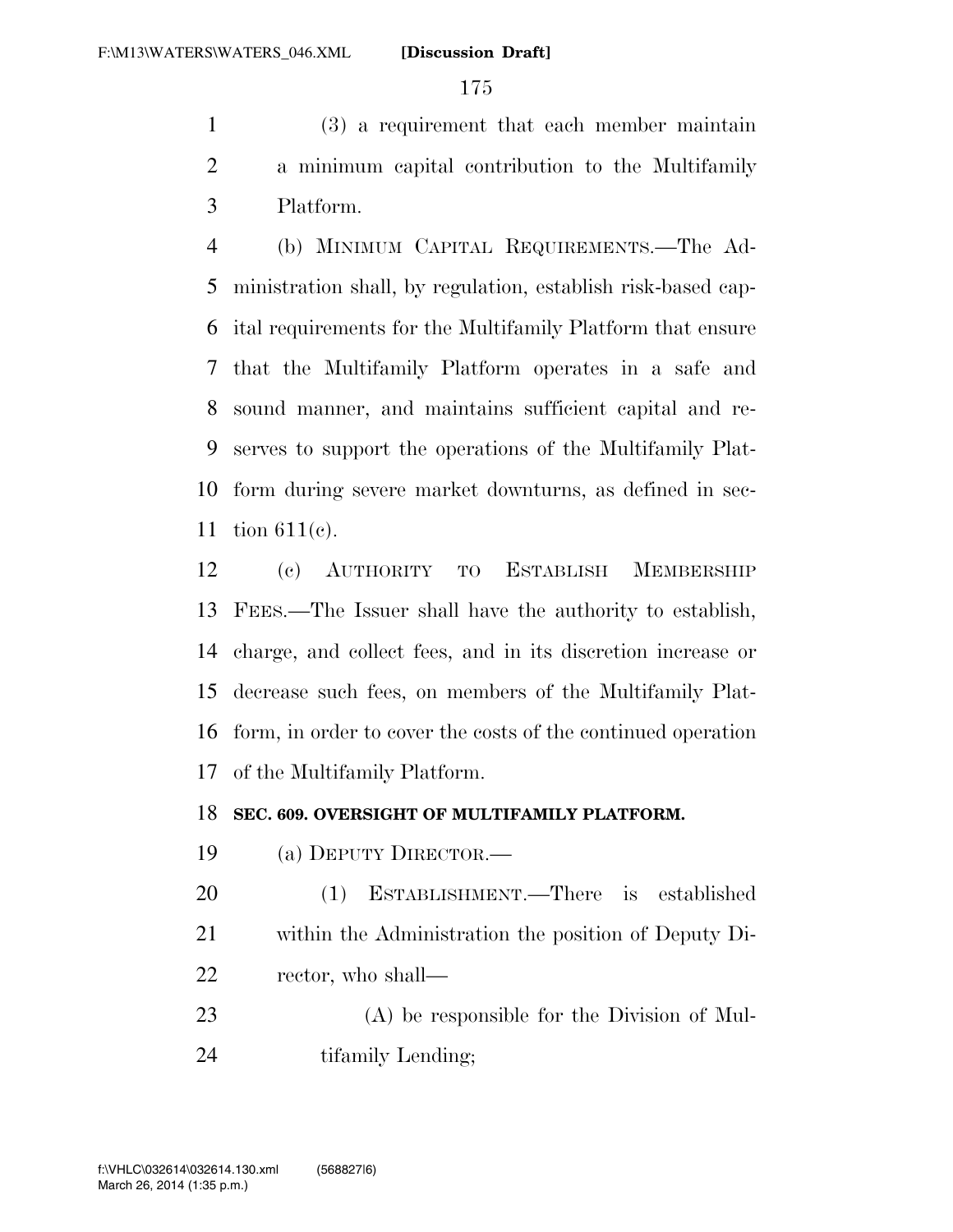(3) a requirement that each member maintain a minimum capital contribution to the Multifamily Platform.

(b) MINIMUM CAPITAL REQUIREMENTS.—The Administration shall, by regulation, establish risk-based capital requirements for the Multifamily Platform that ensure that the Multifamily Platform operates in a safe and sound manner, and maintains sufficient capital and reserves to support the operations of the Multifamily Platform during severe market downturns, as defined in section 611(c).

(c) AUTHORITY TO ESTABLISH MEMBERSHIP FEES.—The Issuer shall have the authority to establish, charge, and collect fees, and in its discretion increase or decrease such fees, on members of the Multifamily Platform, in order to cover the costs of the continued operation of the Multifamily Platform.

**SEC. 609. OVERSIGHT OF MULTIFAMILY PLATFORM.**

(a) DEPUTY DIRECTOR.—

(1) ESTABLISHMENT.—There is established within the Administration the position of Deputy Director, who shall—

(A) be responsible for the Division of Multifamily Lending;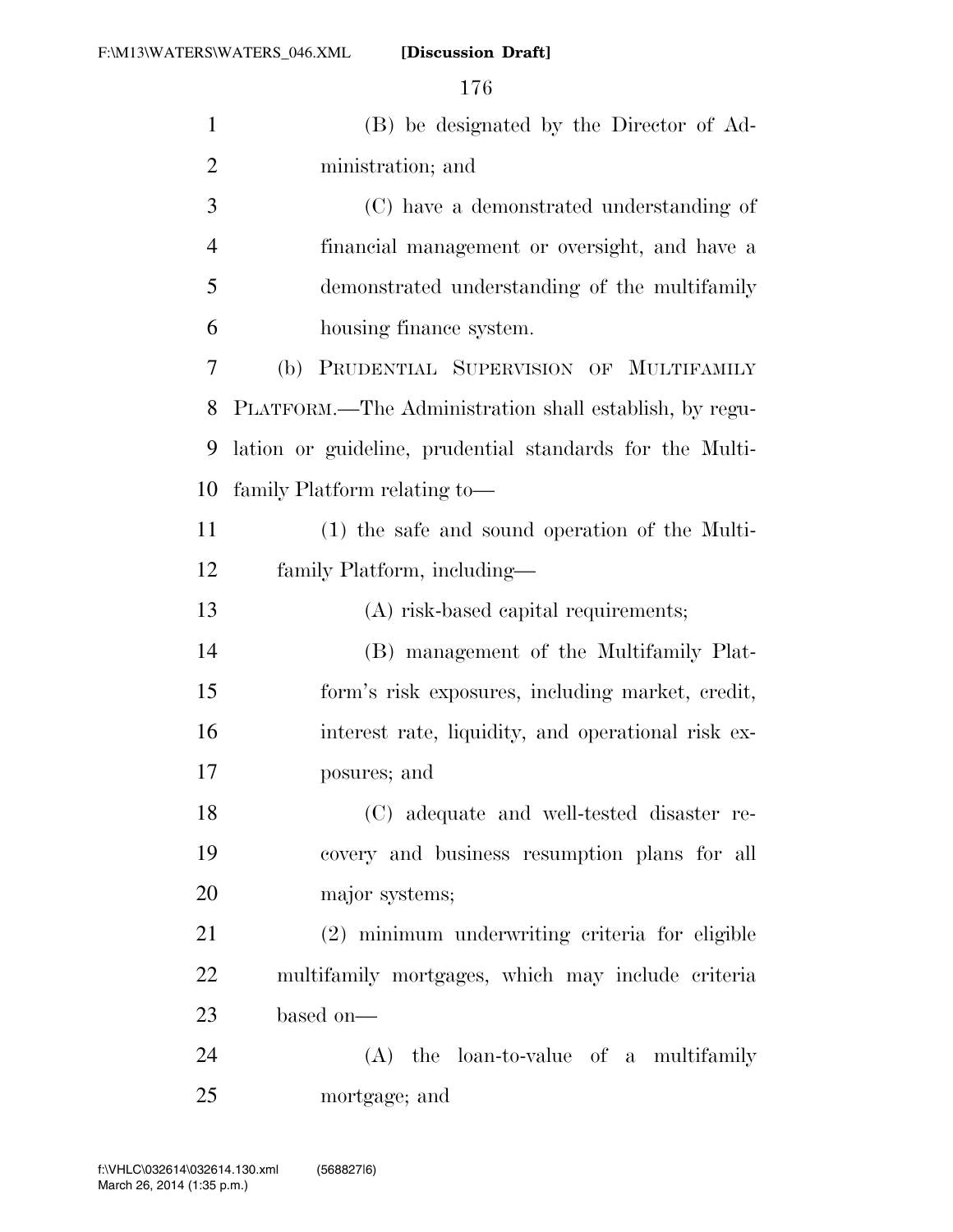(B) be designated by the Director of Administration; and

(C) have a demonstrated understanding of financial management or oversight, and have a demonstrated understanding of the multifamily housing finance system.

(b) PRUDENTIAL SUPERVISION OF MULTIFAMILY PLATFORM.—The Administration shall establish, by regulation or guideline, prudential standards for the Multifamily Platform relating to—

(1) the safe and sound operation of the Multifamily Platform, including—

(A) risk-based capital requirements;

(B) management of the Multifamily Platform's risk exposures, including market, credit, interest rate, liquidity, and operational risk exposures; and

(C) adequate and well-tested disaster recovery and business resumption plans for all major systems;

(2) minimum underwriting criteria for eligible multifamily mortgages, which may include criteria based on—

(A) the loan-to-value of a multifamily mortgage; and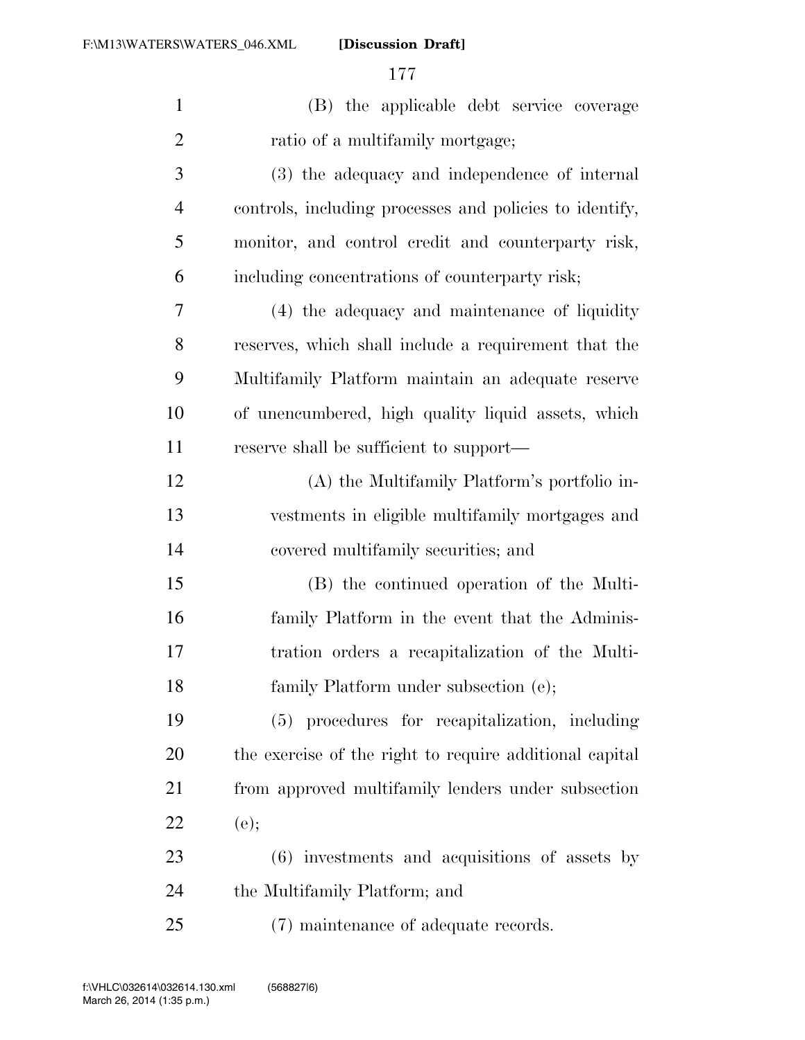(B) the applicable debt service coverage ratio of a multifamily mortgage;

(3) the adequacy and independence of internal controls, including processes and policies to identify, monitor, and control credit and counterparty risk, including concentrations of counterparty risk;

(4) the adequacy and maintenance of liquidity reserves, which shall include a requirement that the Multifamily Platform maintain an adequate reserve of unencumbered, high quality liquid assets, which reserve shall be sufficient to support—

(A) the Multifamily Platform's portfolio investments in eligible multifamily mortgages and covered multifamily securities; and

(B) the continued operation of the Multifamily Platform in the event that the Administration orders a recapitalization of the Multifamily Platform under subsection (e);

(5) procedures for recapitalization, including the exercise of the right to require additional capital from approved multifamily lenders under subsection (e);

(6) investments and acquisitions of assets by the Multifamily Platform; and

(7) maintenance of adequate records.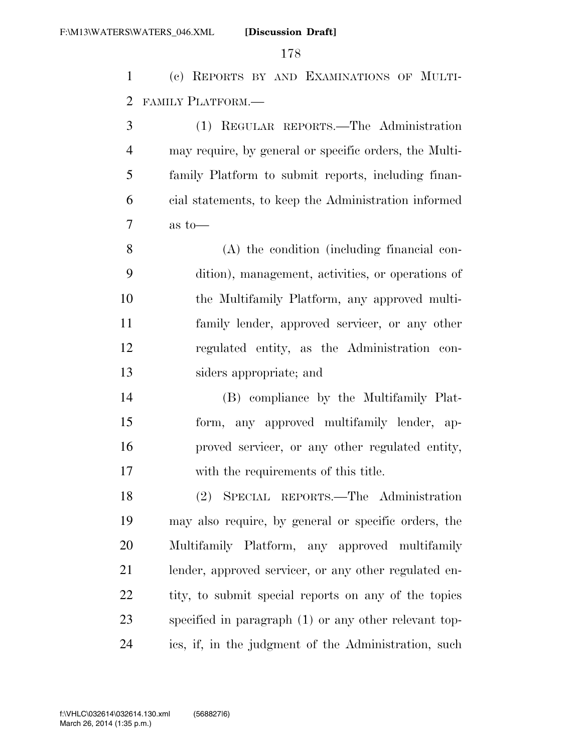(c) REPORTS BY AND EXAMINATIONS OF MULTIFAMILY PLATFORM.—

(1) REGULAR REPORTS.—The Administration may require, by general or specific orders, the Multifamily Platform to submit reports, including financial statements, to keep the Administration informed as to—

(A) the condition (including financial condition), management, activities, or operations of the Multifamily Platform, any approved multifamily lender, approved servicer, or any other regulated entity, as the Administration considers appropriate; and

(B) compliance by the Multifamily Platform, any approved multifamily lender, approved servicer, or any other regulated entity, with the requirements of this title.

(2) SPECIAL REPORTS.—The Administration may also require, by general or specific orders, the Multifamily Platform, any approved multifamily lender, approved servicer, or any other regulated entity, to submit special reports on any of the topics specified in paragraph (1) or any other relevant topics, if, in the judgment of the Administration, such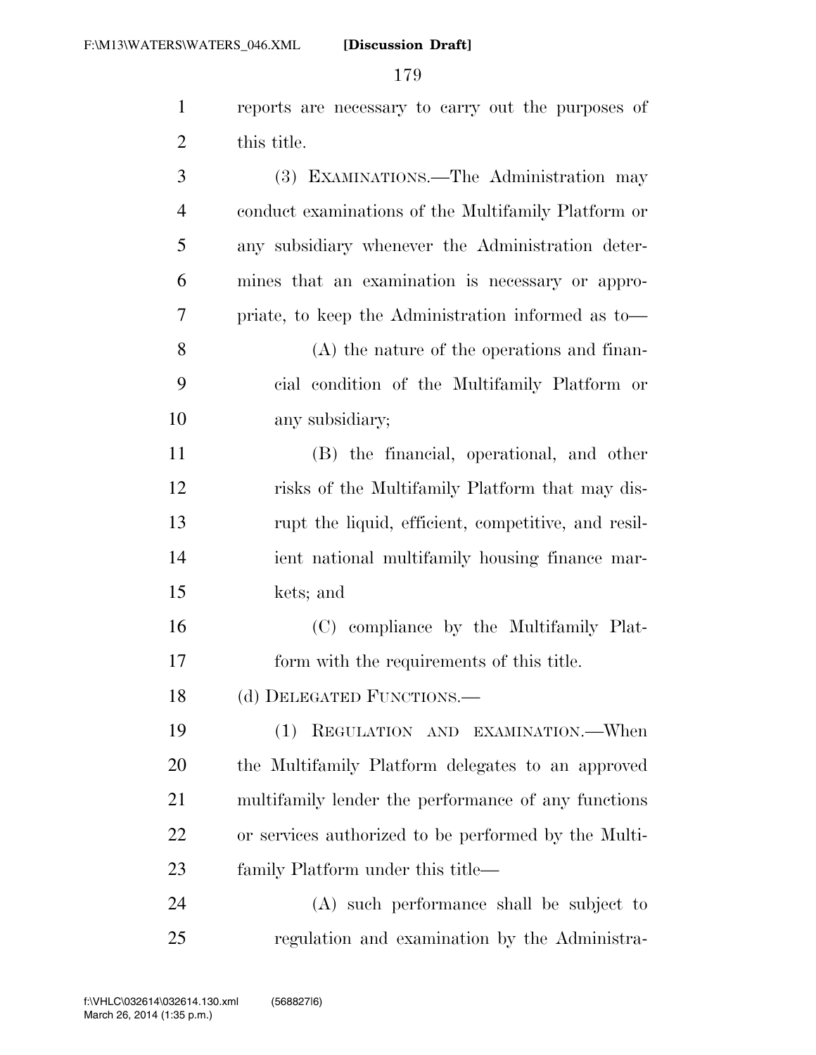reports are necessary to carry out the purposes of this title.

(3) EXAMINATIONS.—The Administration may conduct examinations of the Multifamily Platform or any subsidiary whenever the Administration determines that an examination is necessary or appropriate, to keep the Administration informed as to—

(A) the nature of the operations and financial condition of the Multifamily Platform or any subsidiary;

(B) the financial, operational, and other risks of the Multifamily Platform that may disrupt the liquid, efficient, competitive, and resilient national multifamily housing finance markets; and

(C) compliance by the Multifamily Platform with the requirements of this title.

(d) DELEGATED FUNCTIONS.—

(1) REGULATION AND EXAMINATION.—When the Multifamily Platform delegates to an approved multifamily lender the performance of any functions or services authorized to be performed by the Multifamily Platform under this title—

(A) such performance shall be subject to regulation and examination by the Administra-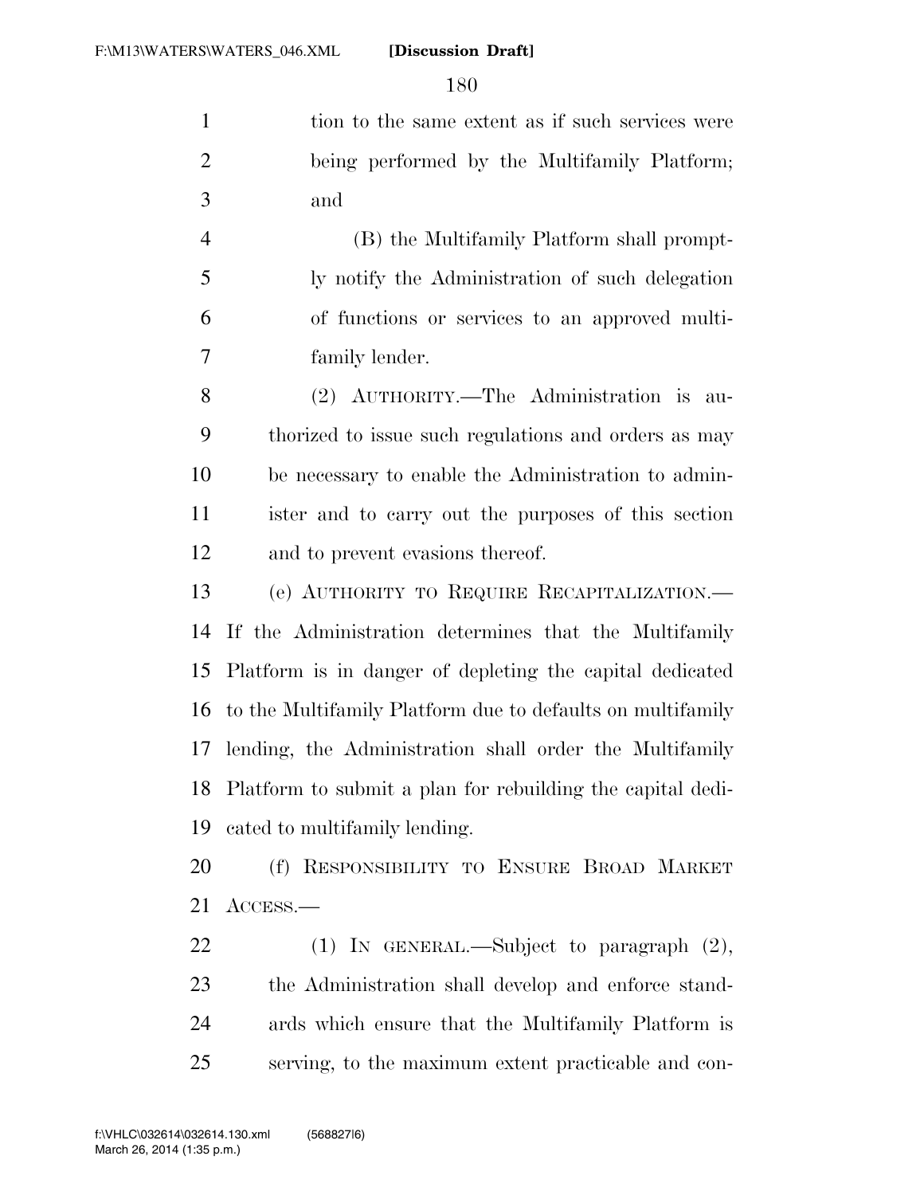tion to the same extent as if such services were being performed by the Multifamily Platform; and

(B) the Multifamily Platform shall promptly notify the Administration of such delegation of functions or services to an approved multifamily lender.

(2) AUTHORITY.—The Administration is authorized to issue such regulations and orders as may be necessary to enable the Administration to administer and to carry out the purposes of this section and to prevent evasions thereof.

(e) AUTHORITY TO REQUIRE RECAPITALIZATION.—If the Administration determines that the Multifamily Platform is in danger of depleting the capital dedicated to the Multifamily Platform due to defaults on multifamily lending, the Administration shall order the Multifamily Platform to submit a plan for rebuilding the capital dedicated to multifamily lending.

(f) RESPONSIBILITY TO ENSURE BROAD MARKET ACCESS.—

(1) IN GENERAL.—Subject to paragraph (2), the Administration shall develop and enforce standards which ensure that the Multifamily Platform is serving, to the maximum extent practicable and con-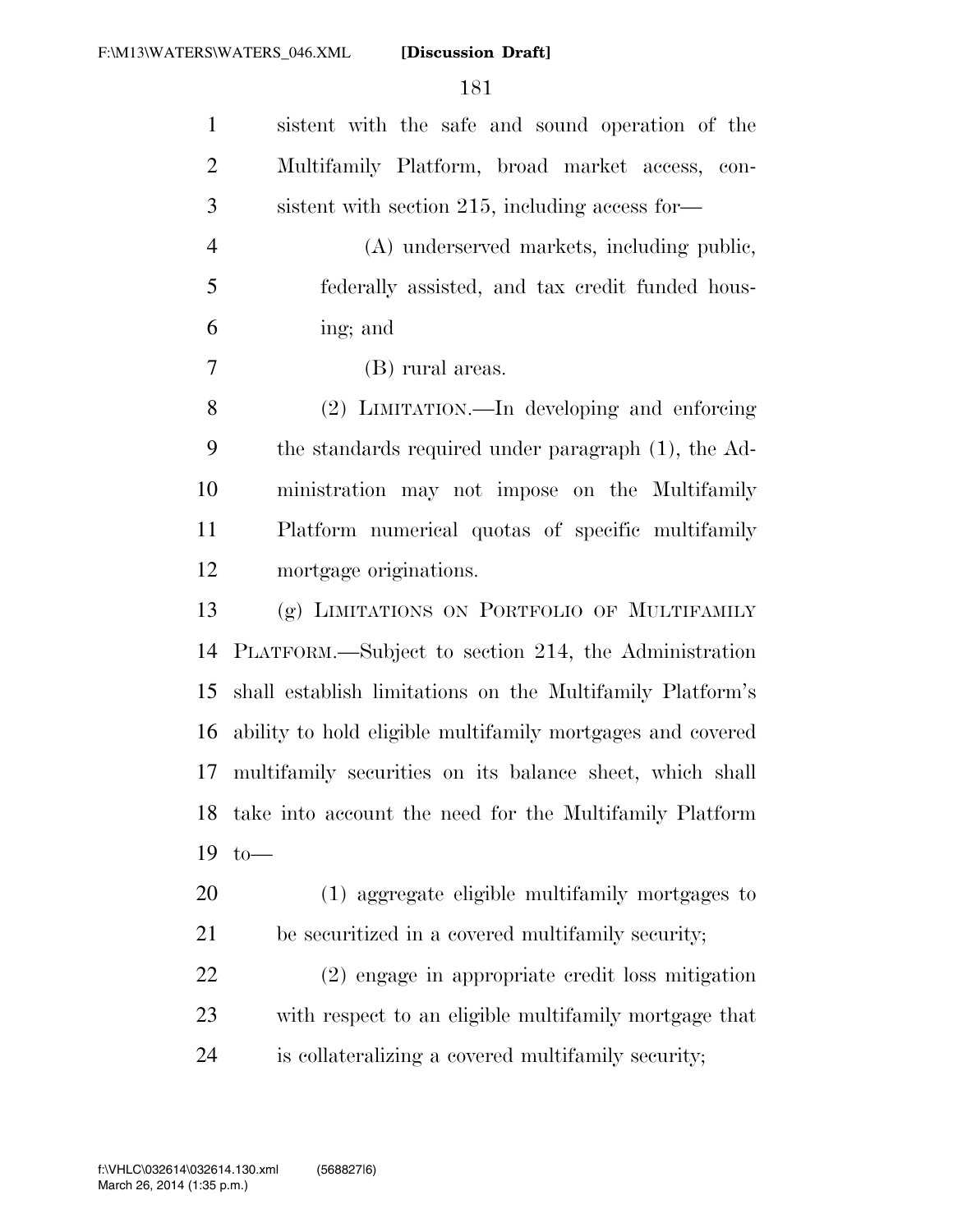sistent with the safe and sound operation of the Multifamily Platform, broad market access, consistent with section 215, including access for—

(A) underserved markets, including public, federally assisted, and tax credit funded housing; and

(B) rural areas.

(2) LIMITATION.—In developing and enforcing the standards required under paragraph (1), the Administration may not impose on the Multifamily Platform numerical quotas of specific multifamily mortgage originations.

(g) LIMITATIONS ON PORTFOLIO OF MULTIFAMILY PLATFORM.—Subject to section 214, the Administration shall establish limitations on the Multifamily Platform's ability to hold eligible multifamily mortgages and covered multifamily securities on its balance sheet, which shall take into account the need for the Multifamily Platform to—

(1) aggregate eligible multifamily mortgages to be securitized in a covered multifamily security;

(2) engage in appropriate credit loss mitigation with respect to an eligible multifamily mortgage that is collateralizing a covered multifamily security;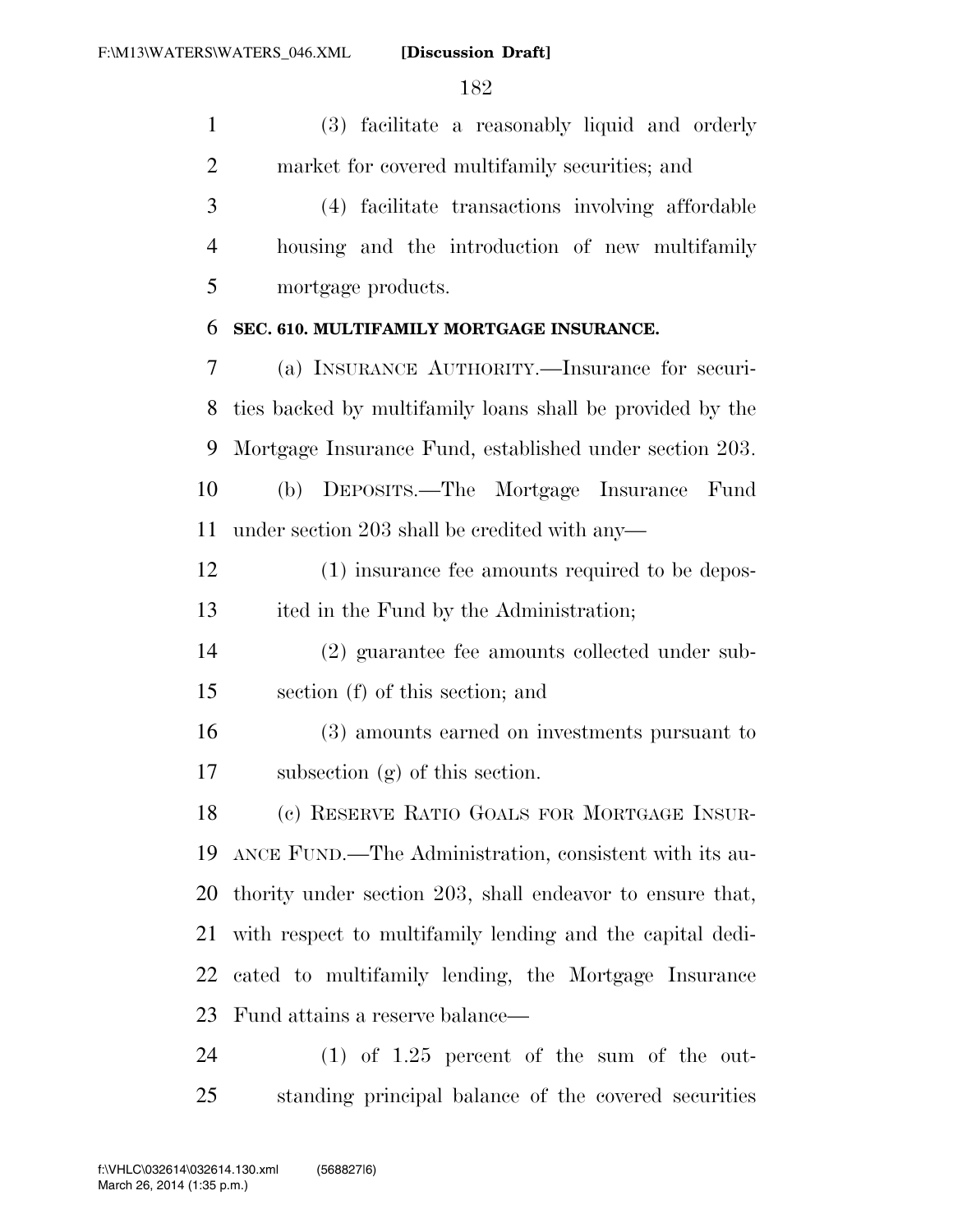(3) facilitate a reasonably liquid and orderly market for covered multifamily securities; and

(4) facilitate transactions involving affordable housing and the introduction of new multifamily mortgage products.

### SEC. 610. MULTIFAMILY MORTGAGE INSURANCE.

(a) INSURANCE AUTHORITY.—Insurance for securities backed by multifamily loans shall be provided by the Mortgage Insurance Fund, established under section 203.

(b) DEPOSITS.—The Mortgage Insurance Fund under section 203 shall be credited with any—

(1) insurance fee amounts required to be deposited in the Fund by the Administration;

(2) guarantee fee amounts collected under subsection (f) of this section; and

(3) amounts earned on investments pursuant to subsection (g) of this section.

(c) RESERVE RATIO GOALS FOR MORTGAGE INSURANCE FUND.—The Administration, consistent with its authority under section 203, shall endeavor to ensure that, with respect to multifamily lending and the capital dedicated to multifamily lending, the Mortgage Insurance Fund attains a reserve balance—

(1) of 1.25 percent of the sum of the outstanding principal balance of the covered securities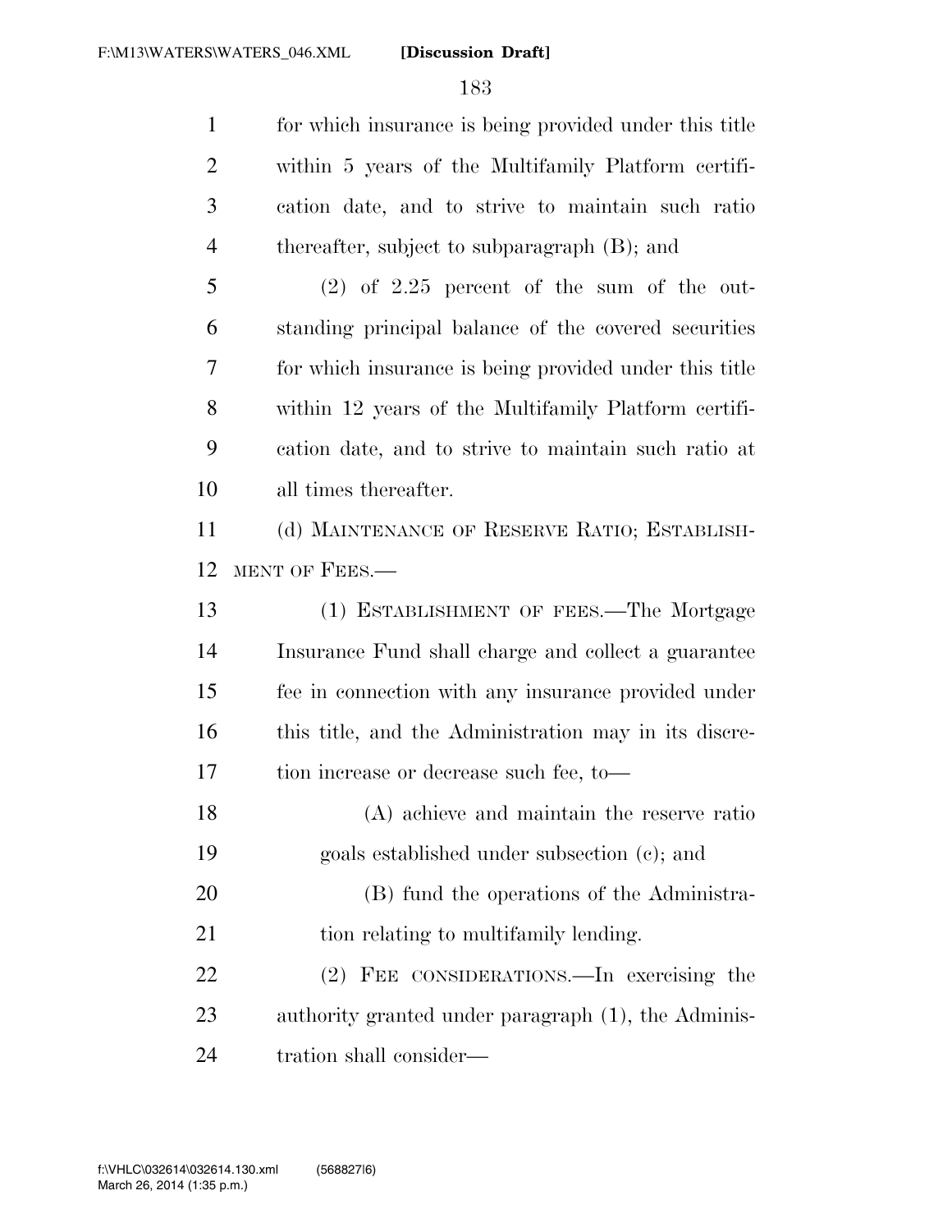for which insurance is being provided under this title within 5 years of the Multifamily Platform certification date, and to strive to maintain such ratio thereafter, subject to subparagraph (B); and

(2) of 2.25 percent of the sum of the outstanding principal balance of the covered securities for which insurance is being provided under this title within 12 years of the Multifamily Platform certification date, and to strive to maintain such ratio at all times thereafter.

(d) MAINTENANCE OF RESERVE RATIO; ESTABLISHMENT OF FEES.—

(1) ESTABLISHMENT OF FEES.—The Mortgage Insurance Fund shall charge and collect a guarantee fee in connection with any insurance provided under this title, and the Administration may in its discretion increase or decrease such fee, to—

(A) achieve and maintain the reserve ratio goals established under subsection (c); and

(B) fund the operations of the Administration relating to multifamily lending.

(2) FEE CONSIDERATIONS.—In exercising the authority granted under paragraph (1), the Administration shall consider—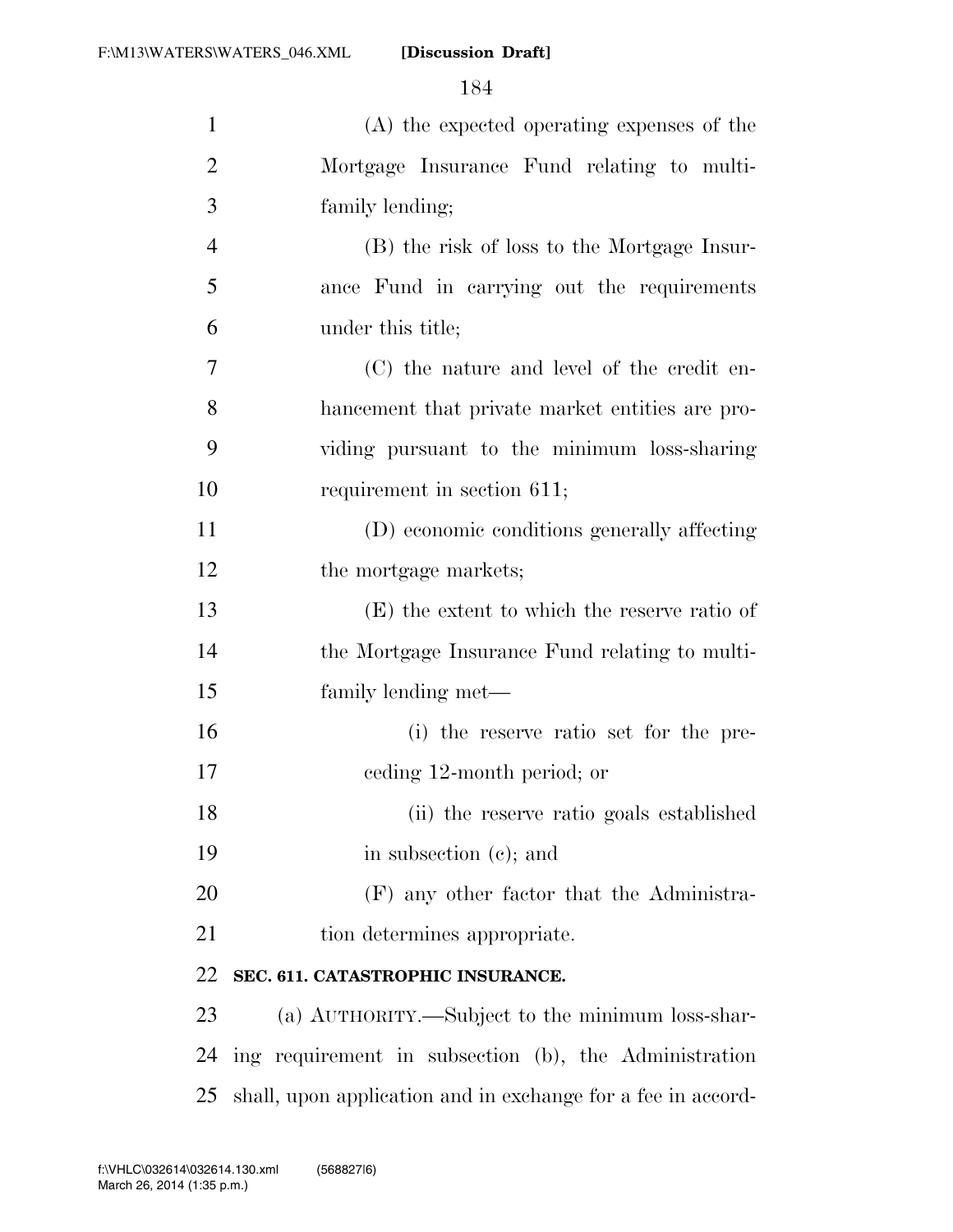(A) the expected operating expenses of the Mortgage Insurance Fund relating to multifamily lending;

(B) the risk of loss to the Mortgage Insurance Fund in carrying out the requirements under this title;

(C) the nature and level of the credit enhancement that private market entities are providing pursuant to the minimum loss-sharing requirement in section 611;

(D) economic conditions generally affecting the mortgage markets;

(E) the extent to which the reserve ratio of the Mortgage Insurance Fund relating to multifamily lending met—

(i) the reserve ratio set for the preceding 12-month period; or

(ii) the reserve ratio goals established in subsection (c); and

(F) any other factor that the Administration determines appropriate.

**SEC. 611. CATASTROPHIC INSURANCE.**

(a) AUTHORITY.—Subject to the minimum loss-sharing requirement in subsection (b), the Administration shall, upon application and in exchange for a fee in accord-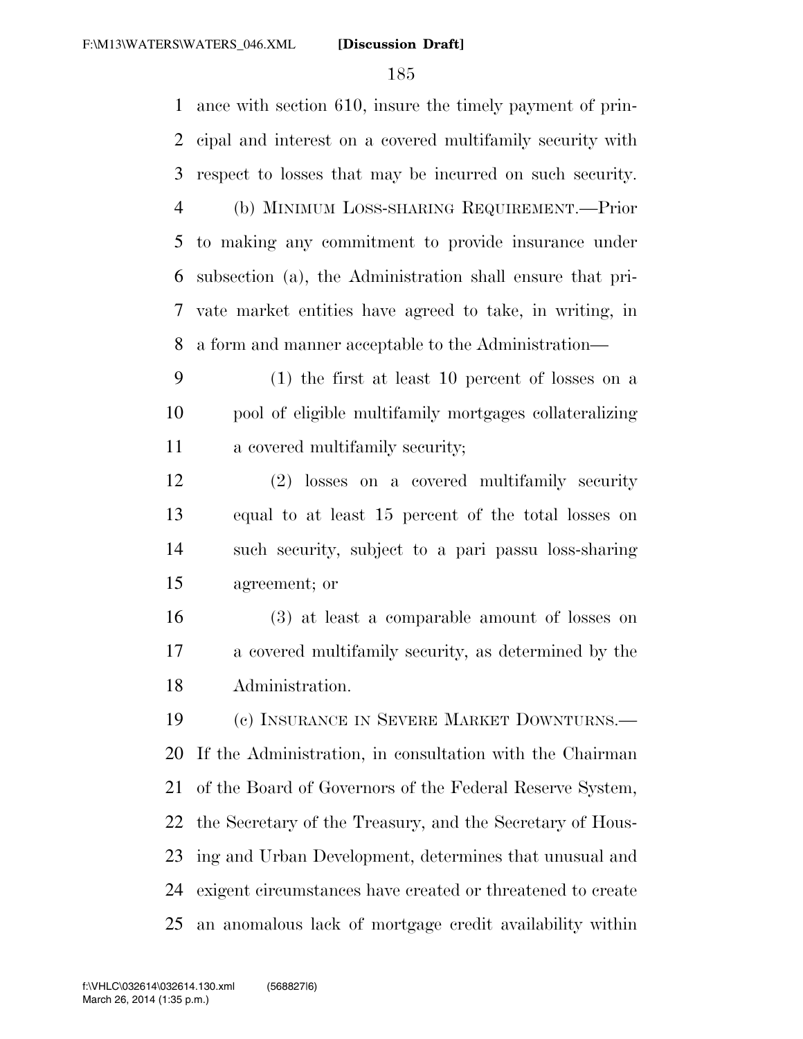ance with section 610, insure the timely payment of principal and interest on a covered multifamily security with respect to losses that may be incurred on such security.

(b) MINIMUM LOSS-SHARING REQUIREMENT.—Prior to making any commitment to provide insurance under subsection (a), the Administration shall ensure that private market entities have agreed to take, in writing, in a form and manner acceptable to the Administration—

(1) the first at least 10 percent of losses on a pool of eligible multifamily mortgages collateralizing a covered multifamily security;

(2) losses on a covered multifamily security equal to at least 15 percent of the total losses on such security, subject to a pari passu loss-sharing agreement; or

(3) at least a comparable amount of losses on a covered multifamily security, as determined by the Administration.

(c) INSURANCE IN SEVERE MARKET DOWNTURNS.—If the Administration, in consultation with the Chairman of the Board of Governors of the Federal Reserve System, the Secretary of the Treasury, and the Secretary of Housing and Urban Development, determines that unusual and exigent circumstances have created or threatened to create an anomalous lack of mortgage credit availability within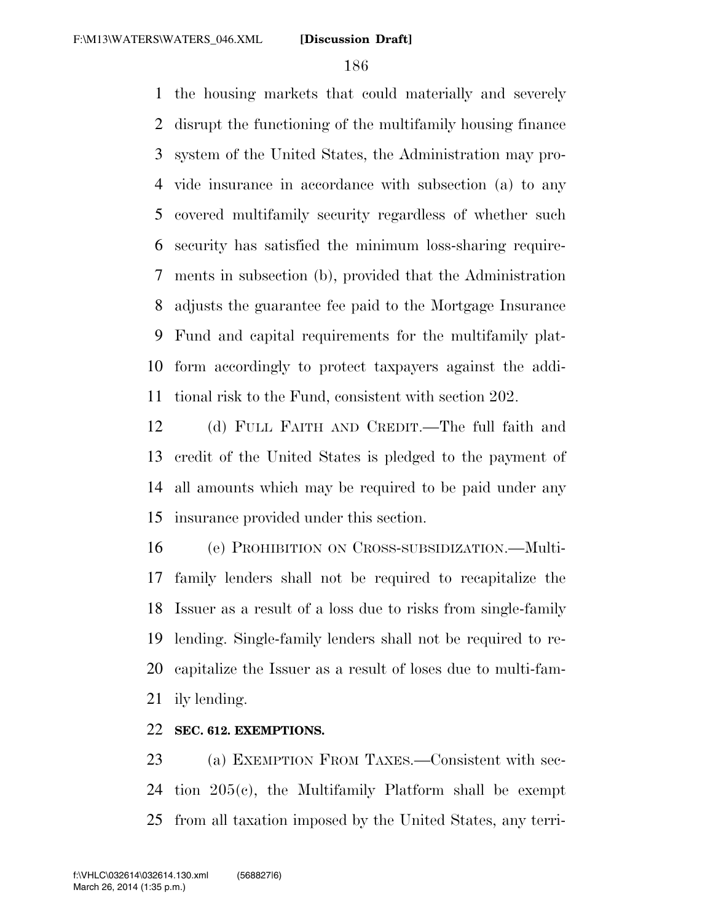the housing markets that could materially and severely disrupt the functioning of the multifamily housing finance system of the United States, the Administration may provide insurance in accordance with subsection (a) to any covered multifamily security regardless of whether such security has satisfied the minimum loss-sharing requirements in subsection (b), provided that the Administration adjusts the guarantee fee paid to the Mortgage Insurance Fund and capital requirements for the multifamily platform accordingly to protect taxpayers against the additional risk to the Fund, consistent with section 202.

(d) FULL FAITH AND CREDIT.—The full faith and credit of the United States is pledged to the payment of all amounts which may be required to be paid under any insurance provided under this section.

(e) PROHIBITION ON CROSS-SUBSIDIZATION.—Multifamily lenders shall not be required to recapitalize the Issuer as a result of a loss due to risks from single-family lending. Single-family lenders shall not be required to recapitalize the Issuer as a result of loses due to multi-family lending.

**SEC. 612. EXEMPTIONS.**

(a) EXEMPTION FROM TAXES.—Consistent with section 205(c), the Multifamily Platform shall be exempt from all taxation imposed by the United States, any terri-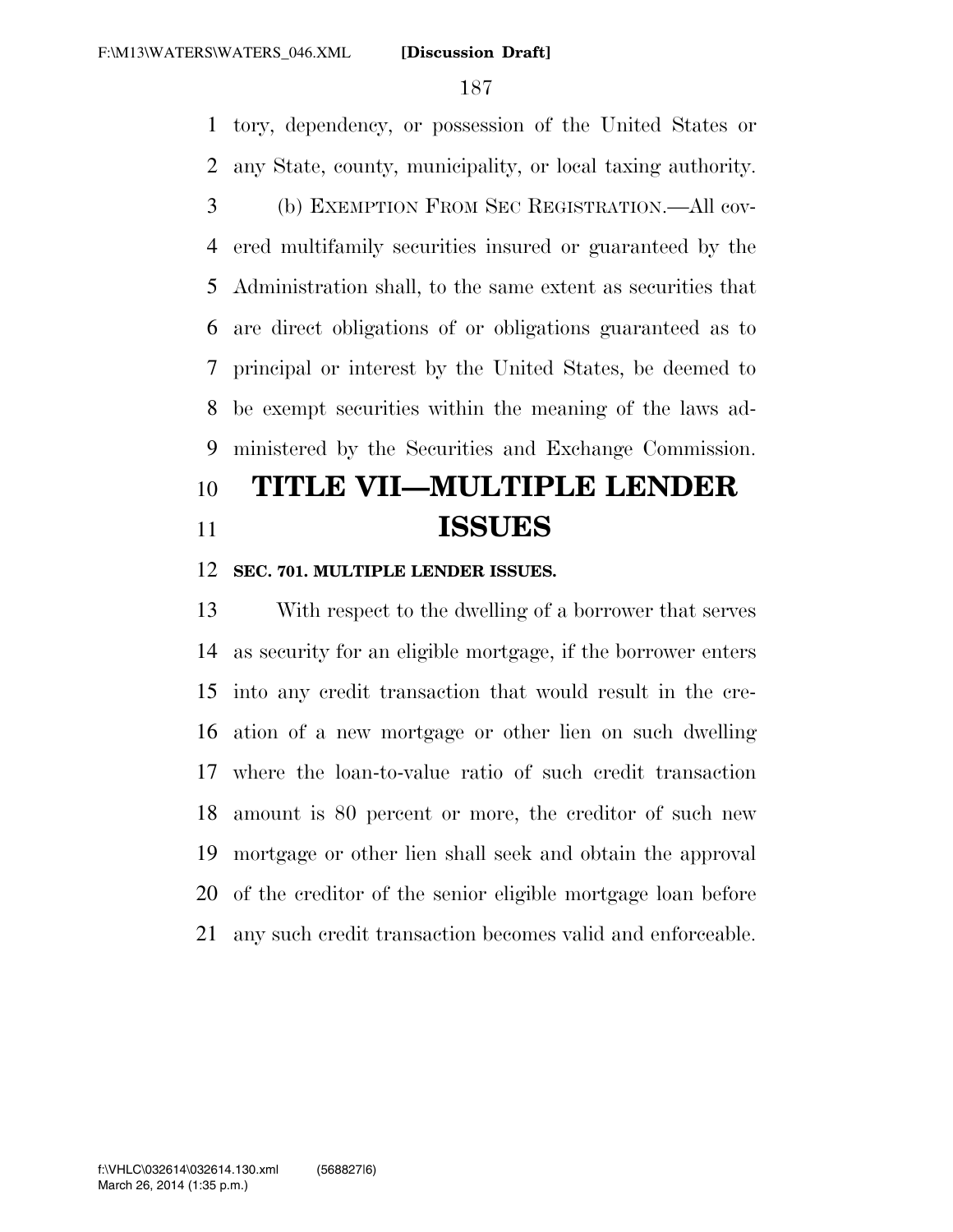tory, dependency, or possession of the United States or any State, county, municipality, or local taxing authority.

(b) EXEMPTION FROM SEC REGISTRATION.—All covered multifamily securities insured or guaranteed by the Administration shall, to the same extent as securities that are direct obligations of or obligations guaranteed as to principal or interest by the United States, be deemed to be exempt securities within the meaning of the laws administered by the Securities and Exchange Commission.

# TITLE VII—MULTIPLE LENDER ISSUES

### SEC. 701. MULTIPLE LENDER ISSUES.

With respect to the dwelling of a borrower that serves as security for an eligible mortgage, if the borrower enters into any credit transaction that would result in the creation of a new mortgage or other lien on such dwelling where the loan-to-value ratio of such credit transaction amount is 80 percent or more, the creditor of such new mortgage or other lien shall seek and obtain the approval of the creditor of the senior eligible mortgage loan before any such credit transaction becomes valid and enforceable.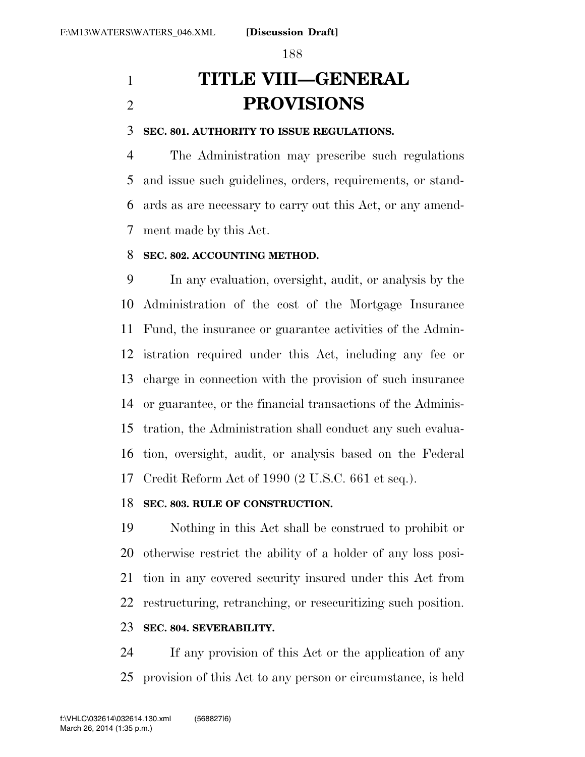# TITLE VIII—GENERAL PROVISIONS

**SEC. 801. AUTHORITY TO ISSUE REGULATIONS.**

The Administration may prescribe such regulations and issue such guidelines, orders, requirements, or standards as are necessary to carry out this Act, or any amendment made by this Act.

**SEC. 802. ACCOUNTING METHOD.**

In any evaluation, oversight, audit, or analysis by the Administration of the cost of the Mortgage Insurance Fund, the insurance or guarantee activities of the Administration required under this Act, including any fee or charge in connection with the provision of such insurance or guarantee, or the financial transactions of the Administration, the Administration shall conduct any such evaluation, oversight, audit, or analysis based on the Federal Credit Reform Act of 1990 (2 U.S.C. 661 et seq.).

**SEC. 803. RULE OF CONSTRUCTION.**

Nothing in this Act shall be construed to prohibit or otherwise restrict the ability of a holder of any loss position in any covered security insured under this Act from restructuring, retranching, or resecuritizing such position.

**SEC. 804. SEVERABILITY.**

If any provision of this Act or the application of any provision of this Act to any person or circumstance, is held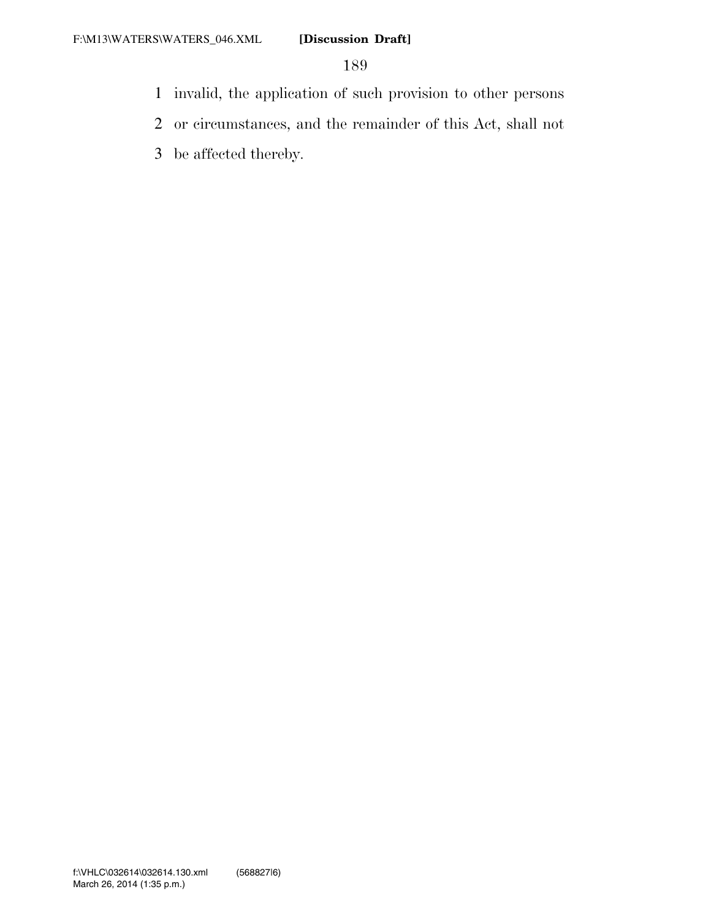invalid, the application of such provision to other persons or circumstances, and the remainder of this Act, shall not be affected thereby.